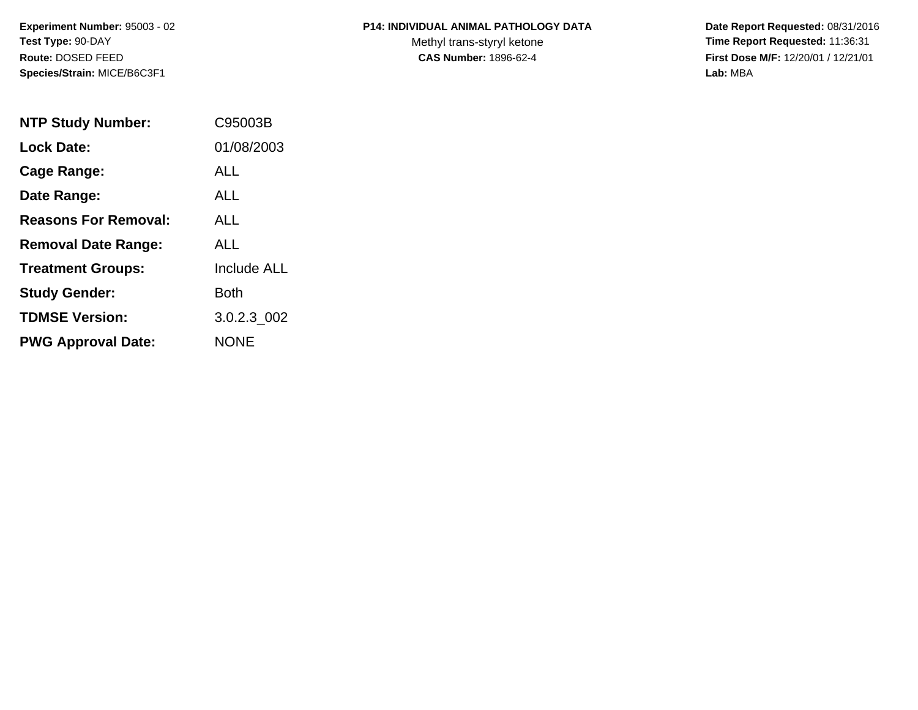**Experiment Number:** 95003 - 02
**Test Type:** 90-DAY
**Route:** DOSED FEED
**Species/Strain:** MICE/B6C3F1

**P14: INDIVIDUAL ANIMAL PATHOLOGY DATA**
Methyl trans-styryl ketone
**CAS Number:** 1896-62-4

**Date Report Requested:** 08/31/2016
**Time Report Requested:** 11:36:31
**First Dose M/F:** 12/20/01 / 12/21/01
**Lab:** MBA

| | |
|---|---|
| **NTP Study Number:** | C95003B |
| **Lock Date:** | 01/08/2003 |
| **Cage Range:** | ALL |
| **Date Range:** | ALL |
| **Reasons For Removal:** | ALL |
| **Removal Date Range:** | ALL |
| **Treatment Groups:** | Include ALL |
| **Study Gender:** | Both |
| **TDMSE Version:** | 3.0.2.3_002 |
| **PWG Approval Date:** | NONE |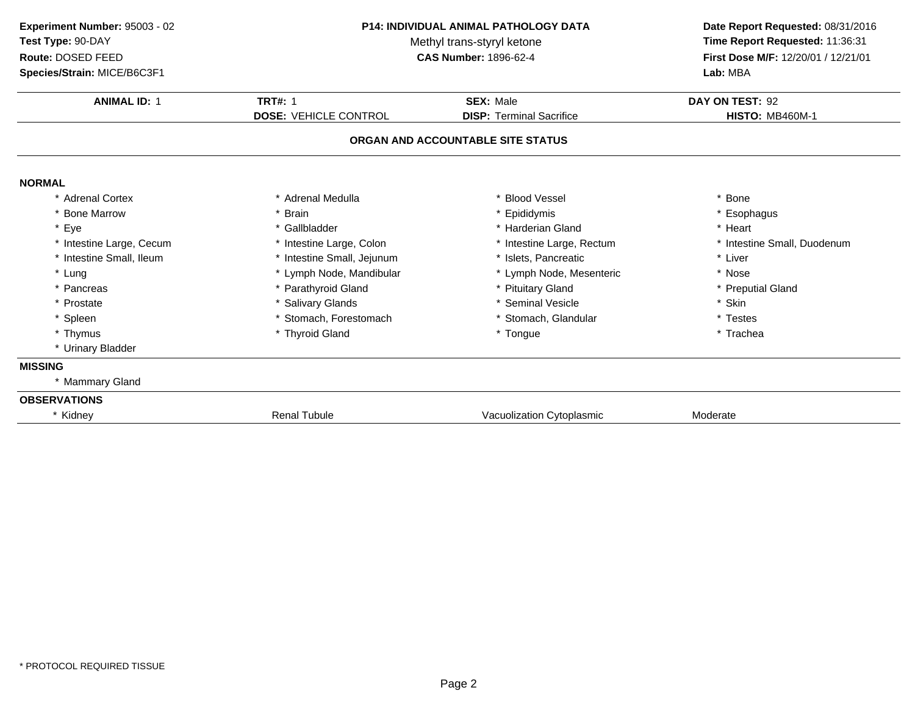**Experiment Number:** 95003 - 02
**Test Type:** 90-DAY
**Route:** DOSED FEED
**Species/Strain:** MICE/B6C3F1

**P14: INDIVIDUAL ANIMAL PATHOLOGY DATA**
Methyl trans-styryl ketone
**CAS Number:** 1896-62-4

**Date Report Requested:** 08/31/2016
**Time Report Requested:** 11:36:31
**First Dose M/F:** 12/20/01 / 12/21/01
**Lab:** MBA

| **ANIMAL ID:** 1 | **TRT#:** 1 | **SEX:** Male | **DAY ON TEST:** 92 |
|---|---|---|---|
| | **DOSE:** VEHICLE CONTROL | **DISP:** Terminal Sacrifice | **HISTO:** MB460M-1 |

## ORGAN AND ACCOUNTABLE SITE STATUS

**NORMAL**

| | | | |
|---|---|---|---|
| * Adrenal Cortex | * Adrenal Medulla | * Blood Vessel | * Bone |
| * Bone Marrow | * Brain | * Epididymis | * Esophagus |
| * Eye | * Gallbladder | * Harderian Gland | * Heart |
| * Intestine Large, Cecum | * Intestine Large, Colon | * Intestine Large, Rectum | * Intestine Small, Duodenum |
| * Intestine Small, Ileum | * Intestine Small, Jejunum | * Islets, Pancreatic | * Liver |
| * Lung | * Lymph Node, Mandibular | * Lymph Node, Mesenteric | * Nose |
| * Pancreas | * Parathyroid Gland | * Pituitary Gland | * Preputial Gland |
| * Prostate | * Salivary Glands | * Seminal Vesicle | * Skin |
| * Spleen | * Stomach, Forestomach | * Stomach, Glandular | * Testes |
| * Thymus | * Thyroid Gland | * Tongue | * Trachea |
| * Urinary Bladder | | | |

**MISSING**

* Mammary Gland

**OBSERVATIONS**

| | | | |
|---|---|---|---|
| * Kidney | Renal Tubule | Vacuolization Cytoplasmic | Moderate |

* PROTOCOL REQUIRED TISSUE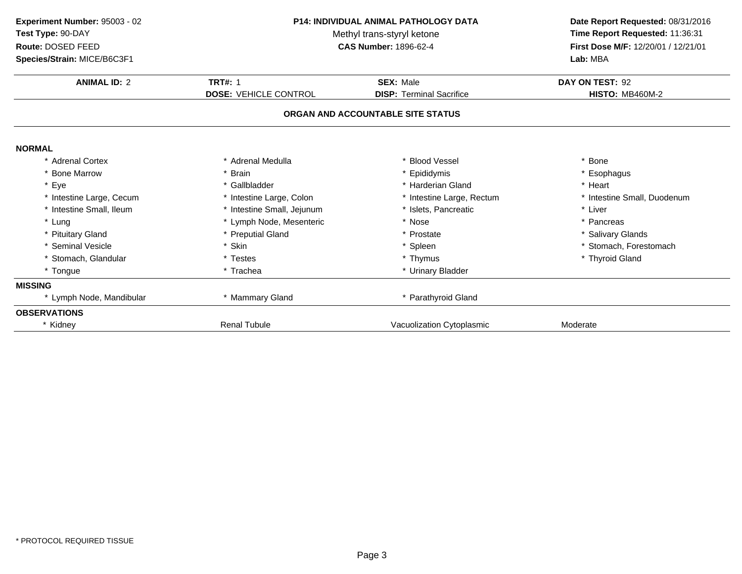**Experiment Number:** 95003 - 02
**Test Type:** 90-DAY
**Route:** DOSED FEED
**Species/Strain:** MICE/B6C3F1

**P14: INDIVIDUAL ANIMAL PATHOLOGY DATA**
Methyl trans-styryl ketone
**CAS Number:** 1896-62-4

**Date Report Requested:** 08/31/2016
**Time Report Requested:** 11:36:31
**First Dose M/F:** 12/20/01 / 12/21/01
**Lab:** MBA

| **ANIMAL ID:** 2 | **TRT#:** 1 | **SEX:** Male | **DAY ON TEST:** 92 |
|---|---|---|---|
| | **DOSE:** VEHICLE CONTROL | **DISP:** Terminal Sacrifice | **HISTO:** MB460M-2 |

## ORGAN AND ACCOUNTABLE SITE STATUS

**NORMAL**

| | | | |
|---|---|---|---|
| * Adrenal Cortex | * Adrenal Medulla | * Blood Vessel | * Bone |
| * Bone Marrow | * Brain | * Epididymis | * Esophagus |
| * Eye | * Gallbladder | * Harderian Gland | * Heart |
| * Intestine Large, Cecum | * Intestine Large, Colon | * Intestine Large, Rectum | * Intestine Small, Duodenum |
| * Intestine Small, Ileum | * Intestine Small, Jejunum | * Islets, Pancreatic | * Liver |
| * Lung | * Lymph Node, Mesenteric | * Nose | * Pancreas |
| * Pituitary Gland | * Preputial Gland | * Prostate | * Salivary Glands |
| * Seminal Vesicle | * Skin | * Spleen | * Stomach, Forestomach |
| * Stomach, Glandular | * Testes | * Thymus | * Thyroid Gland |
| * Tongue | * Trachea | * Urinary Bladder | |

**MISSING**

| | | | |
|---|---|---|---|
| * Lymph Node, Mandibular | * Mammary Gland | * Parathyroid Gland | |

**OBSERVATIONS**

| | | | |
|---|---|---|---|
| * Kidney | Renal Tubule | Vacuolization Cytoplasmic | Moderate |

* PROTOCOL REQUIRED TISSUE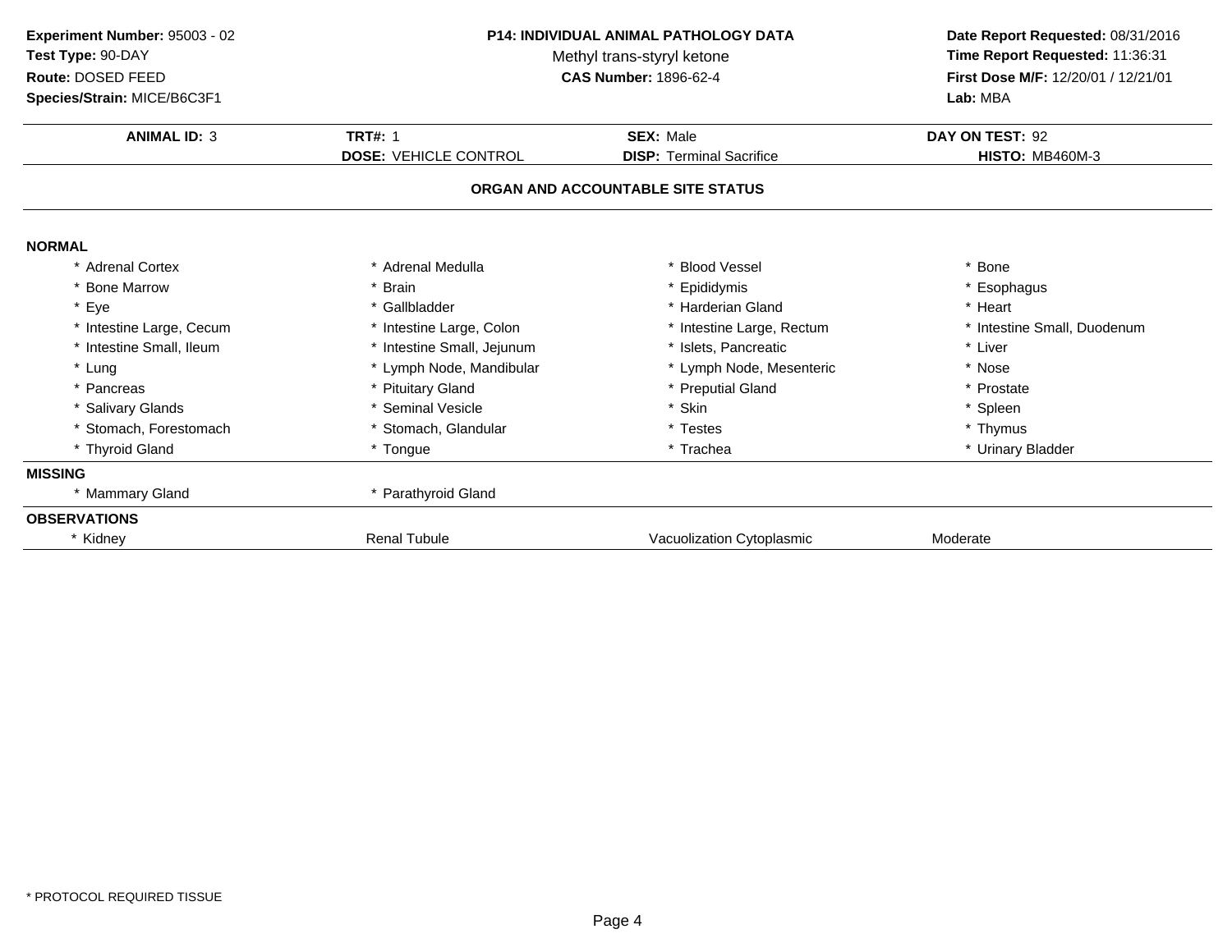**Experiment Number:** 95003 - 02
**Test Type:** 90-DAY
**Route:** DOSED FEED
**Species/Strain:** MICE/B6C3F1

**P14: INDIVIDUAL ANIMAL PATHOLOGY DATA**
Methyl trans-styryl ketone
**CAS Number:** 1896-62-4

**Date Report Requested:** 08/31/2016
**Time Report Requested:** 11:36:31
**First Dose M/F:** 12/20/01 / 12/21/01
**Lab:** MBA

| **ANIMAL ID:** 3 | **TRT#:** 1 | **SEX:** Male | **DAY ON TEST:** 92 |
|---|---|---|---|
| | **DOSE:** VEHICLE CONTROL | **DISP:** Terminal Sacrifice | **HISTO:** MB460M-3 |

## ORGAN AND ACCOUNTABLE SITE STATUS

**NORMAL**

| | | | |
|---|---|---|---|
| * Adrenal Cortex | * Adrenal Medulla | * Blood Vessel | * Bone |
| * Bone Marrow | * Brain | * Epididymis | * Esophagus |
| * Eye | * Gallbladder | * Harderian Gland | * Heart |
| * Intestine Large, Cecum | * Intestine Large, Colon | * Intestine Large, Rectum | * Intestine Small, Duodenum |
| * Intestine Small, Ileum | * Intestine Small, Jejunum | * Islets, Pancreatic | * Liver |
| * Lung | * Lymph Node, Mandibular | * Lymph Node, Mesenteric | * Nose |
| * Pancreas | * Pituitary Gland | * Preputial Gland | * Prostate |
| * Salivary Glands | * Seminal Vesicle | * Skin | * Spleen |
| * Stomach, Forestomach | * Stomach, Glandular | * Testes | * Thymus |
| * Thyroid Gland | * Tongue | * Trachea | * Urinary Bladder |

**MISSING**

| | |
|---|---|
| * Mammary Gland | * Parathyroid Gland |

**OBSERVATIONS**

| | | | |
|---|---|---|---|
| * Kidney | Renal Tubule | Vacuolization Cytoplasmic | Moderate |

\* PROTOCOL REQUIRED TISSUE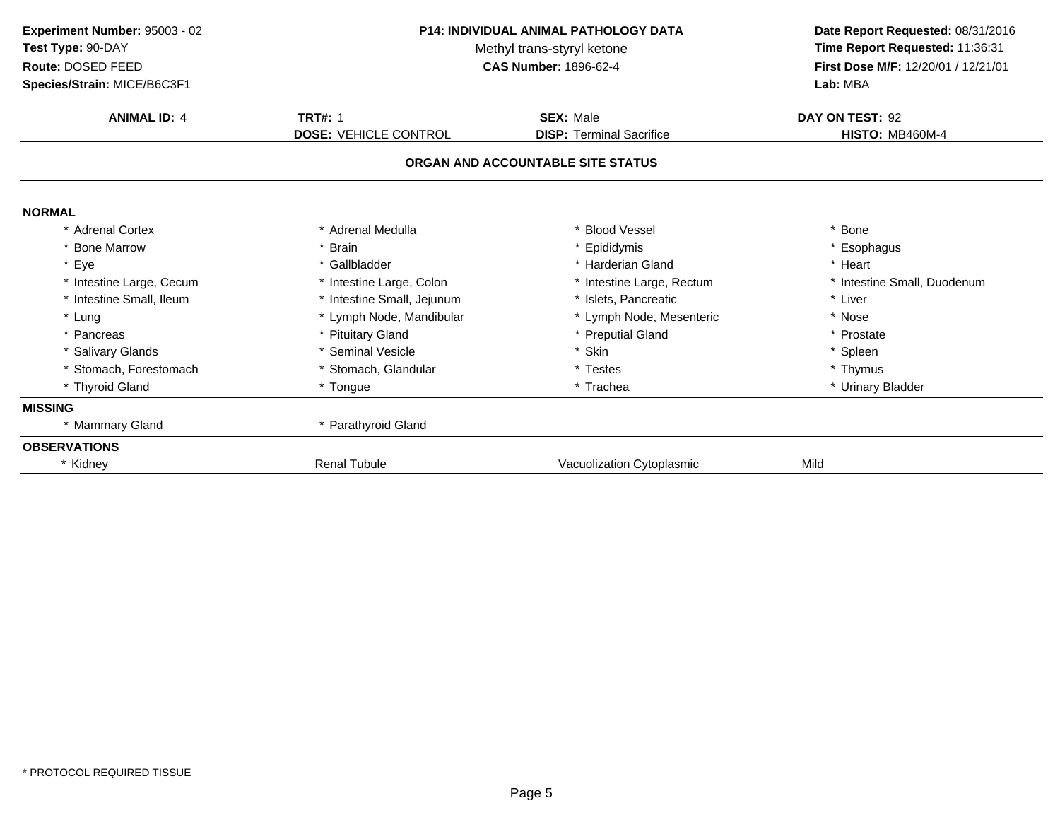**Experiment Number:** 95003 - 02
**Test Type:** 90-DAY
**Route:** DOSED FEED
**Species/Strain:** MICE/B6C3F1

**P14: INDIVIDUAL ANIMAL PATHOLOGY DATA**
Methyl trans-styryl ketone
**CAS Number:** 1896-62-4

**Date Report Requested:** 08/31/2016
**Time Report Requested:** 11:36:31
**First Dose M/F:** 12/20/01 / 12/21/01
**Lab:** MBA

| **ANIMAL ID:** 4 | **TRT#:** 1 | **SEX:** Male | **DAY ON TEST:** 92 |
|---|---|---|---|
| | **DOSE:** VEHICLE CONTROL | **DISP:** Terminal Sacrifice | **HISTO:** MB460M-4 |

## ORGAN AND ACCOUNTABLE SITE STATUS

**NORMAL**

| | | | |
|---|---|---|---|
| * Adrenal Cortex | * Adrenal Medulla | * Blood Vessel | * Bone |
| * Bone Marrow | * Brain | * Epididymis | * Esophagus |
| * Eye | * Gallbladder | * Harderian Gland | * Heart |
| * Intestine Large, Cecum | * Intestine Large, Colon | * Intestine Large, Rectum | * Intestine Small, Duodenum |
| * Intestine Small, Ileum | * Intestine Small, Jejunum | * Islets, Pancreatic | * Liver |
| * Lung | * Lymph Node, Mandibular | * Lymph Node, Mesenteric | * Nose |
| * Pancreas | * Pituitary Gland | * Preputial Gland | * Prostate |
| * Salivary Glands | * Seminal Vesicle | * Skin | * Spleen |
| * Stomach, Forestomach | * Stomach, Glandular | * Testes | * Thymus |
| * Thyroid Gland | * Tongue | * Trachea | * Urinary Bladder |

**MISSING**

| | |
|---|---|
| * Mammary Gland | * Parathyroid Gland |

**OBSERVATIONS**

| | | | |
|---|---|---|---|
| * Kidney | Renal Tubule | Vacuolization Cytoplasmic | Mild |

* PROTOCOL REQUIRED TISSUE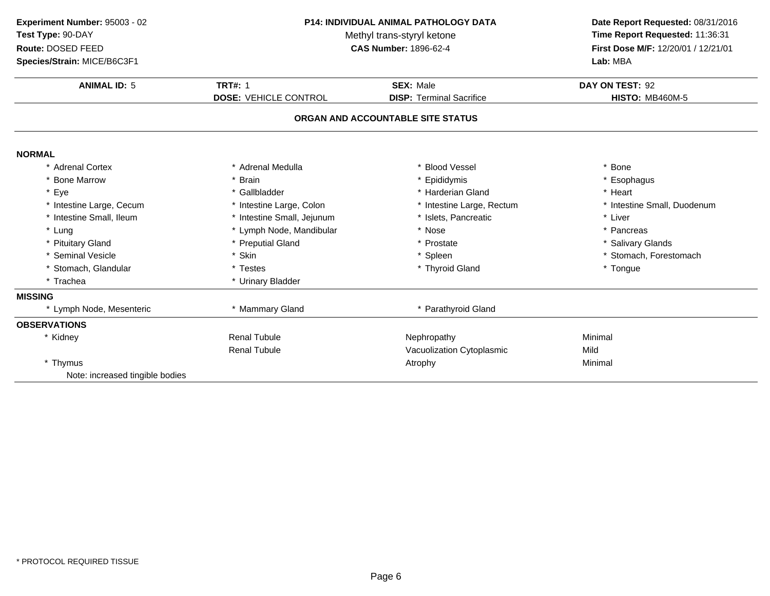**Experiment Number:** 95003 - 02
**Test Type:** 90-DAY
**Route:** DOSED FEED
**Species/Strain:** MICE/B6C3F1

**P14: INDIVIDUAL ANIMAL PATHOLOGY DATA**
Methyl trans-styryl ketone
**CAS Number:** 1896-62-4

**Date Report Requested:** 08/31/2016
**Time Report Requested:** 11:36:31
**First Dose M/F:** 12/20/01 / 12/21/01
**Lab:** MBA

| **ANIMAL ID:** 5 | **TRT#:** 1 | **SEX:** Male | **DAY ON TEST:** 92 |
|---|---|---|---|
| | **DOSE:** VEHICLE CONTROL | **DISP:** Terminal Sacrifice | **HISTO:** MB460M-5 |

## ORGAN AND ACCOUNTABLE SITE STATUS

### NORMAL

| | | | |
|---|---|---|---|
| * Adrenal Cortex | * Adrenal Medulla | * Blood Vessel | * Bone |
| * Bone Marrow | * Brain | * Epididymis | * Esophagus |
| * Eye | * Gallbladder | * Harderian Gland | * Heart |
| * Intestine Large, Cecum | * Intestine Large, Colon | * Intestine Large, Rectum | * Intestine Small, Duodenum |
| * Intestine Small, Ileum | * Intestine Small, Jejunum | * Islets, Pancreatic | * Liver |
| * Lung | * Lymph Node, Mandibular | * Nose | * Pancreas |
| * Pituitary Gland | * Preputial Gland | * Prostate | * Salivary Glands |
| * Seminal Vesicle | * Skin | * Spleen | * Stomach, Forestomach |
| * Stomach, Glandular | * Testes | * Thyroid Gland | * Tongue |
| * Trachea | * Urinary Bladder | | |

### MISSING

| | | |
|---|---|---|
| * Lymph Node, Mesenteric | * Mammary Gland | * Parathyroid Gland |

### OBSERVATIONS

| | | | |
|---|---|---|---|
| * Kidney | Renal Tubule | Nephropathy | Minimal |
| | Renal Tubule | Vacuolization Cytoplasmic | Mild |
| * Thymus | | Atrophy | Minimal |
| Note: increased tingible bodies | | | |

* PROTOCOL REQUIRED TISSUE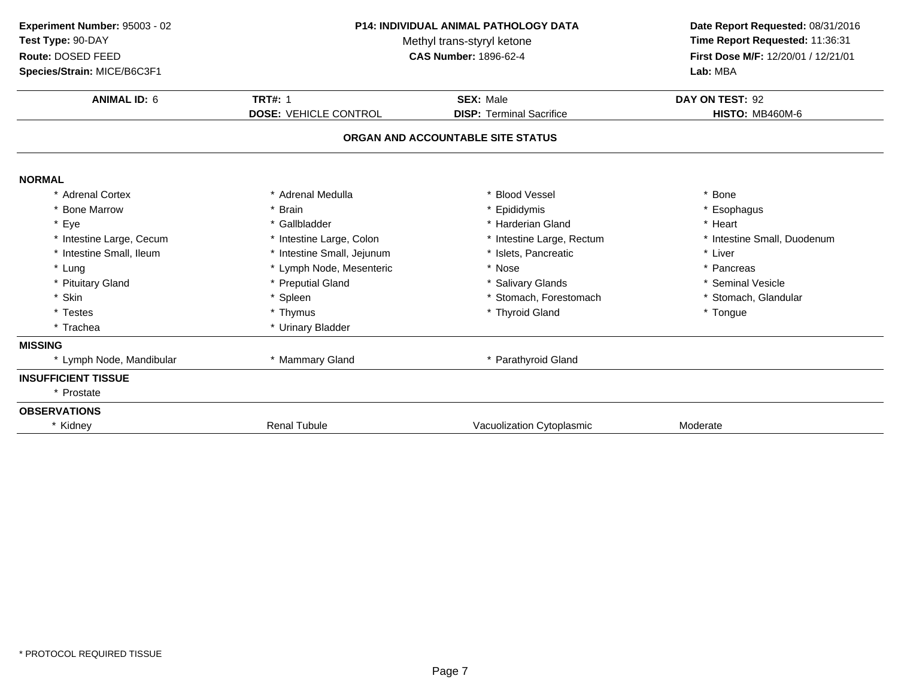**Experiment Number:** 95003 - 02
**Test Type:** 90-DAY
**Route:** DOSED FEED
**Species/Strain:** MICE/B6C3F1

**P14: INDIVIDUAL ANIMAL PATHOLOGY DATA**
Methyl trans-styryl ketone
**CAS Number:** 1896-62-4

**Date Report Requested:** 08/31/2016
**Time Report Requested:** 11:36:31
**First Dose M/F:** 12/20/01 / 12/21/01
**Lab:** MBA

| **ANIMAL ID:** 6 | **TRT#:** 1 | **SEX:** Male | **DAY ON TEST:** 92 |
|---|---|---|---|
| | **DOSE:** VEHICLE CONTROL | **DISP:** Terminal Sacrifice | **HISTO:** MB460M-6 |

## ORGAN AND ACCOUNTABLE SITE STATUS

**NORMAL**

| | | | |
|---|---|---|---|
| * Adrenal Cortex | * Adrenal Medulla | * Blood Vessel | * Bone |
| * Bone Marrow | * Brain | * Epididymis | * Esophagus |
| * Eye | * Gallbladder | * Harderian Gland | * Heart |
| * Intestine Large, Cecum | * Intestine Large, Colon | * Intestine Large, Rectum | * Intestine Small, Duodenum |
| * Intestine Small, Ileum | * Intestine Small, Jejunum | * Islets, Pancreatic | * Liver |
| * Lung | * Lymph Node, Mesenteric | * Nose | * Pancreas |
| * Pituitary Gland | * Preputial Gland | * Salivary Glands | * Seminal Vesicle |
| * Skin | * Spleen | * Stomach, Forestomach | * Stomach, Glandular |
| * Testes | * Thymus | * Thyroid Gland | * Tongue |
| * Trachea | * Urinary Bladder | | |

**MISSING**

| | | | |
|---|---|---|---|
| * Lymph Node, Mandibular | * Mammary Gland | * Parathyroid Gland | |

**INSUFFICIENT TISSUE**

| | | | |
|---|---|---|---|
| * Prostate | | | |

**OBSERVATIONS**

| | | | |
|---|---|---|---|
| * Kidney | Renal Tubule | Vacuolization Cytoplasmic | Moderate |

* PROTOCOL REQUIRED TISSUE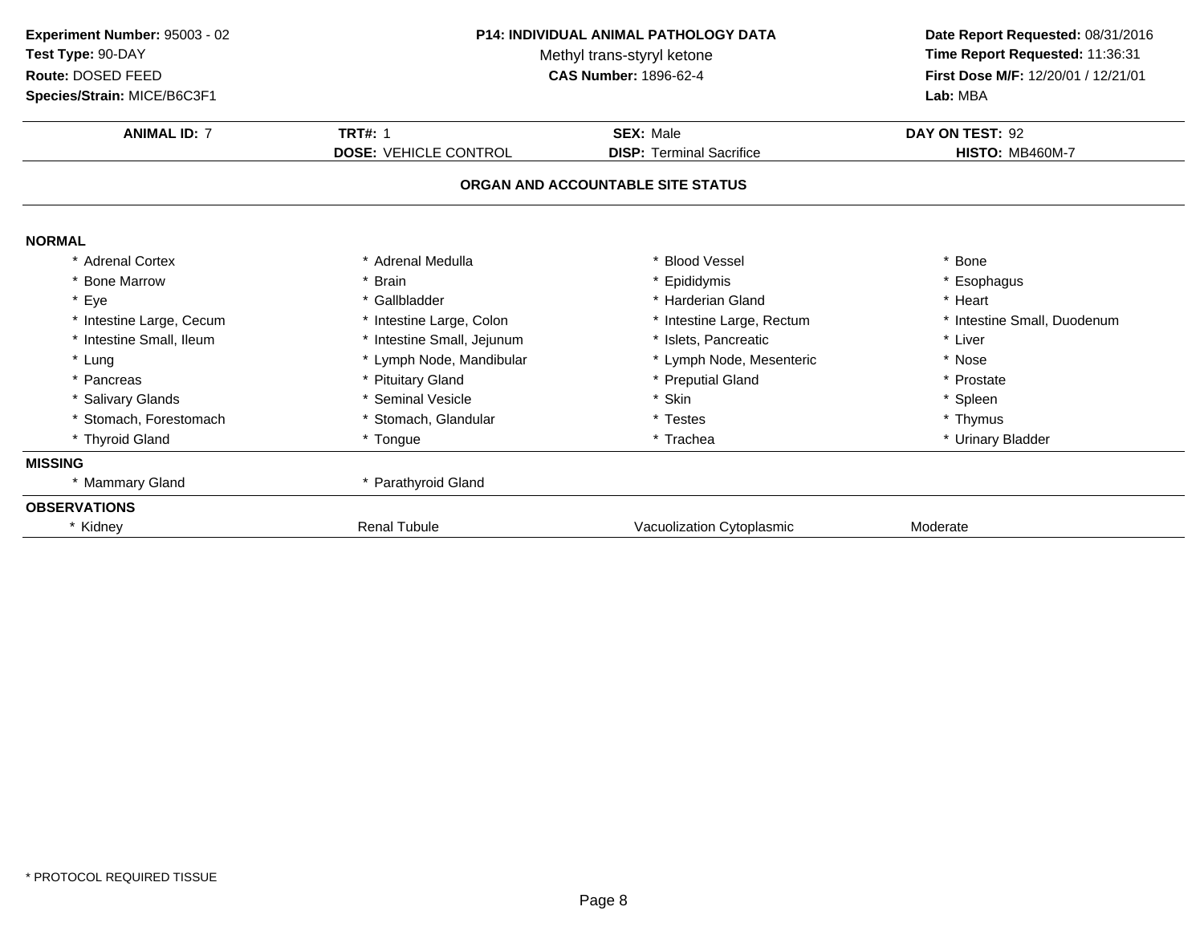**Experiment Number:** 95003 - 02
**Test Type:** 90-DAY
**Route:** DOSED FEED
**Species/Strain:** MICE/B6C3F1

**P14: INDIVIDUAL ANIMAL PATHOLOGY DATA**
Methyl trans-styryl ketone
**CAS Number:** 1896-62-4

**Date Report Requested:** 08/31/2016
**Time Report Requested:** 11:36:31
**First Dose M/F:** 12/20/01 / 12/21/01
**Lab:** MBA

| **ANIMAL ID:** 7 | **TRT#:** 1 | **SEX:** Male | **DAY ON TEST:** 92 |
|---|---|---|---|
| | **DOSE:** VEHICLE CONTROL | **DISP:** Terminal Sacrifice | **HISTO:** MB460M-7 |

**ORGAN AND ACCOUNTABLE SITE STATUS**

**NORMAL**

| | | | |
|---|---|---|---|
| * Adrenal Cortex | * Adrenal Medulla | * Blood Vessel | * Bone |
| * Bone Marrow | * Brain | * Epididymis | * Esophagus |
| * Eye | * Gallbladder | * Harderian Gland | * Heart |
| * Intestine Large, Cecum | * Intestine Large, Colon | * Intestine Large, Rectum | * Intestine Small, Duodenum |
| * Intestine Small, Ileum | * Intestine Small, Jejunum | * Islets, Pancreatic | * Liver |
| * Lung | * Lymph Node, Mandibular | * Lymph Node, Mesenteric | * Nose |
| * Pancreas | * Pituitary Gland | * Preputial Gland | * Prostate |
| * Salivary Glands | * Seminal Vesicle | * Skin | * Spleen |
| * Stomach, Forestomach | * Stomach, Glandular | * Testes | * Thymus |
| * Thyroid Gland | * Tongue | * Trachea | * Urinary Bladder |

**MISSING**

| | |
|---|---|
| * Mammary Gland | * Parathyroid Gland |

**OBSERVATIONS**

| | | | |
|---|---|---|---|
| * Kidney | Renal Tubule | Vacuolization Cytoplasmic | Moderate |

* PROTOCOL REQUIRED TISSUE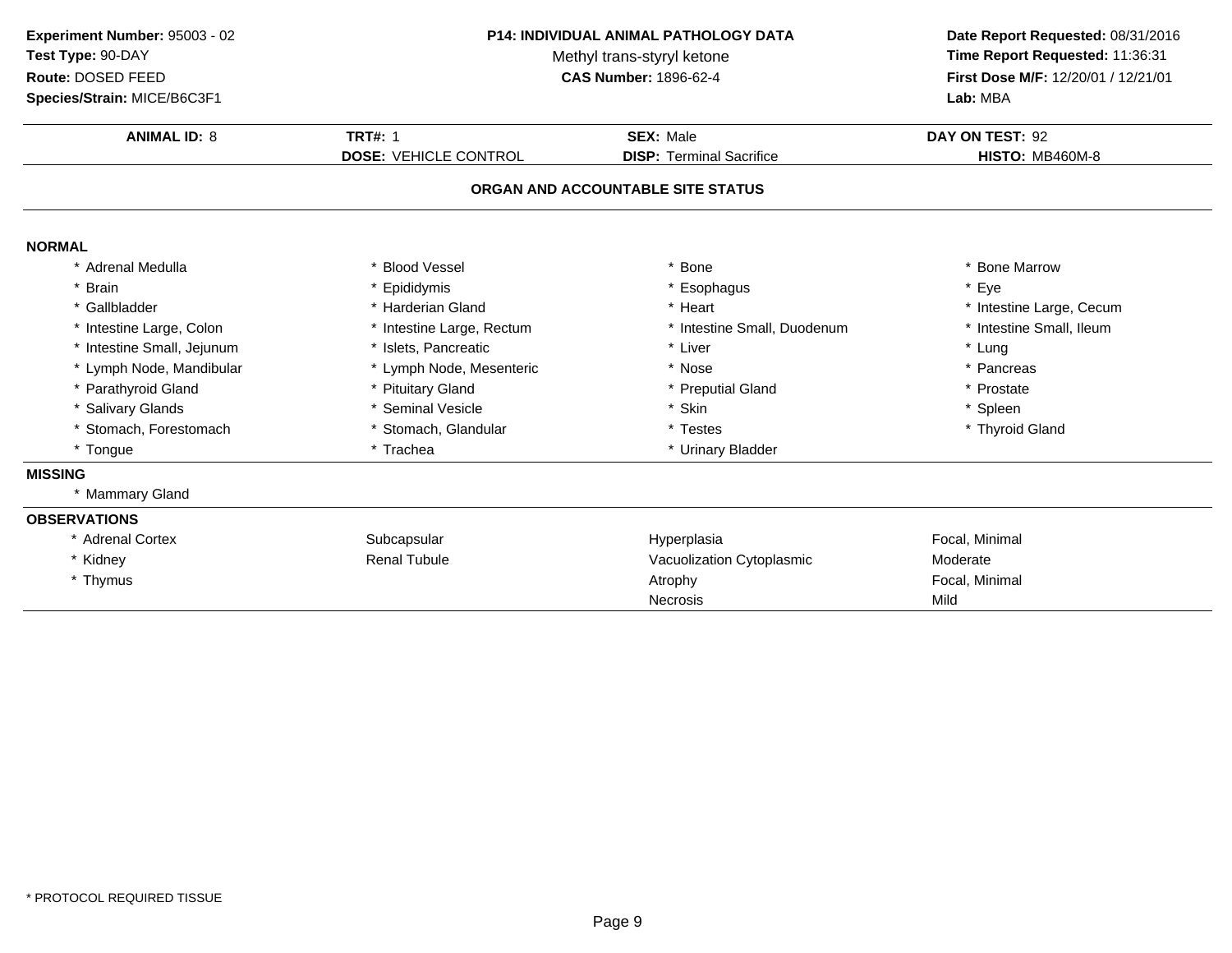**Experiment Number:** 95003 - 02
**Test Type:** 90-DAY
**Route:** DOSED FEED
**Species/Strain:** MICE/B6C3F1

**P14: INDIVIDUAL ANIMAL PATHOLOGY DATA**
Methyl trans-styryl ketone
**CAS Number:** 1896-62-4

**Date Report Requested:** 08/31/2016
**Time Report Requested:** 11:36:31
**First Dose M/F:** 12/20/01 / 12/21/01
**Lab:** MBA

| **ANIMAL ID:** 8 | **TRT#:** 1 | **SEX:** Male | **DAY ON TEST:** 92 |
|---|---|---|---|
| | **DOSE:** VEHICLE CONTROL | **DISP:** Terminal Sacrifice | **HISTO:** MB460M-8 |

**ORGAN AND ACCOUNTABLE SITE STATUS**

**NORMAL**

| | | | |
|---|---|---|---|
| * Adrenal Medulla | * Blood Vessel | * Bone | * Bone Marrow |
| * Brain | * Epididymis | * Esophagus | * Eye |
| * Gallbladder | * Harderian Gland | * Heart | * Intestine Large, Cecum |
| * Intestine Large, Colon | * Intestine Large, Rectum | * Intestine Small, Duodenum | * Intestine Small, Ileum |
| * Intestine Small, Jejunum | * Islets, Pancreatic | * Liver | * Lung |
| * Lymph Node, Mandibular | * Lymph Node, Mesenteric | * Nose | * Pancreas |
| * Parathyroid Gland | * Pituitary Gland | * Preputial Gland | * Prostate |
| * Salivary Glands | * Seminal Vesicle | * Skin | * Spleen |
| * Stomach, Forestomach | * Stomach, Glandular | * Testes | * Thyroid Gland |
| * Tongue | * Trachea | * Urinary Bladder | |

**MISSING**

* Mammary Gland

**OBSERVATIONS**

| | | | |
|---|---|---|---|
| * Adrenal Cortex | Subcapsular | Hyperplasia | Focal, Minimal |
| * Kidney | Renal Tubule | Vacuolization Cytoplasmic | Moderate |
| * Thymus | | Atrophy | Focal, Minimal |
| | | Necrosis | Mild |

* PROTOCOL REQUIRED TISSUE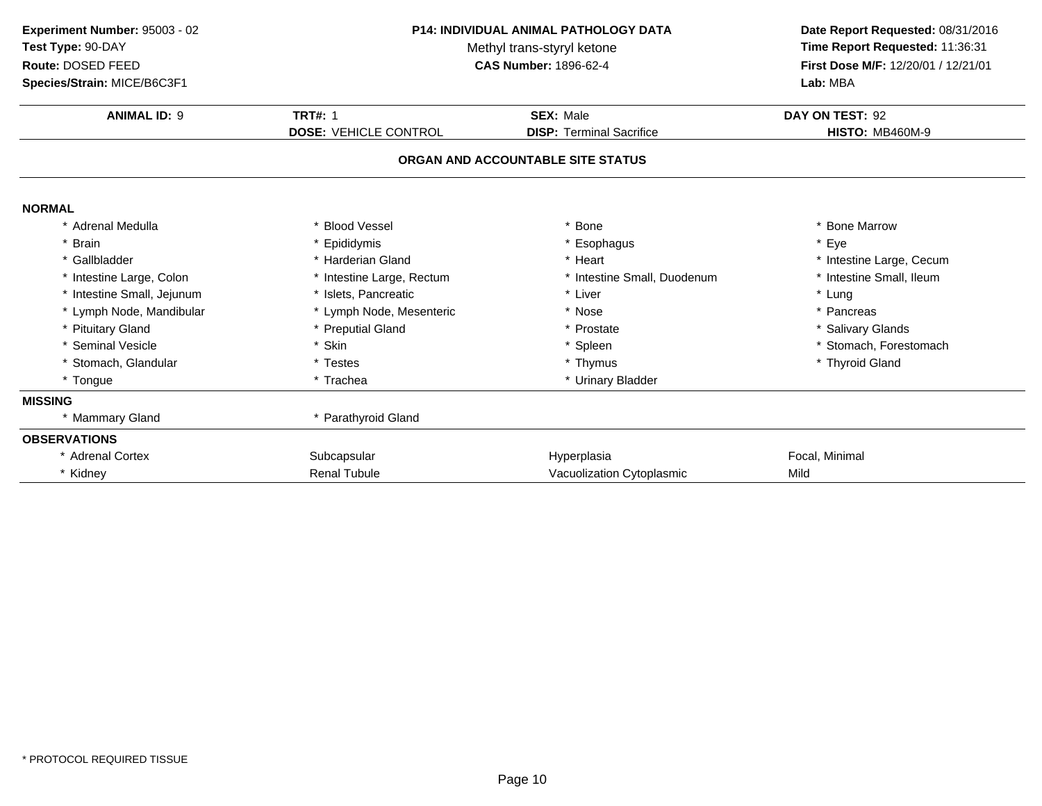**Experiment Number:** 95003 - 02
**Test Type:** 90-DAY
**Route:** DOSED FEED
**Species/Strain:** MICE/B6C3F1

**P14: INDIVIDUAL ANIMAL PATHOLOGY DATA**
Methyl trans-styryl ketone
**CAS Number:** 1896-62-4

**Date Report Requested:** 08/31/2016
**Time Report Requested:** 11:36:31
**First Dose M/F:** 12/20/01 / 12/21/01
**Lab:** MBA

| **ANIMAL ID:** 9 | **TRT#:** 1 | **SEX:** Male | **DAY ON TEST:** 92 |
|---|---|---|---|
| | **DOSE:** VEHICLE CONTROL | **DISP:** Terminal Sacrifice | **HISTO:** MB460M-9 |

## ORGAN AND ACCOUNTABLE SITE STATUS

**NORMAL**

| | | | |
|---|---|---|---|
| * Adrenal Medulla | * Blood Vessel | * Bone | * Bone Marrow |
| * Brain | * Epididymis | * Esophagus | * Eye |
| * Gallbladder | * Harderian Gland | * Heart | * Intestine Large, Cecum |
| * Intestine Large, Colon | * Intestine Large, Rectum | * Intestine Small, Duodenum | * Intestine Small, Ileum |
| * Intestine Small, Jejunum | * Islets, Pancreatic | * Liver | * Lung |
| * Lymph Node, Mandibular | * Lymph Node, Mesenteric | * Nose | * Pancreas |
| * Pituitary Gland | * Preputial Gland | * Prostate | * Salivary Glands |
| * Seminal Vesicle | * Skin | * Spleen | * Stomach, Forestomach |
| * Stomach, Glandular | * Testes | * Thymus | * Thyroid Gland |
| * Tongue | * Trachea | * Urinary Bladder | |

**MISSING**

| | |
|---|---|
| * Mammary Gland | * Parathyroid Gland |

**OBSERVATIONS**

| | | | |
|---|---|---|---|
| * Adrenal Cortex | Subcapsular | Hyperplasia | Focal, Minimal |
| * Kidney | Renal Tubule | Vacuolization Cytoplasmic | Mild |

* PROTOCOL REQUIRED TISSUE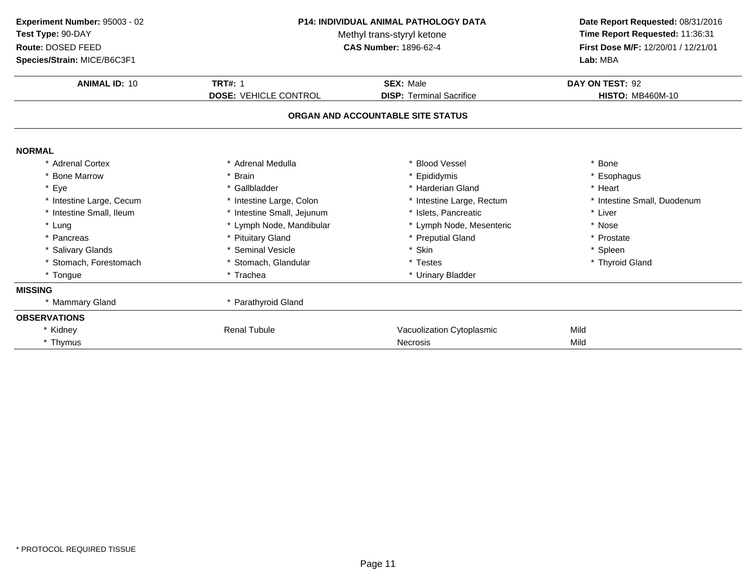**Experiment Number:** 95003 - 02
**Test Type:** 90-DAY
**Route:** DOSED FEED
**Species/Strain:** MICE/B6C3F1

**P14: INDIVIDUAL ANIMAL PATHOLOGY DATA**
Methyl trans-styryl ketone
**CAS Number:** 1896-62-4

**Date Report Requested:** 08/31/2016
**Time Report Requested:** 11:36:31
**First Dose M/F:** 12/20/01 / 12/21/01
**Lab:** MBA

| **ANIMAL ID:** 10 | **TRT#:** 1 | **SEX:** Male | **DAY ON TEST:** 92 |
|---|---|---|---|
| | **DOSE:** VEHICLE CONTROL | **DISP:** Terminal Sacrifice | **HISTO:** MB460M-10 |

## ORGAN AND ACCOUNTABLE SITE STATUS

**NORMAL**

| | | | |
|---|---|---|---|
| * Adrenal Cortex | * Adrenal Medulla | * Blood Vessel | * Bone |
| * Bone Marrow | * Brain | * Epididymis | * Esophagus |
| * Eye | * Gallbladder | * Harderian Gland | * Heart |
| * Intestine Large, Cecum | * Intestine Large, Colon | * Intestine Large, Rectum | * Intestine Small, Duodenum |
| * Intestine Small, Ileum | * Intestine Small, Jejunum | * Islets, Pancreatic | * Liver |
| * Lung | * Lymph Node, Mandibular | * Lymph Node, Mesenteric | * Nose |
| * Pancreas | * Pituitary Gland | * Preputial Gland | * Prostate |
| * Salivary Glands | * Seminal Vesicle | * Skin | * Spleen |
| * Stomach, Forestomach | * Stomach, Glandular | * Testes | * Thyroid Gland |
| * Tongue | * Trachea | * Urinary Bladder | |

**MISSING**

| | |
|---|---|
| * Mammary Gland | * Parathyroid Gland |

**OBSERVATIONS**

| | | | |
|---|---|---|---|
| * Kidney | Renal Tubule | Vacuolization Cytoplasmic | Mild |
| * Thymus | | Necrosis | Mild |

* PROTOCOL REQUIRED TISSUE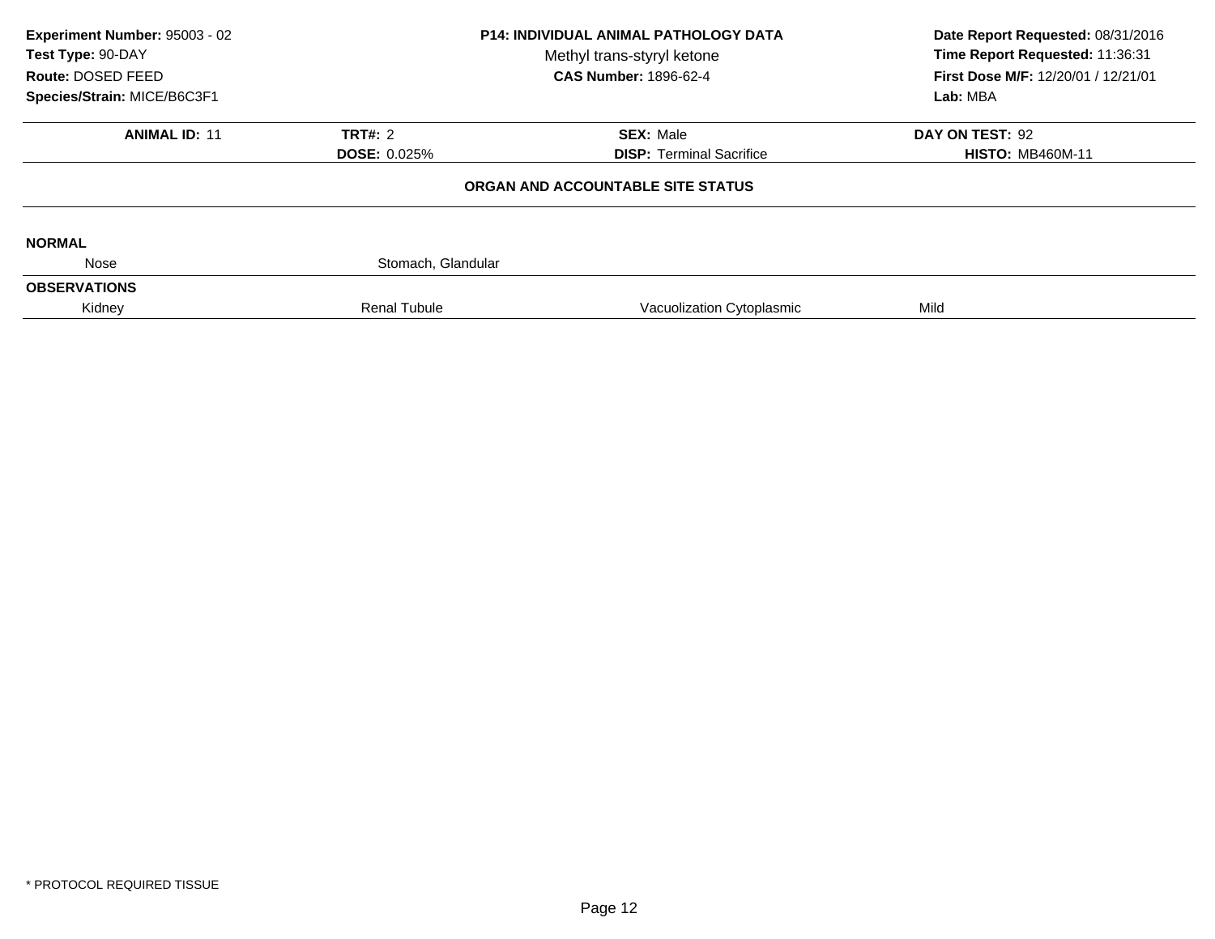**Experiment Number:** 95003 - 02
**Test Type:** 90-DAY
**Route:** DOSED FEED
**Species/Strain:** MICE/B6C3F1

**P14: INDIVIDUAL ANIMAL PATHOLOGY DATA**
Methyl trans-styryl ketone
**CAS Number:** 1896-62-4

**Date Report Requested:** 08/31/2016
**Time Report Requested:** 11:36:31
**First Dose M/F:** 12/20/01 / 12/21/01
**Lab:** MBA

| **ANIMAL ID:** 11 | **TRT#:** 2 | **SEX:** Male | **DAY ON TEST:** 92 |
|---|---|---|---|
| | **DOSE:** 0.025% | **DISP:** Terminal Sacrifice | **HISTO:** MB460M-11 |

**ORGAN AND ACCOUNTABLE SITE STATUS**

**NORMAL**

| | | | |
|---|---|---|---|
| Nose | Stomach, Glandular | | |

**OBSERVATIONS**

| | | | |
|---|---|---|---|
| Kidney | Renal Tubule | Vacuolization Cytoplasmic | Mild |

* PROTOCOL REQUIRED TISSUE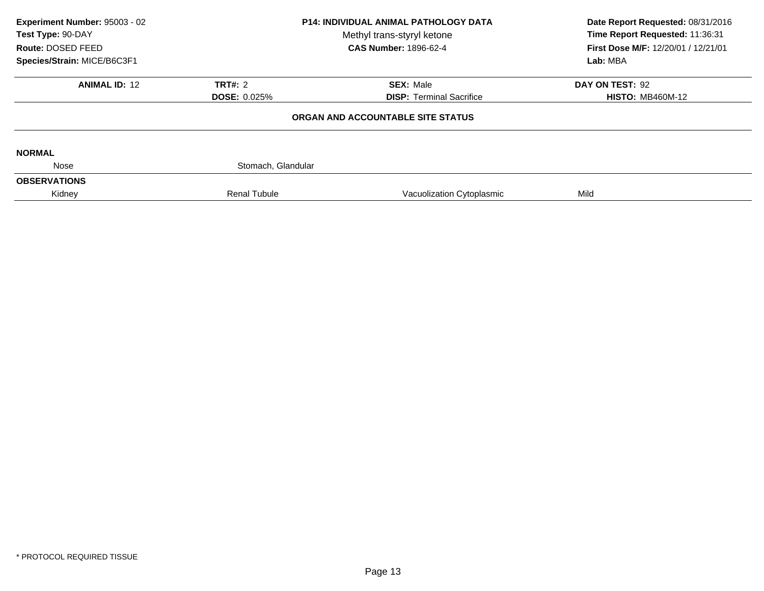**Experiment Number:** 95003 - 02
**Test Type:** 90-DAY
**Route:** DOSED FEED
**Species/Strain:** MICE/B6C3F1

**P14: INDIVIDUAL ANIMAL PATHOLOGY DATA**
Methyl trans-styryl ketone
**CAS Number:** 1896-62-4

**Date Report Requested:** 08/31/2016
**Time Report Requested:** 11:36:31
**First Dose M/F:** 12/20/01 / 12/21/01
**Lab:** MBA

| **ANIMAL ID:** 12 | **TRT#:** 2 | **SEX:** Male | **DAY ON TEST:** 92 |
|---|---|---|---|
| | **DOSE:** 0.025% | **DISP:** Terminal Sacrifice | **HISTO:** MB460M-12 |

**ORGAN AND ACCOUNTABLE SITE STATUS**

**NORMAL**

| Nose | Stomach, Glandular | | |
|---|---|---|---|

**OBSERVATIONS**

| Kidney | Renal Tubule | Vacuolization Cytoplasmic | Mild |
|---|---|---|---|

* PROTOCOL REQUIRED TISSUE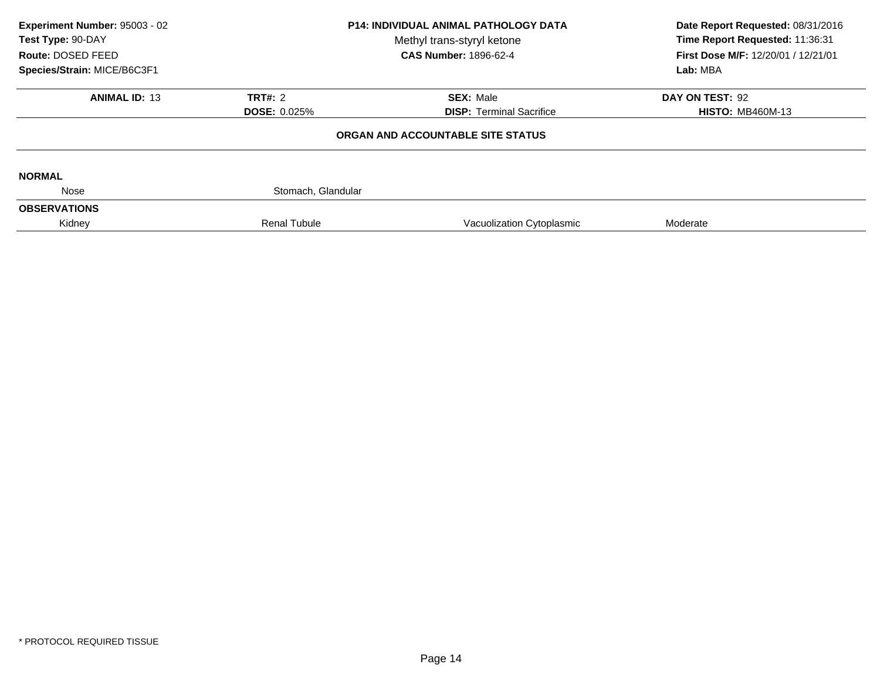**Experiment Number:** 95003 - 02
**Test Type:** 90-DAY
**Route:** DOSED FEED
**Species/Strain:** MICE/B6C3F1

**P14: INDIVIDUAL ANIMAL PATHOLOGY DATA**
Methyl trans-styryl ketone
**CAS Number:** 1896-62-4

**Date Report Requested:** 08/31/2016
**Time Report Requested:** 11:36:31
**First Dose M/F:** 12/20/01 / 12/21/01
**Lab:** MBA

| **ANIMAL ID:** 13 | **TRT#:** 2 | **SEX:** Male | **DAY ON TEST:** 92 |
|---|---|---|---|
| | **DOSE:** 0.025% | **DISP:** Terminal Sacrifice | **HISTO:** MB460M-13 |

**ORGAN AND ACCOUNTABLE SITE STATUS**

**NORMAL**

| Nose | Stomach, Glandular | | |
|---|---|---|---|

**OBSERVATIONS**

| Kidney | Renal Tubule | Vacuolization Cytoplasmic | Moderate |
|---|---|---|---|

\* PROTOCOL REQUIRED TISSUE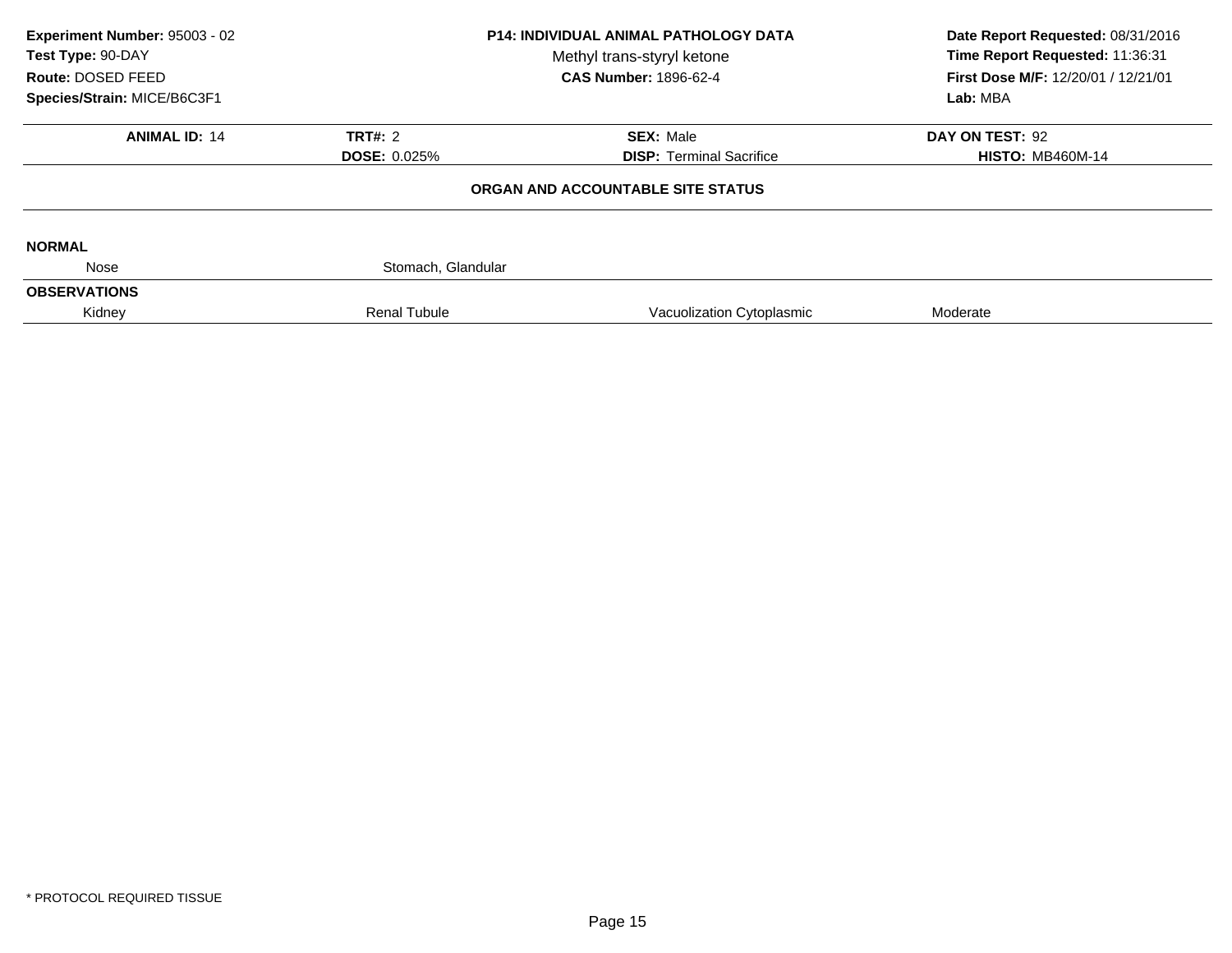**Experiment Number:** 95003 - 02
**Test Type:** 90-DAY
**Route:** DOSED FEED
**Species/Strain:** MICE/B6C3F1

**P14: INDIVIDUAL ANIMAL PATHOLOGY DATA**
Methyl trans-styryl ketone
**CAS Number:** 1896-62-4

**Date Report Requested:** 08/31/2016
**Time Report Requested:** 11:36:31
**First Dose M/F:** 12/20/01 / 12/21/01
**Lab:** MBA

| **ANIMAL ID:** 14 | **TRT#:** 2 | **SEX:** Male | **DAY ON TEST:** 92 |
|---|---|---|---|
| | **DOSE:** 0.025% | **DISP:** Terminal Sacrifice | **HISTO:** MB460M-14 |

**ORGAN AND ACCOUNTABLE SITE STATUS**

**NORMAL**

| Nose | Stomach, Glandular | | |
|---|---|---|---|

**OBSERVATIONS**

| Kidney | Renal Tubule | Vacuolization Cytoplasmic | Moderate |
|---|---|---|---|

* PROTOCOL REQUIRED TISSUE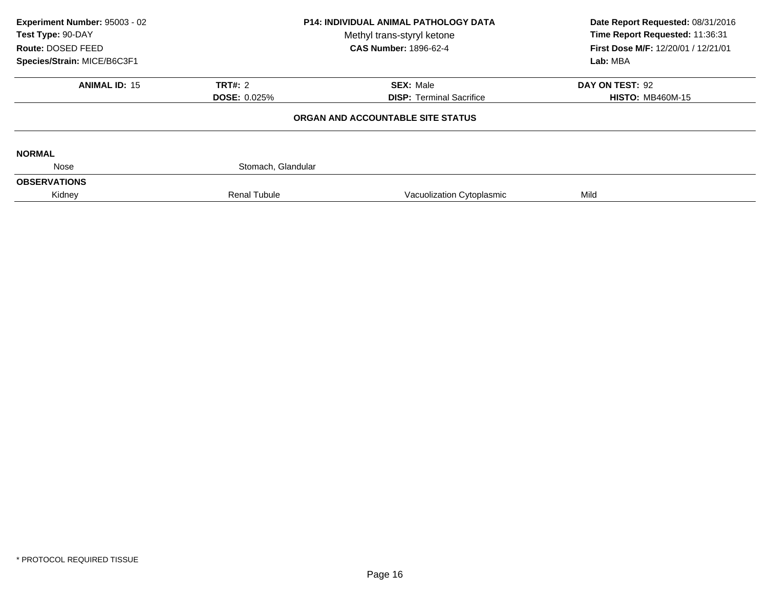**Experiment Number:** 95003 - 02
**Test Type:** 90-DAY
**Route:** DOSED FEED
**Species/Strain:** MICE/B6C3F1

**P14: INDIVIDUAL ANIMAL PATHOLOGY DATA**
Methyl trans-styryl ketone
**CAS Number:** 1896-62-4

**Date Report Requested:** 08/31/2016
**Time Report Requested:** 11:36:31
**First Dose M/F:** 12/20/01 / 12/21/01
**Lab:** MBA

| **ANIMAL ID:** 15 | **TRT#:** 2 | **SEX:** Male | **DAY ON TEST:** 92 |
|---|---|---|---|
| | **DOSE:** 0.025% | **DISP:** Terminal Sacrifice | **HISTO:** MB460M-15 |

**ORGAN AND ACCOUNTABLE SITE STATUS**

**NORMAL**

| | | | |
|---|---|---|---|
| Nose | Stomach, Glandular | | |

**OBSERVATIONS**

| | | | |
|---|---|---|---|
| Kidney | Renal Tubule | Vacuolization Cytoplasmic | Mild |

\* PROTOCOL REQUIRED TISSUE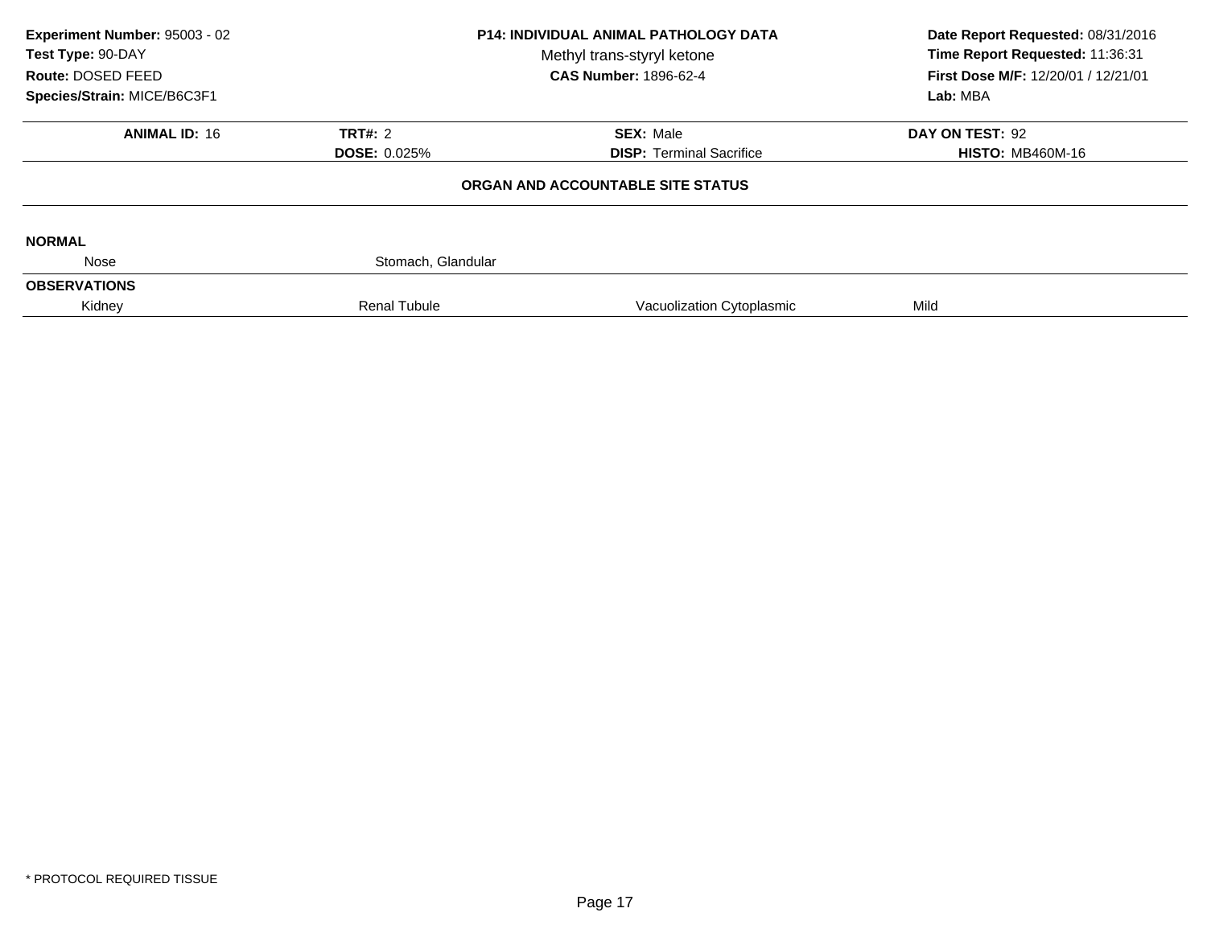**Experiment Number:** 95003 - 02
**Test Type:** 90-DAY
**Route:** DOSED FEED
**Species/Strain:** MICE/B6C3F1

**P14: INDIVIDUAL ANIMAL PATHOLOGY DATA**
Methyl trans-styryl ketone
**CAS Number:** 1896-62-4

**Date Report Requested:** 08/31/2016
**Time Report Requested:** 11:36:31
**First Dose M/F:** 12/20/01 / 12/21/01
**Lab:** MBA

| **ANIMAL ID:** 16 | **TRT#:** 2 | **SEX:** Male | **DAY ON TEST:** 92 |
|---|---|---|---|
| | **DOSE:** 0.025% | **DISP:** Terminal Sacrifice | **HISTO:** MB460M-16 |

### ORGAN AND ACCOUNTABLE SITE STATUS

**NORMAL**

| Nose | Stomach, Glandular | | |
|---|---|---|---|

**OBSERVATIONS**

| Kidney | Renal Tubule | Vacuolization Cytoplasmic | Mild |
|---|---|---|---|

* PROTOCOL REQUIRED TISSUE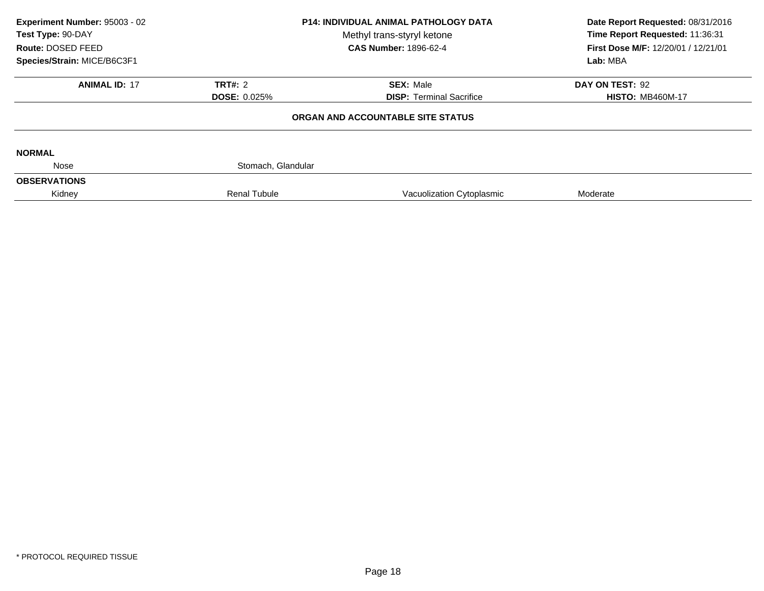**Experiment Number:** 95003 - 02
**Test Type:** 90-DAY
**Route:** DOSED FEED
**Species/Strain:** MICE/B6C3F1

**P14: INDIVIDUAL ANIMAL PATHOLOGY DATA**
Methyl trans-styryl ketone
**CAS Number:** 1896-62-4

**Date Report Requested:** 08/31/2016
**Time Report Requested:** 11:36:31
**First Dose M/F:** 12/20/01 / 12/21/01
**Lab:** MBA

| **ANIMAL ID:** 17 | **TRT#:** 2 | **SEX:** Male | **DAY ON TEST:** 92 |
|---|---|---|---|
| | **DOSE:** 0.025% | **DISP:** Terminal Sacrifice | **HISTO:** MB460M-17 |

**ORGAN AND ACCOUNTABLE SITE STATUS**

**NORMAL**

| Nose | Stomach, Glandular | | |
|---|---|---|---|

**OBSERVATIONS**

| Kidney | Renal Tubule | Vacuolization Cytoplasmic | Moderate |
|---|---|---|---|

\* PROTOCOL REQUIRED TISSUE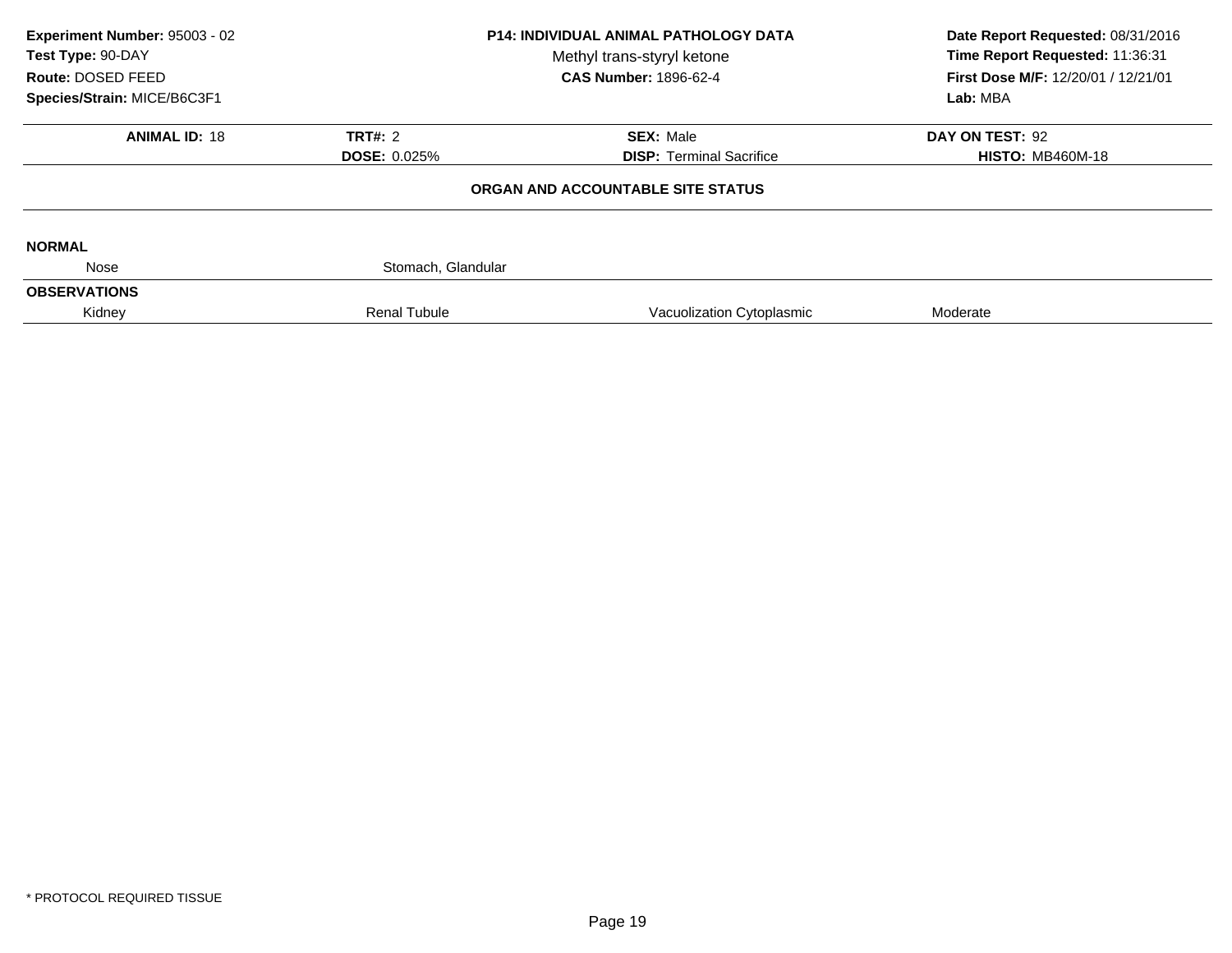**Experiment Number:** 95003 - 02
**Test Type:** 90-DAY
**Route:** DOSED FEED
**Species/Strain:** MICE/B6C3F1

**P14: INDIVIDUAL ANIMAL PATHOLOGY DATA**
Methyl trans-styryl ketone
**CAS Number:** 1896-62-4

**Date Report Requested:** 08/31/2016
**Time Report Requested:** 11:36:31
**First Dose M/F:** 12/20/01 / 12/21/01
**Lab:** MBA

| **ANIMAL ID:** 18 | **TRT#:** 2 | **SEX:** Male | **DAY ON TEST:** 92 |
|---|---|---|---|
| | **DOSE:** 0.025% | **DISP:** Terminal Sacrifice | **HISTO:** MB460M-18 |

**ORGAN AND ACCOUNTABLE SITE STATUS**

**NORMAL**

| Nose | Stomach, Glandular | | |
|---|---|---|---|

**OBSERVATIONS**

| Kidney | Renal Tubule | Vacuolization Cytoplasmic | Moderate |
|---|---|---|---|

\* PROTOCOL REQUIRED TISSUE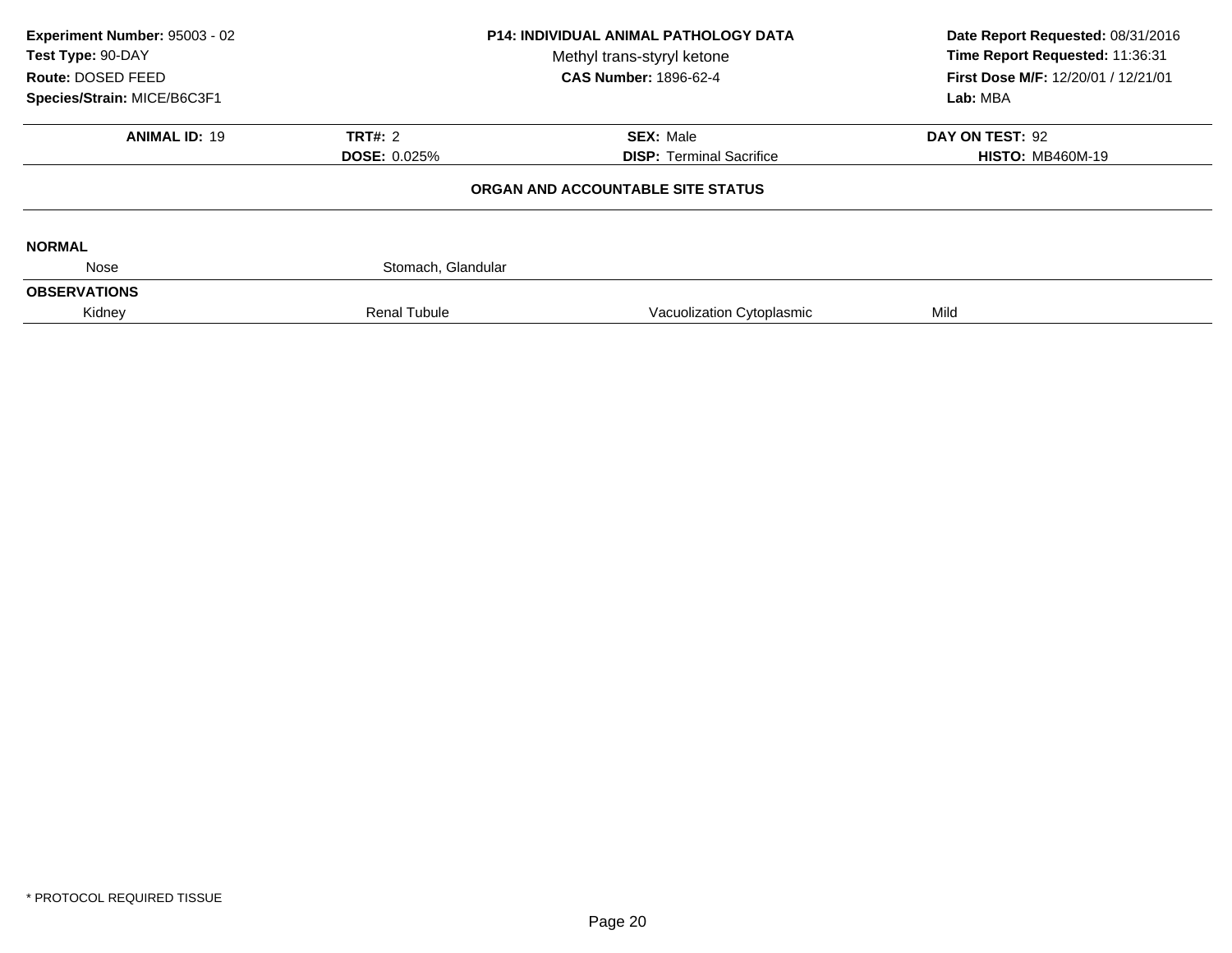**Experiment Number:** 95003 - 02
**Test Type:** 90-DAY
**Route:** DOSED FEED
**Species/Strain:** MICE/B6C3F1

**P14: INDIVIDUAL ANIMAL PATHOLOGY DATA**
Methyl trans-styryl ketone
**CAS Number:** 1896-62-4

**Date Report Requested:** 08/31/2016
**Time Report Requested:** 11:36:31
**First Dose M/F:** 12/20/01 / 12/21/01
**Lab:** MBA

| **ANIMAL ID:** 19 | **TRT#:** 2 | **SEX:** Male | **DAY ON TEST:** 92 |
|---|---|---|---|
| | **DOSE:** 0.025% | **DISP:** Terminal Sacrifice | **HISTO:** MB460M-19 |

**ORGAN AND ACCOUNTABLE SITE STATUS**

**NORMAL**

| Nose | Stomach, Glandular | | |
|---|---|---|---|

**OBSERVATIONS**

| Kidney | Renal Tubule | Vacuolization Cytoplasmic | Mild |
|---|---|---|---|

* PROTOCOL REQUIRED TISSUE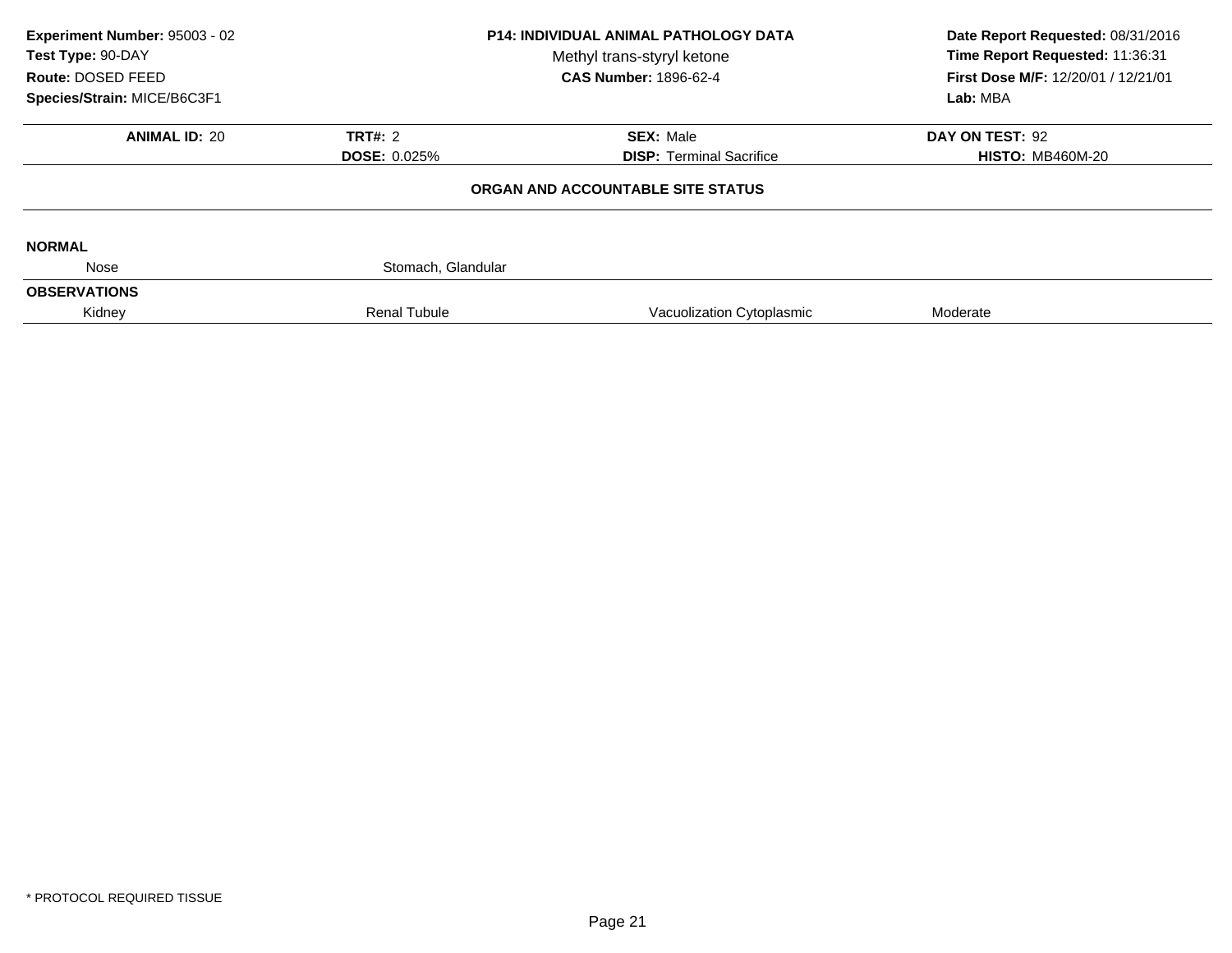**Experiment Number:** 95003 - 02
**Test Type:** 90-DAY
**Route:** DOSED FEED
**Species/Strain:** MICE/B6C3F1

**P14: INDIVIDUAL ANIMAL PATHOLOGY DATA**
Methyl trans-styryl ketone
**CAS Number:** 1896-62-4

**Date Report Requested:** 08/31/2016
**Time Report Requested:** 11:36:31
**First Dose M/F:** 12/20/01 / 12/21/01
**Lab:** MBA

| **ANIMAL ID:** 20 | **TRT#:** 2 | **SEX:** Male | **DAY ON TEST:** 92 |
|---|---|---|---|
| | **DOSE:** 0.025% | **DISP:** Terminal Sacrifice | **HISTO:** MB460M-20 |

**ORGAN AND ACCOUNTABLE SITE STATUS**

**NORMAL**

| | | | |
|---|---|---|---|
| Nose | Stomach, Glandular | | |

**OBSERVATIONS**

| | | | |
|---|---|---|---|
| Kidney | Renal Tubule | Vacuolization Cytoplasmic | Moderate |

* PROTOCOL REQUIRED TISSUE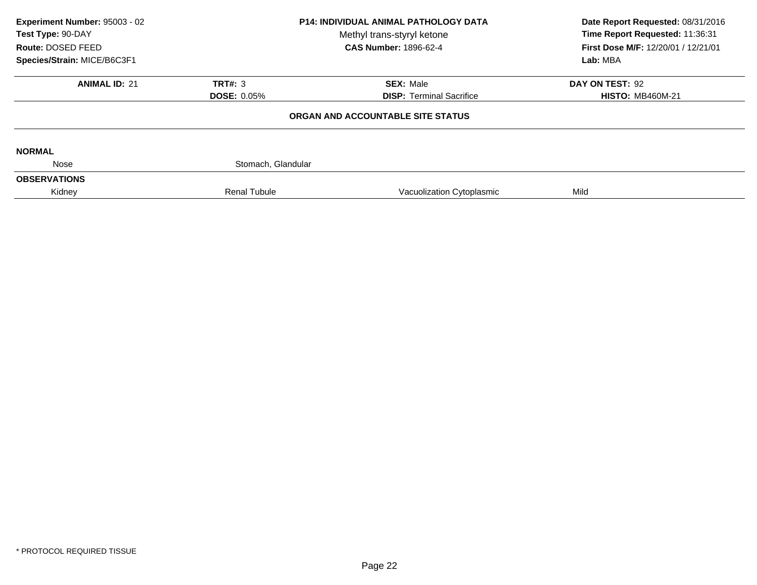**Experiment Number:** 95003 - 02
**Test Type:** 90-DAY
**Route:** DOSED FEED
**Species/Strain:** MICE/B6C3F1

**P14: INDIVIDUAL ANIMAL PATHOLOGY DATA**
Methyl trans-styryl ketone
**CAS Number:** 1896-62-4

**Date Report Requested:** 08/31/2016
**Time Report Requested:** 11:36:31
**First Dose M/F:** 12/20/01 / 12/21/01
**Lab:** MBA

| **ANIMAL ID:** 21 | **TRT#:** 3 | **SEX:** Male | **DAY ON TEST:** 92 |
|---|---|---|---|
| | **DOSE:** 0.05% | **DISP:** Terminal Sacrifice | **HISTO:** MB460M-21 |

**ORGAN AND ACCOUNTABLE SITE STATUS**

**NORMAL**

| Nose | Stomach, Glandular | | |
|---|---|---|---|

**OBSERVATIONS**

| Kidney | Renal Tubule | Vacuolization Cytoplasmic | Mild |
|---|---|---|---|

* PROTOCOL REQUIRED TISSUE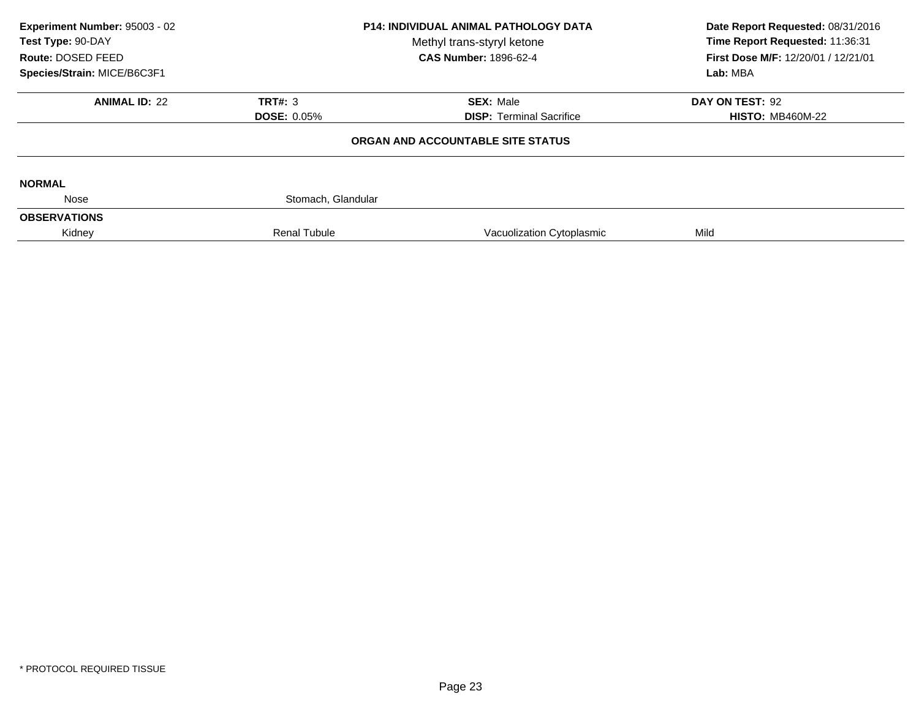**Experiment Number:** 95003 - 02
**Test Type:** 90-DAY
**Route:** DOSED FEED
**Species/Strain:** MICE/B6C3F1

**P14: INDIVIDUAL ANIMAL PATHOLOGY DATA**
Methyl trans-styryl ketone
**CAS Number:** 1896-62-4

**Date Report Requested:** 08/31/2016
**Time Report Requested:** 11:36:31
**First Dose M/F:** 12/20/01 / 12/21/01
**Lab:** MBA

| **ANIMAL ID:** 22 | **TRT#:** 3 | **SEX:** Male | **DAY ON TEST:** 92 |
|---|---|---|---|
| | **DOSE:** 0.05% | **DISP:** Terminal Sacrifice | **HISTO:** MB460M-22 |

### ORGAN AND ACCOUNTABLE SITE STATUS

**NORMAL**

| Nose | Stomach, Glandular | | |
|---|---|---|---|

**OBSERVATIONS**

| Kidney | Renal Tubule | Vacuolization Cytoplasmic | Mild |
|---|---|---|---|

* PROTOCOL REQUIRED TISSUE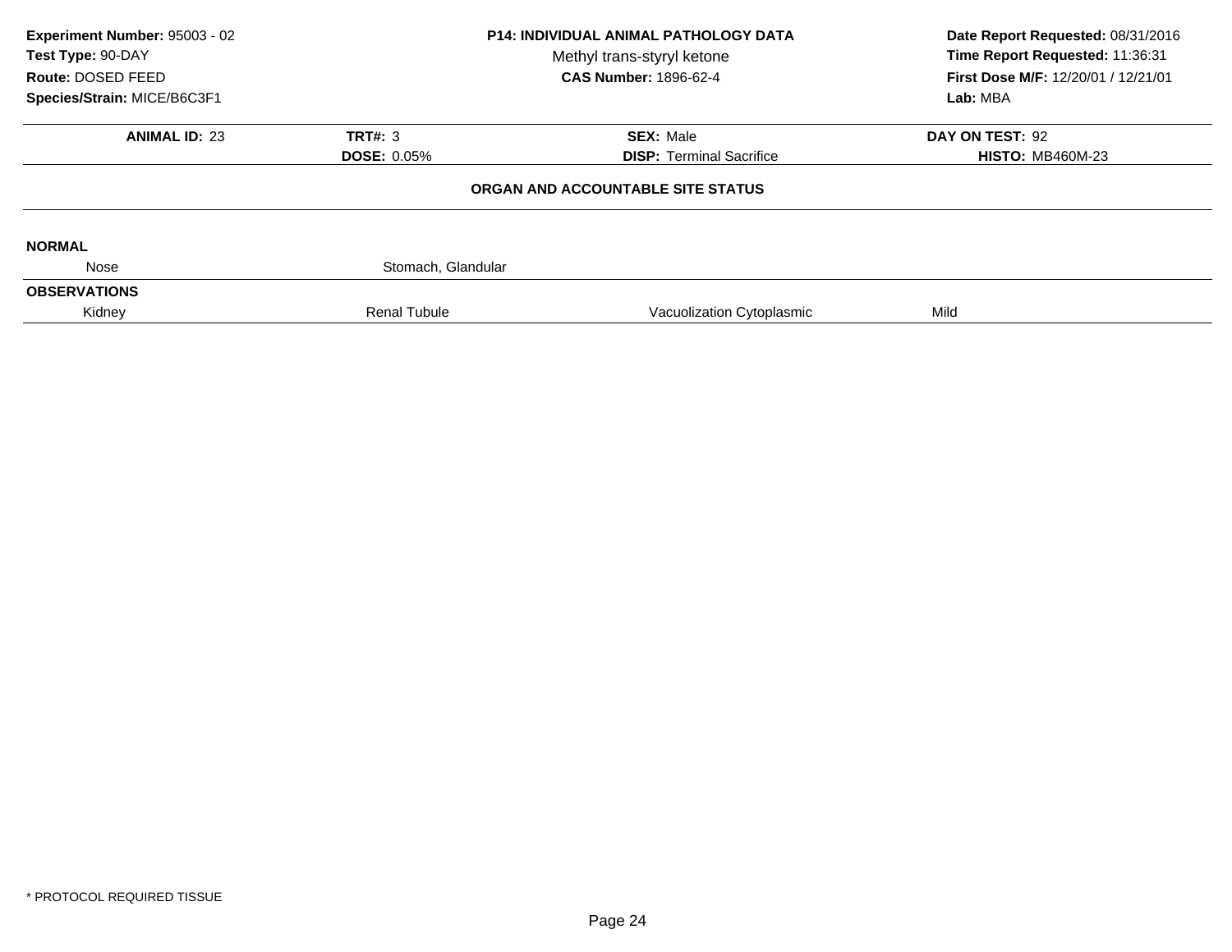**Experiment Number:** 95003 - 02
**Test Type:** 90-DAY
**Route:** DOSED FEED
**Species/Strain:** MICE/B6C3F1

**P14: INDIVIDUAL ANIMAL PATHOLOGY DATA**
Methyl trans-styryl ketone
**CAS Number:** 1896-62-4

**Date Report Requested:** 08/31/2016
**Time Report Requested:** 11:36:31
**First Dose M/F:** 12/20/01 / 12/21/01
**Lab:** MBA

| **ANIMAL ID:** 23 | **TRT#:** 3 | **SEX:** Male | **DAY ON TEST:** 92 |
|---|---|---|---|
| | **DOSE:** 0.05% | **DISP:** Terminal Sacrifice | **HISTO:** MB460M-23 |

**ORGAN AND ACCOUNTABLE SITE STATUS**

**NORMAL**

| Nose | Stomach, Glandular | | |
|---|---|---|---|

**OBSERVATIONS**

| Kidney | Renal Tubule | Vacuolization Cytoplasmic | Mild |
|---|---|---|---|

* PROTOCOL REQUIRED TISSUE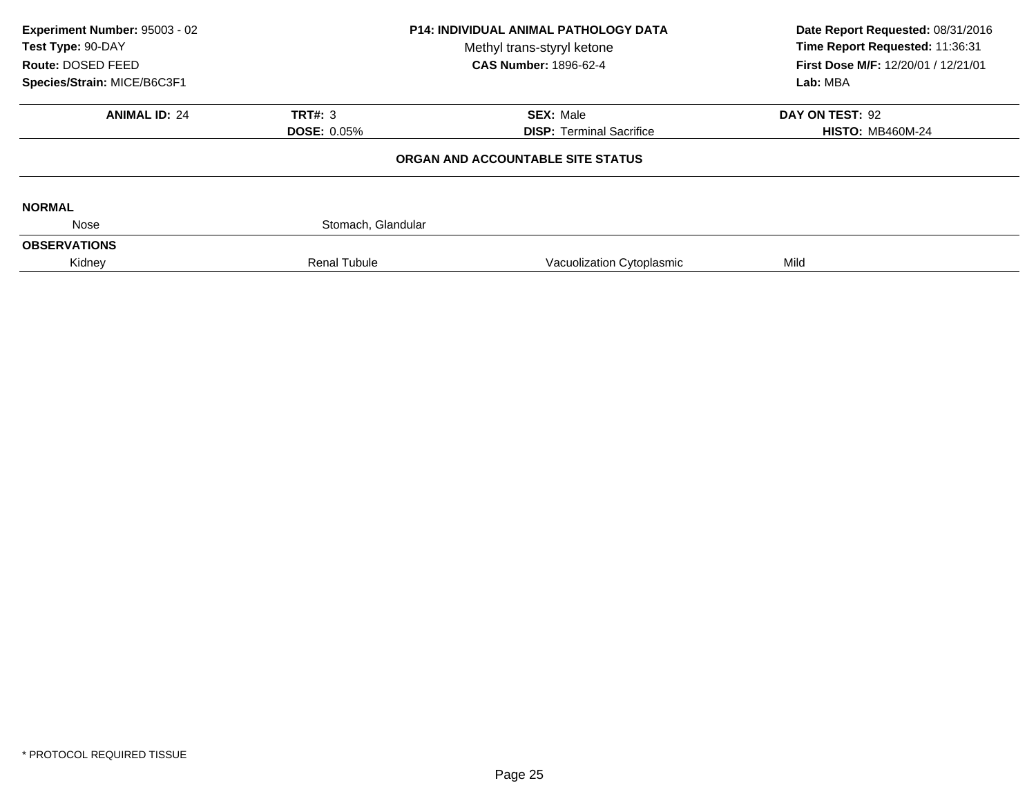**Experiment Number:** 95003 - 02
**Test Type:** 90-DAY
**Route:** DOSED FEED
**Species/Strain:** MICE/B6C3F1

**P14: INDIVIDUAL ANIMAL PATHOLOGY DATA**
Methyl trans-styryl ketone
**CAS Number:** 1896-62-4

**Date Report Requested:** 08/31/2016
**Time Report Requested:** 11:36:31
**First Dose M/F:** 12/20/01 / 12/21/01
**Lab:** MBA

| **ANIMAL ID:** 24 | **TRT#:** 3 | **SEX:** Male | **DAY ON TEST:** 92 |
|---|---|---|---|
| | **DOSE:** 0.05% | **DISP:** Terminal Sacrifice | **HISTO:** MB460M-24 |

**ORGAN AND ACCOUNTABLE SITE STATUS**

**NORMAL**

| Nose | Stomach, Glandular | | |
|---|---|---|---|

**OBSERVATIONS**

| Kidney | Renal Tubule | Vacuolization Cytoplasmic | Mild |
|---|---|---|---|

* PROTOCOL REQUIRED TISSUE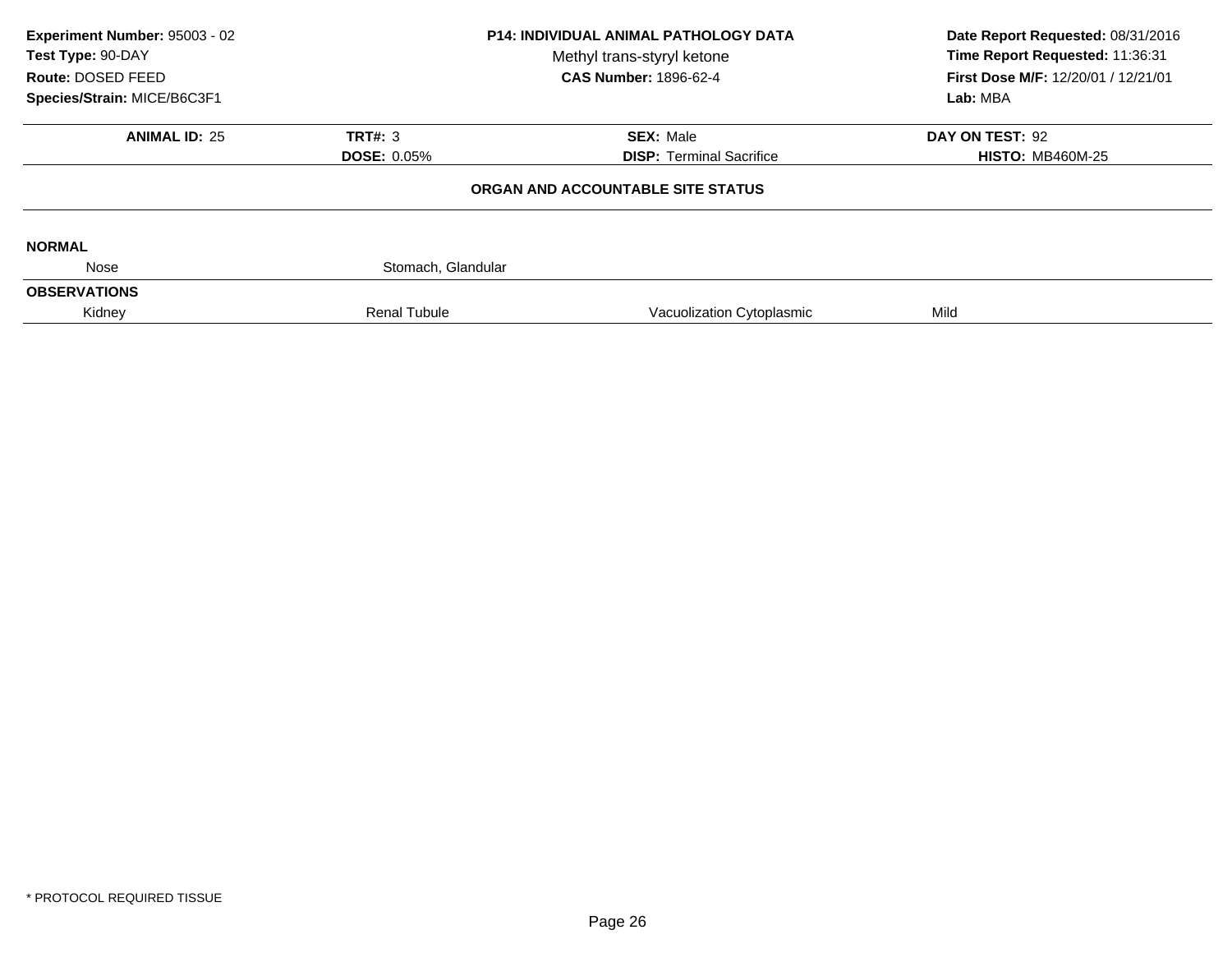**Experiment Number:** 95003 - 02
**Test Type:** 90-DAY
**Route:** DOSED FEED
**Species/Strain:** MICE/B6C3F1

**P14: INDIVIDUAL ANIMAL PATHOLOGY DATA**
Methyl trans-styryl ketone
**CAS Number:** 1896-62-4

**Date Report Requested:** 08/31/2016
**Time Report Requested:** 11:36:31
**First Dose M/F:** 12/20/01 / 12/21/01
**Lab:** MBA

| **ANIMAL ID:** 25 | **TRT#:** 3 | **SEX:** Male | **DAY ON TEST:** 92 |
|---|---|---|---|
| | **DOSE:** 0.05% | **DISP:** Terminal Sacrifice | **HISTO:** MB460M-25 |

**ORGAN AND ACCOUNTABLE SITE STATUS**

**NORMAL**

| Nose | Stomach, Glandular | | |
|---|---|---|---|

**OBSERVATIONS**

| Kidney | Renal Tubule | Vacuolization Cytoplasmic | Mild |
|---|---|---|---|

* PROTOCOL REQUIRED TISSUE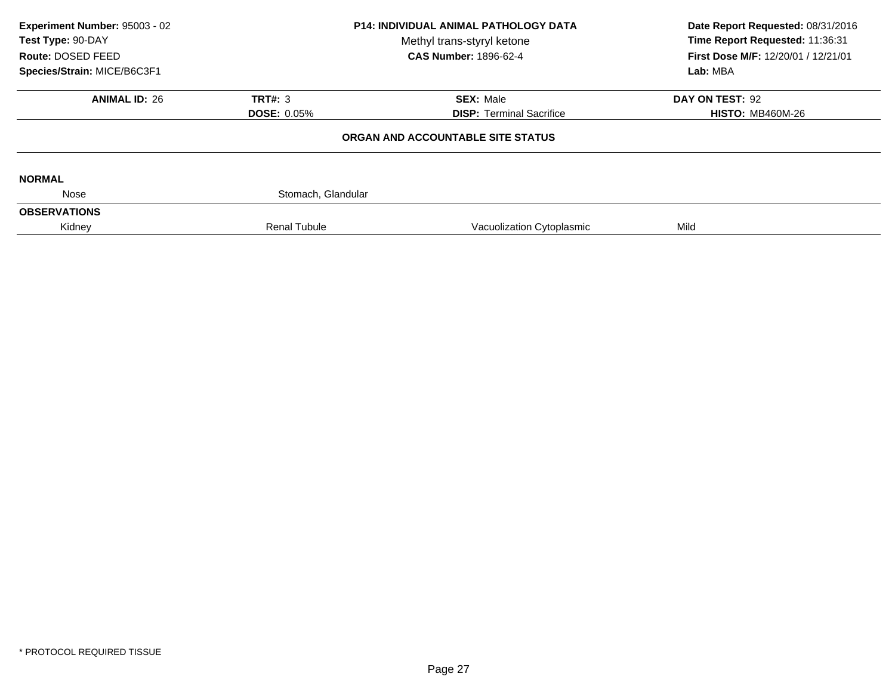**Experiment Number:** 95003 - 02
**Test Type:** 90-DAY
**Route:** DOSED FEED
**Species/Strain:** MICE/B6C3F1

**P14: INDIVIDUAL ANIMAL PATHOLOGY DATA**
Methyl trans-styryl ketone
**CAS Number:** 1896-62-4

**Date Report Requested:** 08/31/2016
**Time Report Requested:** 11:36:31
**First Dose M/F:** 12/20/01 / 12/21/01
**Lab:** MBA

| **ANIMAL ID:** 26 | **TRT#:** 3 | **SEX:** Male | **DAY ON TEST:** 92 |
|---|---|---|---|
| | **DOSE:** 0.05% | **DISP:** Terminal Sacrifice | **HISTO:** MB460M-26 |

**ORGAN AND ACCOUNTABLE SITE STATUS**

**NORMAL**

| | | | |
|---|---|---|---|
| Nose | Stomach, Glandular | | |

**OBSERVATIONS**

| | | | |
|---|---|---|---|
| Kidney | Renal Tubule | Vacuolization Cytoplasmic | Mild |

* PROTOCOL REQUIRED TISSUE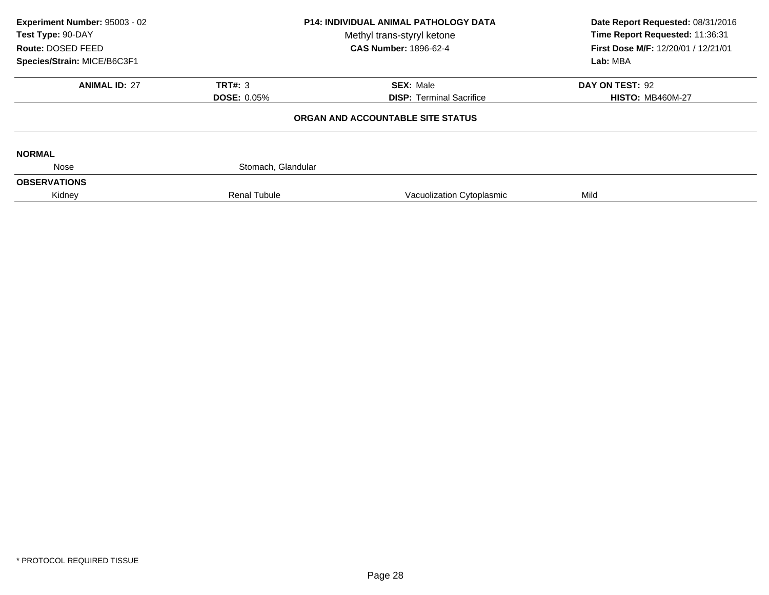**Experiment Number:** 95003 - 02
**Test Type:** 90-DAY
**Route:** DOSED FEED
**Species/Strain:** MICE/B6C3F1

**P14: INDIVIDUAL ANIMAL PATHOLOGY DATA**
Methyl trans-styryl ketone
**CAS Number:** 1896-62-4

**Date Report Requested:** 08/31/2016
**Time Report Requested:** 11:36:31
**First Dose M/F:** 12/20/01 / 12/21/01
**Lab:** MBA

| **ANIMAL ID:** 27 | **TRT#:** 3 | **SEX:** Male | **DAY ON TEST:** 92 |
|---|---|---|---|
| | **DOSE:** 0.05% | **DISP:** Terminal Sacrifice | **HISTO:** MB460M-27 |

**ORGAN AND ACCOUNTABLE SITE STATUS**

**NORMAL**

| | | | |
|---|---|---|---|
| Nose | Stomach, Glandular | | |

**OBSERVATIONS**

| | | | |
|---|---|---|---|
| Kidney | Renal Tubule | Vacuolization Cytoplasmic | Mild |

\* PROTOCOL REQUIRED TISSUE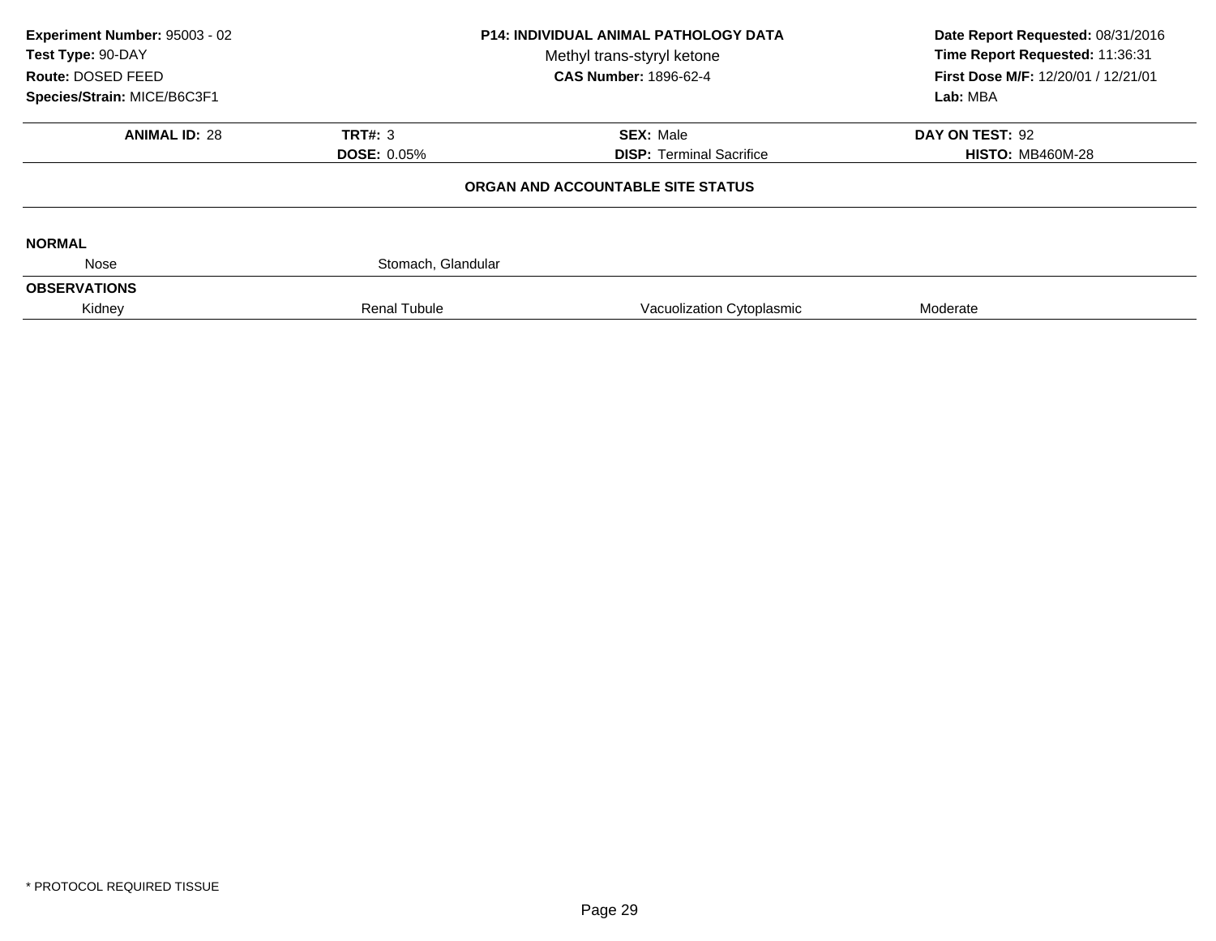**Experiment Number:** 95003 - 02
**Test Type:** 90-DAY
**Route:** DOSED FEED
**Species/Strain:** MICE/B6C3F1

**P14: INDIVIDUAL ANIMAL PATHOLOGY DATA**
Methyl trans-styryl ketone
**CAS Number:** 1896-62-4

**Date Report Requested:** 08/31/2016
**Time Report Requested:** 11:36:31
**First Dose M/F:** 12/20/01 / 12/21/01
**Lab:** MBA

| **ANIMAL ID:** 28 | **TRT#:** 3 | **SEX:** Male | **DAY ON TEST:** 92 |
|---|---|---|---|
| | **DOSE:** 0.05% | **DISP:** Terminal Sacrifice | **HISTO:** MB460M-28 |

**ORGAN AND ACCOUNTABLE SITE STATUS**

**NORMAL**

| Nose | Stomach, Glandular | | |
|---|---|---|---|

**OBSERVATIONS**

| Kidney | Renal Tubule | Vacuolization Cytoplasmic | Moderate |
|---|---|---|---|

* PROTOCOL REQUIRED TISSUE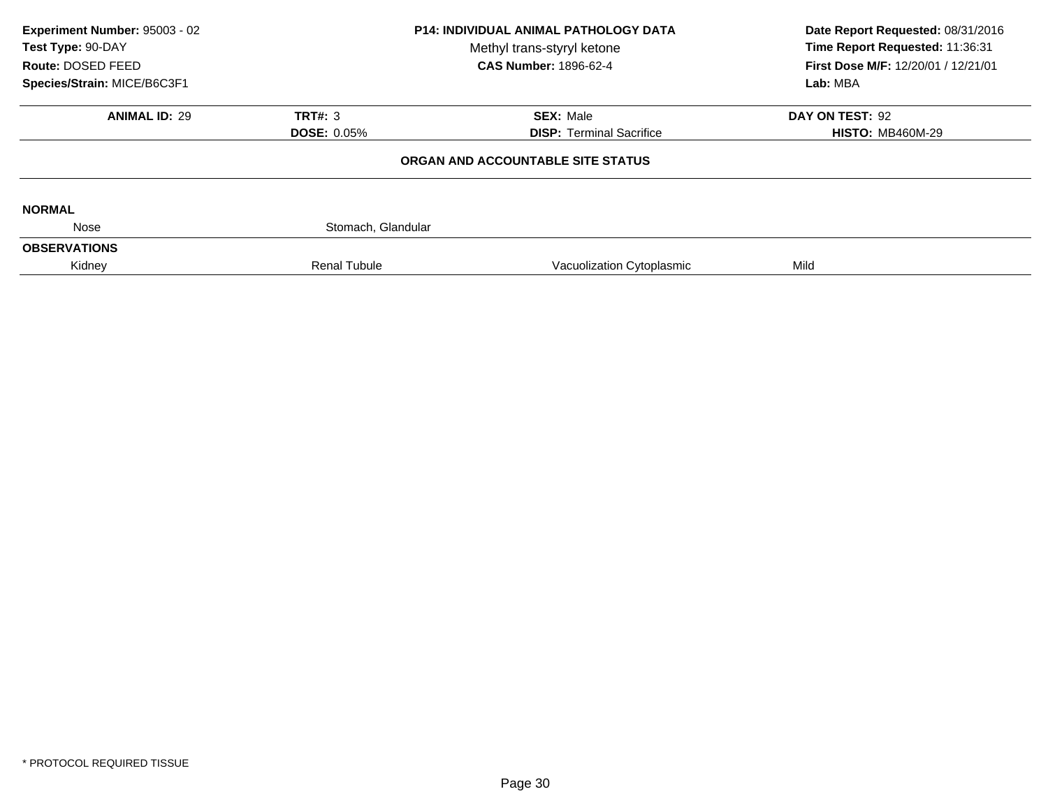**Experiment Number:** 95003 - 02
**Test Type:** 90-DAY
**Route:** DOSED FEED
**Species/Strain:** MICE/B6C3F1

**P14: INDIVIDUAL ANIMAL PATHOLOGY DATA**
Methyl trans-styryl ketone
**CAS Number:** 1896-62-4

**Date Report Requested:** 08/31/2016
**Time Report Requested:** 11:36:31
**First Dose M/F:** 12/20/01 / 12/21/01
**Lab:** MBA

| **ANIMAL ID:** 29 | **TRT#:** 3 | **SEX:** Male | **DAY ON TEST:** 92 |
|---|---|---|---|
| | **DOSE:** 0.05% | **DISP:** Terminal Sacrifice | **HISTO:** MB460M-29 |

**ORGAN AND ACCOUNTABLE SITE STATUS**

**NORMAL**

| | | | |
|---|---|---|---|
| Nose | Stomach, Glandular | | |

**OBSERVATIONS**

| | | | |
|---|---|---|---|
| Kidney | Renal Tubule | Vacuolization Cytoplasmic | Mild |

* PROTOCOL REQUIRED TISSUE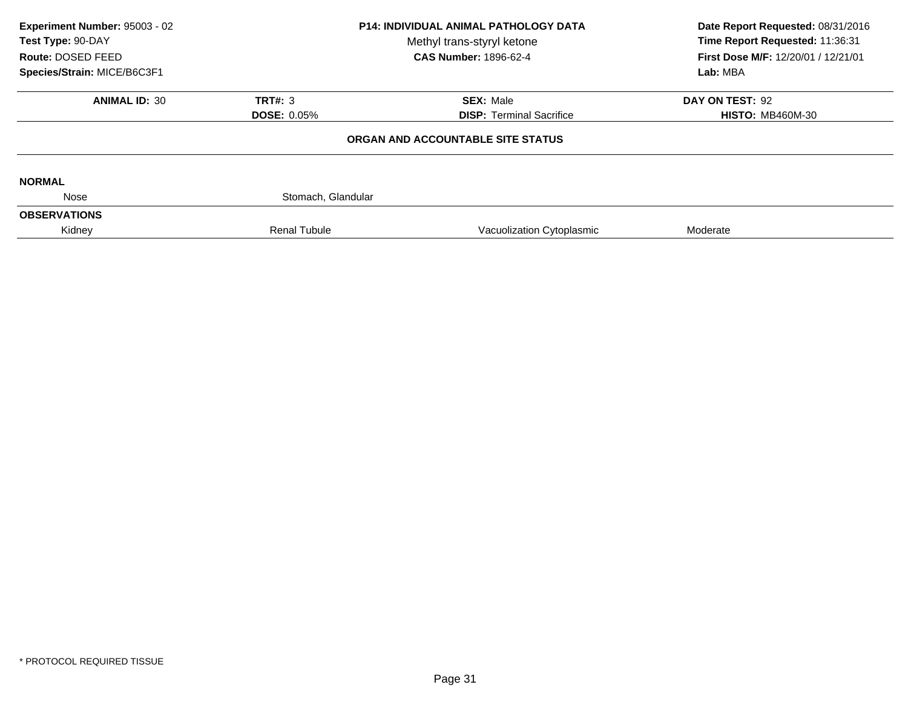**Experiment Number:** 95003 - 02
**Test Type:** 90-DAY
**Route:** DOSED FEED
**Species/Strain:** MICE/B6C3F1

**P14: INDIVIDUAL ANIMAL PATHOLOGY DATA**
Methyl trans-styryl ketone
**CAS Number:** 1896-62-4

**Date Report Requested:** 08/31/2016
**Time Report Requested:** 11:36:31
**First Dose M/F:** 12/20/01 / 12/21/01
**Lab:** MBA

| **ANIMAL ID:** 30 | **TRT#:** 3 | **SEX:** Male | **DAY ON TEST:** 92 |
|---|---|---|---|
| | **DOSE:** 0.05% | **DISP:** Terminal Sacrifice | **HISTO:** MB460M-30 |

**ORGAN AND ACCOUNTABLE SITE STATUS**

**NORMAL**

| | | | |
|---|---|---|---|
| Nose | Stomach, Glandular | | |

**OBSERVATIONS**

| | | | |
|---|---|---|---|
| Kidney | Renal Tubule | Vacuolization Cytoplasmic | Moderate |

* PROTOCOL REQUIRED TISSUE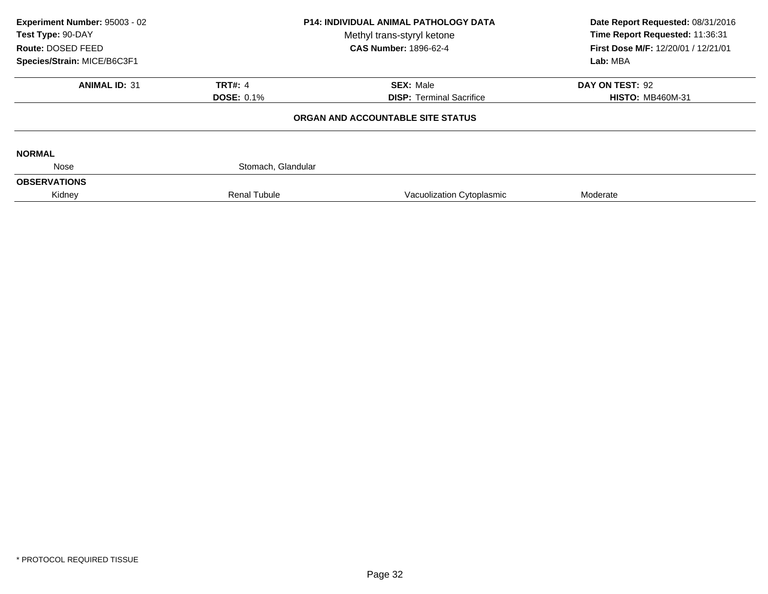**Experiment Number:** 95003 - 02
**Test Type:** 90-DAY
**Route:** DOSED FEED
**Species/Strain:** MICE/B6C3F1

**P14: INDIVIDUAL ANIMAL PATHOLOGY DATA**
Methyl trans-styryl ketone
**CAS Number:** 1896-62-4

**Date Report Requested:** 08/31/2016
**Time Report Requested:** 11:36:31
**First Dose M/F:** 12/20/01 / 12/21/01
**Lab:** MBA

| **ANIMAL ID:** 31 | **TRT#:** 4 | **SEX:** Male | **DAY ON TEST:** 92 |
|---|---|---|---|
| | **DOSE:** 0.1% | **DISP:** Terminal Sacrifice | **HISTO:** MB460M-31 |

**ORGAN AND ACCOUNTABLE SITE STATUS**

**NORMAL**

| Nose | Stomach, Glandular | | |
|---|---|---|---|

**OBSERVATIONS**

| Kidney | Renal Tubule | Vacuolization Cytoplasmic | Moderate |
|---|---|---|---|

\* PROTOCOL REQUIRED TISSUE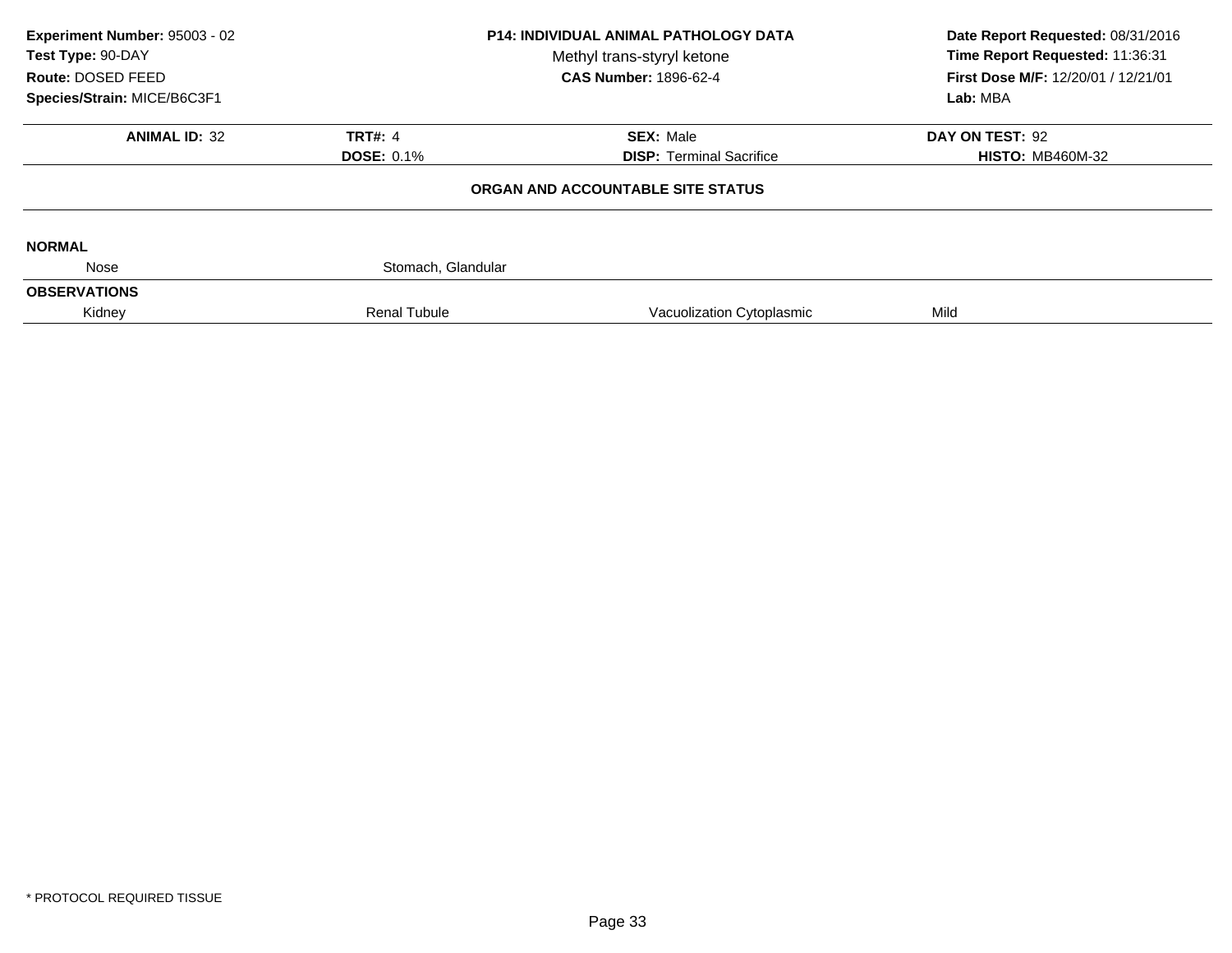**Experiment Number:** 95003 - 02
**Test Type:** 90-DAY
**Route:** DOSED FEED
**Species/Strain:** MICE/B6C3F1

**P14: INDIVIDUAL ANIMAL PATHOLOGY DATA**
Methyl trans-styryl ketone
**CAS Number:** 1896-62-4

**Date Report Requested:** 08/31/2016
**Time Report Requested:** 11:36:31
**First Dose M/F:** 12/20/01 / 12/21/01
**Lab:** MBA

| **ANIMAL ID:** 32 | **TRT#:** 4 | **SEX:** Male | **DAY ON TEST:** 92 |
|---|---|---|---|
| | **DOSE:** 0.1% | **DISP:** Terminal Sacrifice | **HISTO:** MB460M-32 |

**ORGAN AND ACCOUNTABLE SITE STATUS**

**NORMAL**

| | | | |
|---|---|---|---|
| Nose | Stomach, Glandular | | |

**OBSERVATIONS**

| | | | |
|---|---|---|---|
| Kidney | Renal Tubule | Vacuolization Cytoplasmic | Mild |

* PROTOCOL REQUIRED TISSUE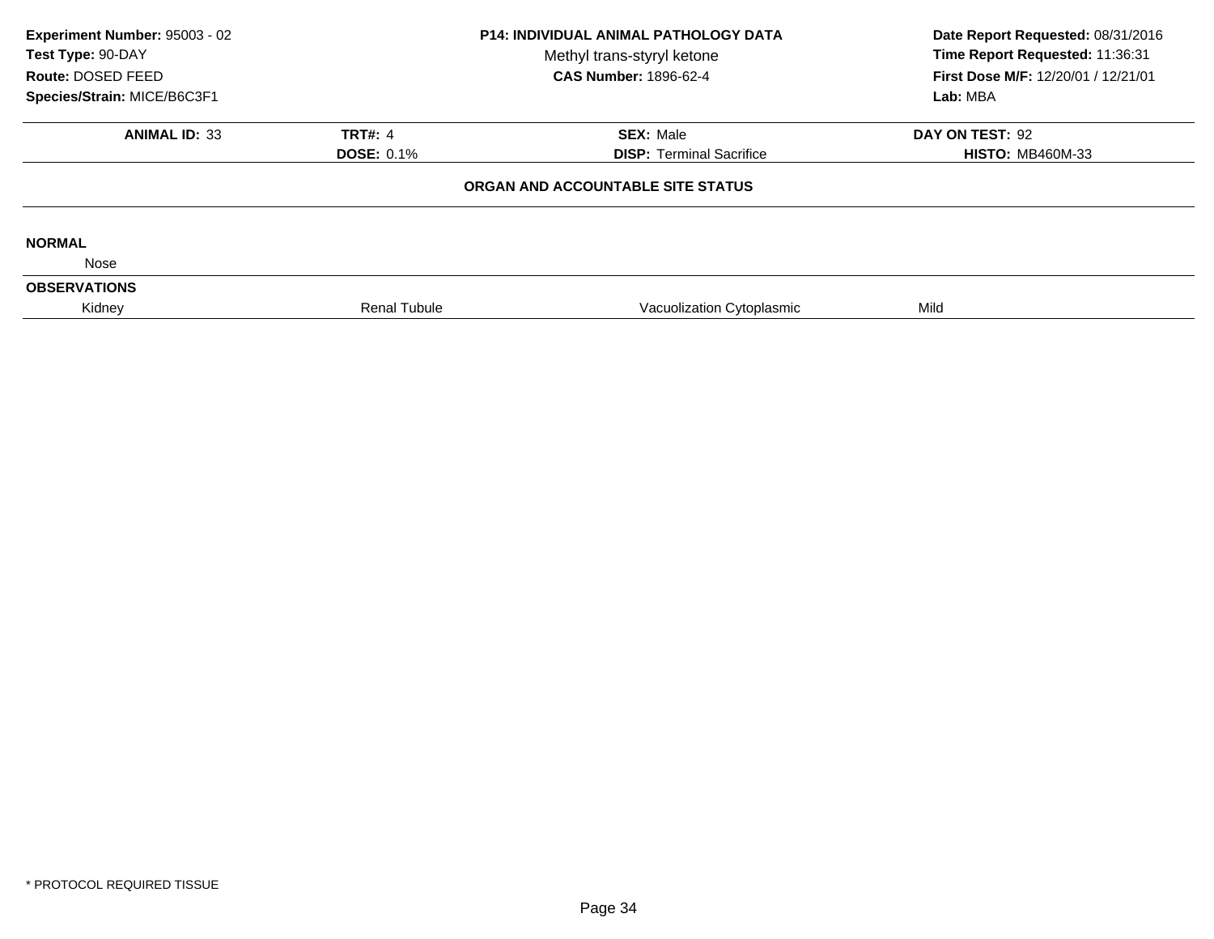| | | | |
|---|---|---|---|
| **Experiment Number:** 95003 - 02 | **P14: INDIVIDUAL ANIMAL PATHOLOGY DATA** | | **Date Report Requested:** 08/31/2016 |
| **Test Type:** 90-DAY | Methyl trans-styryl ketone | | **Time Report Requested:** 11:36:31 |
| **Route:** DOSED FEED | **CAS Number:** 1896-62-4 | | **First Dose M/F:** 12/20/01 / 12/21/01 |
| **Species/Strain:** MICE/B6C3F1 | | | **Lab:** MBA |

| **ANIMAL ID:** 33 | **TRT#:** 4 | **SEX:** Male | **DAY ON TEST:** 92 |
|---|---|---|---|
| | **DOSE:** 0.1% | **DISP:** Terminal Sacrifice | **HISTO:** MB460M-33 |

**ORGAN AND ACCOUNTABLE SITE STATUS**

**NORMAL**

Nose

**OBSERVATIONS**

| Organ | Site | Observation | Severity |
|---|---|---|---|
| Kidney | Renal Tubule | Vacuolization Cytoplasmic | Mild |

* PROTOCOL REQUIRED TISSUE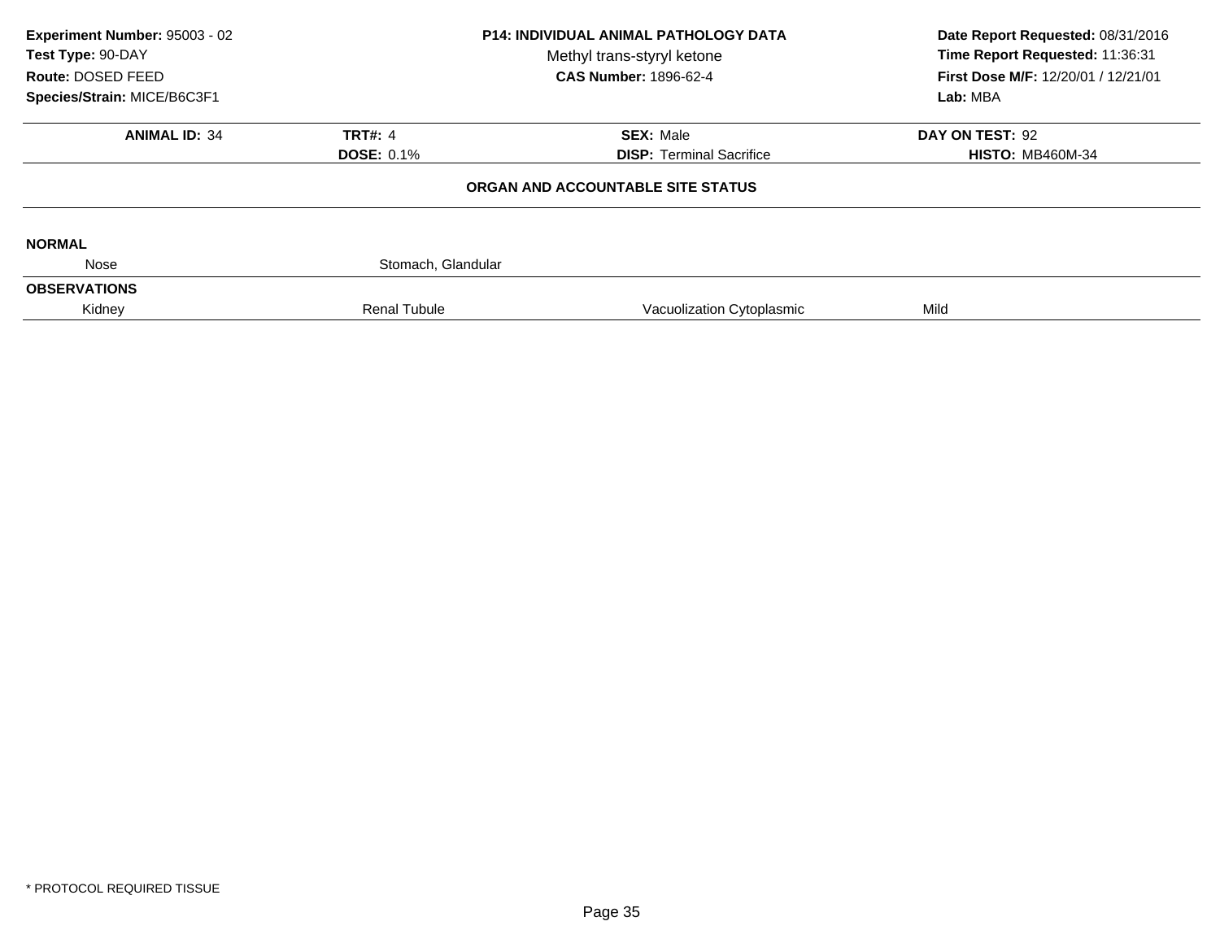**Experiment Number:** 95003 - 02
**Test Type:** 90-DAY
**Route:** DOSED FEED
**Species/Strain:** MICE/B6C3F1

**P14: INDIVIDUAL ANIMAL PATHOLOGY DATA**
Methyl trans-styryl ketone
**CAS Number:** 1896-62-4

**Date Report Requested:** 08/31/2016
**Time Report Requested:** 11:36:31
**First Dose M/F:** 12/20/01 / 12/21/01
**Lab:** MBA

| **ANIMAL ID:** 34 | **TRT#:** 4 | **SEX:** Male | **DAY ON TEST:** 92 |
|---|---|---|---|
| | **DOSE:** 0.1% | **DISP:** Terminal Sacrifice | **HISTO:** MB460M-34 |

**ORGAN AND ACCOUNTABLE SITE STATUS**

**NORMAL**

| | | | |
|---|---|---|---|
| Nose | Stomach, Glandular | | |

**OBSERVATIONS**

| | | | |
|---|---|---|---|
| Kidney | Renal Tubule | Vacuolization Cytoplasmic | Mild |

* PROTOCOL REQUIRED TISSUE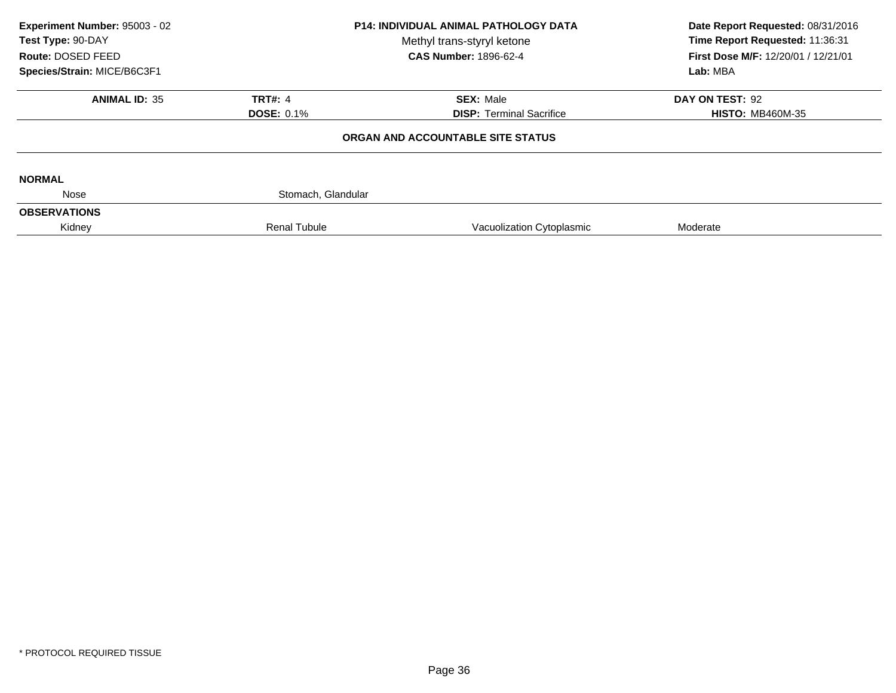**Experiment Number:** 95003 - 02
**Test Type:** 90-DAY
**Route:** DOSED FEED
**Species/Strain:** MICE/B6C3F1

**P14: INDIVIDUAL ANIMAL PATHOLOGY DATA**
Methyl trans-styryl ketone
**CAS Number:** 1896-62-4

**Date Report Requested:** 08/31/2016
**Time Report Requested:** 11:36:31
**First Dose M/F:** 12/20/01 / 12/21/01
**Lab:** MBA

| **ANIMAL ID:** 35 | **TRT#:** 4 | **SEX:** Male | **DAY ON TEST:** 92 |
|---|---|---|---|
| | **DOSE:** 0.1% | **DISP:** Terminal Sacrifice | **HISTO:** MB460M-35 |

**ORGAN AND ACCOUNTABLE SITE STATUS**

**NORMAL**

| Nose | Stomach, Glandular | | |
|---|---|---|---|

**OBSERVATIONS**

| Kidney | Renal Tubule | Vacuolization Cytoplasmic | Moderate |
|---|---|---|---|

* PROTOCOL REQUIRED TISSUE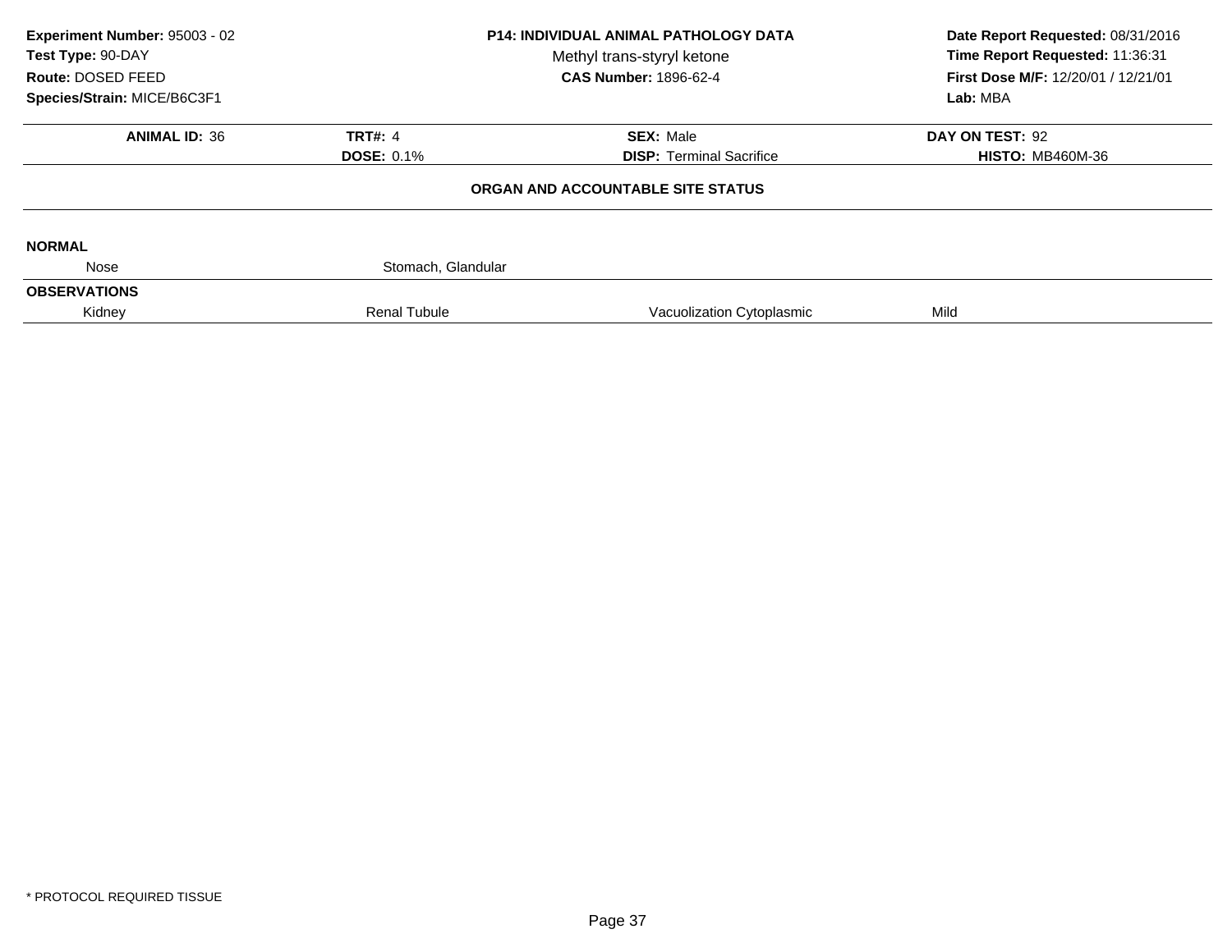**Experiment Number:** 95003 - 02
**Test Type:** 90-DAY
**Route:** DOSED FEED
**Species/Strain:** MICE/B6C3F1

**P14: INDIVIDUAL ANIMAL PATHOLOGY DATA**
Methyl trans-styryl ketone
**CAS Number:** 1896-62-4

**Date Report Requested:** 08/31/2016
**Time Report Requested:** 11:36:31
**First Dose M/F:** 12/20/01 / 12/21/01
**Lab:** MBA

| **ANIMAL ID:** 36 | **TRT#:** 4 | **SEX:** Male | **DAY ON TEST:** 92 |
|---|---|---|---|
| | **DOSE:** 0.1% | **DISP:** Terminal Sacrifice | **HISTO:** MB460M-36 |

**ORGAN AND ACCOUNTABLE SITE STATUS**

**NORMAL**

| Nose | Stomach, Glandular | | |
|---|---|---|---|

**OBSERVATIONS**

| Kidney | Renal Tubule | Vacuolization Cytoplasmic | Mild |
|---|---|---|---|

* PROTOCOL REQUIRED TISSUE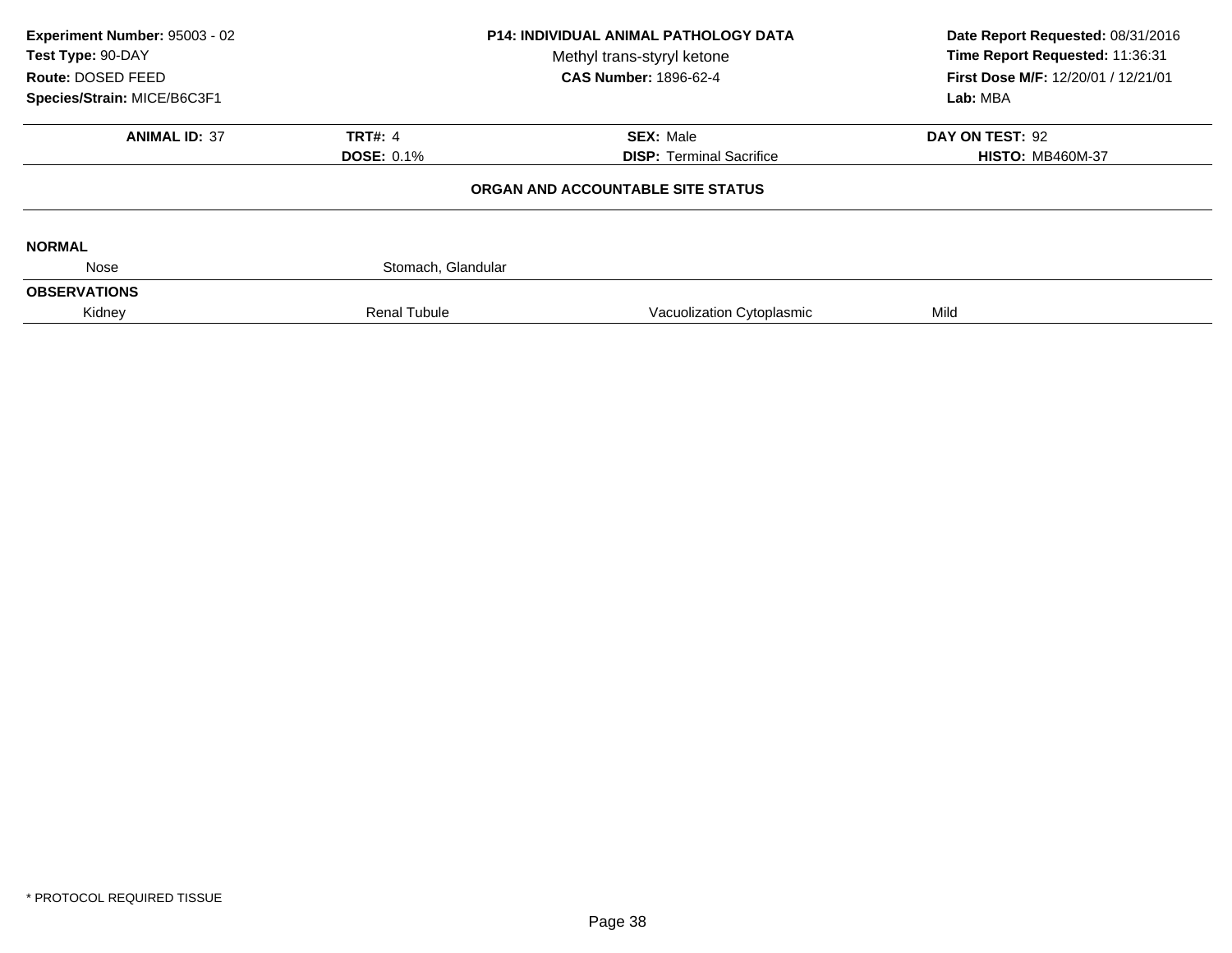**Experiment Number:** 95003 - 02
**Test Type:** 90-DAY
**Route:** DOSED FEED
**Species/Strain:** MICE/B6C3F1

**P14: INDIVIDUAL ANIMAL PATHOLOGY DATA**
Methyl trans-styryl ketone
**CAS Number:** 1896-62-4

**Date Report Requested:** 08/31/2016
**Time Report Requested:** 11:36:31
**First Dose M/F:** 12/20/01 / 12/21/01
**Lab:** MBA

| **ANIMAL ID:** 37 | **TRT#:** 4 | **SEX:** Male | **DAY ON TEST:** 92 |
|---|---|---|---|
| | **DOSE:** 0.1% | **DISP:** Terminal Sacrifice | **HISTO:** MB460M-37 |

**ORGAN AND ACCOUNTABLE SITE STATUS**

**NORMAL**

| Nose | Stomach, Glandular | | |
|---|---|---|---|

**OBSERVATIONS**

| Kidney | Renal Tubule | Vacuolization Cytoplasmic | Mild |
|---|---|---|---|

* PROTOCOL REQUIRED TISSUE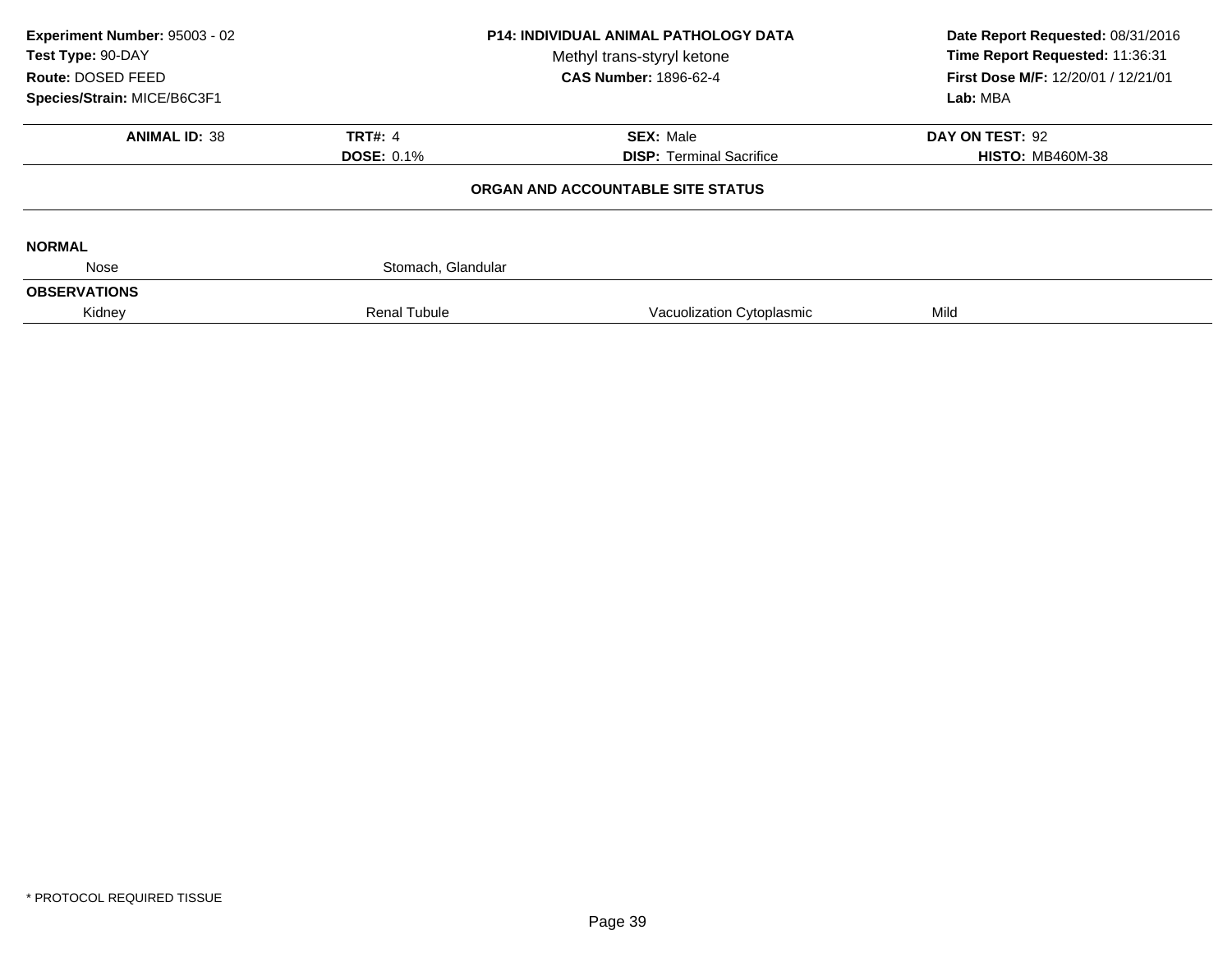**Experiment Number:** 95003 - 02
**Test Type:** 90-DAY
**Route:** DOSED FEED
**Species/Strain:** MICE/B6C3F1

**P14: INDIVIDUAL ANIMAL PATHOLOGY DATA**
Methyl trans-styryl ketone
**CAS Number:** 1896-62-4

**Date Report Requested:** 08/31/2016
**Time Report Requested:** 11:36:31
**First Dose M/F:** 12/20/01 / 12/21/01
**Lab:** MBA

| **ANIMAL ID:** 38 | **TRT#:** 4 | **SEX:** Male | **DAY ON TEST:** 92 |
|---|---|---|---|
| | **DOSE:** 0.1% | **DISP:** Terminal Sacrifice | **HISTO:** MB460M-38 |

**ORGAN AND ACCOUNTABLE SITE STATUS**

**NORMAL**

| Nose | Stomach, Glandular | | |
|---|---|---|---|

**OBSERVATIONS**

| Kidney | Renal Tubule | Vacuolization Cytoplasmic | Mild |
|---|---|---|---|

* PROTOCOL REQUIRED TISSUE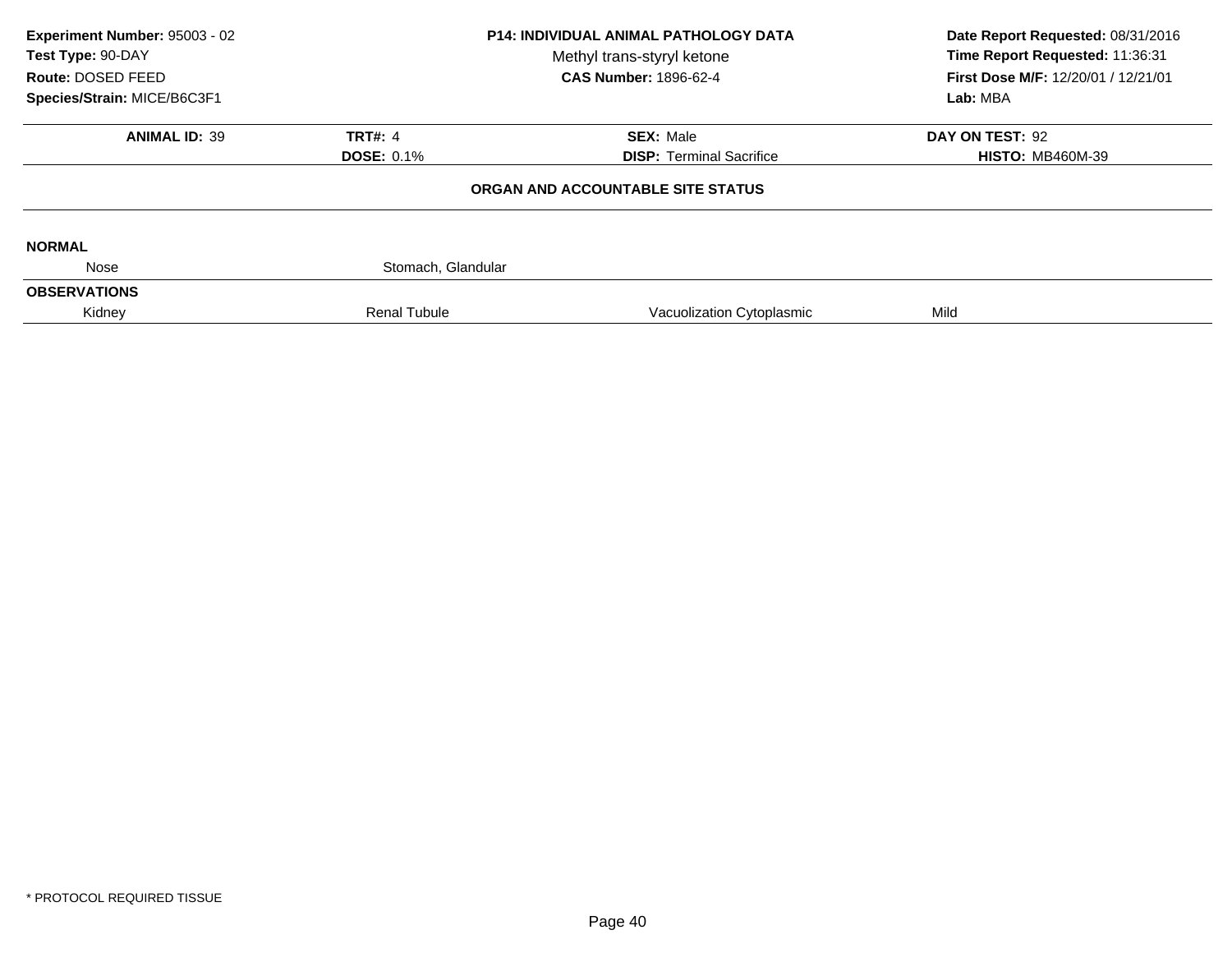**Experiment Number:** 95003 - 02
**Test Type:** 90-DAY
**Route:** DOSED FEED
**Species/Strain:** MICE/B6C3F1

**P14: INDIVIDUAL ANIMAL PATHOLOGY DATA**
Methyl trans-styryl ketone
**CAS Number:** 1896-62-4

**Date Report Requested:** 08/31/2016
**Time Report Requested:** 11:36:31
**First Dose M/F:** 12/20/01 / 12/21/01
**Lab:** MBA

| **ANIMAL ID:** 39 | **TRT#:** 4 | **SEX:** Male | **DAY ON TEST:** 92 |
|---|---|---|---|
| | **DOSE:** 0.1% | **DISP:** Terminal Sacrifice | **HISTO:** MB460M-39 |

**ORGAN AND ACCOUNTABLE SITE STATUS**

**NORMAL**

| Nose | Stomach, Glandular | | |
|---|---|---|---|

**OBSERVATIONS**

| Kidney | Renal Tubule | Vacuolization Cytoplasmic | Mild |
|---|---|---|---|

* PROTOCOL REQUIRED TISSUE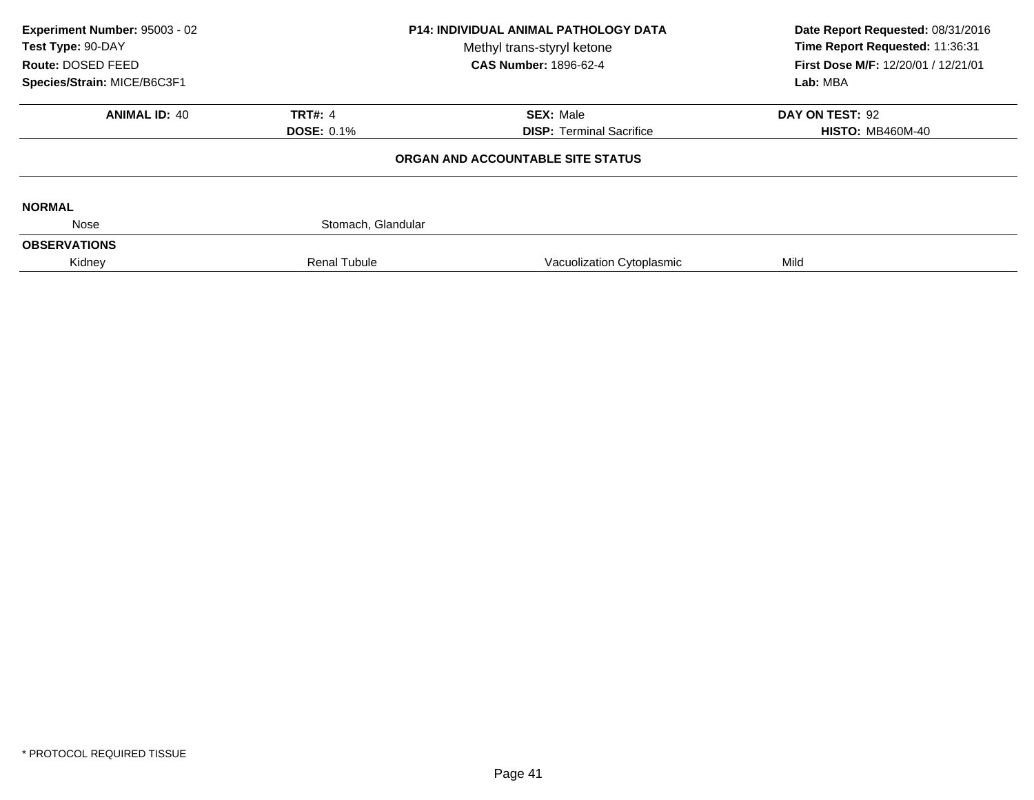**Experiment Number:** 95003 - 02
**Test Type:** 90-DAY
**Route:** DOSED FEED
**Species/Strain:** MICE/B6C3F1

**P14: INDIVIDUAL ANIMAL PATHOLOGY DATA**
Methyl trans-styryl ketone
**CAS Number:** 1896-62-4

**Date Report Requested:** 08/31/2016
**Time Report Requested:** 11:36:31
**First Dose M/F:** 12/20/01 / 12/21/01
**Lab:** MBA

| **ANIMAL ID:** 40 | **TRT#:** 4 | **SEX:** Male | **DAY ON TEST:** 92 |
|---|---|---|---|
| | **DOSE:** 0.1% | **DISP:** Terminal Sacrifice | **HISTO:** MB460M-40 |

### ORGAN AND ACCOUNTABLE SITE STATUS

**NORMAL**

| | | | |
|---|---|---|---|
| Nose | Stomach, Glandular | | |

**OBSERVATIONS**

| | | | |
|---|---|---|---|
| Kidney | Renal Tubule | Vacuolization Cytoplasmic | Mild |

* PROTOCOL REQUIRED TISSUE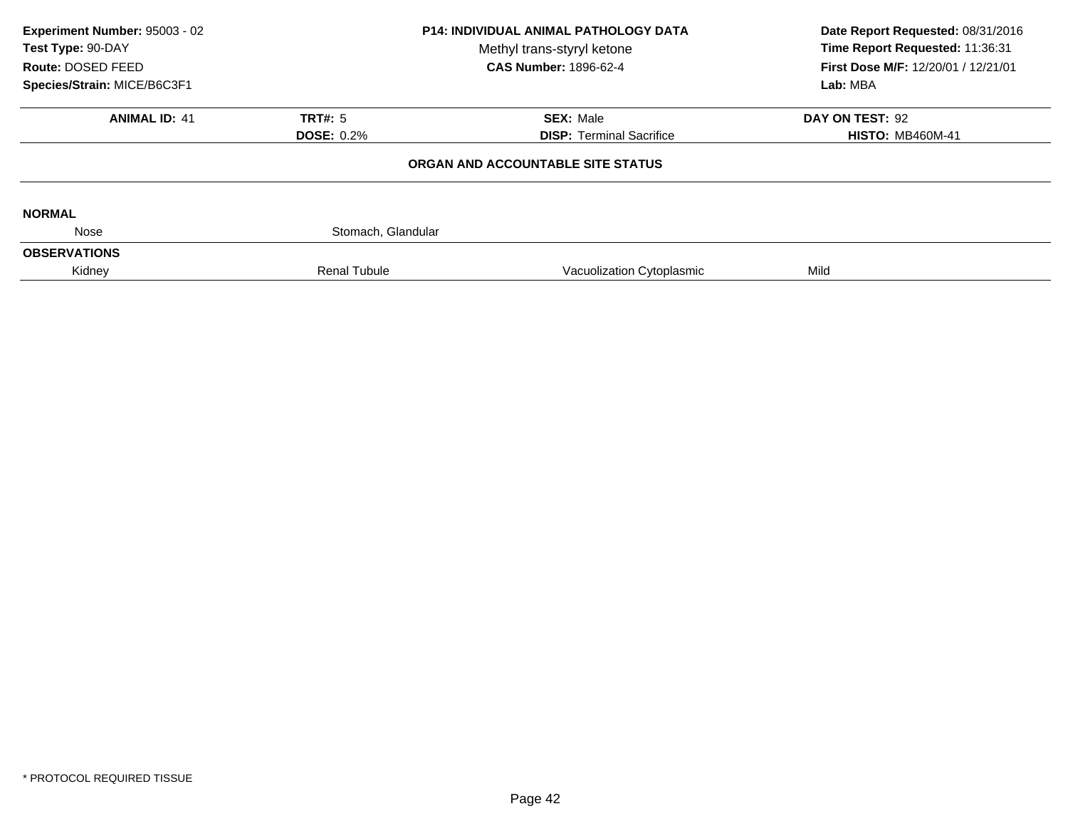**Experiment Number:** 95003 - 02
**Test Type:** 90-DAY
**Route:** DOSED FEED
**Species/Strain:** MICE/B6C3F1

**P14: INDIVIDUAL ANIMAL PATHOLOGY DATA**
Methyl trans-styryl ketone
**CAS Number:** 1896-62-4

**Date Report Requested:** 08/31/2016
**Time Report Requested:** 11:36:31
**First Dose M/F:** 12/20/01 / 12/21/01
**Lab:** MBA

| **ANIMAL ID:** 41 | **TRT#:** 5 | **SEX:** Male | **DAY ON TEST:** 92 |
|---|---|---|---|
| | **DOSE:** 0.2% | **DISP:** Terminal Sacrifice | **HISTO:** MB460M-41 |

**ORGAN AND ACCOUNTABLE SITE STATUS**

| **NORMAL** | | | |
|---|---|---|---|
| Nose | Stomach, Glandular | | |
| **OBSERVATIONS** | | | |
| Kidney | Renal Tubule | Vacuolization Cytoplasmic | Mild |

* PROTOCOL REQUIRED TISSUE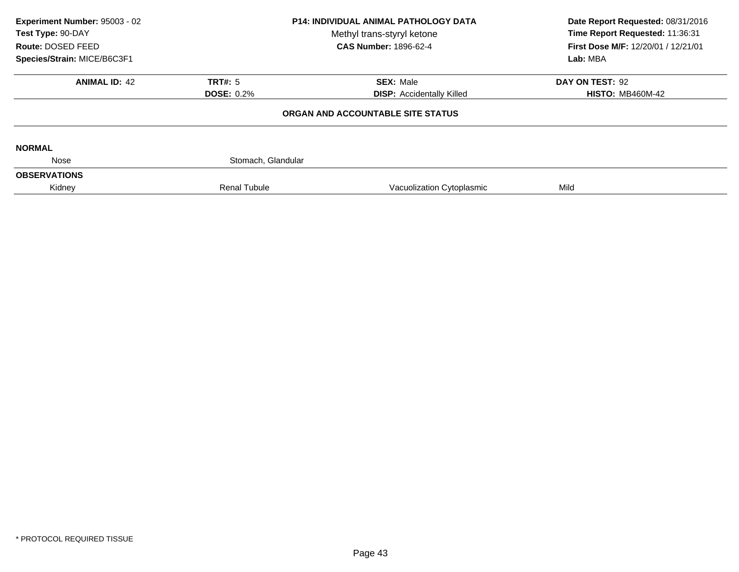**Experiment Number:** 95003 - 02
**Test Type:** 90-DAY
**Route:** DOSED FEED
**Species/Strain:** MICE/B6C3F1

**P14: INDIVIDUAL ANIMAL PATHOLOGY DATA**
Methyl trans-styryl ketone
**CAS Number:** 1896-62-4

**Date Report Requested:** 08/31/2016
**Time Report Requested:** 11:36:31
**First Dose M/F:** 12/20/01 / 12/21/01
**Lab:** MBA

| **ANIMAL ID:** 42 | **TRT#:** 5 | **SEX:** Male | **DAY ON TEST:** 92 |
|---|---|---|---|
| | **DOSE:** 0.2% | **DISP:** Accidentally Killed | **HISTO:** MB460M-42 |

**ORGAN AND ACCOUNTABLE SITE STATUS**

**NORMAL**

| Nose | Stomach, Glandular | | |
|---|---|---|---|

**OBSERVATIONS**

| Kidney | Renal Tubule | Vacuolization Cytoplasmic | Mild |
|---|---|---|---|

* PROTOCOL REQUIRED TISSUE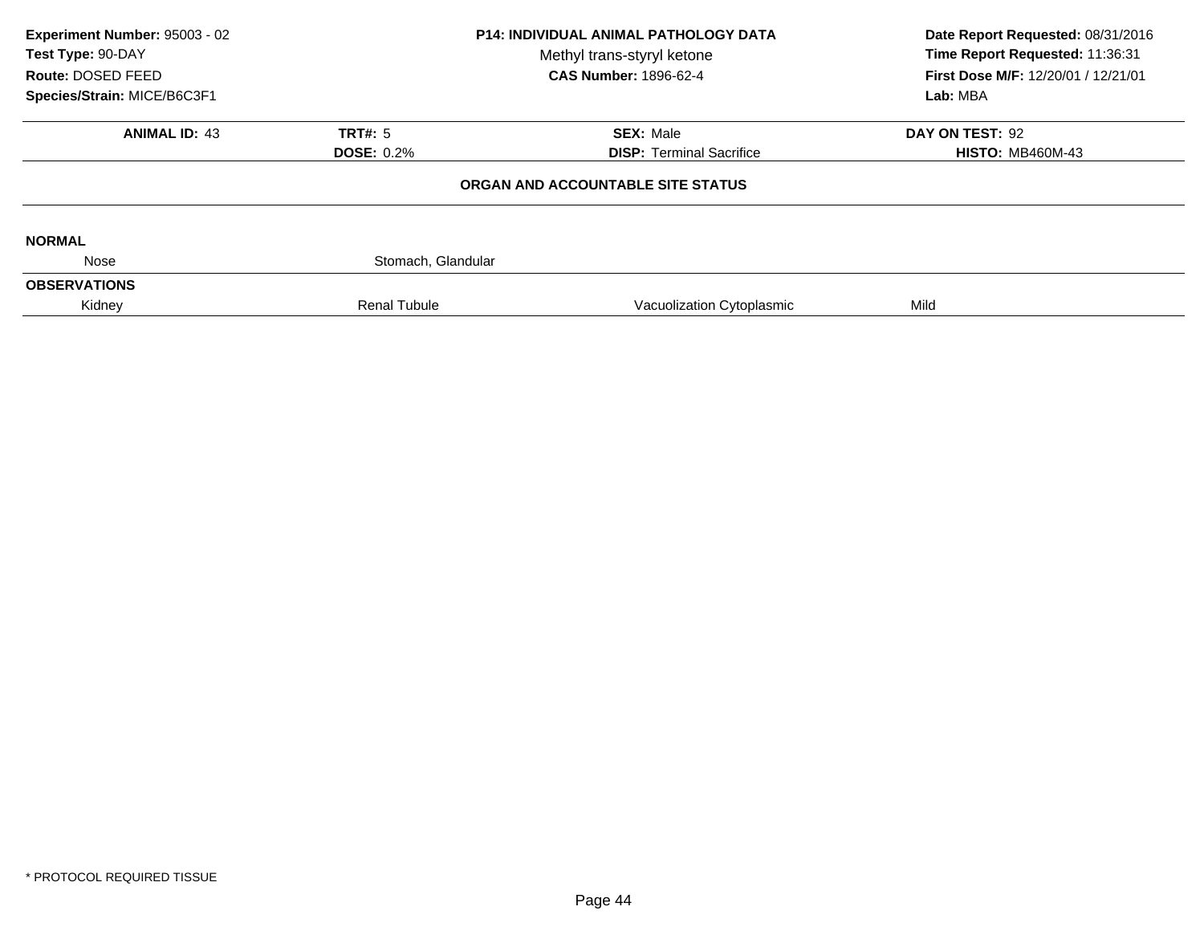**Experiment Number:** 95003 - 02
**Test Type:** 90-DAY
**Route:** DOSED FEED
**Species/Strain:** MICE/B6C3F1

**P14: INDIVIDUAL ANIMAL PATHOLOGY DATA**
Methyl trans-styryl ketone
**CAS Number:** 1896-62-4

**Date Report Requested:** 08/31/2016
**Time Report Requested:** 11:36:31
**First Dose M/F:** 12/20/01 / 12/21/01
**Lab:** MBA

| **ANIMAL ID:** 43 | **TRT#:** 5 | **SEX:** Male | **DAY ON TEST:** 92 |
|---|---|---|---|
| | **DOSE:** 0.2% | **DISP:** Terminal Sacrifice | **HISTO:** MB460M-43 |

**ORGAN AND ACCOUNTABLE SITE STATUS**

**NORMAL**

| Nose | Stomach, Glandular | | |
|---|---|---|---|

**OBSERVATIONS**

| Kidney | Renal Tubule | Vacuolization Cytoplasmic | Mild |
|---|---|---|---|

* PROTOCOL REQUIRED TISSUE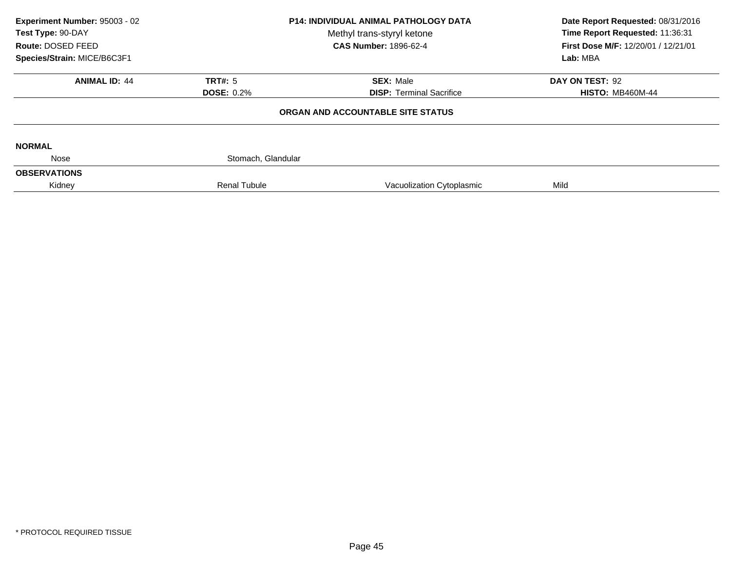**Experiment Number:** 95003 - 02
**Test Type:** 90-DAY
**Route:** DOSED FEED
**Species/Strain:** MICE/B6C3F1

**P14: INDIVIDUAL ANIMAL PATHOLOGY DATA**
Methyl trans-styryl ketone
**CAS Number:** 1896-62-4

**Date Report Requested:** 08/31/2016
**Time Report Requested:** 11:36:31
**First Dose M/F:** 12/20/01 / 12/21/01
**Lab:** MBA

| **ANIMAL ID:** 44 | **TRT#:** 5 | **SEX:** Male | **DAY ON TEST:** 92 |
|---|---|---|---|
| | **DOSE:** 0.2% | **DISP:** Terminal Sacrifice | **HISTO:** MB460M-44 |

### ORGAN AND ACCOUNTABLE SITE STATUS

**NORMAL**

| Nose | Stomach, Glandular | | |
|---|---|---|---|

**OBSERVATIONS**

| Kidney | Renal Tubule | Vacuolization Cytoplasmic | Mild |
|---|---|---|---|

* PROTOCOL REQUIRED TISSUE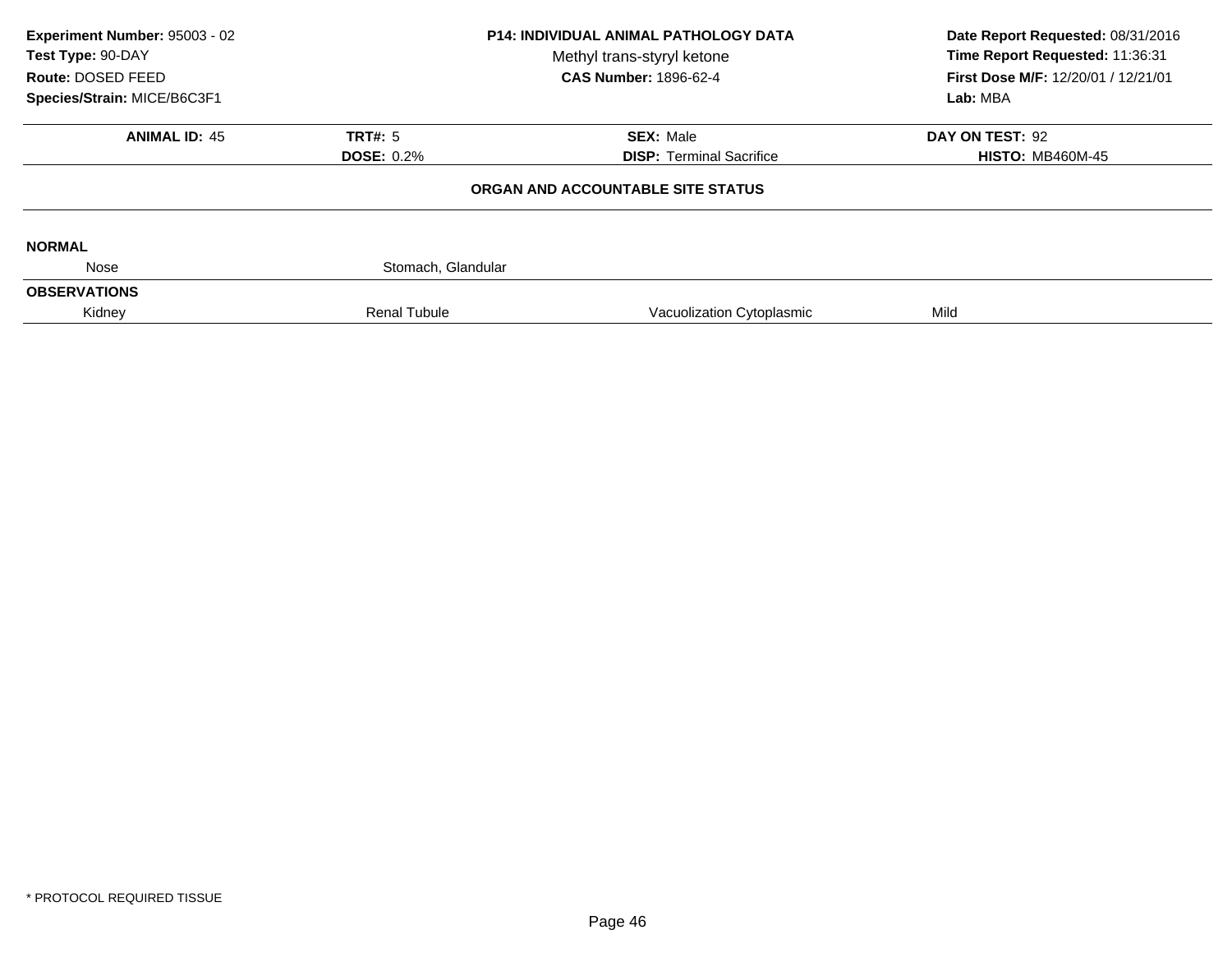**Experiment Number:** 95003 - 02
**Test Type:** 90-DAY
**Route:** DOSED FEED
**Species/Strain:** MICE/B6C3F1

**P14: INDIVIDUAL ANIMAL PATHOLOGY DATA**
Methyl trans-styryl ketone
**CAS Number:** 1896-62-4

**Date Report Requested:** 08/31/2016
**Time Report Requested:** 11:36:31
**First Dose M/F:** 12/20/01 / 12/21/01
**Lab:** MBA

| **ANIMAL ID:** 45 | **TRT#:** 5 | **SEX:** Male | **DAY ON TEST:** 92 |
|---|---|---|---|
| | **DOSE:** 0.2% | **DISP:** Terminal Sacrifice | **HISTO:** MB460M-45 |

**ORGAN AND ACCOUNTABLE SITE STATUS**

**NORMAL**

| | | | |
|---|---|---|---|
| Nose | Stomach, Glandular | | |

**OBSERVATIONS**

| | | | |
|---|---|---|---|
| Kidney | Renal Tubule | Vacuolization Cytoplasmic | Mild |

* PROTOCOL REQUIRED TISSUE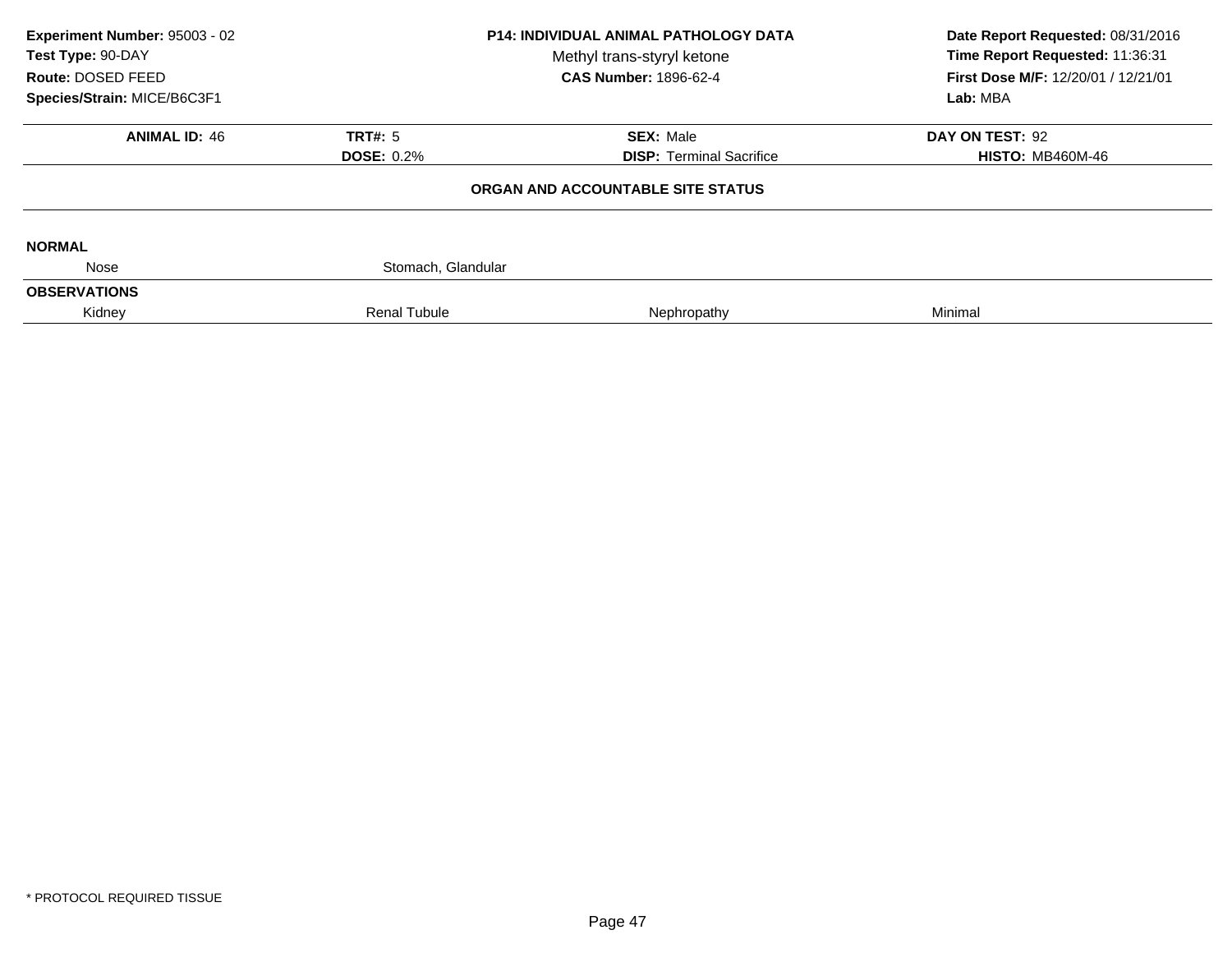**Experiment Number:** 95003 - 02
**Test Type:** 90-DAY
**Route:** DOSED FEED
**Species/Strain:** MICE/B6C3F1

**P14: INDIVIDUAL ANIMAL PATHOLOGY DATA**
Methyl trans-styryl ketone
**CAS Number:** 1896-62-4

**Date Report Requested:** 08/31/2016
**Time Report Requested:** 11:36:31
**First Dose M/F:** 12/20/01 / 12/21/01
**Lab:** MBA

| **ANIMAL ID:** 46 | **TRT#:** 5 | **SEX:** Male | **DAY ON TEST:** 92 |
|---|---|---|---|
| | **DOSE:** 0.2% | **DISP:** Terminal Sacrifice | **HISTO:** MB460M-46 |

**ORGAN AND ACCOUNTABLE SITE STATUS**

**NORMAL**

| | | | |
|---|---|---|---|
| Nose | Stomach, Glandular | | |

**OBSERVATIONS**

| | | | |
|---|---|---|---|
| Kidney | Renal Tubule | Nephropathy | Minimal |

* PROTOCOL REQUIRED TISSUE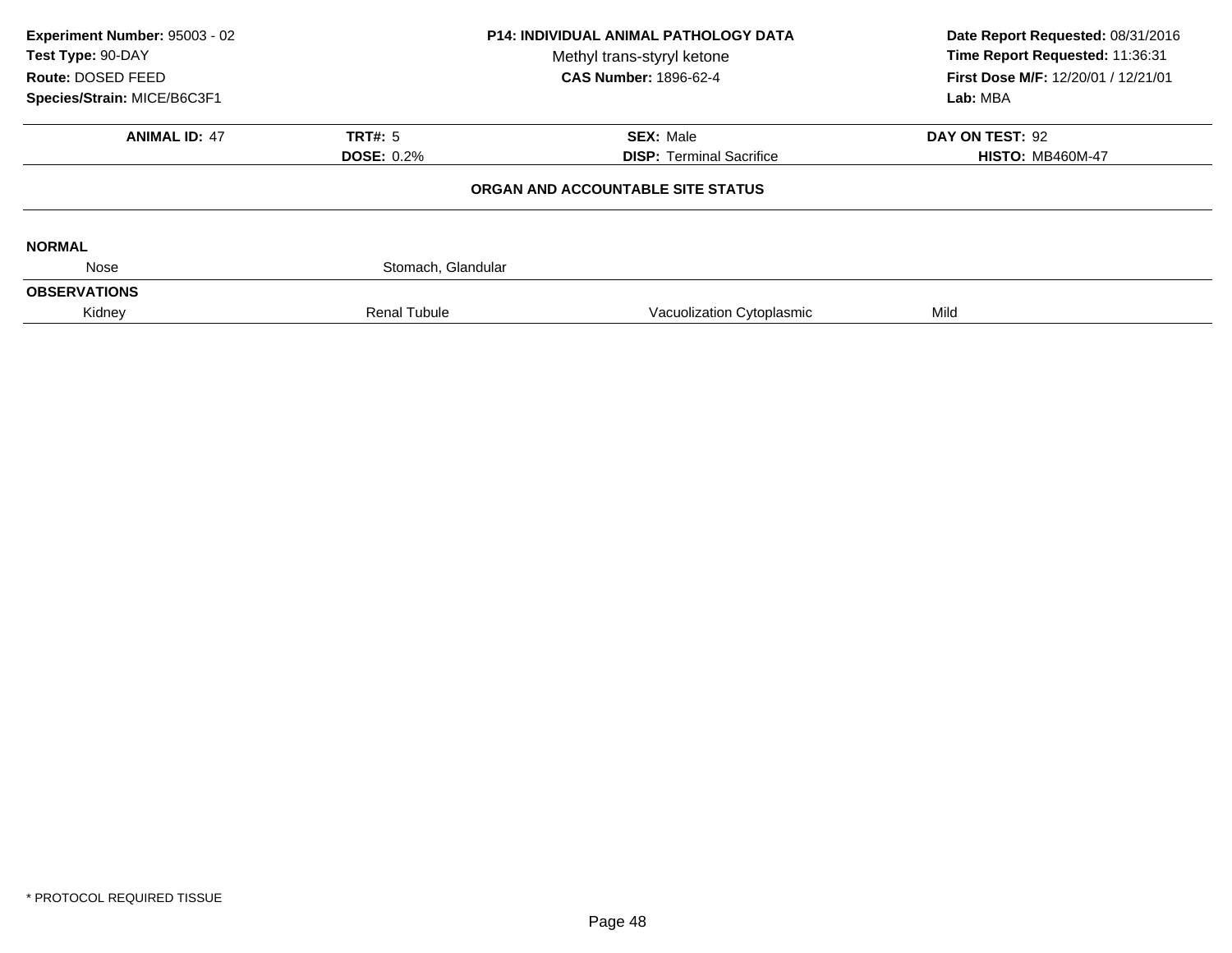**Experiment Number:** 95003 - 02
**Test Type:** 90-DAY
**Route:** DOSED FEED
**Species/Strain:** MICE/B6C3F1

**P14: INDIVIDUAL ANIMAL PATHOLOGY DATA**
Methyl trans-styryl ketone
**CAS Number:** 1896-62-4

**Date Report Requested:** 08/31/2016
**Time Report Requested:** 11:36:31
**First Dose M/F:** 12/20/01 / 12/21/01
**Lab:** MBA

| **ANIMAL ID:** 47 | **TRT#:** 5 | **SEX:** Male | **DAY ON TEST:** 92 |
|---|---|---|---|
| | **DOSE:** 0.2% | **DISP:** Terminal Sacrifice | **HISTO:** MB460M-47 |

### ORGAN AND ACCOUNTABLE SITE STATUS

**NORMAL**

| Nose | Stomach, Glandular | | |
|---|---|---|---|

**OBSERVATIONS**

| Kidney | Renal Tubule | Vacuolization Cytoplasmic | Mild |
|---|---|---|---|

\* PROTOCOL REQUIRED TISSUE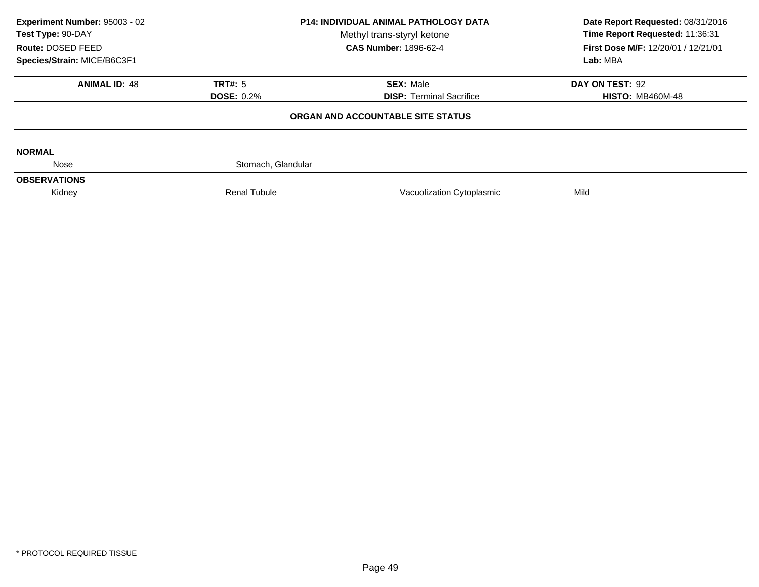**Experiment Number:** 95003 - 02
**Test Type:** 90-DAY
**Route:** DOSED FEED
**Species/Strain:** MICE/B6C3F1

**P14: INDIVIDUAL ANIMAL PATHOLOGY DATA**
Methyl trans-styryl ketone
**CAS Number:** 1896-62-4

**Date Report Requested:** 08/31/2016
**Time Report Requested:** 11:36:31
**First Dose M/F:** 12/20/01 / 12/21/01
**Lab:** MBA

| **ANIMAL ID:** 48 | **TRT#:** 5 | **SEX:** Male | **DAY ON TEST:** 92 |
|---|---|---|---|
| | **DOSE:** 0.2% | **DISP:** Terminal Sacrifice | **HISTO:** MB460M-48 |

**ORGAN AND ACCOUNTABLE SITE STATUS**

**NORMAL**

| Nose | Stomach, Glandular | | |
|---|---|---|---|

**OBSERVATIONS**

| Kidney | Renal Tubule | Vacuolization Cytoplasmic | Mild |
|---|---|---|---|

* PROTOCOL REQUIRED TISSUE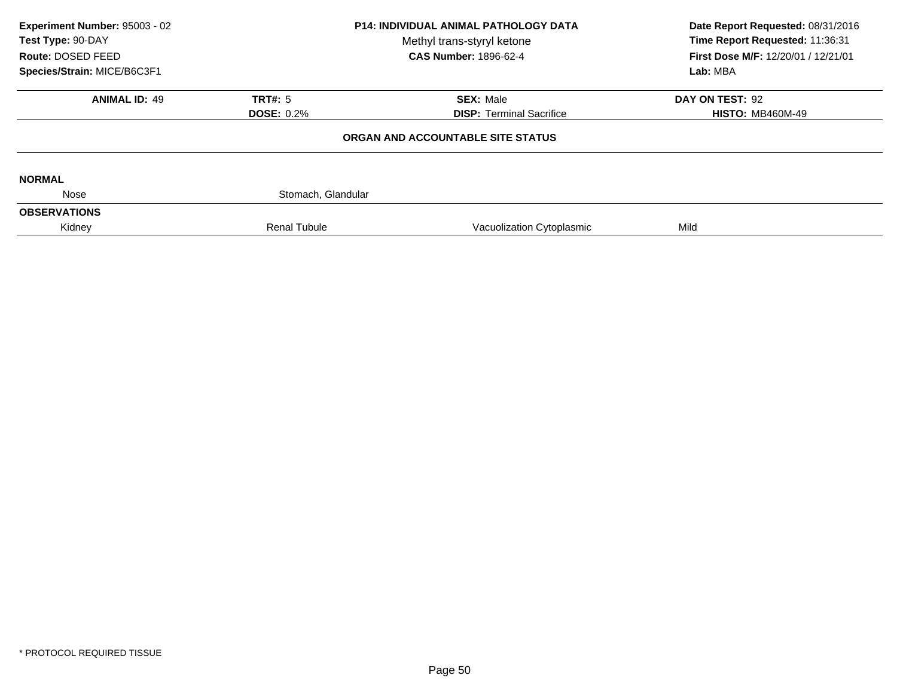**Experiment Number:** 95003 - 02
**Test Type:** 90-DAY
**Route:** DOSED FEED
**Species/Strain:** MICE/B6C3F1

**P14: INDIVIDUAL ANIMAL PATHOLOGY DATA**
Methyl trans-styryl ketone
**CAS Number:** 1896-62-4

**Date Report Requested:** 08/31/2016
**Time Report Requested:** 11:36:31
**First Dose M/F:** 12/20/01 / 12/21/01
**Lab:** MBA

| **ANIMAL ID:** 49 | **TRT#:** 5 | **SEX:** Male | **DAY ON TEST:** 92 |
|---|---|---|---|
| | **DOSE:** 0.2% | **DISP:** Terminal Sacrifice | **HISTO:** MB460M-49 |

**ORGAN AND ACCOUNTABLE SITE STATUS**

**NORMAL**

| Nose | Stomach, Glandular | | |
|---|---|---|---|

**OBSERVATIONS**

| Kidney | Renal Tubule | Vacuolization Cytoplasmic | Mild |
|---|---|---|---|

* PROTOCOL REQUIRED TISSUE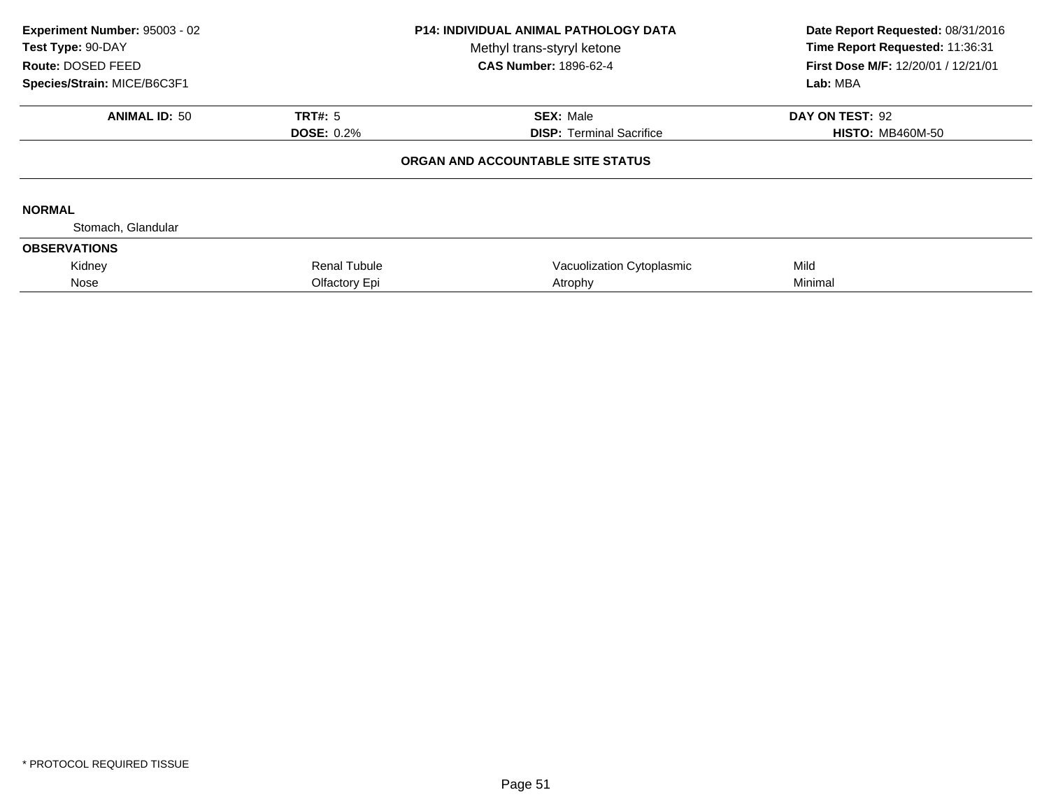**Experiment Number:** 95003 - 02
**Test Type:** 90-DAY
**Route:** DOSED FEED
**Species/Strain:** MICE/B6C3F1

**P14: INDIVIDUAL ANIMAL PATHOLOGY DATA**
Methyl trans-styryl ketone
**CAS Number:** 1896-62-4

**Date Report Requested:** 08/31/2016
**Time Report Requested:** 11:36:31
**First Dose M/F:** 12/20/01 / 12/21/01
**Lab:** MBA

| **ANIMAL ID:** 50 | **TRT#:** 5 | **SEX:** Male | **DAY ON TEST:** 92 |
|---|---|---|---|
| | **DOSE:** 0.2% | **DISP:** Terminal Sacrifice | **HISTO:** MB460M-50 |

**ORGAN AND ACCOUNTABLE SITE STATUS**

**NORMAL**

Stomach, Glandular

**OBSERVATIONS**

| | | | |
|---|---|---|---|
| Kidney | Renal Tubule | Vacuolization Cytoplasmic | Mild |
| Nose | Olfactory Epi | Atrophy | Minimal |

\* PROTOCOL REQUIRED TISSUE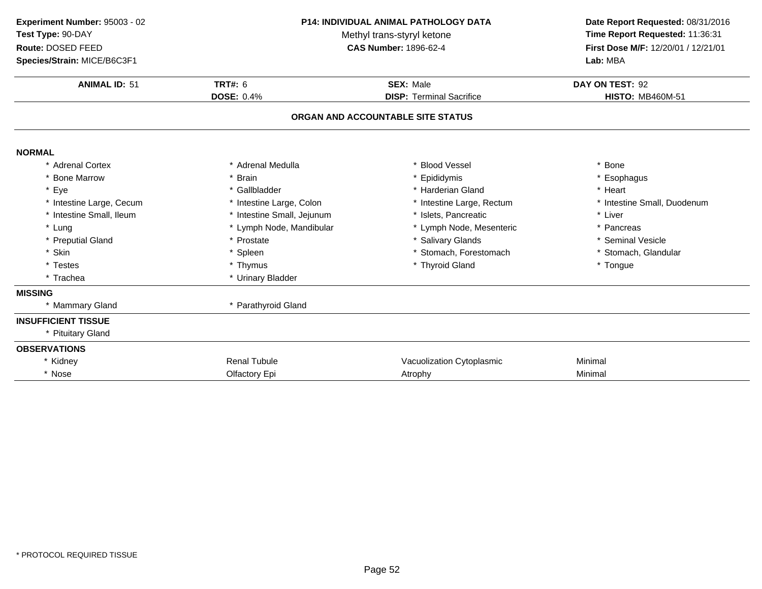**Experiment Number:** 95003 - 02
**Test Type:** 90-DAY
**Route:** DOSED FEED
**Species/Strain:** MICE/B6C3F1

**P14: INDIVIDUAL ANIMAL PATHOLOGY DATA**
Methyl trans-styryl ketone
**CAS Number:** 1896-62-4

**Date Report Requested:** 08/31/2016
**Time Report Requested:** 11:36:31
**First Dose M/F:** 12/20/01 / 12/21/01
**Lab:** MBA

| **ANIMAL ID:** 51 | **TRT#:** 6 | **SEX:** Male | **DAY ON TEST:** 92 |
|---|---|---|---|
| | **DOSE:** 0.4% | **DISP:** Terminal Sacrifice | **HISTO:** MB460M-51 |

## ORGAN AND ACCOUNTABLE SITE STATUS

**NORMAL**

| | | | |
|---|---|---|---|
| * Adrenal Cortex | * Adrenal Medulla | * Blood Vessel | * Bone |
| * Bone Marrow | * Brain | * Epididymis | * Esophagus |
| * Eye | * Gallbladder | * Harderian Gland | * Heart |
| * Intestine Large, Cecum | * Intestine Large, Colon | * Intestine Large, Rectum | * Intestine Small, Duodenum |
| * Intestine Small, Ileum | * Intestine Small, Jejunum | * Islets, Pancreatic | * Liver |
| * Lung | * Lymph Node, Mandibular | * Lymph Node, Mesenteric | * Pancreas |
| * Preputial Gland | * Prostate | * Salivary Glands | * Seminal Vesicle |
| * Skin | * Spleen | * Stomach, Forestomach | * Stomach, Glandular |
| * Testes | * Thymus | * Thyroid Gland | * Tongue |
| * Trachea | * Urinary Bladder | | |

**MISSING**

| | |
|---|---|
| * Mammary Gland | * Parathyroid Gland |

**INSUFFICIENT TISSUE**

* Pituitary Gland

**OBSERVATIONS**

| | | | |
|---|---|---|---|
| * Kidney | Renal Tubule | Vacuolization Cytoplasmic | Minimal |
| * Nose | Olfactory Epi | Atrophy | Minimal |

* PROTOCOL REQUIRED TISSUE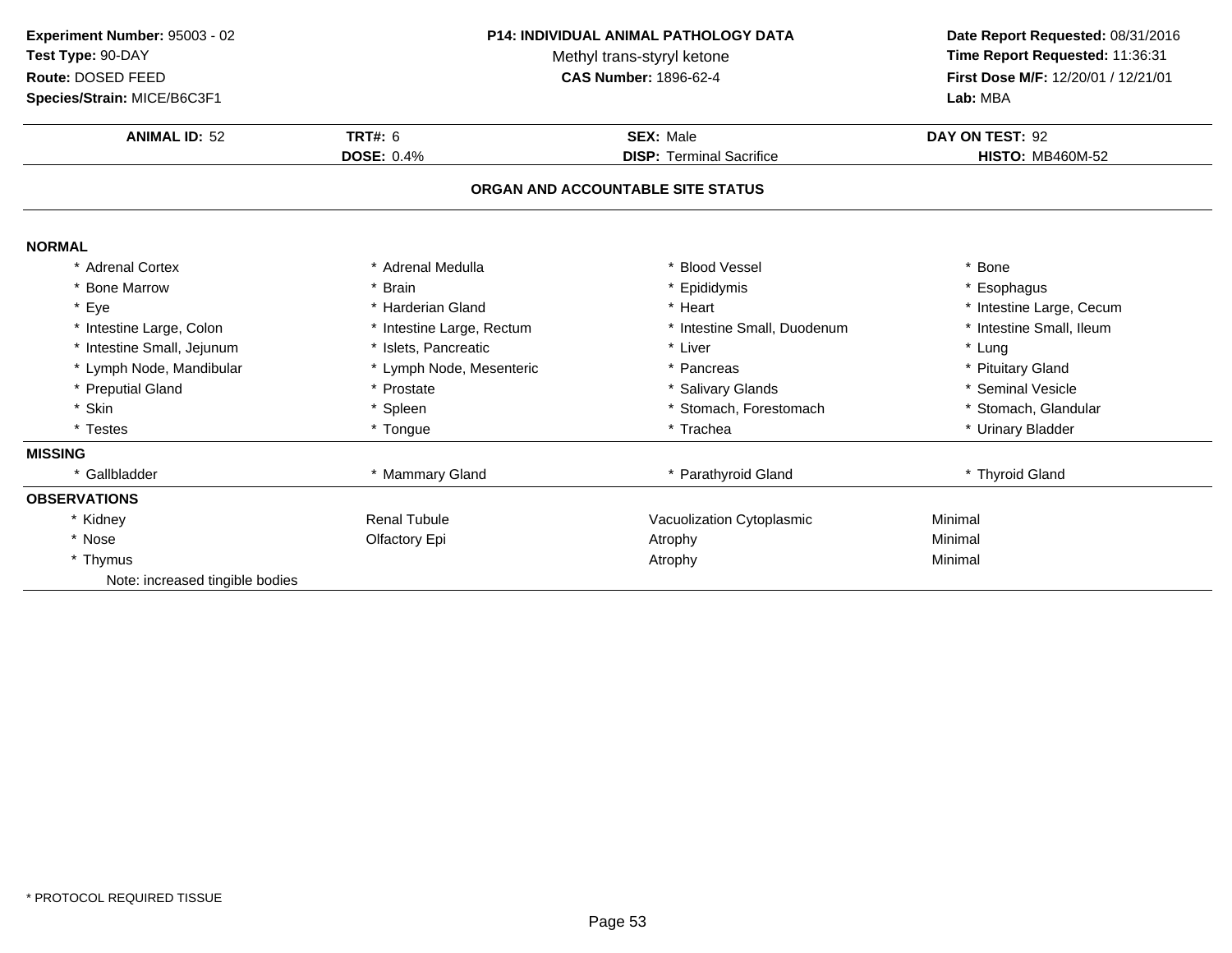**Experiment Number:** 95003 - 02
**Test Type:** 90-DAY
**Route:** DOSED FEED
**Species/Strain:** MICE/B6C3F1

**P14: INDIVIDUAL ANIMAL PATHOLOGY DATA**
Methyl trans-styryl ketone
**CAS Number:** 1896-62-4

**Date Report Requested:** 08/31/2016
**Time Report Requested:** 11:36:31
**First Dose M/F:** 12/20/01 / 12/21/01
**Lab:** MBA

| **ANIMAL ID:** 52 | **TRT#:** 6 | **SEX:** Male | **DAY ON TEST:** 92 |
|---|---|---|---|
| | **DOSE:** 0.4% | **DISP:** Terminal Sacrifice | **HISTO:** MB460M-52 |

**ORGAN AND ACCOUNTABLE SITE STATUS**

**NORMAL**

| | | | |
|---|---|---|---|
| * Adrenal Cortex | * Adrenal Medulla | * Blood Vessel | * Bone |
| * Bone Marrow | * Brain | * Epididymis | * Esophagus |
| * Eye | * Harderian Gland | * Heart | * Intestine Large, Cecum |
| * Intestine Large, Colon | * Intestine Large, Rectum | * Intestine Small, Duodenum | * Intestine Small, Ileum |
| * Intestine Small, Jejunum | * Islets, Pancreatic | * Liver | * Lung |
| * Lymph Node, Mandibular | * Lymph Node, Mesenteric | * Pancreas | * Pituitary Gland |
| * Preputial Gland | * Prostate | * Salivary Glands | * Seminal Vesicle |
| * Skin | * Spleen | * Stomach, Forestomach | * Stomach, Glandular |
| * Testes | * Tongue | * Trachea | * Urinary Bladder |

**MISSING**

| | | | |
|---|---|---|---|
| * Gallbladder | * Mammary Gland | * Parathyroid Gland | * Thyroid Gland |

**OBSERVATIONS**

| | | | |
|---|---|---|---|
| * Kidney | Renal Tubule | Vacuolization Cytoplasmic | Minimal |
| * Nose | Olfactory Epi | Atrophy | Minimal |
| * Thymus | | Atrophy | Minimal |

Note: increased tingible bodies

\* PROTOCOL REQUIRED TISSUE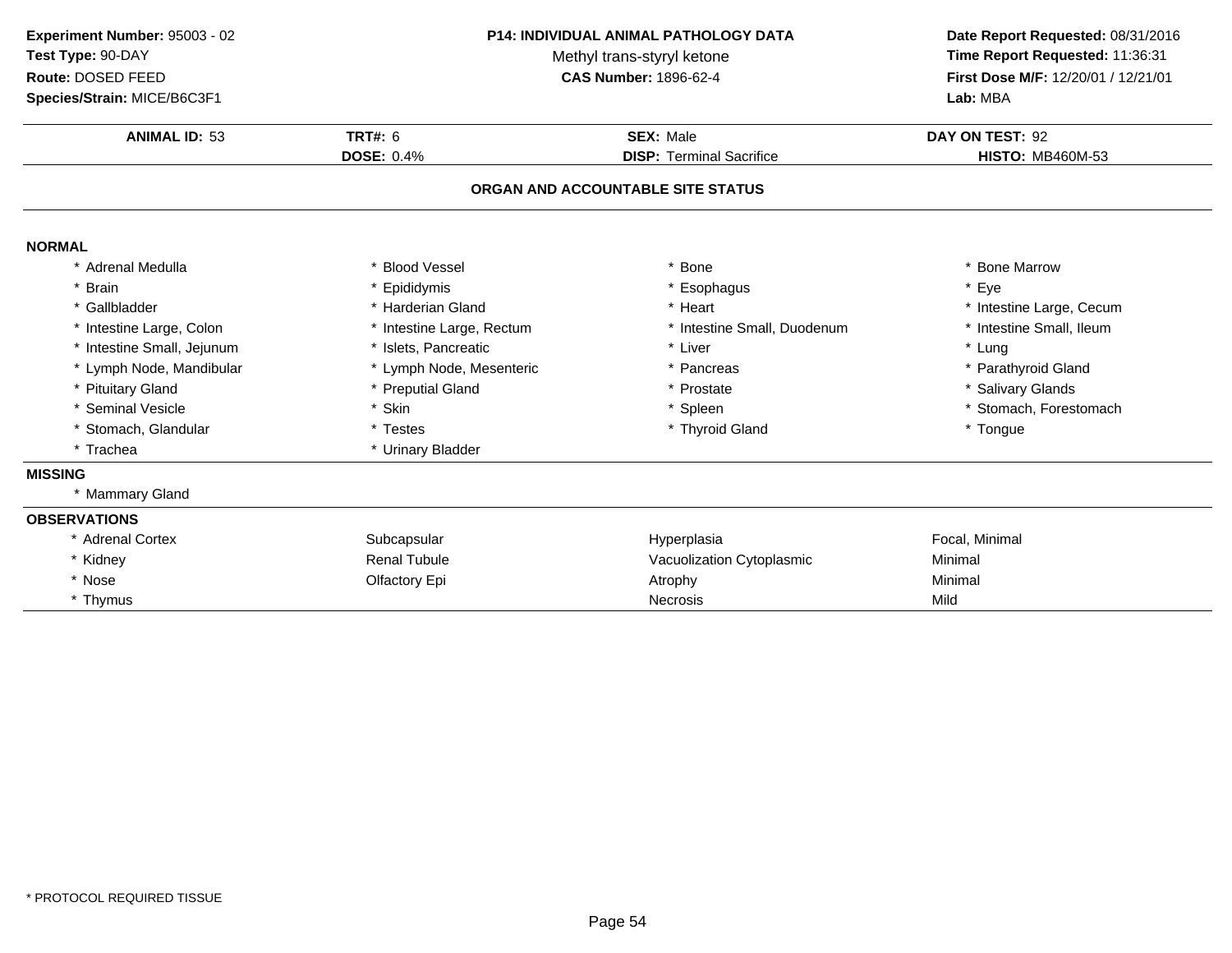**Experiment Number:** 95003 - 02
**Test Type:** 90-DAY
**Route:** DOSED FEED
**Species/Strain:** MICE/B6C3F1

**P14: INDIVIDUAL ANIMAL PATHOLOGY DATA**
Methyl trans-styryl ketone
**CAS Number:** 1896-62-4

**Date Report Requested:** 08/31/2016
**Time Report Requested:** 11:36:31
**First Dose M/F:** 12/20/01 / 12/21/01
**Lab:** MBA

| **ANIMAL ID:** 53 | **TRT#:** 6 | **SEX:** Male | **DAY ON TEST:** 92 |
|---|---|---|---|
| | **DOSE:** 0.4% | **DISP:** Terminal Sacrifice | **HISTO:** MB460M-53 |

## ORGAN AND ACCOUNTABLE SITE STATUS

### NORMAL

| | | | |
|---|---|---|---|
| * Adrenal Medulla | * Blood Vessel | * Bone | * Bone Marrow |
| * Brain | * Epididymis | * Esophagus | * Eye |
| * Gallbladder | * Harderian Gland | * Heart | * Intestine Large, Cecum |
| * Intestine Large, Colon | * Intestine Large, Rectum | * Intestine Small, Duodenum | * Intestine Small, Ileum |
| * Intestine Small, Jejunum | * Islets, Pancreatic | * Liver | * Lung |
| * Lymph Node, Mandibular | * Lymph Node, Mesenteric | * Pancreas | * Parathyroid Gland |
| * Pituitary Gland | * Preputial Gland | * Prostate | * Salivary Glands |
| * Seminal Vesicle | * Skin | * Spleen | * Stomach, Forestomach |
| * Stomach, Glandular | * Testes | * Thyroid Gland | * Tongue |
| * Trachea | * Urinary Bladder | | |

### MISSING

* Mammary Gland

### OBSERVATIONS

| | | | |
|---|---|---|---|
| * Adrenal Cortex | Subcapsular | Hyperplasia | Focal, Minimal |
| * Kidney | Renal Tubule | Vacuolization Cytoplasmic | Minimal |
| * Nose | Olfactory Epi | Atrophy | Minimal |
| * Thymus | | Necrosis | Mild |

* PROTOCOL REQUIRED TISSUE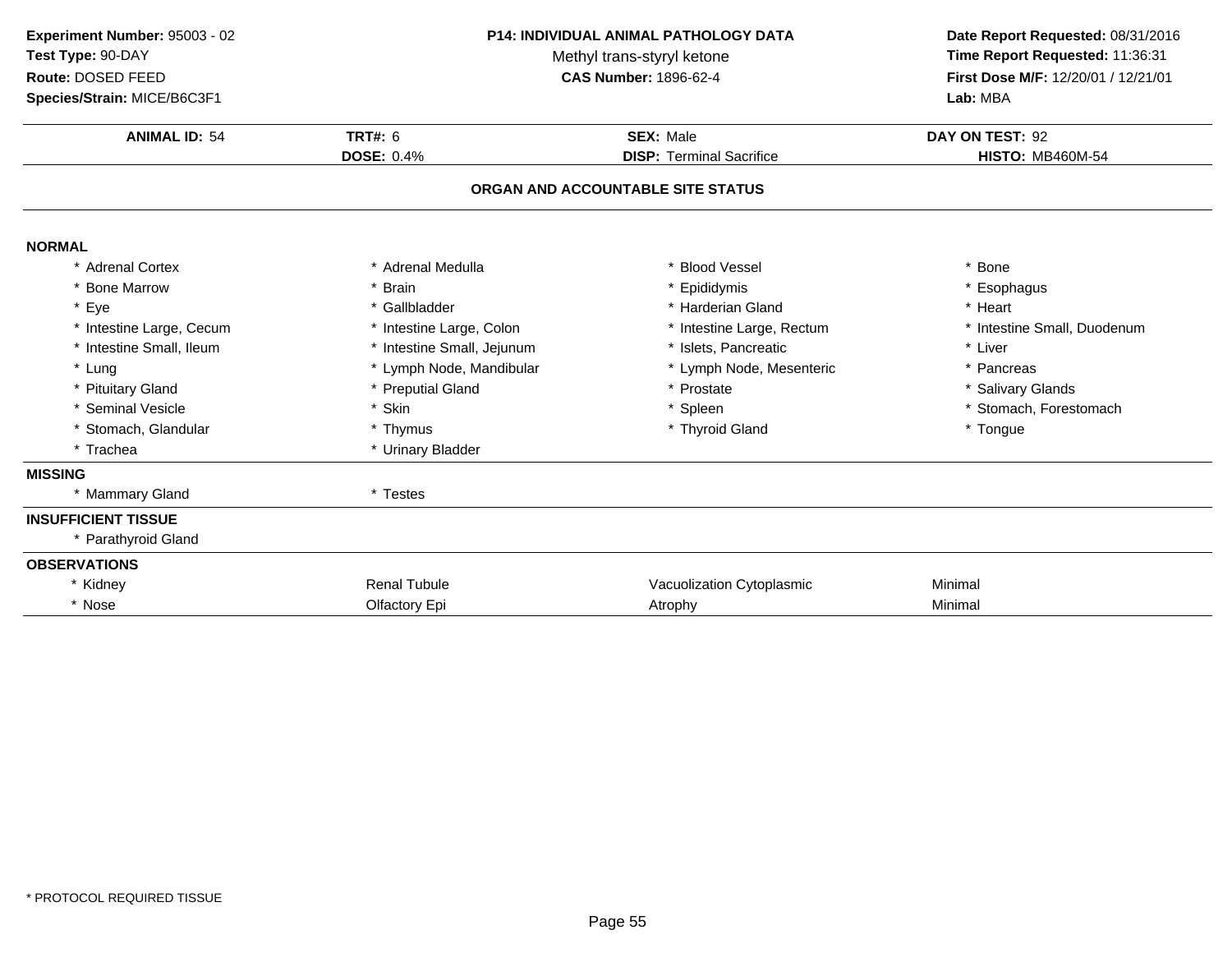**Experiment Number:** 95003 - 02
**Test Type:** 90-DAY
**Route:** DOSED FEED
**Species/Strain:** MICE/B6C3F1

**P14: INDIVIDUAL ANIMAL PATHOLOGY DATA**
Methyl trans-styryl ketone
**CAS Number:** 1896-62-4

**Date Report Requested:** 08/31/2016
**Time Report Requested:** 11:36:31
**First Dose M/F:** 12/20/01 / 12/21/01
**Lab:** MBA

| **ANIMAL ID:** 54 | **TRT#:** 6 | **SEX:** Male | **DAY ON TEST:** 92 |
|---|---|---|---|
| | **DOSE:** 0.4% | **DISP:** Terminal Sacrifice | **HISTO:** MB460M-54 |

## ORGAN AND ACCOUNTABLE SITE STATUS

**NORMAL**

| | | | |
|---|---|---|---|
| * Adrenal Cortex | * Adrenal Medulla | * Blood Vessel | * Bone |
| * Bone Marrow | * Brain | * Epididymis | * Esophagus |
| * Eye | * Gallbladder | * Harderian Gland | * Heart |
| * Intestine Large, Cecum | * Intestine Large, Colon | * Intestine Large, Rectum | * Intestine Small, Duodenum |
| * Intestine Small, Ileum | * Intestine Small, Jejunum | * Islets, Pancreatic | * Liver |
| * Lung | * Lymph Node, Mandibular | * Lymph Node, Mesenteric | * Pancreas |
| * Pituitary Gland | * Preputial Gland | * Prostate | * Salivary Glands |
| * Seminal Vesicle | * Skin | * Spleen | * Stomach, Forestomach |
| * Stomach, Glandular | * Thymus | * Thyroid Gland | * Tongue |
| * Trachea | * Urinary Bladder | | |

**MISSING**

* Mammary Gland
* Testes

**INSUFFICIENT TISSUE**

* Parathyroid Gland

**OBSERVATIONS**

| | | | |
|---|---|---|---|
| * Kidney | Renal Tubule | Vacuolization Cytoplasmic | Minimal |
| * Nose | Olfactory Epi | Atrophy | Minimal |

* PROTOCOL REQUIRED TISSUE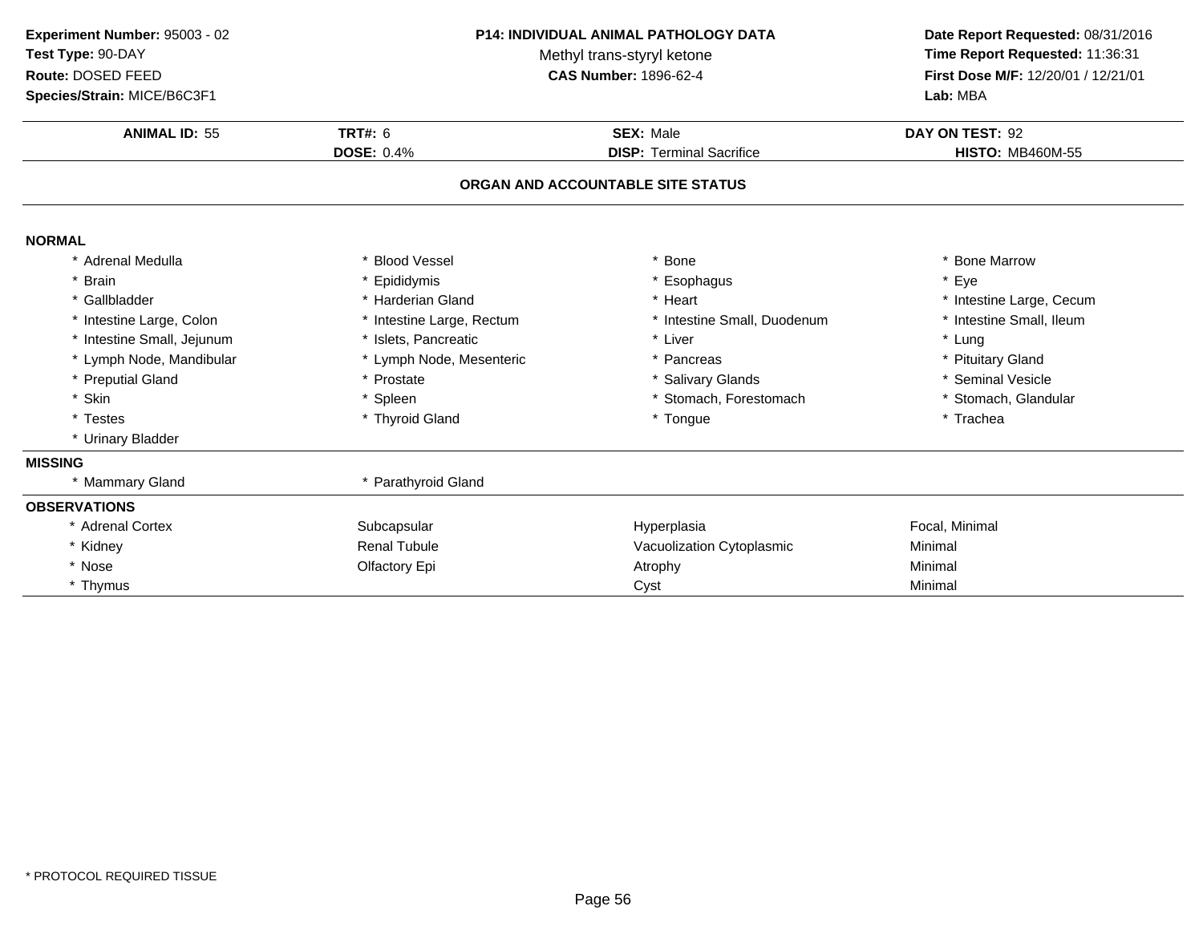**Experiment Number:** 95003 - 02
**Test Type:** 90-DAY
**Route:** DOSED FEED
**Species/Strain:** MICE/B6C3F1

**P14: INDIVIDUAL ANIMAL PATHOLOGY DATA**
Methyl trans-styryl ketone
**CAS Number:** 1896-62-4

**Date Report Requested:** 08/31/2016
**Time Report Requested:** 11:36:31
**First Dose M/F:** 12/20/01 / 12/21/01
**Lab:** MBA

| **ANIMAL ID:** 55 | **TRT#:** 6 | **SEX:** Male | **DAY ON TEST:** 92 |
|---|---|---|---|
| | **DOSE:** 0.4% | **DISP:** Terminal Sacrifice | **HISTO:** MB460M-55 |

**ORGAN AND ACCOUNTABLE SITE STATUS**

**NORMAL**

| | | | |
|---|---|---|---|
| * Adrenal Medulla | * Blood Vessel | * Bone | * Bone Marrow |
| * Brain | * Epididymis | * Esophagus | * Eye |
| * Gallbladder | * Harderian Gland | * Heart | * Intestine Large, Cecum |
| * Intestine Large, Colon | * Intestine Large, Rectum | * Intestine Small, Duodenum | * Intestine Small, Ileum |
| * Intestine Small, Jejunum | * Islets, Pancreatic | * Liver | * Lung |
| * Lymph Node, Mandibular | * Lymph Node, Mesenteric | * Pancreas | * Pituitary Gland |
| * Preputial Gland | * Prostate | * Salivary Glands | * Seminal Vesicle |
| * Skin | * Spleen | * Stomach, Forestomach | * Stomach, Glandular |
| * Testes | * Thyroid Gland | * Tongue | * Trachea |
| * Urinary Bladder | | | |

**MISSING**

| | |
|---|---|
| * Mammary Gland | * Parathyroid Gland |

**OBSERVATIONS**

| | | | |
|---|---|---|---|
| * Adrenal Cortex | Subcapsular | Hyperplasia | Focal, Minimal |
| * Kidney | Renal Tubule | Vacuolization Cytoplasmic | Minimal |
| * Nose | Olfactory Epi | Atrophy | Minimal |
| * Thymus | | Cyst | Minimal |

* PROTOCOL REQUIRED TISSUE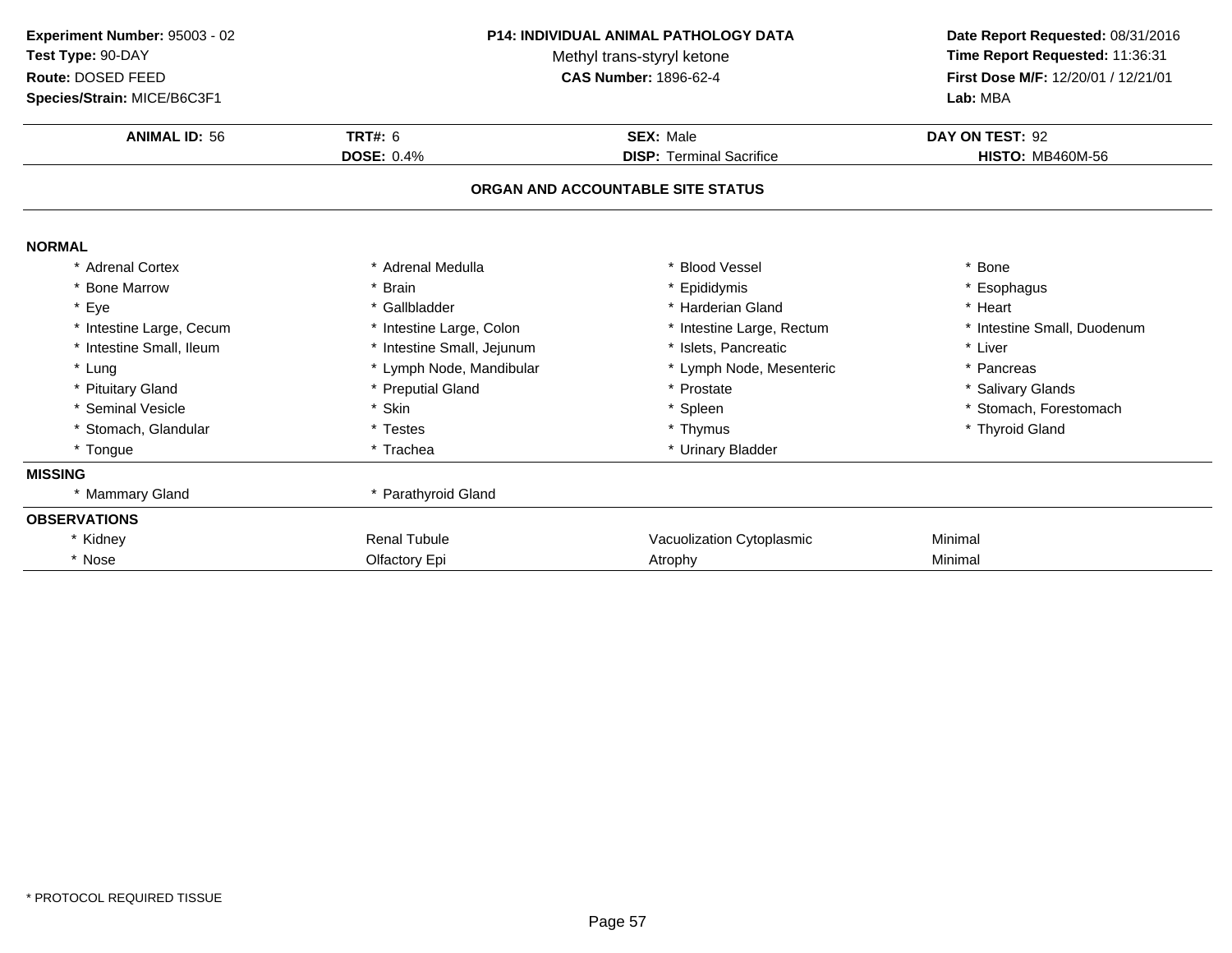**Experiment Number:** 95003 - 02
**Test Type:** 90-DAY
**Route:** DOSED FEED
**Species/Strain:** MICE/B6C3F1

**P14: INDIVIDUAL ANIMAL PATHOLOGY DATA**
Methyl trans-styryl ketone
**CAS Number:** 1896-62-4

**Date Report Requested:** 08/31/2016
**Time Report Requested:** 11:36:31
**First Dose M/F:** 12/20/01 / 12/21/01
**Lab:** MBA

| **ANIMAL ID:** 56 | **TRT#:** 6 | **SEX:** Male | **DAY ON TEST:** 92 |
|---|---|---|---|
| | **DOSE:** 0.4% | **DISP:** Terminal Sacrifice | **HISTO:** MB460M-56 |

## ORGAN AND ACCOUNTABLE SITE STATUS

**NORMAL**

| | | | |
|---|---|---|---|
| * Adrenal Cortex | * Adrenal Medulla | * Blood Vessel | * Bone |
| * Bone Marrow | * Brain | * Epididymis | * Esophagus |
| * Eye | * Gallbladder | * Harderian Gland | * Heart |
| * Intestine Large, Cecum | * Intestine Large, Colon | * Intestine Large, Rectum | * Intestine Small, Duodenum |
| * Intestine Small, Ileum | * Intestine Small, Jejunum | * Islets, Pancreatic | * Liver |
| * Lung | * Lymph Node, Mandibular | * Lymph Node, Mesenteric | * Pancreas |
| * Pituitary Gland | * Preputial Gland | * Prostate | * Salivary Glands |
| * Seminal Vesicle | * Skin | * Spleen | * Stomach, Forestomach |
| * Stomach, Glandular | * Testes | * Thymus | * Thyroid Gland |
| * Tongue | * Trachea | * Urinary Bladder | |

**MISSING**

| | |
|---|---|
| * Mammary Gland | * Parathyroid Gland |

**OBSERVATIONS**

| | | | |
|---|---|---|---|
| * Kidney | Renal Tubule | Vacuolization Cytoplasmic | Minimal |
| * Nose | Olfactory Epi | Atrophy | Minimal |

* PROTOCOL REQUIRED TISSUE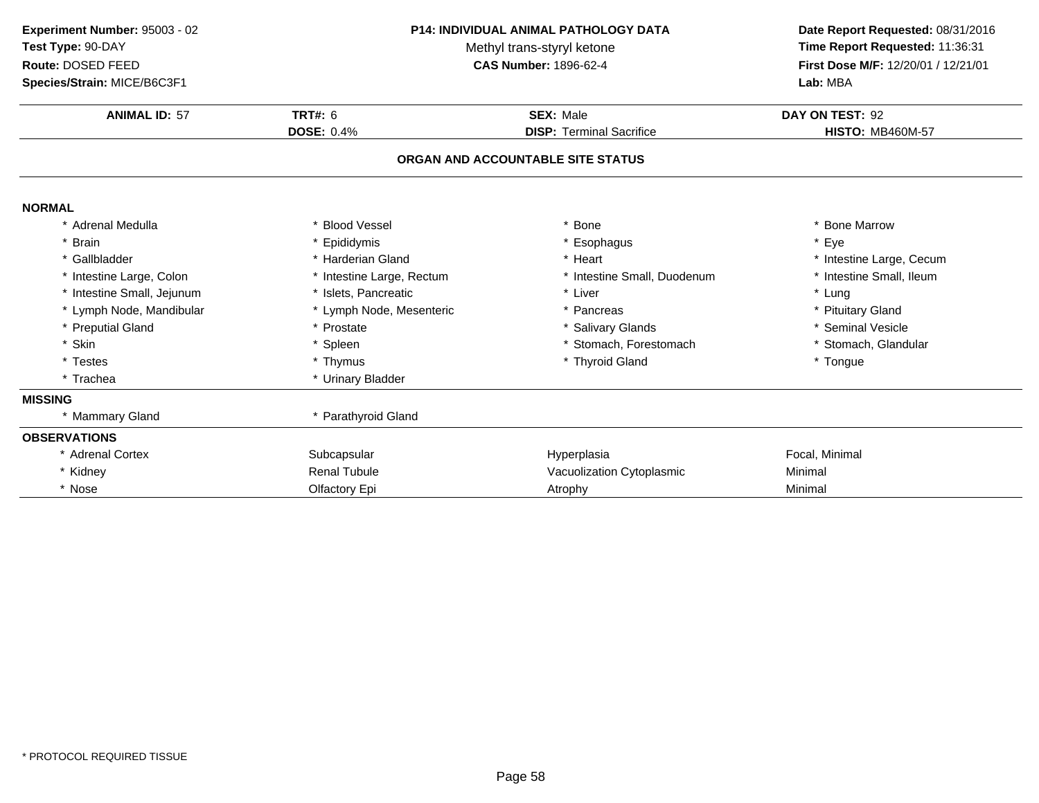**Experiment Number:** 95003 - 02
**Test Type:** 90-DAY
**Route:** DOSED FEED
**Species/Strain:** MICE/B6C3F1

**P14: INDIVIDUAL ANIMAL PATHOLOGY DATA**
Methyl trans-styryl ketone
**CAS Number:** 1896-62-4

**Date Report Requested:** 08/31/2016
**Time Report Requested:** 11:36:31
**First Dose M/F:** 12/20/01 / 12/21/01
**Lab:** MBA

| **ANIMAL ID:** 57 | **TRT#:** 6 | **SEX:** Male | **DAY ON TEST:** 92 |
|---|---|---|---|
| | **DOSE:** 0.4% | **DISP:** Terminal Sacrifice | **HISTO:** MB460M-57 |

## ORGAN AND ACCOUNTABLE SITE STATUS

**NORMAL**

| | | | |
|---|---|---|---|
| * Adrenal Medulla | * Blood Vessel | * Bone | * Bone Marrow |
| * Brain | * Epididymis | * Esophagus | * Eye |
| * Gallbladder | * Harderian Gland | * Heart | * Intestine Large, Cecum |
| * Intestine Large, Colon | * Intestine Large, Rectum | * Intestine Small, Duodenum | * Intestine Small, Ileum |
| * Intestine Small, Jejunum | * Islets, Pancreatic | * Liver | * Lung |
| * Lymph Node, Mandibular | * Lymph Node, Mesenteric | * Pancreas | * Pituitary Gland |
| * Preputial Gland | * Prostate | * Salivary Glands | * Seminal Vesicle |
| * Skin | * Spleen | * Stomach, Forestomach | * Stomach, Glandular |
| * Testes | * Thymus | * Thyroid Gland | * Tongue |
| * Trachea | * Urinary Bladder | | |

**MISSING**

| | |
|---|---|
| * Mammary Gland | * Parathyroid Gland |

**OBSERVATIONS**

| | | | |
|---|---|---|---|
| * Adrenal Cortex | Subcapsular | Hyperplasia | Focal, Minimal |
| * Kidney | Renal Tubule | Vacuolization Cytoplasmic | Minimal |
| * Nose | Olfactory Epi | Atrophy | Minimal |

\* PROTOCOL REQUIRED TISSUE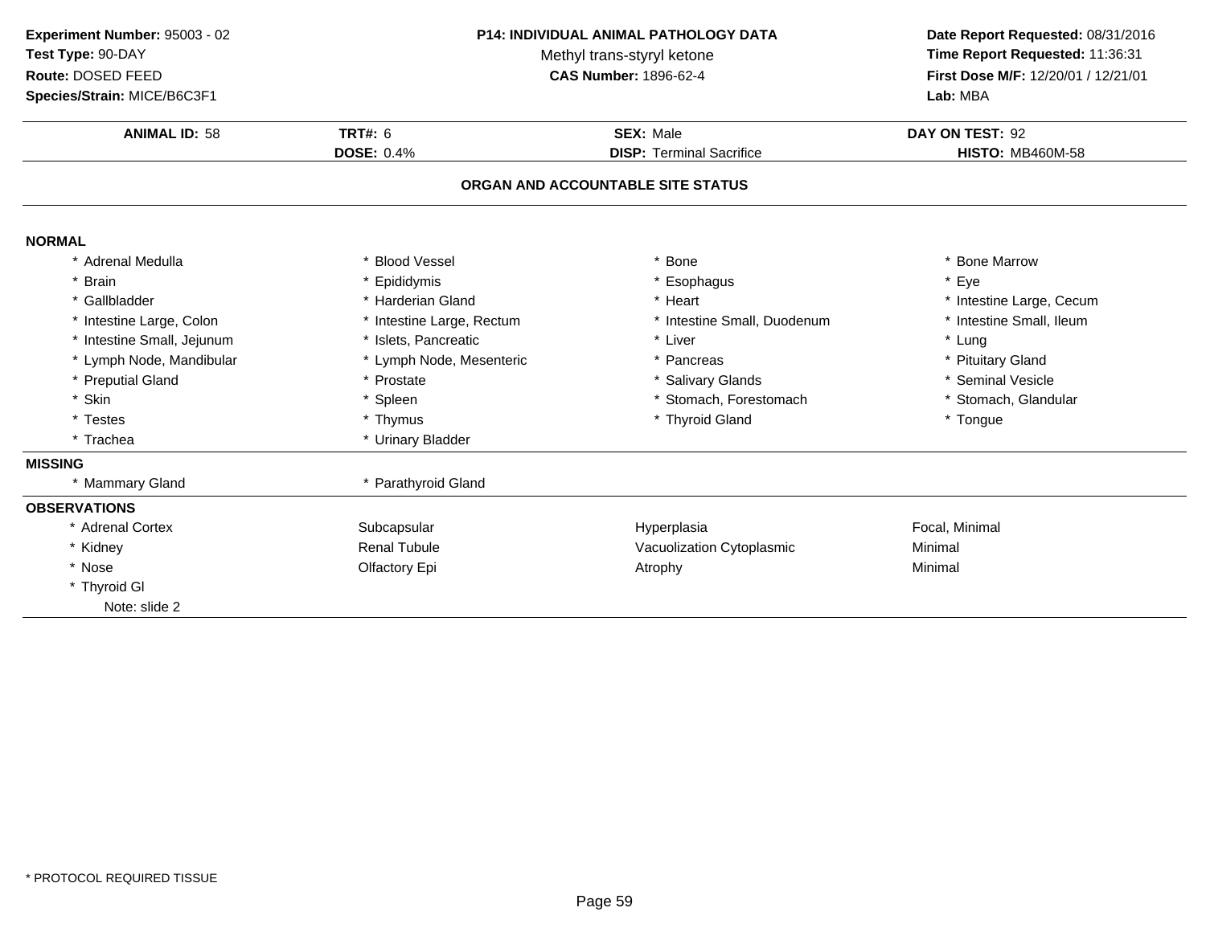**Experiment Number:** 95003 - 02
**Test Type:** 90-DAY
**Route:** DOSED FEED
**Species/Strain:** MICE/B6C3F1

**P14: INDIVIDUAL ANIMAL PATHOLOGY DATA**
Methyl trans-styryl ketone
**CAS Number:** 1896-62-4

**Date Report Requested:** 08/31/2016
**Time Report Requested:** 11:36:31
**First Dose M/F:** 12/20/01 / 12/21/01
**Lab:** MBA

| **ANIMAL ID:** 58 | **TRT#:** 6 | **SEX:** Male | **DAY ON TEST:** 92 |
|---|---|---|---|
| | **DOSE:** 0.4% | **DISP:** Terminal Sacrifice | **HISTO:** MB460M-58 |

**ORGAN AND ACCOUNTABLE SITE STATUS**

**NORMAL**

| | | | |
|---|---|---|---|
| * Adrenal Medulla | * Blood Vessel | * Bone | * Bone Marrow |
| * Brain | * Epididymis | * Esophagus | * Eye |
| * Gallbladder | * Harderian Gland | * Heart | * Intestine Large, Cecum |
| * Intestine Large, Colon | * Intestine Large, Rectum | * Intestine Small, Duodenum | * Intestine Small, Ileum |
| * Intestine Small, Jejunum | * Islets, Pancreatic | * Liver | * Lung |
| * Lymph Node, Mandibular | * Lymph Node, Mesenteric | * Pancreas | * Pituitary Gland |
| * Preputial Gland | * Prostate | * Salivary Glands | * Seminal Vesicle |
| * Skin | * Spleen | * Stomach, Forestomach | * Stomach, Glandular |
| * Testes | * Thymus | * Thyroid Gland | * Tongue |
| * Trachea | * Urinary Bladder | | |

**MISSING**

| | |
|---|---|
| * Mammary Gland | * Parathyroid Gland |

**OBSERVATIONS**

| | | | |
|---|---|---|---|
| * Adrenal Cortex | Subcapsular | Hyperplasia | Focal, Minimal |
| * Kidney | Renal Tubule | Vacuolization Cytoplasmic | Minimal |
| * Nose | Olfactory Epi | Atrophy | Minimal |
| * Thyroid Gl | | | |
| Note: slide 2 | | | |

* PROTOCOL REQUIRED TISSUE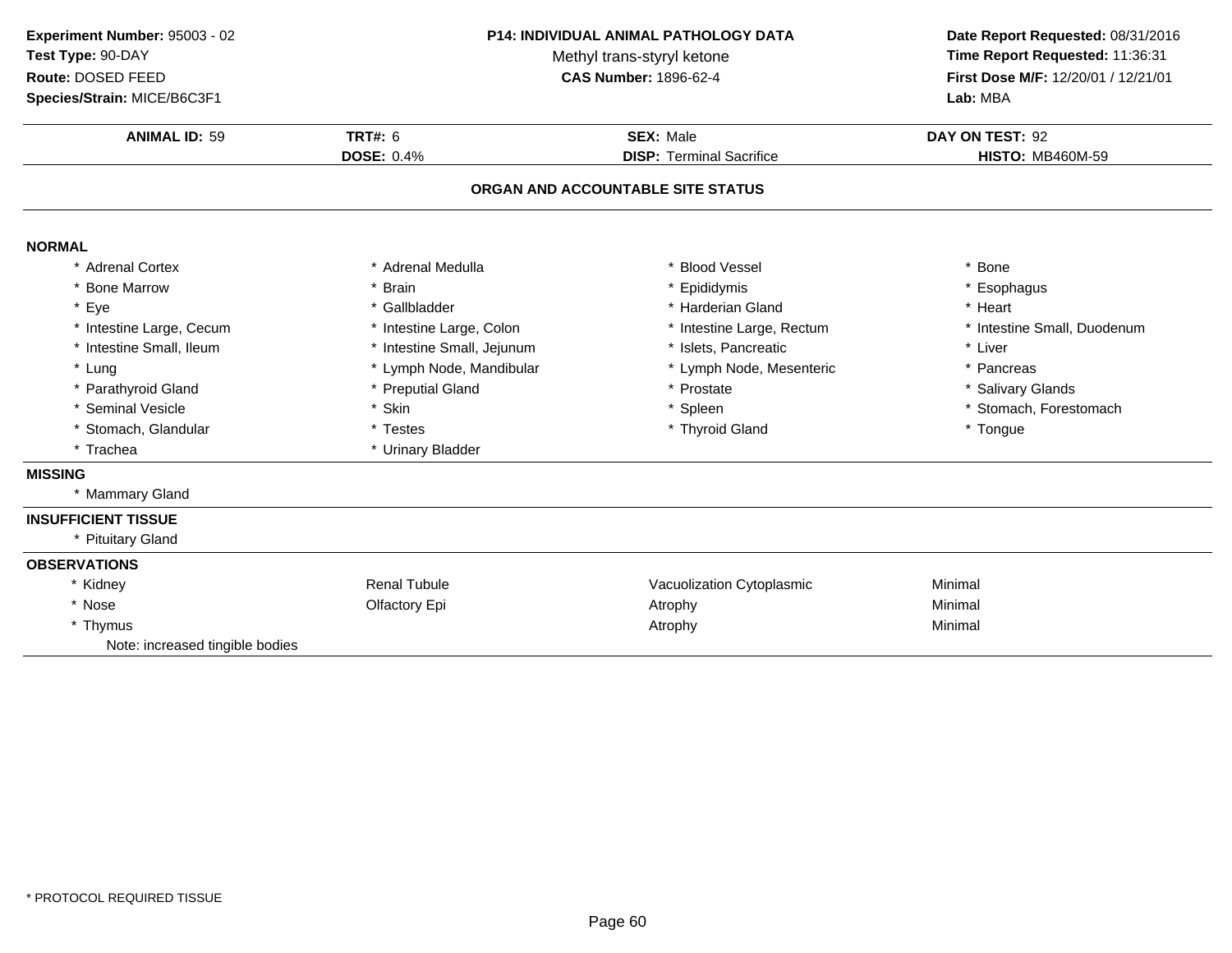**Experiment Number:** 95003 - 02
**Test Type:** 90-DAY
**Route:** DOSED FEED
**Species/Strain:** MICE/B6C3F1

**P14: INDIVIDUAL ANIMAL PATHOLOGY DATA**
Methyl trans-styryl ketone
**CAS Number:** 1896-62-4

**Date Report Requested:** 08/31/2016
**Time Report Requested:** 11:36:31
**First Dose M/F:** 12/20/01 / 12/21/01
**Lab:** MBA

| **ANIMAL ID:** 59 | **TRT#:** 6 | **SEX:** Male | **DAY ON TEST:** 92 |
|---|---|---|---|
| | **DOSE:** 0.4% | **DISP:** Terminal Sacrifice | **HISTO:** MB460M-59 |

## ORGAN AND ACCOUNTABLE SITE STATUS

### NORMAL

| | | | |
|---|---|---|---|
| * Adrenal Cortex | * Adrenal Medulla | * Blood Vessel | * Bone |
| * Bone Marrow | * Brain | * Epididymis | * Esophagus |
| * Eye | * Gallbladder | * Harderian Gland | * Heart |
| * Intestine Large, Cecum | * Intestine Large, Colon | * Intestine Large, Rectum | * Intestine Small, Duodenum |
| * Intestine Small, Ileum | * Intestine Small, Jejunum | * Islets, Pancreatic | * Liver |
| * Lung | * Lymph Node, Mandibular | * Lymph Node, Mesenteric | * Pancreas |
| * Parathyroid Gland | * Preputial Gland | * Prostate | * Salivary Glands |
| * Seminal Vesicle | * Skin | * Spleen | * Stomach, Forestomach |
| * Stomach, Glandular | * Testes | * Thyroid Gland | * Tongue |
| * Trachea | * Urinary Bladder | | |

### MISSING

* Mammary Gland

### INSUFFICIENT TISSUE

* Pituitary Gland

### OBSERVATIONS

| | | | |
|---|---|---|---|
| * Kidney | Renal Tubule | Vacuolization Cytoplasmic | Minimal |
| * Nose | Olfactory Epi | Atrophy | Minimal |
| * Thymus | | Atrophy | Minimal |

Note: increased tingible bodies

* PROTOCOL REQUIRED TISSUE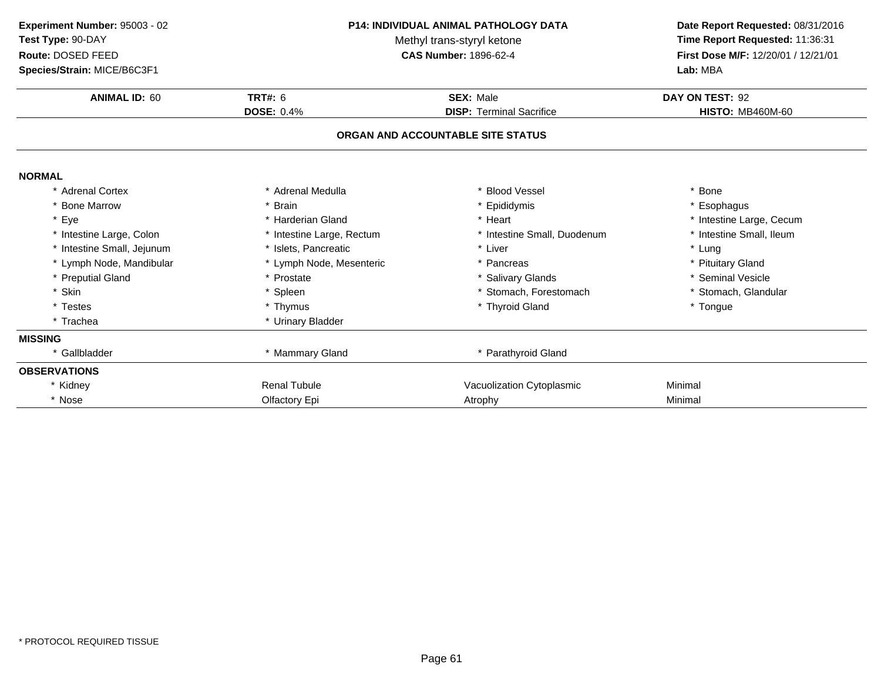**Experiment Number:** 95003 - 02
**Test Type:** 90-DAY
**Route:** DOSED FEED
**Species/Strain:** MICE/B6C3F1

**P14: INDIVIDUAL ANIMAL PATHOLOGY DATA**
Methyl trans-styryl ketone
**CAS Number:** 1896-62-4

**Date Report Requested:** 08/31/2016
**Time Report Requested:** 11:36:31
**First Dose M/F:** 12/20/01 / 12/21/01
**Lab:** MBA

| **ANIMAL ID:** 60 | **TRT#:** 6 | **SEX:** Male | **DAY ON TEST:** 92 |
|---|---|---|---|
| | **DOSE:** 0.4% | **DISP:** Terminal Sacrifice | **HISTO:** MB460M-60 |

## ORGAN AND ACCOUNTABLE SITE STATUS

**NORMAL**

| | | | |
|---|---|---|---|
| * Adrenal Cortex | * Adrenal Medulla | * Blood Vessel | * Bone |
| * Bone Marrow | * Brain | * Epididymis | * Esophagus |
| * Eye | * Harderian Gland | * Heart | * Intestine Large, Cecum |
| * Intestine Large, Colon | * Intestine Large, Rectum | * Intestine Small, Duodenum | * Intestine Small, Ileum |
| * Intestine Small, Jejunum | * Islets, Pancreatic | * Liver | * Lung |
| * Lymph Node, Mandibular | * Lymph Node, Mesenteric | * Pancreas | * Pituitary Gland |
| * Preputial Gland | * Prostate | * Salivary Glands | * Seminal Vesicle |
| * Skin | * Spleen | * Stomach, Forestomach | * Stomach, Glandular |
| * Testes | * Thymus | * Thyroid Gland | * Tongue |
| * Trachea | * Urinary Bladder | | |

**MISSING**

| | | |
|---|---|---|
| * Gallbladder | * Mammary Gland | * Parathyroid Gland |

**OBSERVATIONS**

| | | | |
|---|---|---|---|
| * Kidney | Renal Tubule | Vacuolization Cytoplasmic | Minimal |
| * Nose | Olfactory Epi | Atrophy | Minimal |

* PROTOCOL REQUIRED TISSUE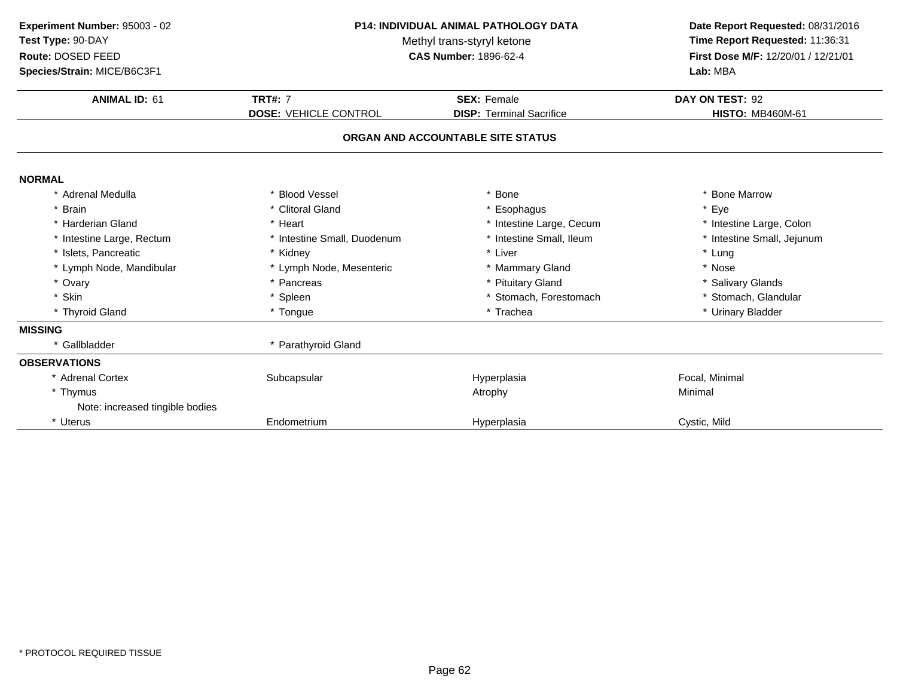**Experiment Number:** 95003 - 02
**Test Type:** 90-DAY
**Route:** DOSED FEED
**Species/Strain:** MICE/B6C3F1

**P14: INDIVIDUAL ANIMAL PATHOLOGY DATA**
Methyl trans-styryl ketone
**CAS Number:** 1896-62-4

**Date Report Requested:** 08/31/2016
**Time Report Requested:** 11:36:31
**First Dose M/F:** 12/20/01 / 12/21/01
**Lab:** MBA

| **ANIMAL ID:** 61 | **TRT#:** 7 | **SEX:** Female | **DAY ON TEST:** 92 |
|---|---|---|---|
| | **DOSE:** VEHICLE CONTROL | **DISP:** Terminal Sacrifice | **HISTO:** MB460M-61 |

## ORGAN AND ACCOUNTABLE SITE STATUS

**NORMAL**

| | | | |
|---|---|---|---|
| * Adrenal Medulla | * Blood Vessel | * Bone | * Bone Marrow |
| * Brain | * Clitoral Gland | * Esophagus | * Eye |
| * Harderian Gland | * Heart | * Intestine Large, Cecum | * Intestine Large, Colon |
| * Intestine Large, Rectum | * Intestine Small, Duodenum | * Intestine Small, Ileum | * Intestine Small, Jejunum |
| * Islets, Pancreatic | * Kidney | * Liver | * Lung |
| * Lymph Node, Mandibular | * Lymph Node, Mesenteric | * Mammary Gland | * Nose |
| * Ovary | * Pancreas | * Pituitary Gland | * Salivary Glands |
| * Skin | * Spleen | * Stomach, Forestomach | * Stomach, Glandular |
| * Thyroid Gland | * Tongue | * Trachea | * Urinary Bladder |

**MISSING**

| | |
|---|---|
| * Gallbladder | * Parathyroid Gland |

**OBSERVATIONS**

| | | | |
|---|---|---|---|
| * Adrenal Cortex | Subcapsular | Hyperplasia | Focal, Minimal |
| * Thymus | | Atrophy | Minimal |
| Note: increased tingible bodies | | | |
| * Uterus | Endometrium | Hyperplasia | Cystic, Mild |

\* PROTOCOL REQUIRED TISSUE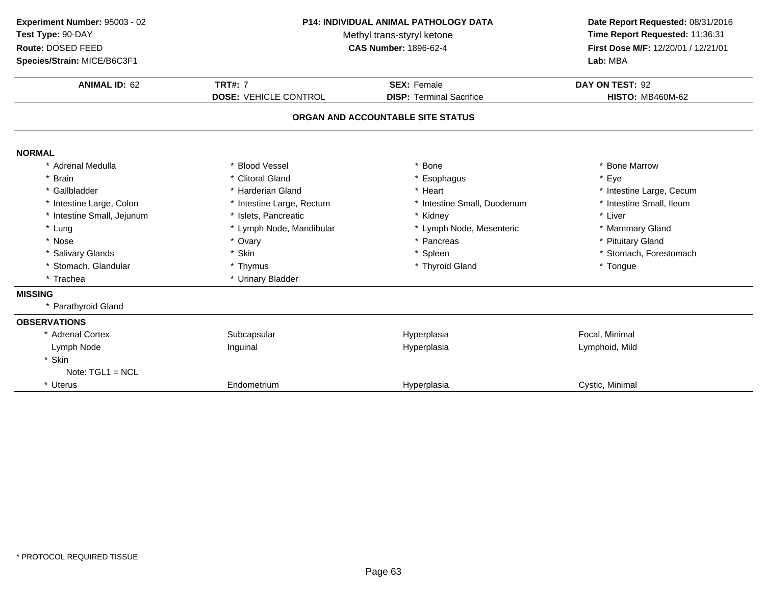**Experiment Number:** 95003 - 02
**Test Type:** 90-DAY
**Route:** DOSED FEED
**Species/Strain:** MICE/B6C3F1

**P14: INDIVIDUAL ANIMAL PATHOLOGY DATA**
Methyl trans-styryl ketone
**CAS Number:** 1896-62-4

**Date Report Requested:** 08/31/2016
**Time Report Requested:** 11:36:31
**First Dose M/F:** 12/20/01 / 12/21/01
**Lab:** MBA

| **ANIMAL ID:** 62 | **TRT#:** 7 | **SEX:** Female | **DAY ON TEST:** 92 |
|---|---|---|---|
| | **DOSE:** VEHICLE CONTROL | **DISP:** Terminal Sacrifice | **HISTO:** MB460M-62 |

## ORGAN AND ACCOUNTABLE SITE STATUS

### NORMAL

| | | | |
|---|---|---|---|
| * Adrenal Medulla | * Blood Vessel | * Bone | * Bone Marrow |
| * Brain | * Clitoral Gland | * Esophagus | * Eye |
| * Gallbladder | * Harderian Gland | * Heart | * Intestine Large, Cecum |
| * Intestine Large, Colon | * Intestine Large, Rectum | * Intestine Small, Duodenum | * Intestine Small, Ileum |
| * Intestine Small, Jejunum | * Islets, Pancreatic | * Kidney | * Liver |
| * Lung | * Lymph Node, Mandibular | * Lymph Node, Mesenteric | * Mammary Gland |
| * Nose | * Ovary | * Pancreas | * Pituitary Gland |
| * Salivary Glands | * Skin | * Spleen | * Stomach, Forestomach |
| * Stomach, Glandular | * Thymus | * Thyroid Gland | * Tongue |
| * Trachea | * Urinary Bladder | | |

### MISSING

* Parathyroid Gland

### OBSERVATIONS

| | | | |
|---|---|---|---|
| * Adrenal Cortex | Subcapsular | Hyperplasia | Focal, Minimal |
| Lymph Node | Inguinal | Hyperplasia | Lymphoid, Mild |
| * Skin | | | |
| Note: TGL1 = NCL | | | |
| * Uterus | Endometrium | Hyperplasia | Cystic, Minimal |

* PROTOCOL REQUIRED TISSUE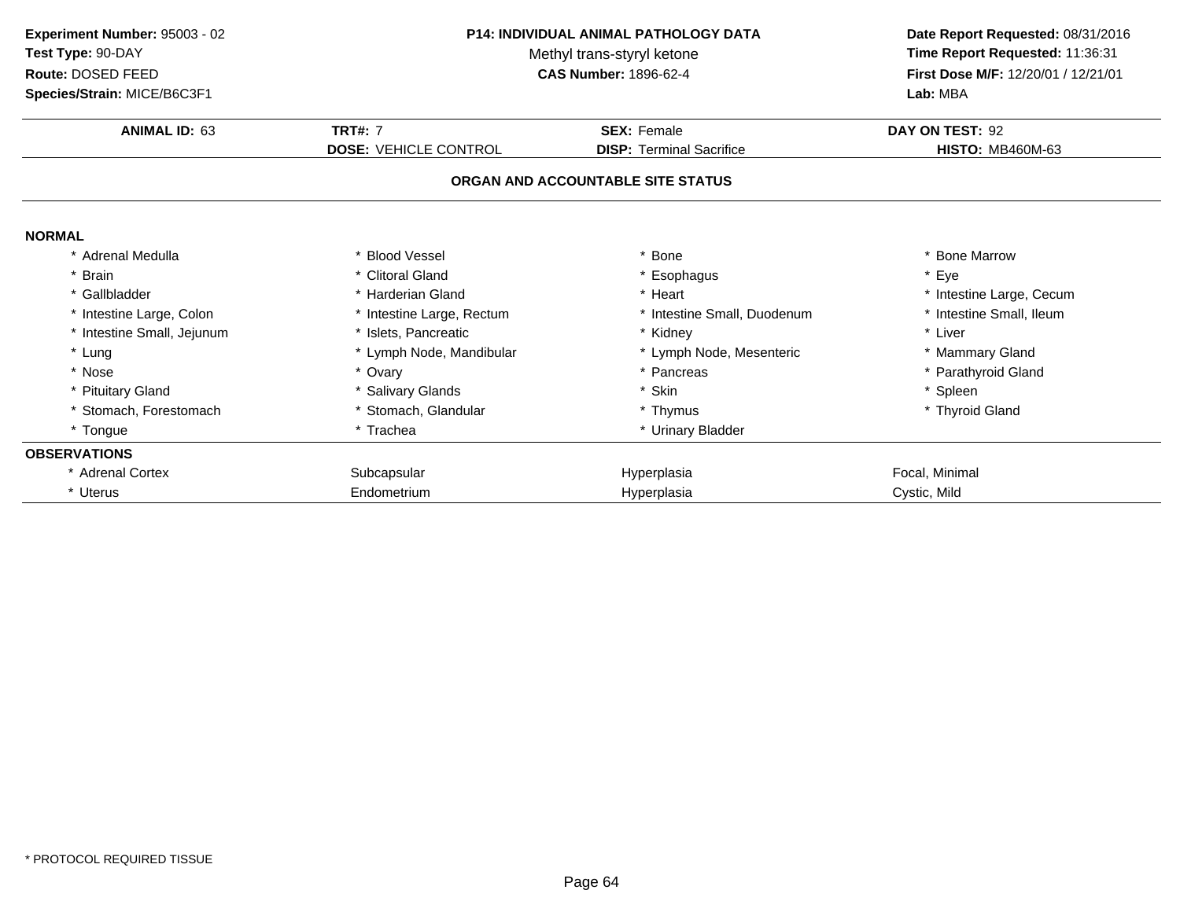**Experiment Number:** 95003 - 02
**Test Type:** 90-DAY
**Route:** DOSED FEED
**Species/Strain:** MICE/B6C3F1

**P14: INDIVIDUAL ANIMAL PATHOLOGY DATA**
Methyl trans-styryl ketone
**CAS Number:** 1896-62-4

**Date Report Requested:** 08/31/2016
**Time Report Requested:** 11:36:31
**First Dose M/F:** 12/20/01 / 12/21/01
**Lab:** MBA

| **ANIMAL ID:** 63 | **TRT#:** 7 | **SEX:** Female | **DAY ON TEST:** 92 |
|---|---|---|---|
| | **DOSE:** VEHICLE CONTROL | **DISP:** Terminal Sacrifice | **HISTO:** MB460M-63 |

**ORGAN AND ACCOUNTABLE SITE STATUS**

**NORMAL**

| | | | |
|---|---|---|---|
| * Adrenal Medulla | * Blood Vessel | * Bone | * Bone Marrow |
| * Brain | * Clitoral Gland | * Esophagus | * Eye |
| * Gallbladder | * Harderian Gland | * Heart | * Intestine Large, Cecum |
| * Intestine Large, Colon | * Intestine Large, Rectum | * Intestine Small, Duodenum | * Intestine Small, Ileum |
| * Intestine Small, Jejunum | * Islets, Pancreatic | * Kidney | * Liver |
| * Lung | * Lymph Node, Mandibular | * Lymph Node, Mesenteric | * Mammary Gland |
| * Nose | * Ovary | * Pancreas | * Parathyroid Gland |
| * Pituitary Gland | * Salivary Glands | * Skin | * Spleen |
| * Stomach, Forestomach | * Stomach, Glandular | * Thymus | * Thyroid Gland |
| * Tongue | * Trachea | * Urinary Bladder | |

**OBSERVATIONS**

| | | | |
|---|---|---|---|
| * Adrenal Cortex | Subcapsular | Hyperplasia | Focal, Minimal |
| * Uterus | Endometrium | Hyperplasia | Cystic, Mild |

* PROTOCOL REQUIRED TISSUE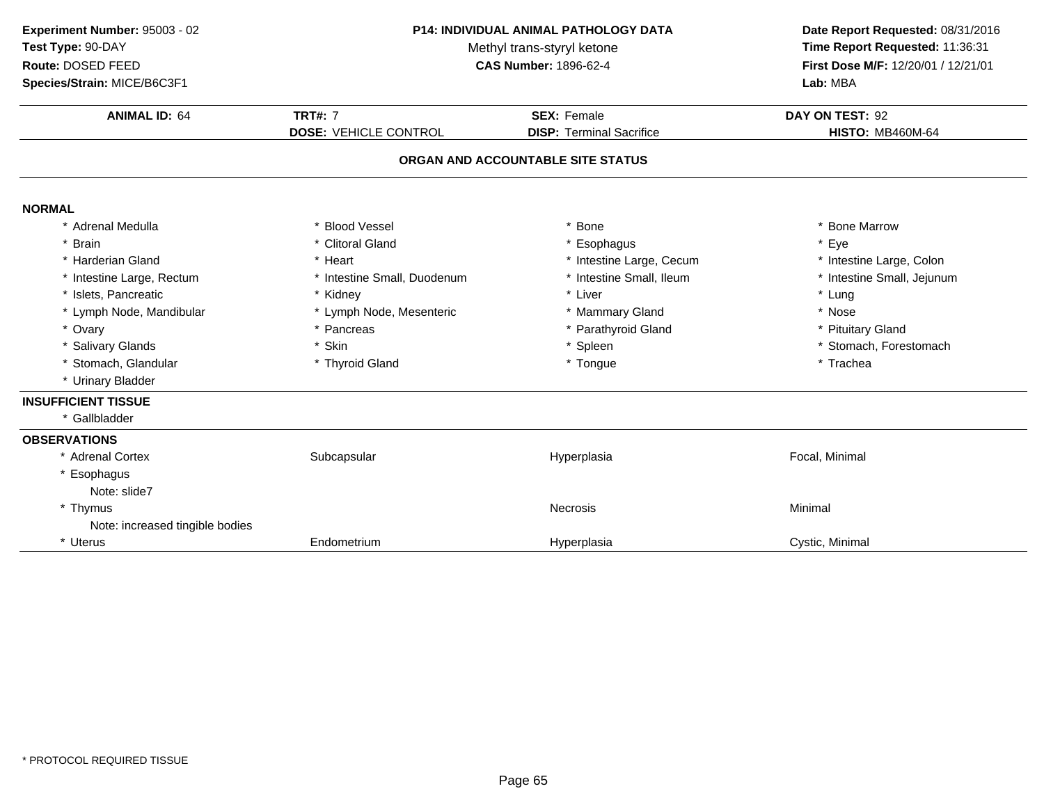**Experiment Number:** 95003 - 02
**Test Type:** 90-DAY
**Route:** DOSED FEED
**Species/Strain:** MICE/B6C3F1

**P14: INDIVIDUAL ANIMAL PATHOLOGY DATA**
Methyl trans-styryl ketone
**CAS Number:** 1896-62-4

**Date Report Requested:** 08/31/2016
**Time Report Requested:** 11:36:31
**First Dose M/F:** 12/20/01 / 12/21/01
**Lab:** MBA

| **ANIMAL ID:** 64 | **TRT#:** 7 | **SEX:** Female | **DAY ON TEST:** 92 |
|---|---|---|---|
| | **DOSE:** VEHICLE CONTROL | **DISP:** Terminal Sacrifice | **HISTO:** MB460M-64 |

## ORGAN AND ACCOUNTABLE SITE STATUS

**NORMAL**

| | | | |
|---|---|---|---|
| * Adrenal Medulla | * Blood Vessel | * Bone | * Bone Marrow |
| * Brain | * Clitoral Gland | * Esophagus | * Eye |
| * Harderian Gland | * Heart | * Intestine Large, Cecum | * Intestine Large, Colon |
| * Intestine Large, Rectum | * Intestine Small, Duodenum | * Intestine Small, Ileum | * Intestine Small, Jejunum |
| * Islets, Pancreatic | * Kidney | * Liver | * Lung |
| * Lymph Node, Mandibular | * Lymph Node, Mesenteric | * Mammary Gland | * Nose |
| * Ovary | * Pancreas | * Parathyroid Gland | * Pituitary Gland |
| * Salivary Glands | * Skin | * Spleen | * Stomach, Forestomach |
| * Stomach, Glandular | * Thyroid Gland | * Tongue | * Trachea |
| * Urinary Bladder | | | |

**INSUFFICIENT TISSUE**

* Gallbladder

**OBSERVATIONS**

| | | | |
|---|---|---|---|
| * Adrenal Cortex | Subcapsular | Hyperplasia | Focal, Minimal |
| * Esophagus | | | |
| Note: slide7 | | | |
| * Thymus | | Necrosis | Minimal |
| Note: increased tingible bodies | | | |
| * Uterus | Endometrium | Hyperplasia | Cystic, Minimal |

* PROTOCOL REQUIRED TISSUE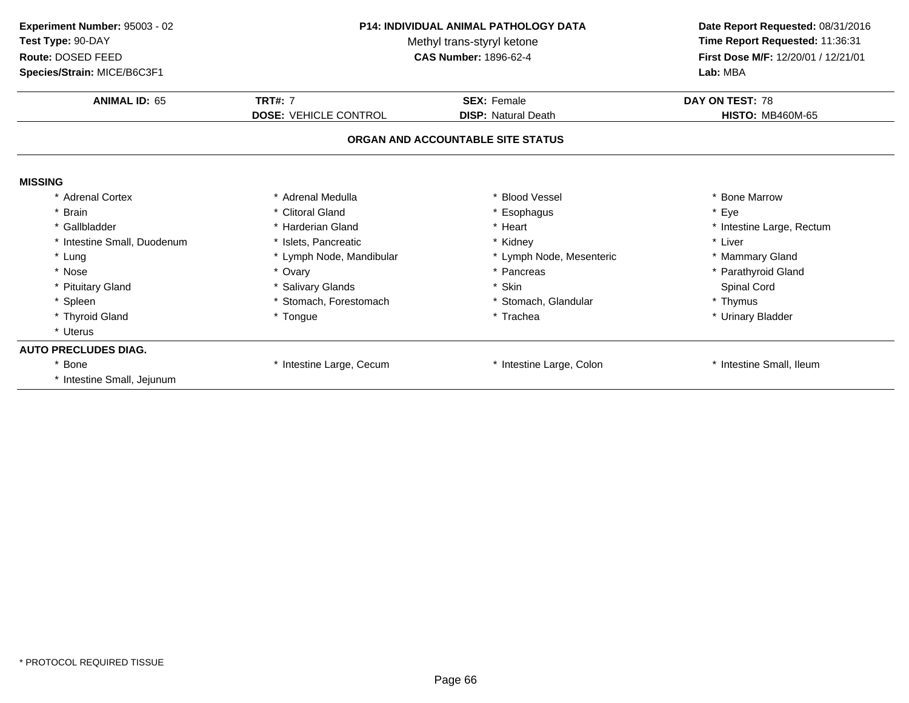**Experiment Number:** 95003 - 02
**Test Type:** 90-DAY
**Route:** DOSED FEED
**Species/Strain:** MICE/B6C3F1

**P14: INDIVIDUAL ANIMAL PATHOLOGY DATA**
Methyl trans-styryl ketone
**CAS Number:** 1896-62-4

**Date Report Requested:** 08/31/2016
**Time Report Requested:** 11:36:31
**First Dose M/F:** 12/20/01 / 12/21/01
**Lab:** MBA

| **ANIMAL ID:** 65 | **TRT#:** 7 | **SEX:** Female | **DAY ON TEST:** 78 |
|---|---|---|---|
| | **DOSE:** VEHICLE CONTROL | **DISP:** Natural Death | **HISTO:** MB460M-65 |

## ORGAN AND ACCOUNTABLE SITE STATUS

**MISSING**

| | | | |
|---|---|---|---|
| * Adrenal Cortex | * Adrenal Medulla | * Blood Vessel | * Bone Marrow |
| * Brain | * Clitoral Gland | * Esophagus | * Eye |
| * Gallbladder | * Harderian Gland | * Heart | * Intestine Large, Rectum |
| * Intestine Small, Duodenum | * Islets, Pancreatic | * Kidney | * Liver |
| * Lung | * Lymph Node, Mandibular | * Lymph Node, Mesenteric | * Mammary Gland |
| * Nose | * Ovary | * Pancreas | * Parathyroid Gland |
| * Pituitary Gland | * Salivary Glands | * Skin | Spinal Cord |
| * Spleen | * Stomach, Forestomach | * Stomach, Glandular | * Thymus |
| * Thyroid Gland | * Tongue | * Trachea | * Urinary Bladder |
| * Uterus | | | |

**AUTO PRECLUDES DIAG.**

| | | | |
|---|---|---|---|
| * Bone | * Intestine Large, Cecum | * Intestine Large, Colon | * Intestine Small, Ileum |
| * Intestine Small, Jejunum | | | |

\* PROTOCOL REQUIRED TISSUE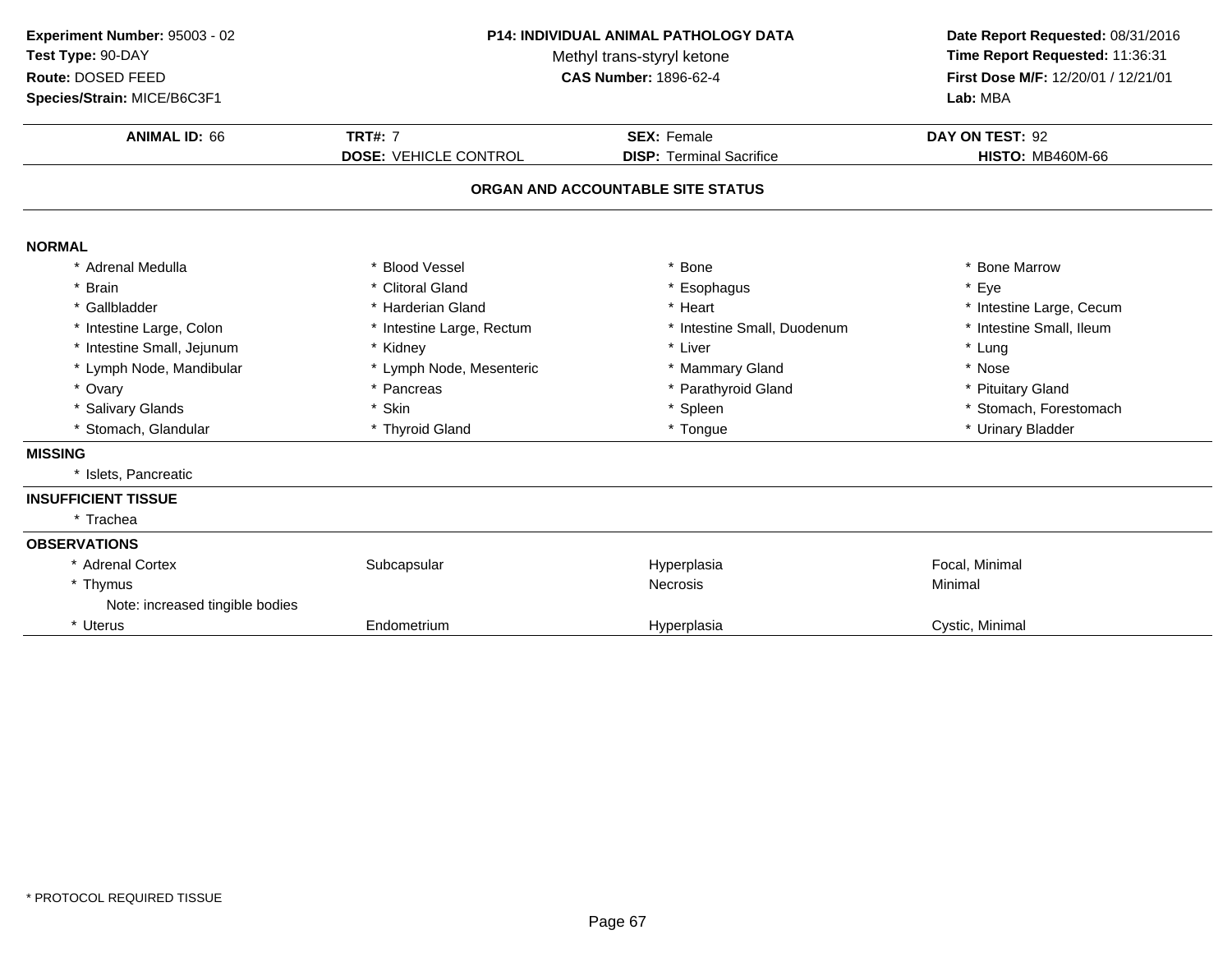**Experiment Number:** 95003 - 02
**Test Type:** 90-DAY
**Route:** DOSED FEED
**Species/Strain:** MICE/B6C3F1

**P14: INDIVIDUAL ANIMAL PATHOLOGY DATA**
Methyl trans-styryl ketone
**CAS Number:** 1896-62-4

**Date Report Requested:** 08/31/2016
**Time Report Requested:** 11:36:31
**First Dose M/F:** 12/20/01 / 12/21/01
**Lab:** MBA

| **ANIMAL ID:** 66 | **TRT#:** 7 | **SEX:** Female | **DAY ON TEST:** 92 |
|---|---|---|---|
| | **DOSE:** VEHICLE CONTROL | **DISP:** Terminal Sacrifice | **HISTO:** MB460M-66 |

## ORGAN AND ACCOUNTABLE SITE STATUS

### NORMAL

| | | | |
|---|---|---|---|
| * Adrenal Medulla | * Blood Vessel | * Bone | * Bone Marrow |
| * Brain | * Clitoral Gland | * Esophagus | * Eye |
| * Gallbladder | * Harderian Gland | * Heart | * Intestine Large, Cecum |
| * Intestine Large, Colon | * Intestine Large, Rectum | * Intestine Small, Duodenum | * Intestine Small, Ileum |
| * Intestine Small, Jejunum | * Kidney | * Liver | * Lung |
| * Lymph Node, Mandibular | * Lymph Node, Mesenteric | * Mammary Gland | * Nose |
| * Ovary | * Pancreas | * Parathyroid Gland | * Pituitary Gland |
| * Salivary Glands | * Skin | * Spleen | * Stomach, Forestomach |
| * Stomach, Glandular | * Thyroid Gland | * Tongue | * Urinary Bladder |

### MISSING

* Islets, Pancreatic

### INSUFFICIENT TISSUE

* Trachea

### OBSERVATIONS

| | | | |
|---|---|---|---|
| * Adrenal Cortex | Subcapsular | Hyperplasia | Focal, Minimal |
| * Thymus | | Necrosis | Minimal |
| Note: increased tingible bodies | | | |
| * Uterus | Endometrium | Hyperplasia | Cystic, Minimal |

* PROTOCOL REQUIRED TISSUE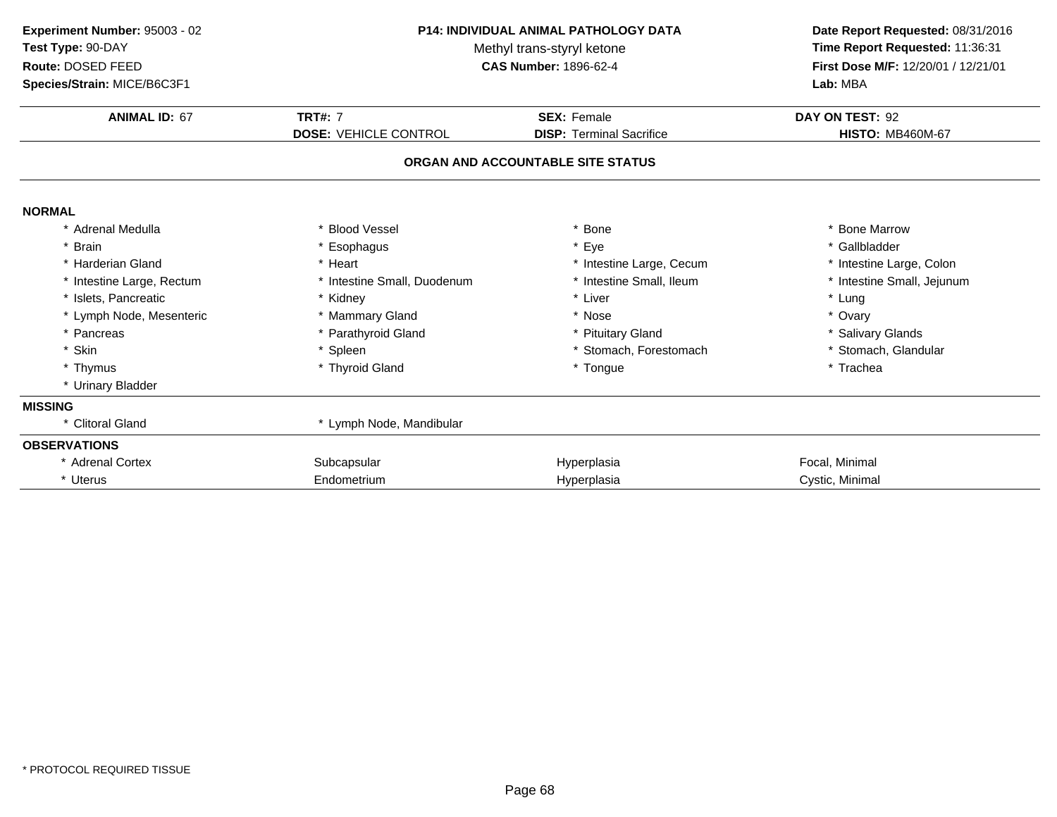**Experiment Number:** 95003 - 02
**Test Type:** 90-DAY
**Route:** DOSED FEED
**Species/Strain:** MICE/B6C3F1

**P14: INDIVIDUAL ANIMAL PATHOLOGY DATA**
Methyl trans-styryl ketone
**CAS Number:** 1896-62-4

**Date Report Requested:** 08/31/2016
**Time Report Requested:** 11:36:31
**First Dose M/F:** 12/20/01 / 12/21/01
**Lab:** MBA

| **ANIMAL ID:** 67 | **TRT#:** 7 | **SEX:** Female | **DAY ON TEST:** 92 |
|---|---|---|---|
| | **DOSE:** VEHICLE CONTROL | **DISP:** Terminal Sacrifice | **HISTO:** MB460M-67 |

## ORGAN AND ACCOUNTABLE SITE STATUS

**NORMAL**

| | | | |
|---|---|---|---|
| * Adrenal Medulla | * Blood Vessel | * Bone | * Bone Marrow |
| * Brain | * Esophagus | * Eye | * Gallbladder |
| * Harderian Gland | * Heart | * Intestine Large, Cecum | * Intestine Large, Colon |
| * Intestine Large, Rectum | * Intestine Small, Duodenum | * Intestine Small, Ileum | * Intestine Small, Jejunum |
| * Islets, Pancreatic | * Kidney | * Liver | * Lung |
| * Lymph Node, Mesenteric | * Mammary Gland | * Nose | * Ovary |
| * Pancreas | * Parathyroid Gland | * Pituitary Gland | * Salivary Glands |
| * Skin | * Spleen | * Stomach, Forestomach | * Stomach, Glandular |
| * Thymus | * Thyroid Gland | * Tongue | * Trachea |
| * Urinary Bladder | | | |

**MISSING**

| | |
|---|---|
| * Clitoral Gland | * Lymph Node, Mandibular |

**OBSERVATIONS**

| | | | |
|---|---|---|---|
| * Adrenal Cortex | Subcapsular | Hyperplasia | Focal, Minimal |
| * Uterus | Endometrium | Hyperplasia | Cystic, Minimal |

* PROTOCOL REQUIRED TISSUE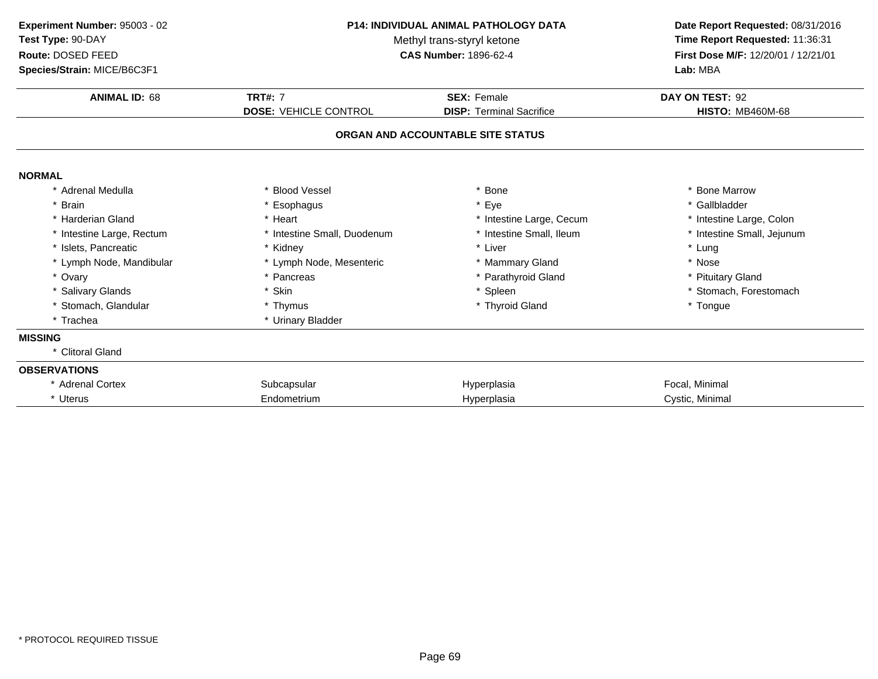**Experiment Number:** 95003 - 02
**Test Type:** 90-DAY
**Route:** DOSED FEED
**Species/Strain:** MICE/B6C3F1

**P14: INDIVIDUAL ANIMAL PATHOLOGY DATA**
Methyl trans-styryl ketone
**CAS Number:** 1896-62-4

**Date Report Requested:** 08/31/2016
**Time Report Requested:** 11:36:31
**First Dose M/F:** 12/20/01 / 12/21/01
**Lab:** MBA

| **ANIMAL ID:** 68 | **TRT#:** 7 | **SEX:** Female | **DAY ON TEST:** 92 |
|---|---|---|---|
| | **DOSE:** VEHICLE CONTROL | **DISP:** Terminal Sacrifice | **HISTO:** MB460M-68 |

## ORGAN AND ACCOUNTABLE SITE STATUS

**NORMAL**

| | | | |
|---|---|---|---|
| * Adrenal Medulla | * Blood Vessel | * Bone | * Bone Marrow |
| * Brain | * Esophagus | * Eye | * Gallbladder |
| * Harderian Gland | * Heart | * Intestine Large, Cecum | * Intestine Large, Colon |
| * Intestine Large, Rectum | * Intestine Small, Duodenum | * Intestine Small, Ileum | * Intestine Small, Jejunum |
| * Islets, Pancreatic | * Kidney | * Liver | * Lung |
| * Lymph Node, Mandibular | * Lymph Node, Mesenteric | * Mammary Gland | * Nose |
| * Ovary | * Pancreas | * Parathyroid Gland | * Pituitary Gland |
| * Salivary Glands | * Skin | * Spleen | * Stomach, Forestomach |
| * Stomach, Glandular | * Thymus | * Thyroid Gland | * Tongue |
| * Trachea | * Urinary Bladder | | |

**MISSING**

* Clitoral Gland

**OBSERVATIONS**

| | | | |
|---|---|---|---|
| * Adrenal Cortex | Subcapsular | Hyperplasia | Focal, Minimal |
| * Uterus | Endometrium | Hyperplasia | Cystic, Minimal |

* PROTOCOL REQUIRED TISSUE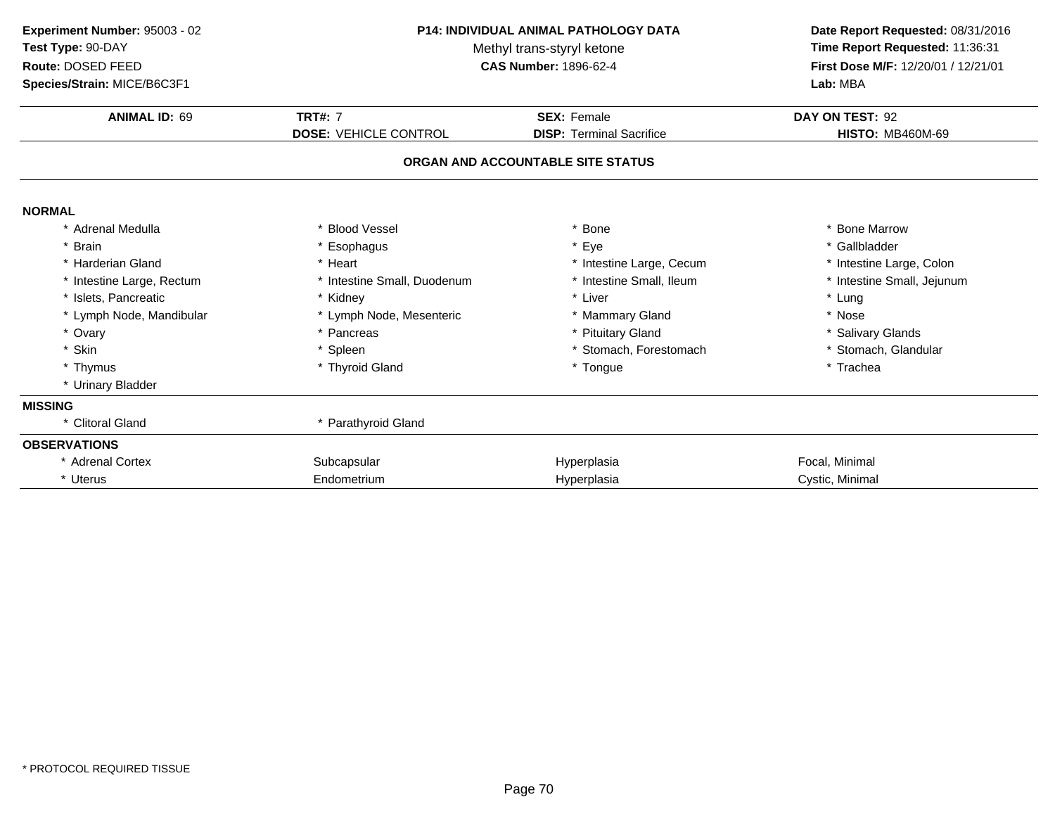**Experiment Number:** 95003 - 02
**Test Type:** 90-DAY
**Route:** DOSED FEED
**Species/Strain:** MICE/B6C3F1

**P14: INDIVIDUAL ANIMAL PATHOLOGY DATA**
Methyl trans-styryl ketone
**CAS Number:** 1896-62-4

**Date Report Requested:** 08/31/2016
**Time Report Requested:** 11:36:31
**First Dose M/F:** 12/20/01 / 12/21/01
**Lab:** MBA

| **ANIMAL ID:** 69 | **TRT#:** 7 | **SEX:** Female | **DAY ON TEST:** 92 |
|---|---|---|---|
| | **DOSE:** VEHICLE CONTROL | **DISP:** Terminal Sacrifice | **HISTO:** MB460M-69 |

## ORGAN AND ACCOUNTABLE SITE STATUS

**NORMAL**

| | | | |
|---|---|---|---|
| * Adrenal Medulla | * Blood Vessel | * Bone | * Bone Marrow |
| * Brain | * Esophagus | * Eye | * Gallbladder |
| * Harderian Gland | * Heart | * Intestine Large, Cecum | * Intestine Large, Colon |
| * Intestine Large, Rectum | * Intestine Small, Duodenum | * Intestine Small, Ileum | * Intestine Small, Jejunum |
| * Islets, Pancreatic | * Kidney | * Liver | * Lung |
| * Lymph Node, Mandibular | * Lymph Node, Mesenteric | * Mammary Gland | * Nose |
| * Ovary | * Pancreas | * Pituitary Gland | * Salivary Glands |
| * Skin | * Spleen | * Stomach, Forestomach | * Stomach, Glandular |
| * Thymus | * Thyroid Gland | * Tongue | * Trachea |
| * Urinary Bladder | | | |

**MISSING**

| | |
|---|---|
| * Clitoral Gland | * Parathyroid Gland |

**OBSERVATIONS**

| | | | |
|---|---|---|---|
| * Adrenal Cortex | Subcapsular | Hyperplasia | Focal, Minimal |
| * Uterus | Endometrium | Hyperplasia | Cystic, Minimal |

* PROTOCOL REQUIRED TISSUE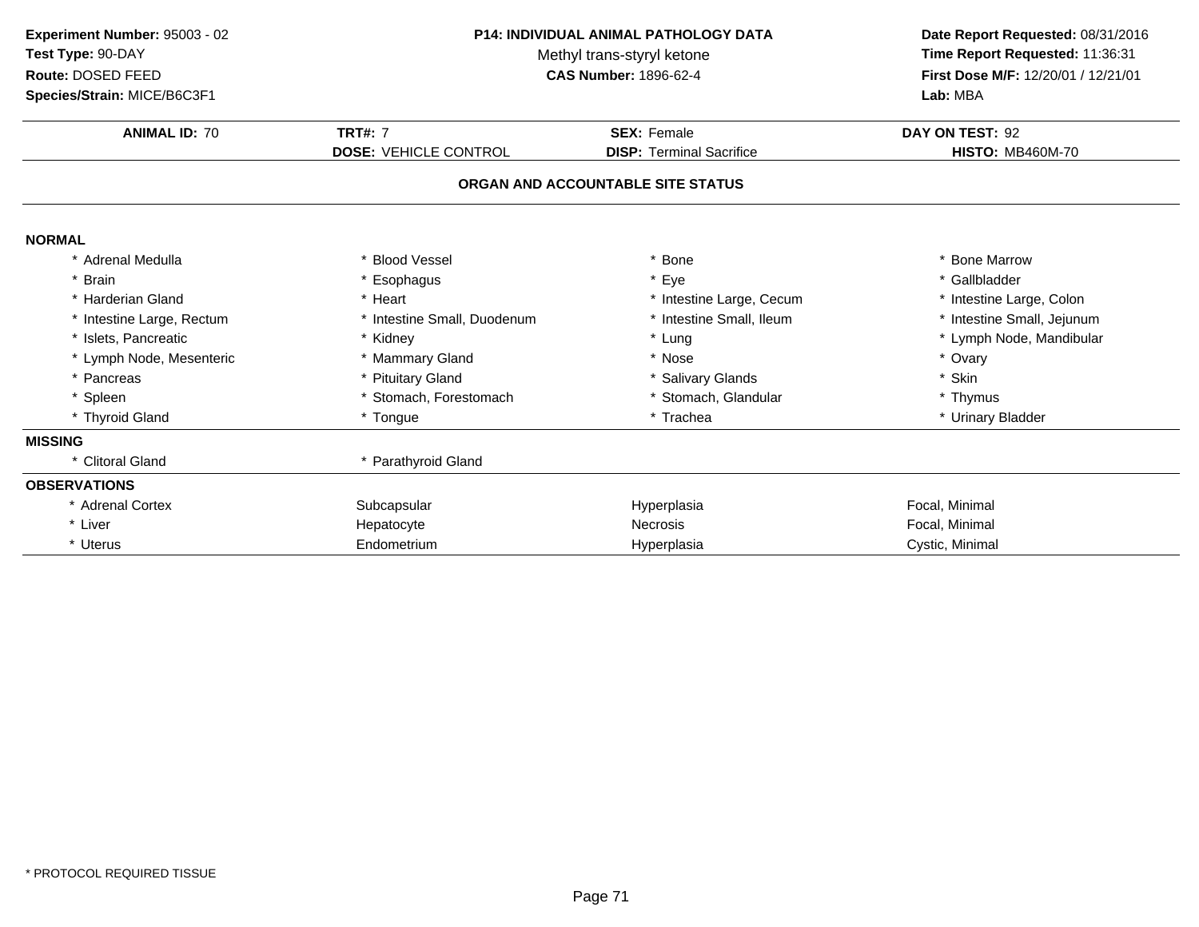**Experiment Number:** 95003 - 02
**Test Type:** 90-DAY
**Route:** DOSED FEED
**Species/Strain:** MICE/B6C3F1

**P14: INDIVIDUAL ANIMAL PATHOLOGY DATA**
Methyl trans-styryl ketone
**CAS Number:** 1896-62-4

**Date Report Requested:** 08/31/2016
**Time Report Requested:** 11:36:31
**First Dose M/F:** 12/20/01 / 12/21/01
**Lab:** MBA

| **ANIMAL ID:** 70 | **TRT#:** 7 | **SEX:** Female | **DAY ON TEST:** 92 |
|---|---|---|---|
| | **DOSE:** VEHICLE CONTROL | **DISP:** Terminal Sacrifice | **HISTO:** MB460M-70 |

## ORGAN AND ACCOUNTABLE SITE STATUS

**NORMAL**

| | | | |
|---|---|---|---|
| * Adrenal Medulla | * Blood Vessel | * Bone | * Bone Marrow |
| * Brain | * Esophagus | * Eye | * Gallbladder |
| * Harderian Gland | * Heart | * Intestine Large, Cecum | * Intestine Large, Colon |
| * Intestine Large, Rectum | * Intestine Small, Duodenum | * Intestine Small, Ileum | * Intestine Small, Jejunum |
| * Islets, Pancreatic | * Kidney | * Lung | * Lymph Node, Mandibular |
| * Lymph Node, Mesenteric | * Mammary Gland | * Nose | * Ovary |
| * Pancreas | * Pituitary Gland | * Salivary Glands | * Skin |
| * Spleen | * Stomach, Forestomach | * Stomach, Glandular | * Thymus |
| * Thyroid Gland | * Tongue | * Trachea | * Urinary Bladder |

**MISSING**

| | |
|---|---|
| * Clitoral Gland | * Parathyroid Gland |

**OBSERVATIONS**

| | | | |
|---|---|---|---|
| * Adrenal Cortex | Subcapsular | Hyperplasia | Focal, Minimal |
| * Liver | Hepatocyte | Necrosis | Focal, Minimal |
| * Uterus | Endometrium | Hyperplasia | Cystic, Minimal |

* PROTOCOL REQUIRED TISSUE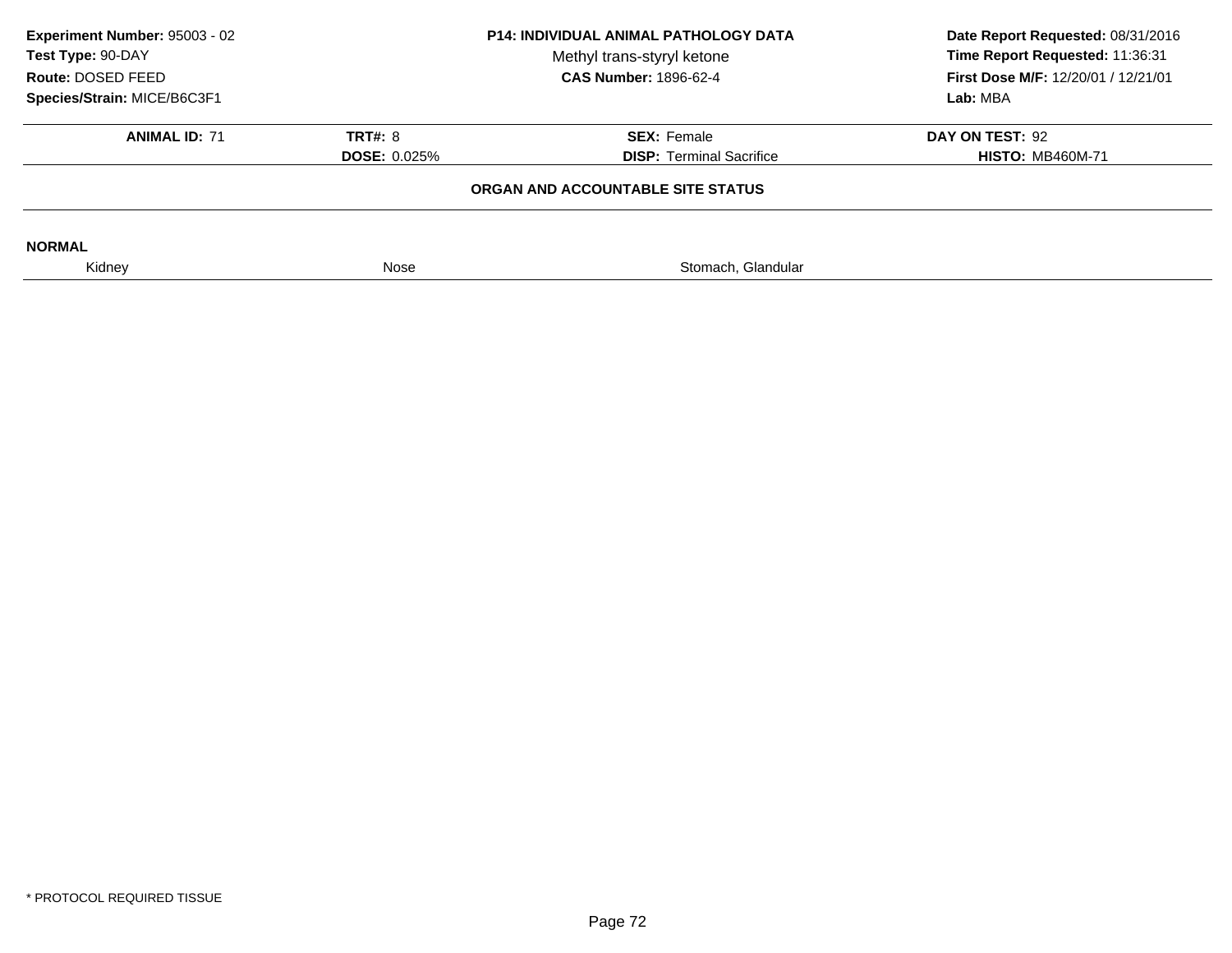**Experiment Number:** 95003 - 02
**Test Type:** 90-DAY
**Route:** DOSED FEED
**Species/Strain:** MICE/B6C3F1

**P14: INDIVIDUAL ANIMAL PATHOLOGY DATA**
Methyl trans-styryl ketone
**CAS Number:** 1896-62-4

**Date Report Requested:** 08/31/2016
**Time Report Requested:** 11:36:31
**First Dose M/F:** 12/20/01 / 12/21/01
**Lab:** MBA

| **ANIMAL ID:** 71 | **TRT#:** 8 | **SEX:** Female | **DAY ON TEST:** 92 |
|---|---|---|---|
| | **DOSE:** 0.025% | **DISP:** Terminal Sacrifice | **HISTO:** MB460M-71 |

## ORGAN AND ACCOUNTABLE SITE STATUS

**NORMAL**

| Kidney | Nose | Stomach, Glandular |
|---|---|---|

* PROTOCOL REQUIRED TISSUE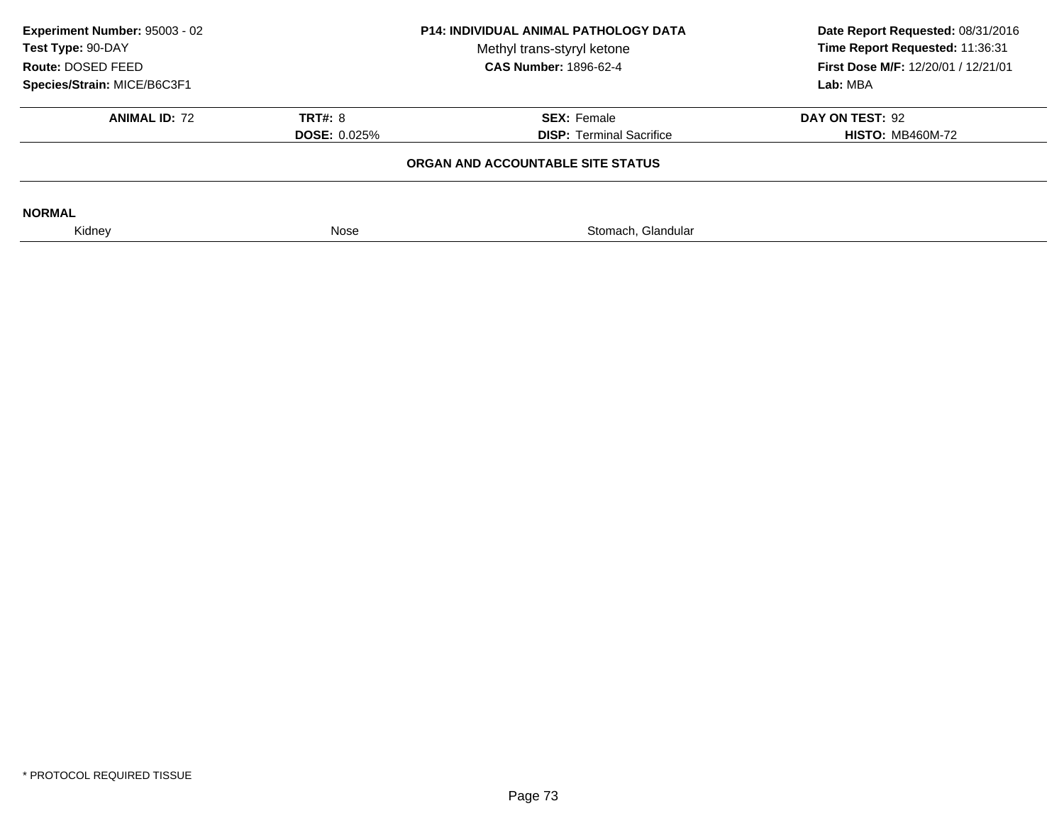**Experiment Number:** 95003 - 02
**Test Type:** 90-DAY
**Route:** DOSED FEED
**Species/Strain:** MICE/B6C3F1

**P14: INDIVIDUAL ANIMAL PATHOLOGY DATA**
Methyl trans-styryl ketone
**CAS Number:** 1896-62-4

**Date Report Requested:** 08/31/2016
**Time Report Requested:** 11:36:31
**First Dose M/F:** 12/20/01 / 12/21/01
**Lab:** MBA

| **ANIMAL ID:** 72 | **TRT#:** 8 | **SEX:** Female | **DAY ON TEST:** 92 |
|---|---|---|---|
| | **DOSE:** 0.025% | **DISP:** Terminal Sacrifice | **HISTO:** MB460M-72 |

**ORGAN AND ACCOUNTABLE SITE STATUS**

**NORMAL**

| Kidney | Nose | Stomach, Glandular |
|---|---|---|

* PROTOCOL REQUIRED TISSUE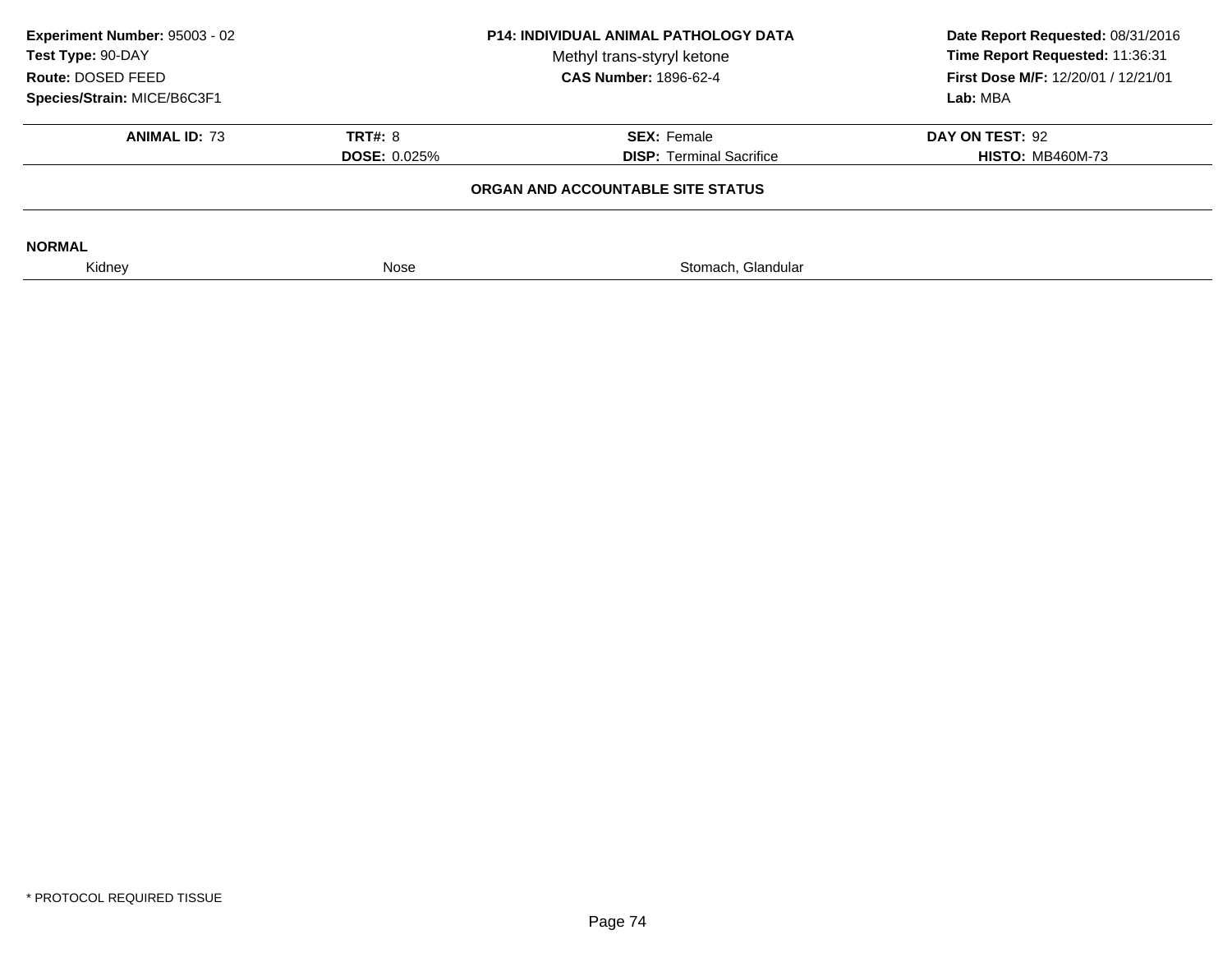**Experiment Number:** 95003 - 02
**Test Type:** 90-DAY
**Route:** DOSED FEED
**Species/Strain:** MICE/B6C3F1

**P14: INDIVIDUAL ANIMAL PATHOLOGY DATA**
Methyl trans-styryl ketone
**CAS Number:** 1896-62-4

**Date Report Requested:** 08/31/2016
**Time Report Requested:** 11:36:31
**First Dose M/F:** 12/20/01 / 12/21/01
**Lab:** MBA

| **ANIMAL ID:** 73 | **TRT#:** 8 | **SEX:** Female | **DAY ON TEST:** 92 |
|---|---|---|---|
| | **DOSE:** 0.025% | **DISP:** Terminal Sacrifice | **HISTO:** MB460M-73 |

**ORGAN AND ACCOUNTABLE SITE STATUS**

**NORMAL**

| Kidney | Nose | Stomach, Glandular |
|---|---|---|

* PROTOCOL REQUIRED TISSUE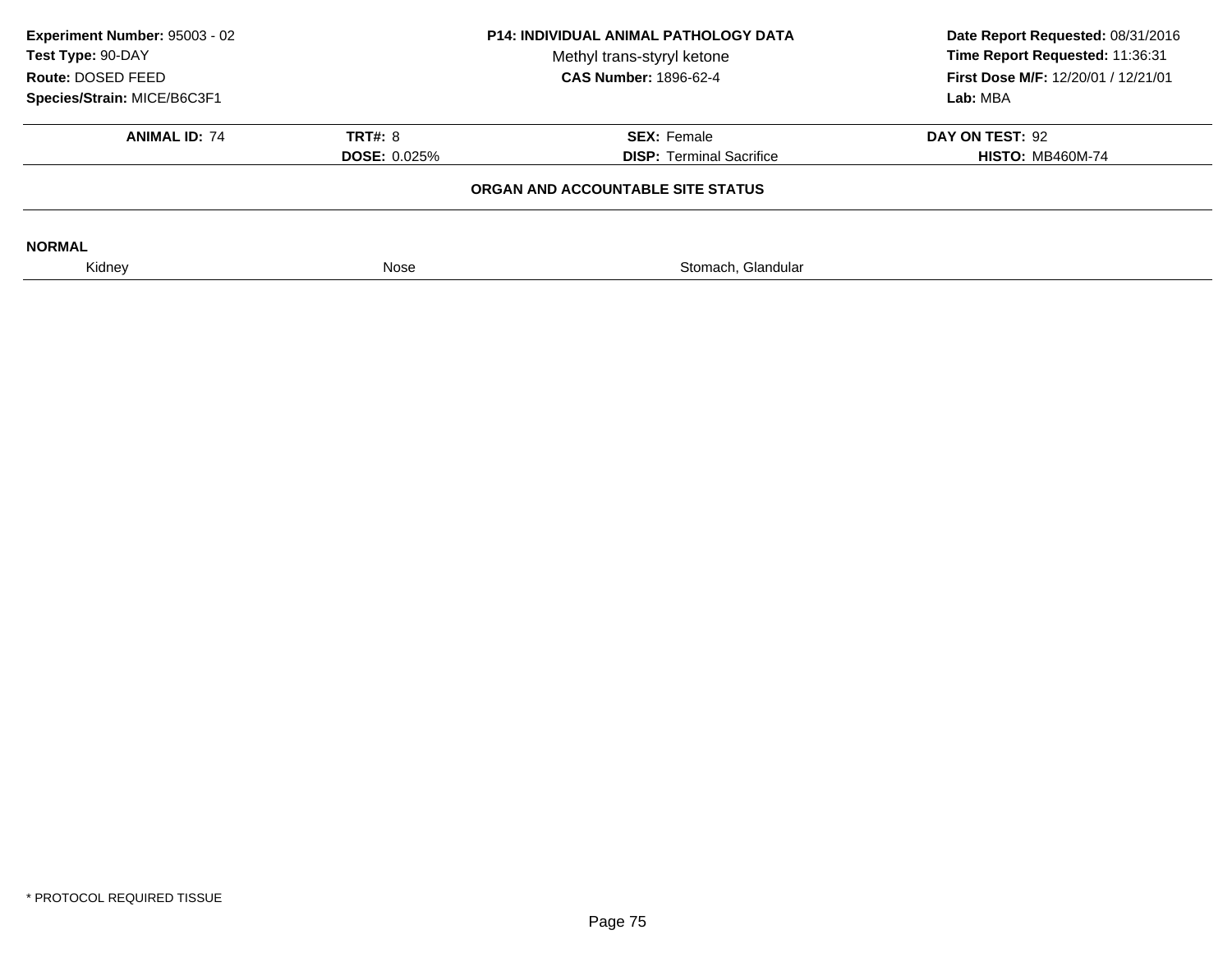| **Experiment Number:** 95003 - 02 | **P14: INDIVIDUAL ANIMAL PATHOLOGY DATA** | **Date Report Requested:** 08/31/2016 |
|---|---|---|
| **Test Type:** 90-DAY | Methyl trans-styryl ketone | **Time Report Requested:** 11:36:31 |
| **Route:** DOSED FEED | **CAS Number:** 1896-62-4 | **First Dose M/F:** 12/20/01 / 12/21/01 |
| **Species/Strain:** MICE/B6C3F1 | | **Lab:** MBA |

| **ANIMAL ID:** 74 | **TRT#:** 8 | **SEX:** Female | **DAY ON TEST:** 92 |
|---|---|---|---|
| | **DOSE:** 0.025% | **DISP:** Terminal Sacrifice | **HISTO:** MB460M-74 |

**ORGAN AND ACCOUNTABLE SITE STATUS**

**NORMAL**

| Kidney | Nose | Stomach, Glandular |
|---|---|---|

\* PROTOCOL REQUIRED TISSUE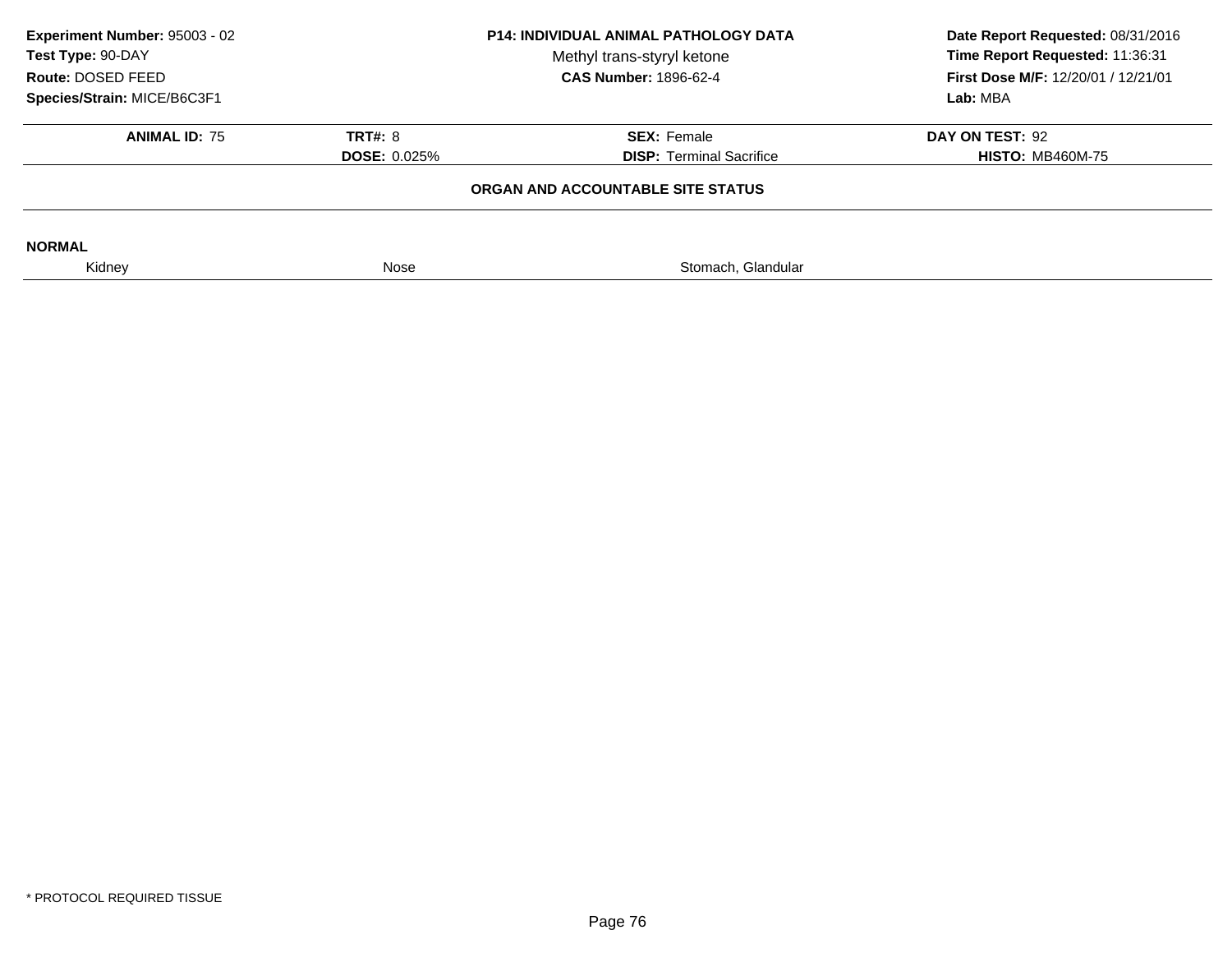**Experiment Number:** 95003 - 02
**Test Type:** 90-DAY
**Route:** DOSED FEED
**Species/Strain:** MICE/B6C3F1

**P14: INDIVIDUAL ANIMAL PATHOLOGY DATA**
Methyl trans-styryl ketone
**CAS Number:** 1896-62-4

**Date Report Requested:** 08/31/2016
**Time Report Requested:** 11:36:31
**First Dose M/F:** 12/20/01 / 12/21/01
**Lab:** MBA

| **ANIMAL ID:** 75 | **TRT#:** 8 | **SEX:** Female | **DAY ON TEST:** 92 |
|---|---|---|---|
| | **DOSE:** 0.025% | **DISP:** Terminal Sacrifice | **HISTO:** MB460M-75 |

**ORGAN AND ACCOUNTABLE SITE STATUS**

**NORMAL**

| Kidney | Nose | Stomach, Glandular |
|---|---|---|

\* PROTOCOL REQUIRED TISSUE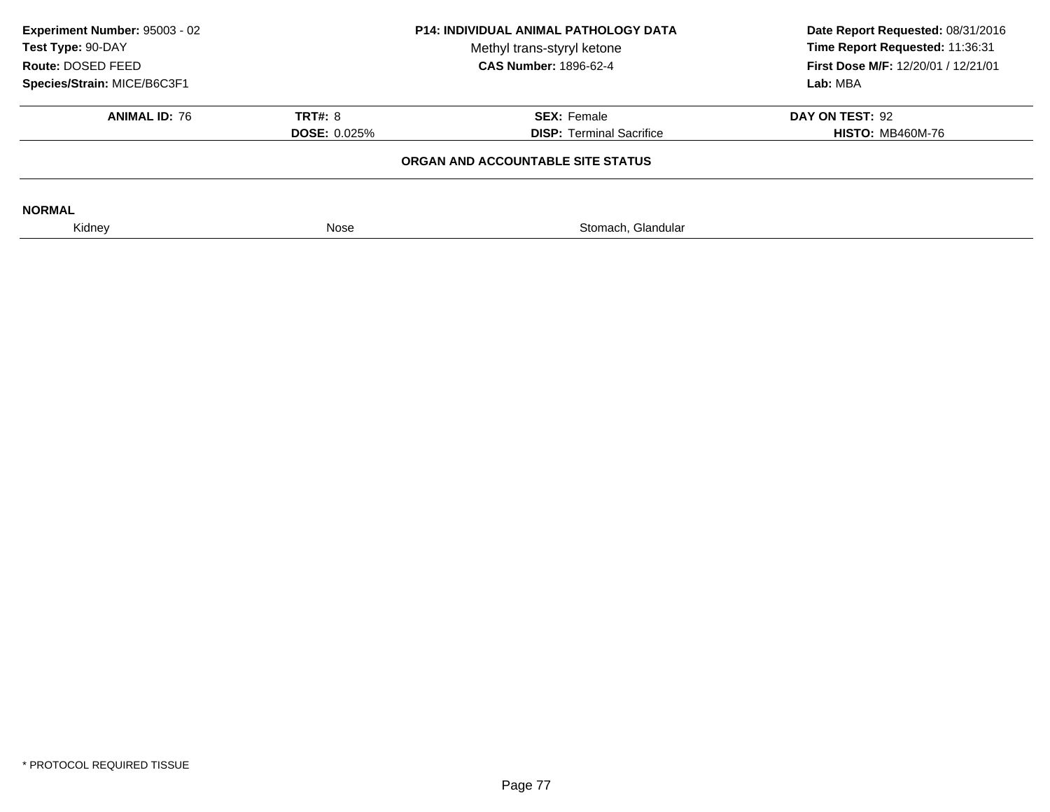**Experiment Number:** 95003 - 02
**Test Type:** 90-DAY
**Route:** DOSED FEED
**Species/Strain:** MICE/B6C3F1

**P14: INDIVIDUAL ANIMAL PATHOLOGY DATA**
Methyl trans-styryl ketone
**CAS Number:** 1896-62-4

**Date Report Requested:** 08/31/2016
**Time Report Requested:** 11:36:31
**First Dose M/F:** 12/20/01 / 12/21/01
**Lab:** MBA

| **ANIMAL ID:** 76 | **TRT#:** 8 | **SEX:** Female | **DAY ON TEST:** 92 |
|---|---|---|---|
| | **DOSE:** 0.025% | **DISP:** Terminal Sacrifice | **HISTO:** MB460M-76 |

**ORGAN AND ACCOUNTABLE SITE STATUS**

**NORMAL**

| Kidney | Nose | Stomach, Glandular |
|---|---|---|

\* PROTOCOL REQUIRED TISSUE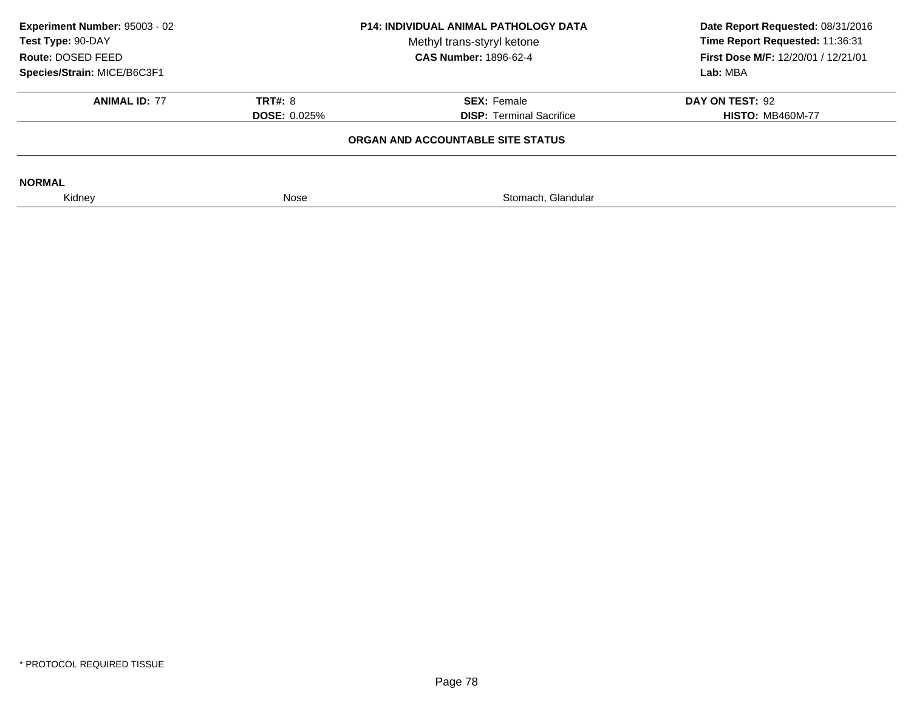**Experiment Number:** 95003 - 02
**Test Type:** 90-DAY
**Route:** DOSED FEED
**Species/Strain:** MICE/B6C3F1

**P14: INDIVIDUAL ANIMAL PATHOLOGY DATA**
Methyl trans-styryl ketone
**CAS Number:** 1896-62-4

**Date Report Requested:** 08/31/2016
**Time Report Requested:** 11:36:31
**First Dose M/F:** 12/20/01 / 12/21/01
**Lab:** MBA

| **ANIMAL ID:** 77 | **TRT#:** 8 | **SEX:** Female | **DAY ON TEST:** 92 |
|---|---|---|---|
| | **DOSE:** 0.025% | **DISP:** Terminal Sacrifice | **HISTO:** MB460M-77 |

**ORGAN AND ACCOUNTABLE SITE STATUS**

**NORMAL**

| Kidney | Nose | Stomach, Glandular |
|---|---|---|

* PROTOCOL REQUIRED TISSUE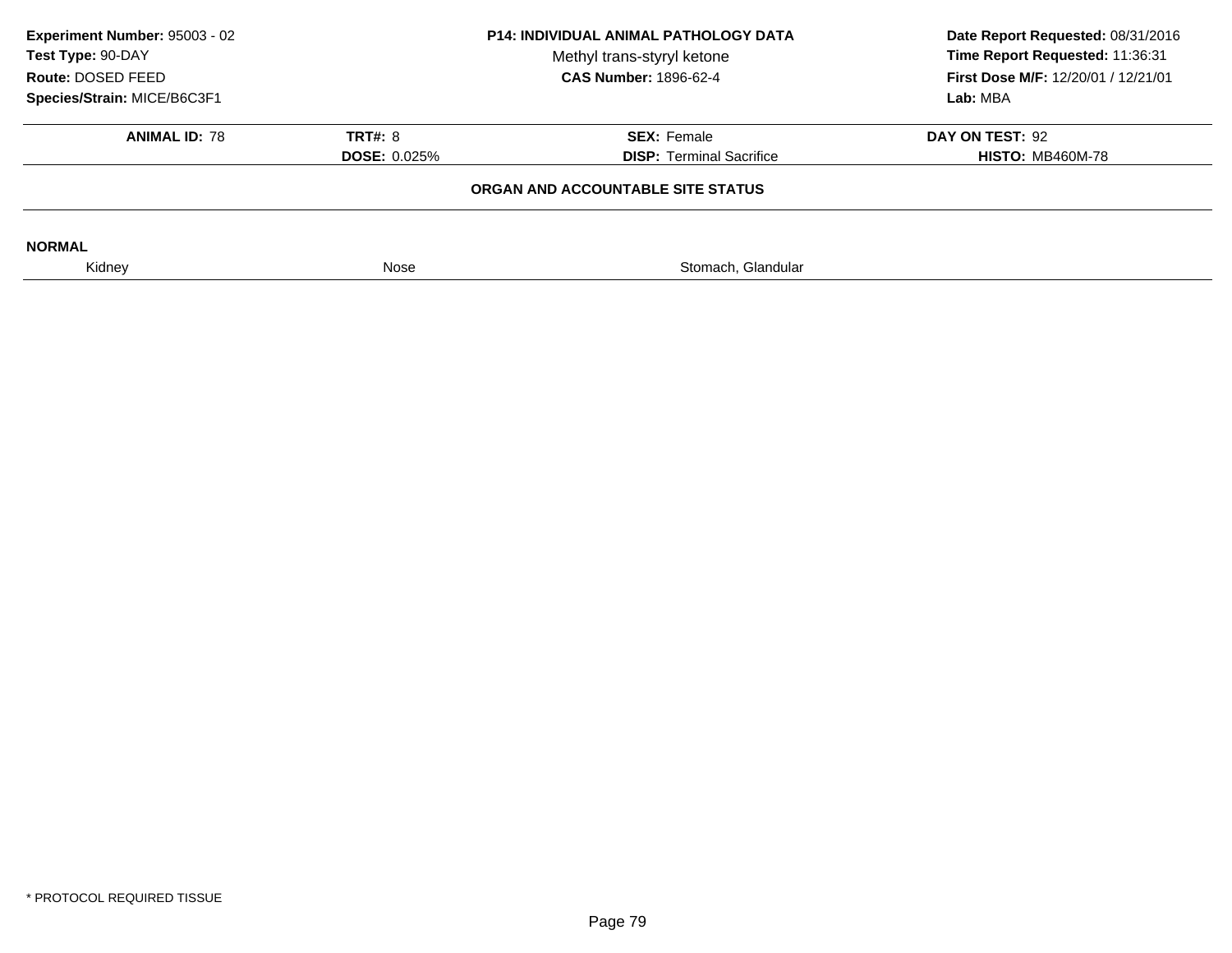**Experiment Number:** 95003 - 02
**Test Type:** 90-DAY
**Route:** DOSED FEED
**Species/Strain:** MICE/B6C3F1

**P14: INDIVIDUAL ANIMAL PATHOLOGY DATA**
Methyl trans-styryl ketone
**CAS Number:** 1896-62-4

**Date Report Requested:** 08/31/2016
**Time Report Requested:** 11:36:31
**First Dose M/F:** 12/20/01 / 12/21/01
**Lab:** MBA

| **ANIMAL ID:** 78 | **TRT#:** 8 | **SEX:** Female | **DAY ON TEST:** 92 |
|---|---|---|---|
| | **DOSE:** 0.025% | **DISP:** Terminal Sacrifice | **HISTO:** MB460M-78 |

**ORGAN AND ACCOUNTABLE SITE STATUS**

**NORMAL**

| Kidney | Nose | Stomach, Glandular |
|---|---|---|

* PROTOCOL REQUIRED TISSUE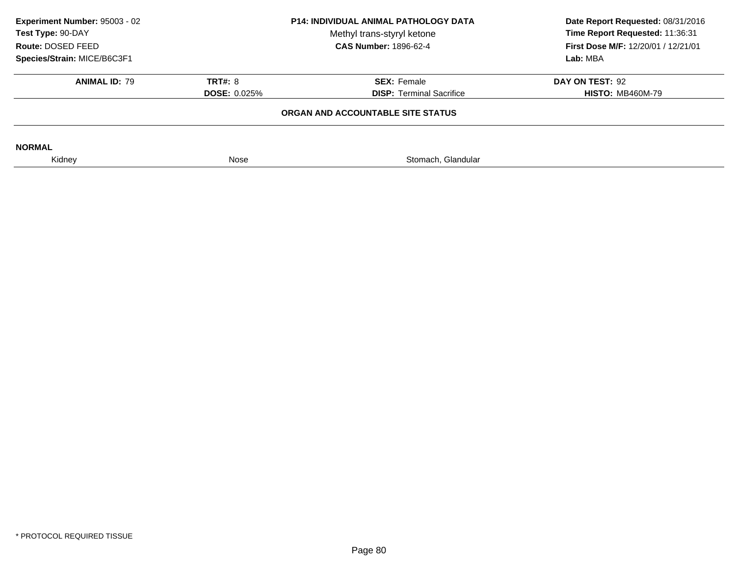**Experiment Number:** 95003 - 02
**Test Type:** 90-DAY
**Route:** DOSED FEED
**Species/Strain:** MICE/B6C3F1

**P14: INDIVIDUAL ANIMAL PATHOLOGY DATA**
Methyl trans-styryl ketone
**CAS Number:** 1896-62-4

**Date Report Requested:** 08/31/2016
**Time Report Requested:** 11:36:31
**First Dose M/F:** 12/20/01 / 12/21/01
**Lab:** MBA

| **ANIMAL ID:** 79 | **TRT#:** 8 | **SEX:** Female | **DAY ON TEST:** 92 |
|---|---|---|---|
| | **DOSE:** 0.025% | **DISP:** Terminal Sacrifice | **HISTO:** MB460M-79 |

**ORGAN AND ACCOUNTABLE SITE STATUS**

**NORMAL**

| Kidney | Nose | Stomach, Glandular |
|---|---|---|

* PROTOCOL REQUIRED TISSUE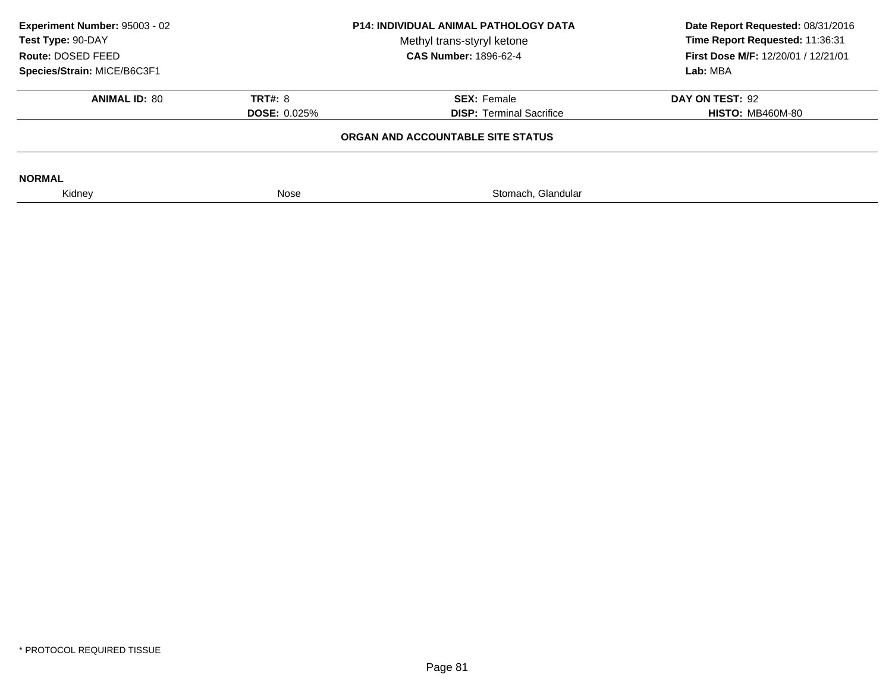**Experiment Number:** 95003 - 02
**Test Type:** 90-DAY
**Route:** DOSED FEED
**Species/Strain:** MICE/B6C3F1

**P14: INDIVIDUAL ANIMAL PATHOLOGY DATA**
Methyl trans-styryl ketone
**CAS Number:** 1896-62-4

**Date Report Requested:** 08/31/2016
**Time Report Requested:** 11:36:31
**First Dose M/F:** 12/20/01 / 12/21/01
**Lab:** MBA

| **ANIMAL ID:** 80 | **TRT#:** 8 | **SEX:** Female | **DAY ON TEST:** 92 |
|---|---|---|---|
| | **DOSE:** 0.025% | **DISP:** Terminal Sacrifice | **HISTO:** MB460M-80 |

**ORGAN AND ACCOUNTABLE SITE STATUS**

**NORMAL**

| Kidney | Nose | Stomach, Glandular |
|---|---|---|

* PROTOCOL REQUIRED TISSUE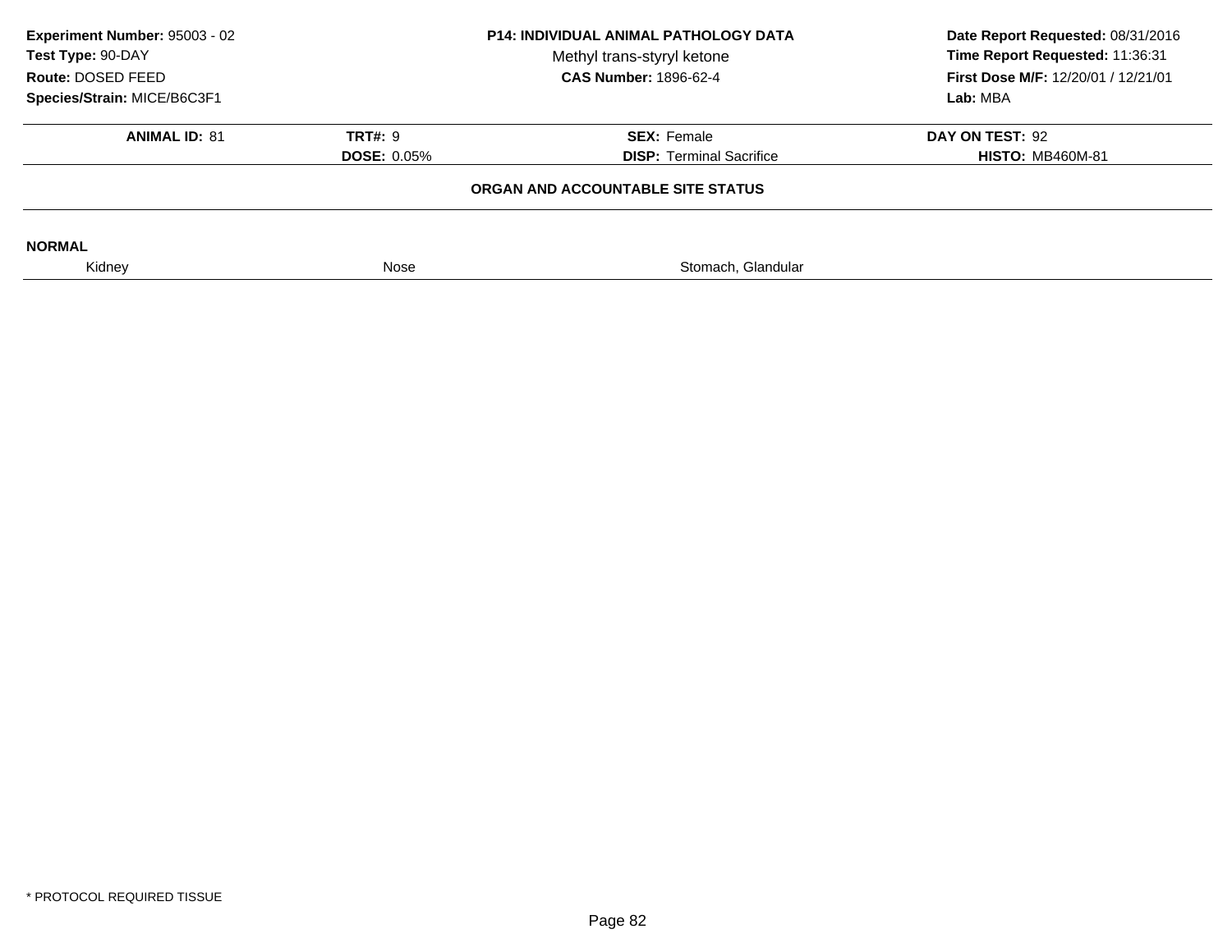**Experiment Number:** 95003 - 02
**Test Type:** 90-DAY
**Route:** DOSED FEED
**Species/Strain:** MICE/B6C3F1

**P14: INDIVIDUAL ANIMAL PATHOLOGY DATA**
Methyl trans-styryl ketone
**CAS Number:** 1896-62-4

**Date Report Requested:** 08/31/2016
**Time Report Requested:** 11:36:31
**First Dose M/F:** 12/20/01 / 12/21/01
**Lab:** MBA

| **ANIMAL ID:** 81 | **TRT#:** 9 | **SEX:** Female | **DAY ON TEST:** 92 |
|---|---|---|---|
| | **DOSE:** 0.05% | **DISP:** Terminal Sacrifice | **HISTO:** MB460M-81 |

**ORGAN AND ACCOUNTABLE SITE STATUS**

**NORMAL**

| Kidney | Nose | Stomach, Glandular |
|---|---|---|

* PROTOCOL REQUIRED TISSUE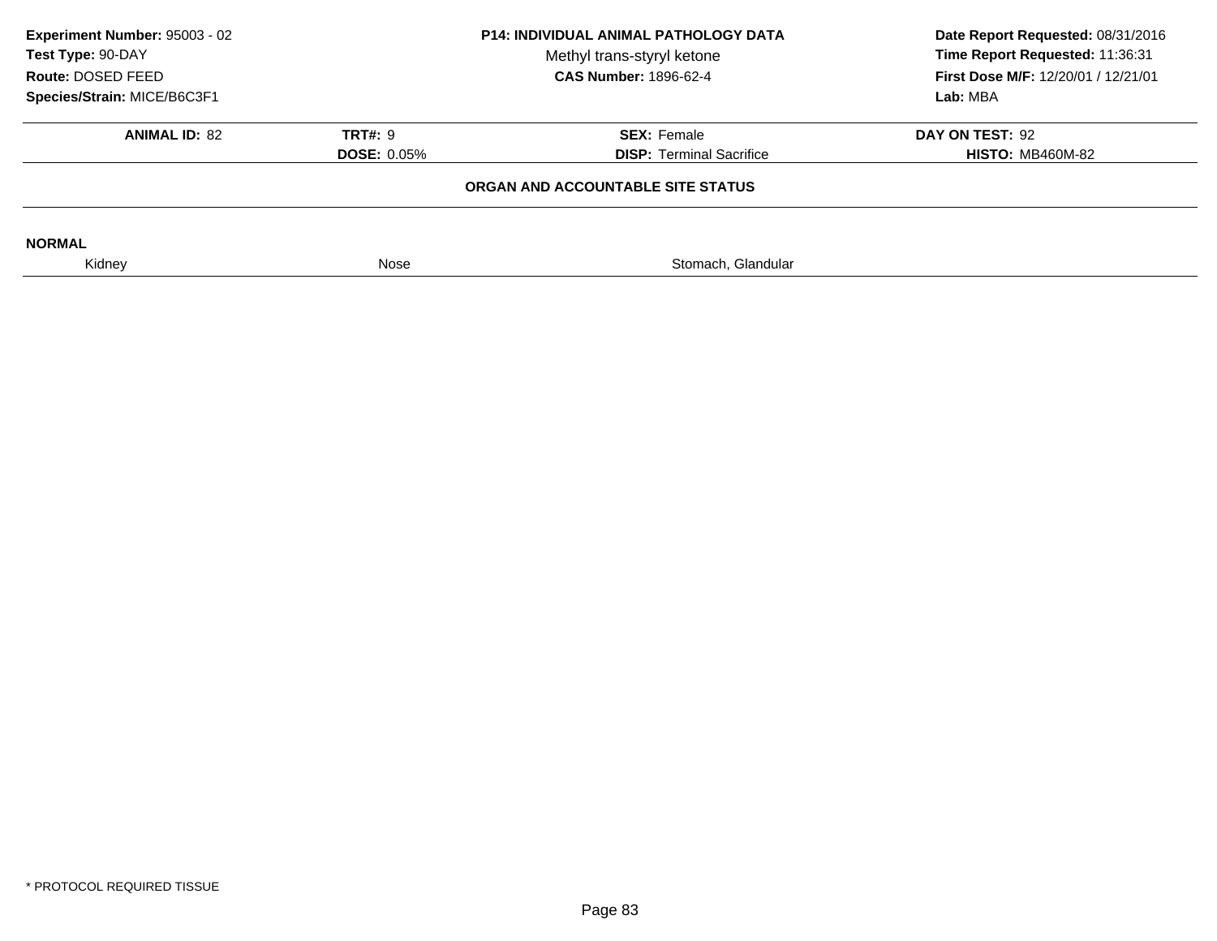**Experiment Number:** 95003 - 02
**Test Type:** 90-DAY
**Route:** DOSED FEED
**Species/Strain:** MICE/B6C3F1

**P14: INDIVIDUAL ANIMAL PATHOLOGY DATA**
Methyl trans-styryl ketone
**CAS Number:** 1896-62-4

**Date Report Requested:** 08/31/2016
**Time Report Requested:** 11:36:31
**First Dose M/F:** 12/20/01 / 12/21/01
**Lab:** MBA

| **ANIMAL ID:** 82 | **TRT#:** 9 | **SEX:** Female | **DAY ON TEST:** 92 |
|---|---|---|---|
| | **DOSE:** 0.05% | **DISP:** Terminal Sacrifice | **HISTO:** MB460M-82 |

**ORGAN AND ACCOUNTABLE SITE STATUS**

**NORMAL**

| Kidney | Nose | Stomach, Glandular |
|---|---|---|

\* PROTOCOL REQUIRED TISSUE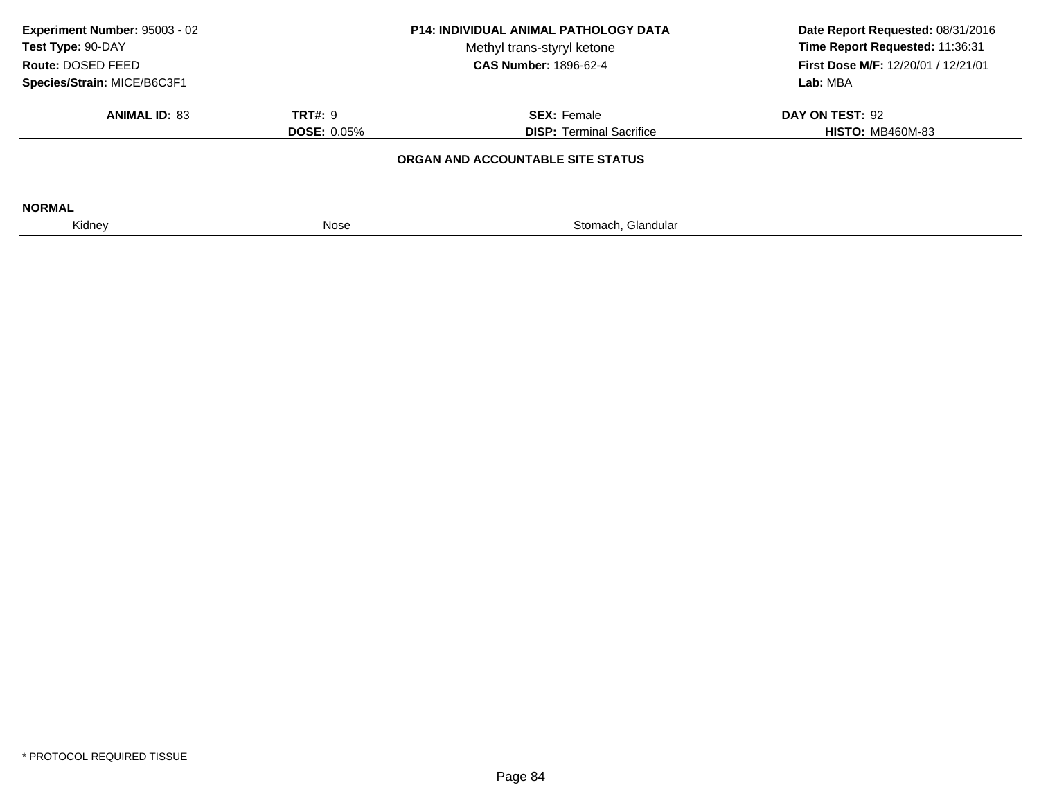**Experiment Number:** 95003 - 02
**Test Type:** 90-DAY
**Route:** DOSED FEED
**Species/Strain:** MICE/B6C3F1

**P14: INDIVIDUAL ANIMAL PATHOLOGY DATA**
Methyl trans-styryl ketone
**CAS Number:** 1896-62-4

**Date Report Requested:** 08/31/2016
**Time Report Requested:** 11:36:31
**First Dose M/F:** 12/20/01 / 12/21/01
**Lab:** MBA

| **ANIMAL ID:** 83 | **TRT#:** 9 | **SEX:** Female | **DAY ON TEST:** 92 |
|---|---|---|---|
| | **DOSE:** 0.05% | **DISP:** Terminal Sacrifice | **HISTO:** MB460M-83 |

**ORGAN AND ACCOUNTABLE SITE STATUS**

**NORMAL**

| Kidney | Nose | Stomach, Glandular |
|---|---|---|

* PROTOCOL REQUIRED TISSUE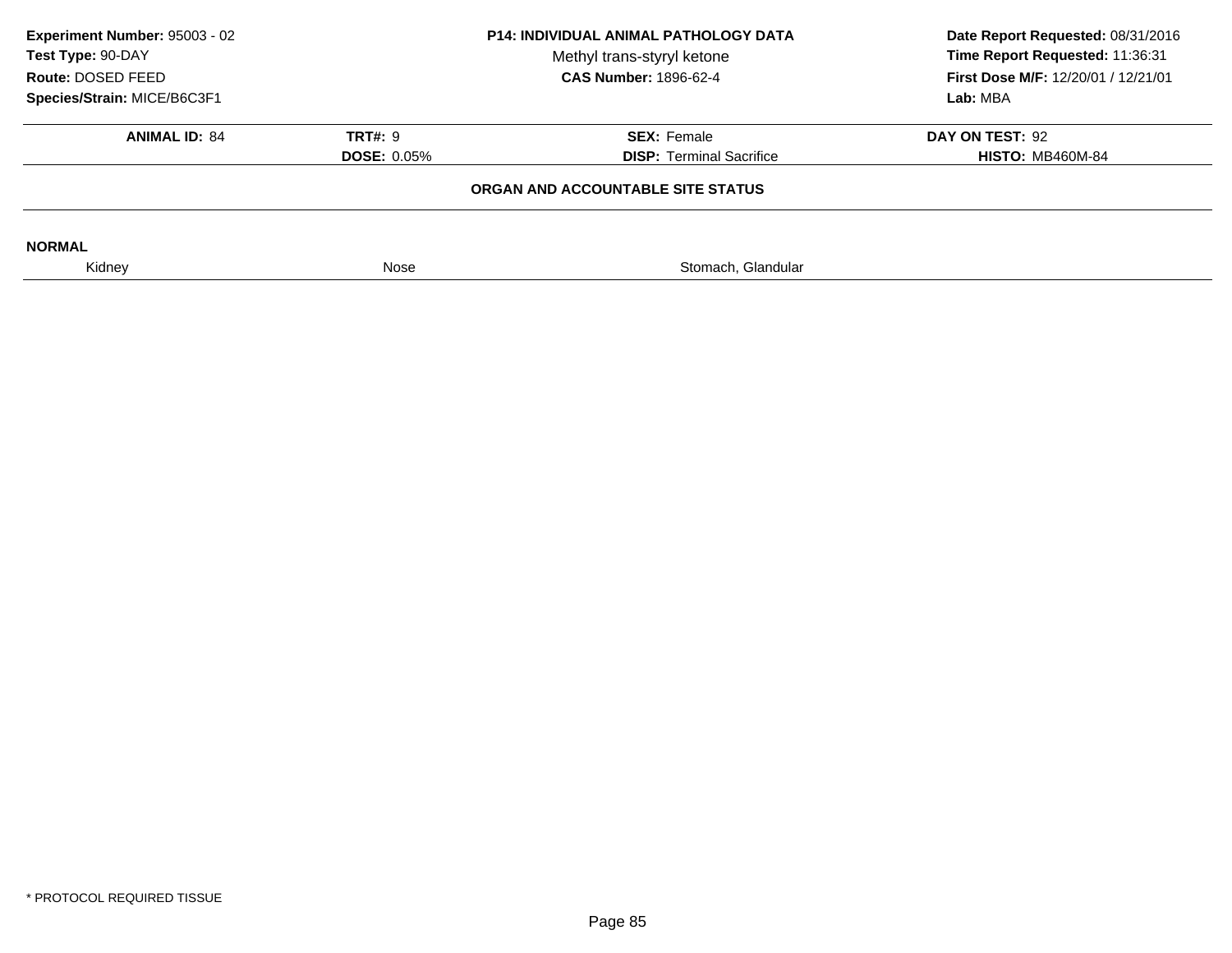**Experiment Number:** 95003 - 02
**Test Type:** 90-DAY
**Route:** DOSED FEED
**Species/Strain:** MICE/B6C3F1

**P14: INDIVIDUAL ANIMAL PATHOLOGY DATA**
Methyl trans-styryl ketone
**CAS Number:** 1896-62-4

**Date Report Requested:** 08/31/2016
**Time Report Requested:** 11:36:31
**First Dose M/F:** 12/20/01 / 12/21/01
**Lab:** MBA

| **ANIMAL ID:** 84 | **TRT#:** 9 | **SEX:** Female | **DAY ON TEST:** 92 |
|---|---|---|---|
| | **DOSE:** 0.05% | **DISP:** Terminal Sacrifice | **HISTO:** MB460M-84 |

**ORGAN AND ACCOUNTABLE SITE STATUS**

**NORMAL**

| Kidney | Nose | Stomach, Glandular |
|---|---|---|

* PROTOCOL REQUIRED TISSUE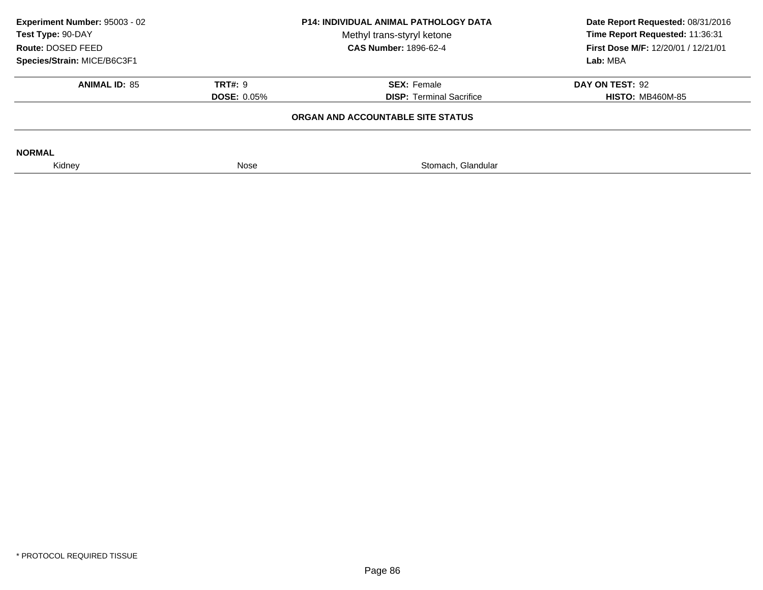**Experiment Number:** 95003 - 02
**Test Type:** 90-DAY
**Route:** DOSED FEED
**Species/Strain:** MICE/B6C3F1

**P14: INDIVIDUAL ANIMAL PATHOLOGY DATA**
Methyl trans-styryl ketone
**CAS Number:** 1896-62-4

**Date Report Requested:** 08/31/2016
**Time Report Requested:** 11:36:31
**First Dose M/F:** 12/20/01 / 12/21/01
**Lab:** MBA

| **ANIMAL ID:** 85 | **TRT#:** 9 | **SEX:** Female | **DAY ON TEST:** 92 |
|---|---|---|---|
| | **DOSE:** 0.05% | **DISP:** Terminal Sacrifice | **HISTO:** MB460M-85 |

**ORGAN AND ACCOUNTABLE SITE STATUS**

**NORMAL**

| Kidney | Nose | Stomach, Glandular |
|---|---|---|

* PROTOCOL REQUIRED TISSUE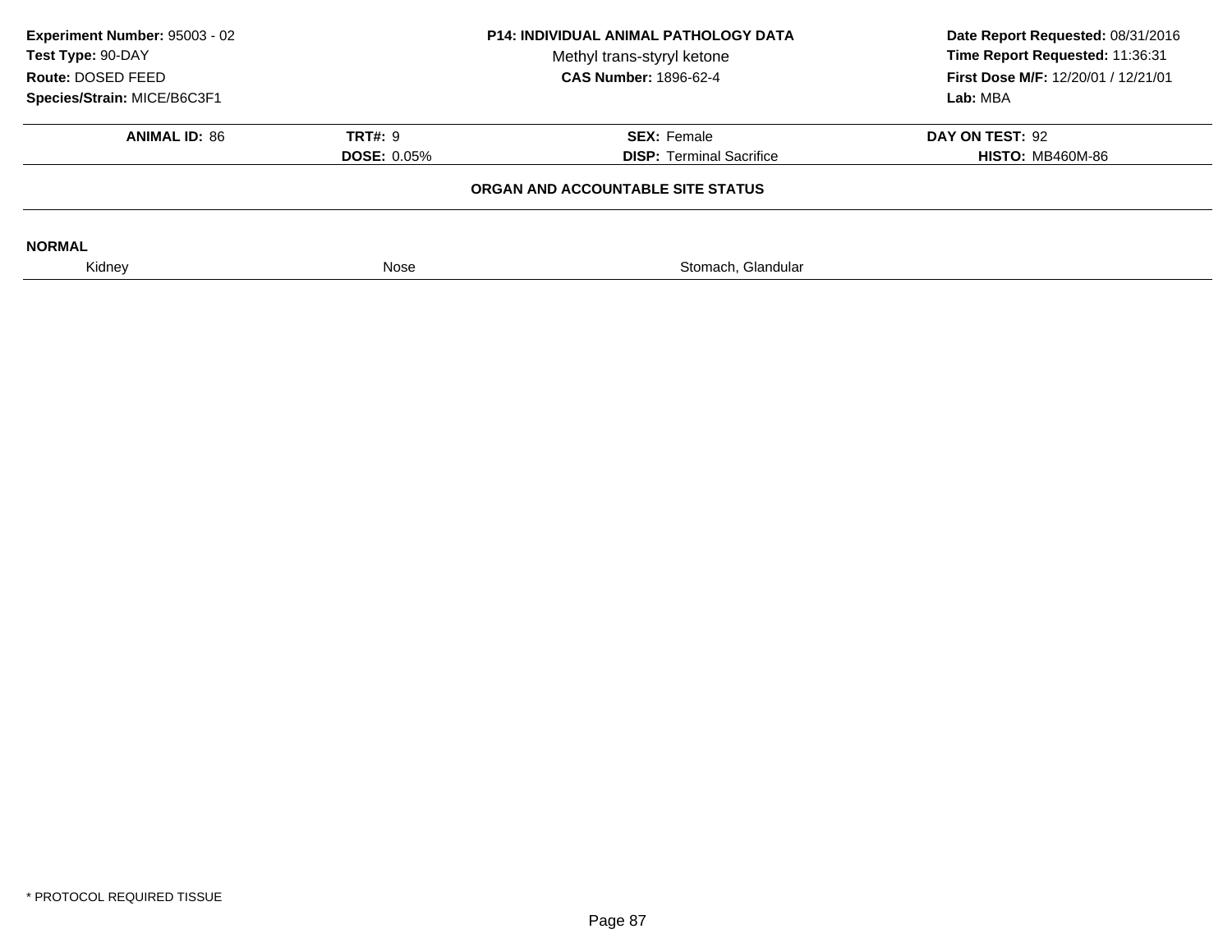**Experiment Number:** 95003 - 02
**Test Type:** 90-DAY
**Route:** DOSED FEED
**Species/Strain:** MICE/B6C3F1

**P14: INDIVIDUAL ANIMAL PATHOLOGY DATA**
Methyl trans-styryl ketone
**CAS Number:** 1896-62-4

**Date Report Requested:** 08/31/2016
**Time Report Requested:** 11:36:31
**First Dose M/F:** 12/20/01 / 12/21/01
**Lab:** MBA

| **ANIMAL ID:** 86 | **TRT#:** 9 | **SEX:** Female | **DAY ON TEST:** 92 |
|---|---|---|---|
| | **DOSE:** 0.05% | **DISP:** Terminal Sacrifice | **HISTO:** MB460M-86 |

**ORGAN AND ACCOUNTABLE SITE STATUS**

**NORMAL**

| Kidney | Nose | Stomach, Glandular |
|---|---|---|

* PROTOCOL REQUIRED TISSUE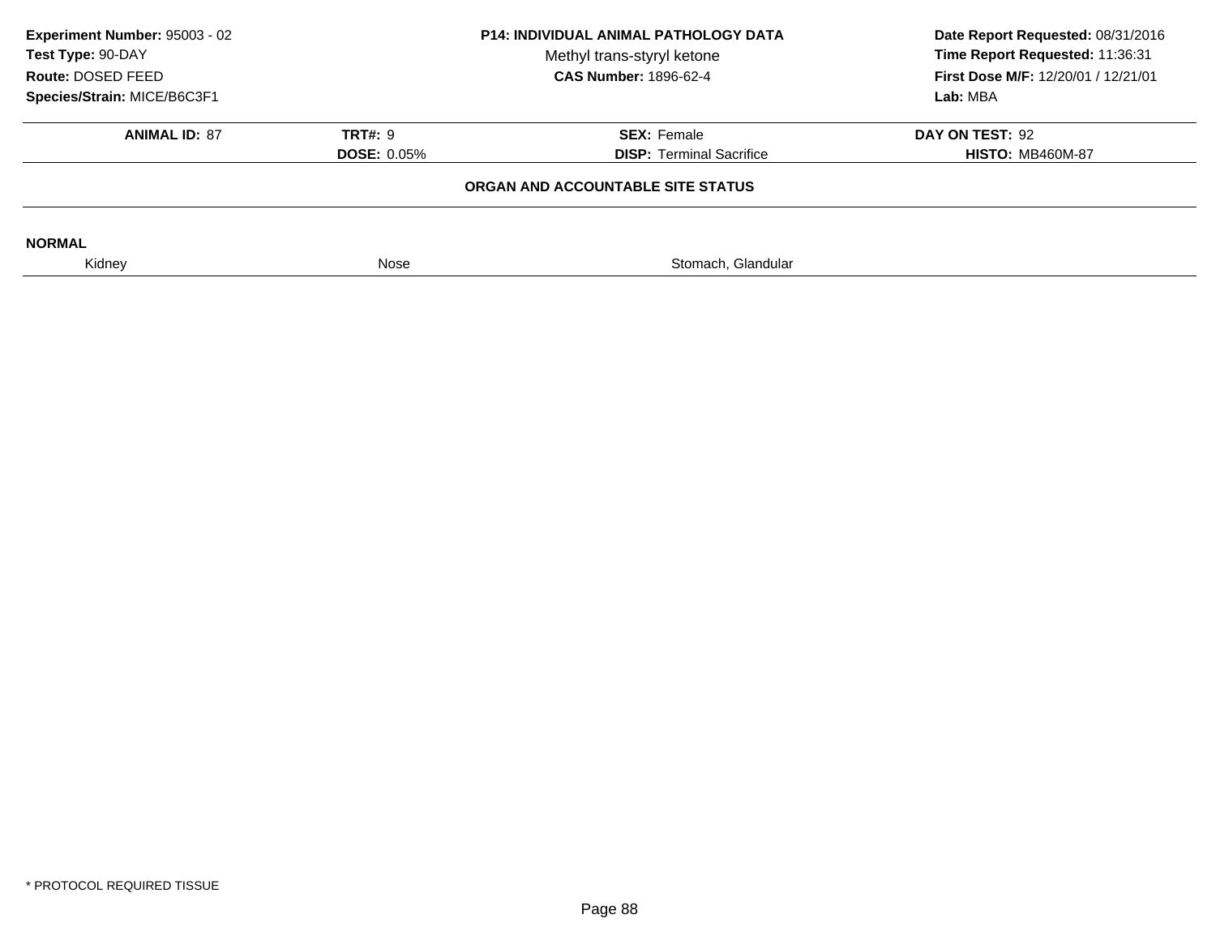**Experiment Number:** 95003 - 02
**Test Type:** 90-DAY
**Route:** DOSED FEED
**Species/Strain:** MICE/B6C3F1

**P14: INDIVIDUAL ANIMAL PATHOLOGY DATA**
Methyl trans-styryl ketone
**CAS Number:** 1896-62-4

**Date Report Requested:** 08/31/2016
**Time Report Requested:** 11:36:31
**First Dose M/F:** 12/20/01 / 12/21/01
**Lab:** MBA

| **ANIMAL ID:** 87 | **TRT#:** 9 | **SEX:** Female | **DAY ON TEST:** 92 |
|---|---|---|---|
| | **DOSE:** 0.05% | **DISP:** Terminal Sacrifice | **HISTO:** MB460M-87 |

### ORGAN AND ACCOUNTABLE SITE STATUS

**NORMAL**

| Kidney | Nose | Stomach, Glandular |
|---|---|---|

\* PROTOCOL REQUIRED TISSUE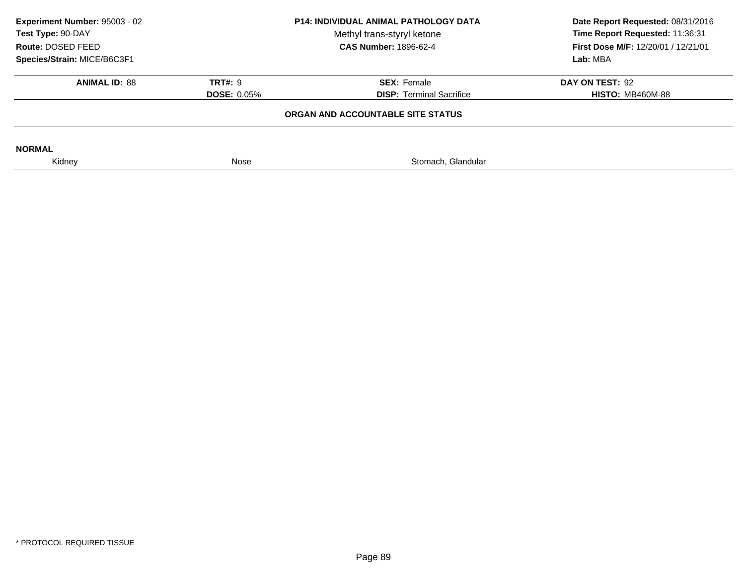**Experiment Number:** 95003 - 02
**Test Type:** 90-DAY
**Route:** DOSED FEED
**Species/Strain:** MICE/B6C3F1

**P14: INDIVIDUAL ANIMAL PATHOLOGY DATA**
Methyl trans-styryl ketone
**CAS Number:** 1896-62-4

**Date Report Requested:** 08/31/2016
**Time Report Requested:** 11:36:31
**First Dose M/F:** 12/20/01 / 12/21/01
**Lab:** MBA

| **ANIMAL ID:** 88 | **TRT#:** 9 | **SEX:** Female | **DAY ON TEST:** 92 |
|---|---|---|---|
| | **DOSE:** 0.05% | **DISP:** Terminal Sacrifice | **HISTO:** MB460M-88 |

**ORGAN AND ACCOUNTABLE SITE STATUS**

**NORMAL**

| Kidney | Nose | Stomach, Glandular |
|---|---|---|

\* PROTOCOL REQUIRED TISSUE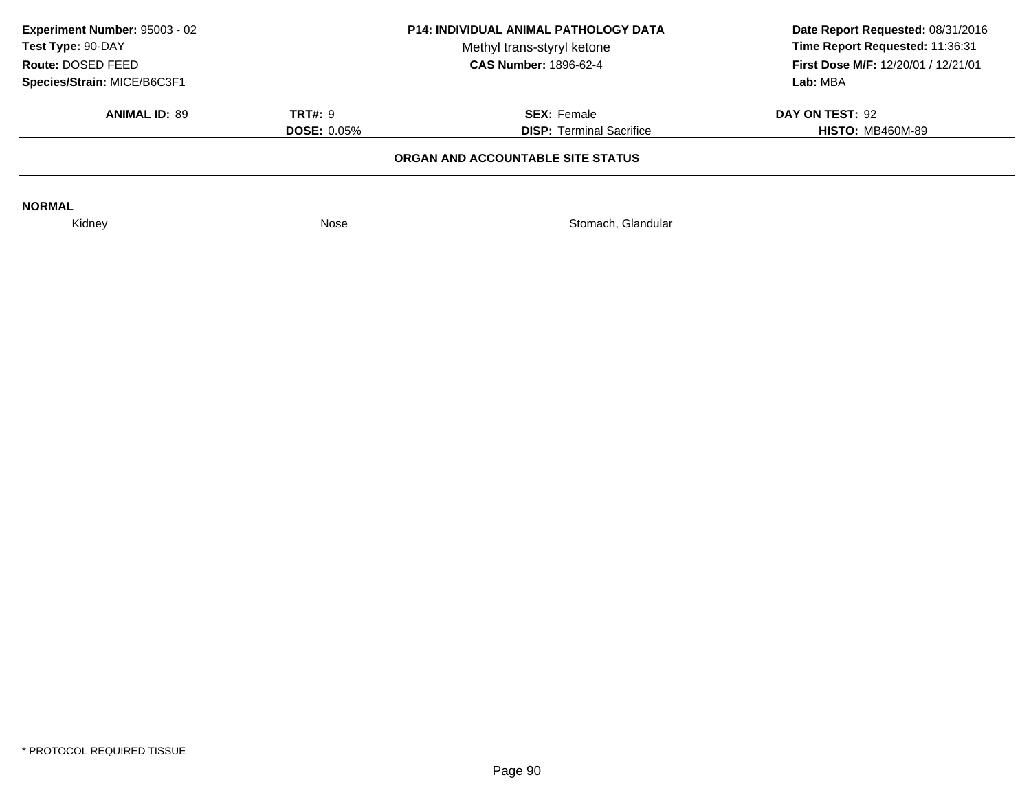**Experiment Number:** 95003 - 02
**Test Type:** 90-DAY
**Route:** DOSED FEED
**Species/Strain:** MICE/B6C3F1

**P14: INDIVIDUAL ANIMAL PATHOLOGY DATA**
Methyl trans-styryl ketone
**CAS Number:** 1896-62-4

**Date Report Requested:** 08/31/2016
**Time Report Requested:** 11:36:31
**First Dose M/F:** 12/20/01 / 12/21/01
**Lab:** MBA

| **ANIMAL ID:** 89 | **TRT#:** 9 | **SEX:** Female | **DAY ON TEST:** 92 |
|---|---|---|---|
| | **DOSE:** 0.05% | **DISP:** Terminal Sacrifice | **HISTO:** MB460M-89 |

**ORGAN AND ACCOUNTABLE SITE STATUS**

**NORMAL**

| Kidney | Nose | Stomach, Glandular |
|---|---|---|

\* PROTOCOL REQUIRED TISSUE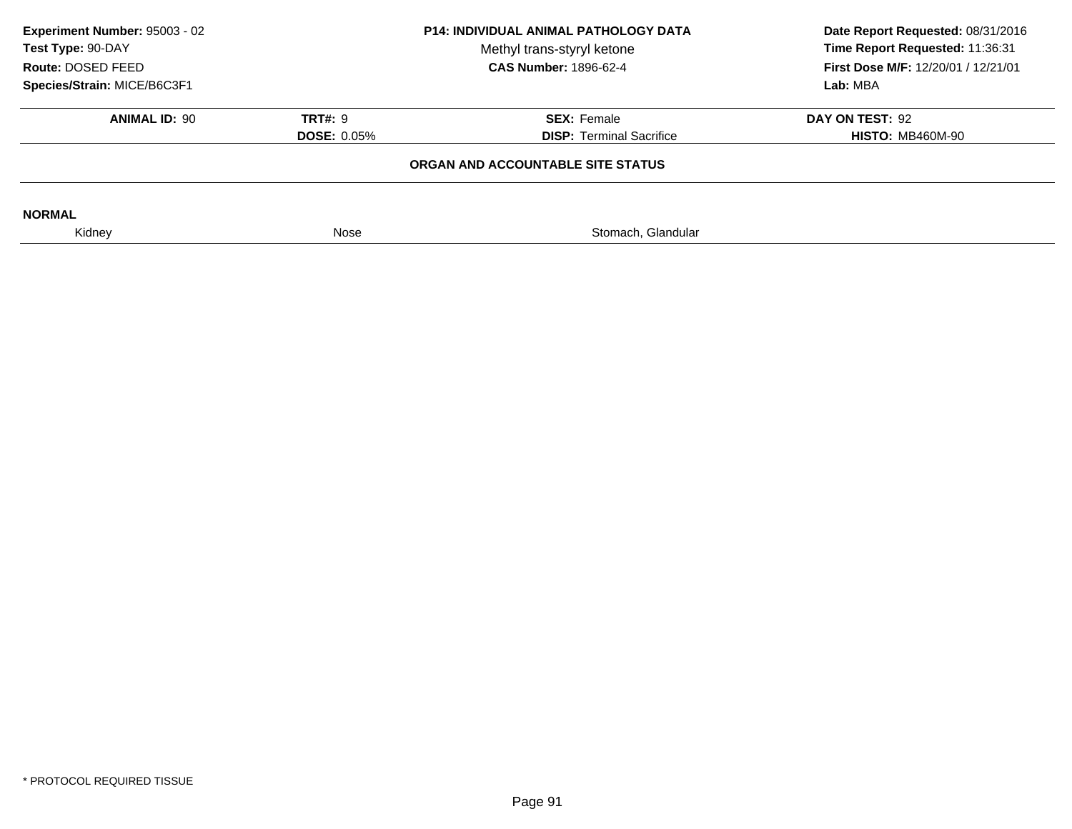**Experiment Number:** 95003 - 02
**Test Type:** 90-DAY
**Route:** DOSED FEED
**Species/Strain:** MICE/B6C3F1

**P14: INDIVIDUAL ANIMAL PATHOLOGY DATA**
Methyl trans-styryl ketone
**CAS Number:** 1896-62-4

**Date Report Requested:** 08/31/2016
**Time Report Requested:** 11:36:31
**First Dose M/F:** 12/20/01 / 12/21/01
**Lab:** MBA

| **ANIMAL ID:** 90 | **TRT#:** 9 | **SEX:** Female | **DAY ON TEST:** 92 |
|---|---|---|---|
| | **DOSE:** 0.05% | **DISP:** Terminal Sacrifice | **HISTO:** MB460M-90 |

**ORGAN AND ACCOUNTABLE SITE STATUS**

**NORMAL**

| Kidney | Nose | Stomach, Glandular |
|---|---|---|

\* PROTOCOL REQUIRED TISSUE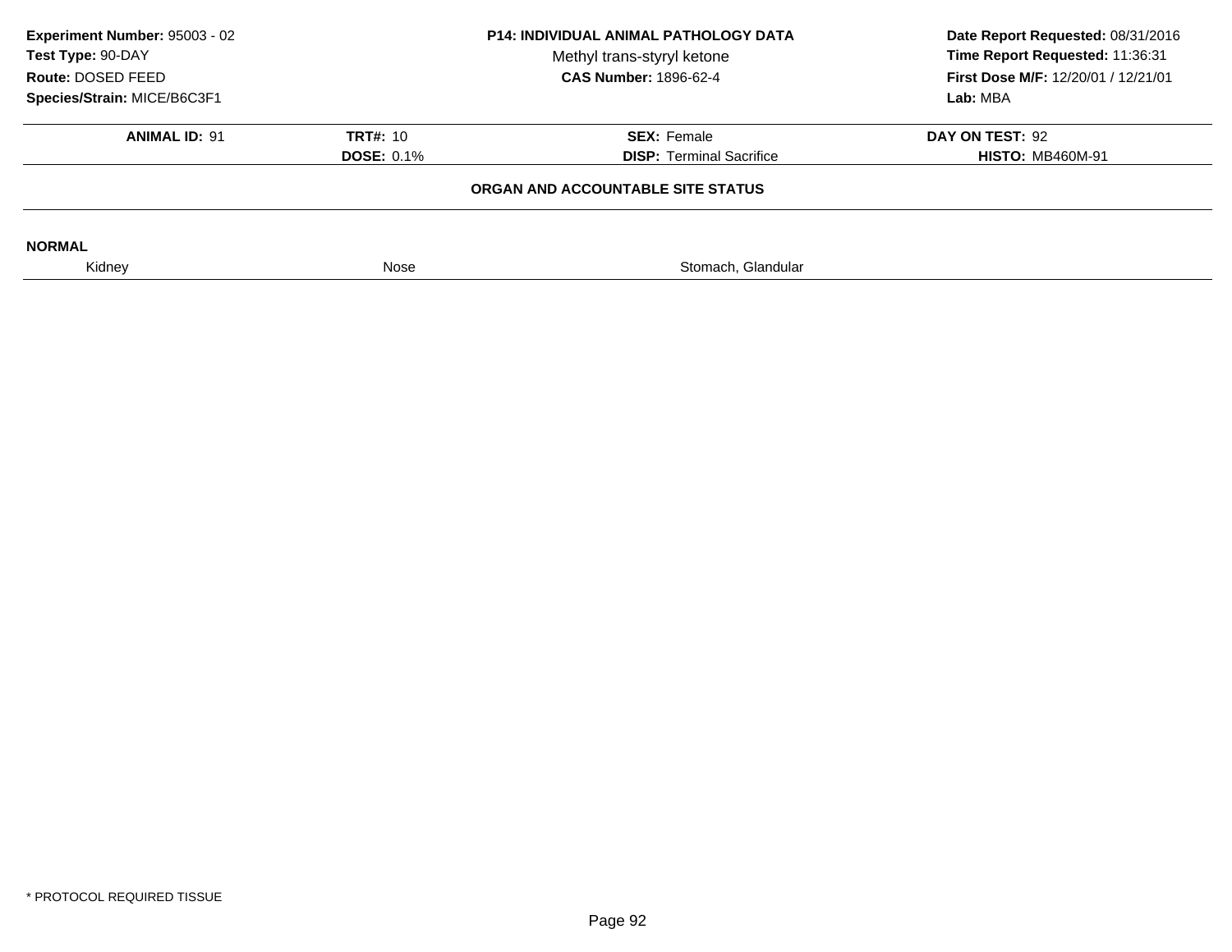| Experiment Number: 95003 - 02 | P14: INDIVIDUAL ANIMAL PATHOLOGY DATA | Date Report Requested: 08/31/2016 |
|---|---|---|
| Test Type: 90-DAY | Methyl trans-styryl ketone | Time Report Requested: 11:36:31 |
| Route: DOSED FEED | CAS Number: 1896-62-4 | First Dose M/F: 12/20/01 / 12/21/01 |
| Species/Strain: MICE/B6C3F1 | | Lab: MBA |

| ANIMAL ID: 91 | TRT#: 10 | SEX: Female | DAY ON TEST: 92 |
|---|---|---|---|
| | DOSE: 0.1% | DISP: Terminal Sacrifice | HISTO: MB460M-91 |

**ORGAN AND ACCOUNTABLE SITE STATUS**

**NORMAL**

| Kidney | Nose | Stomach, Glandular |
|---|---|---|

* PROTOCOL REQUIRED TISSUE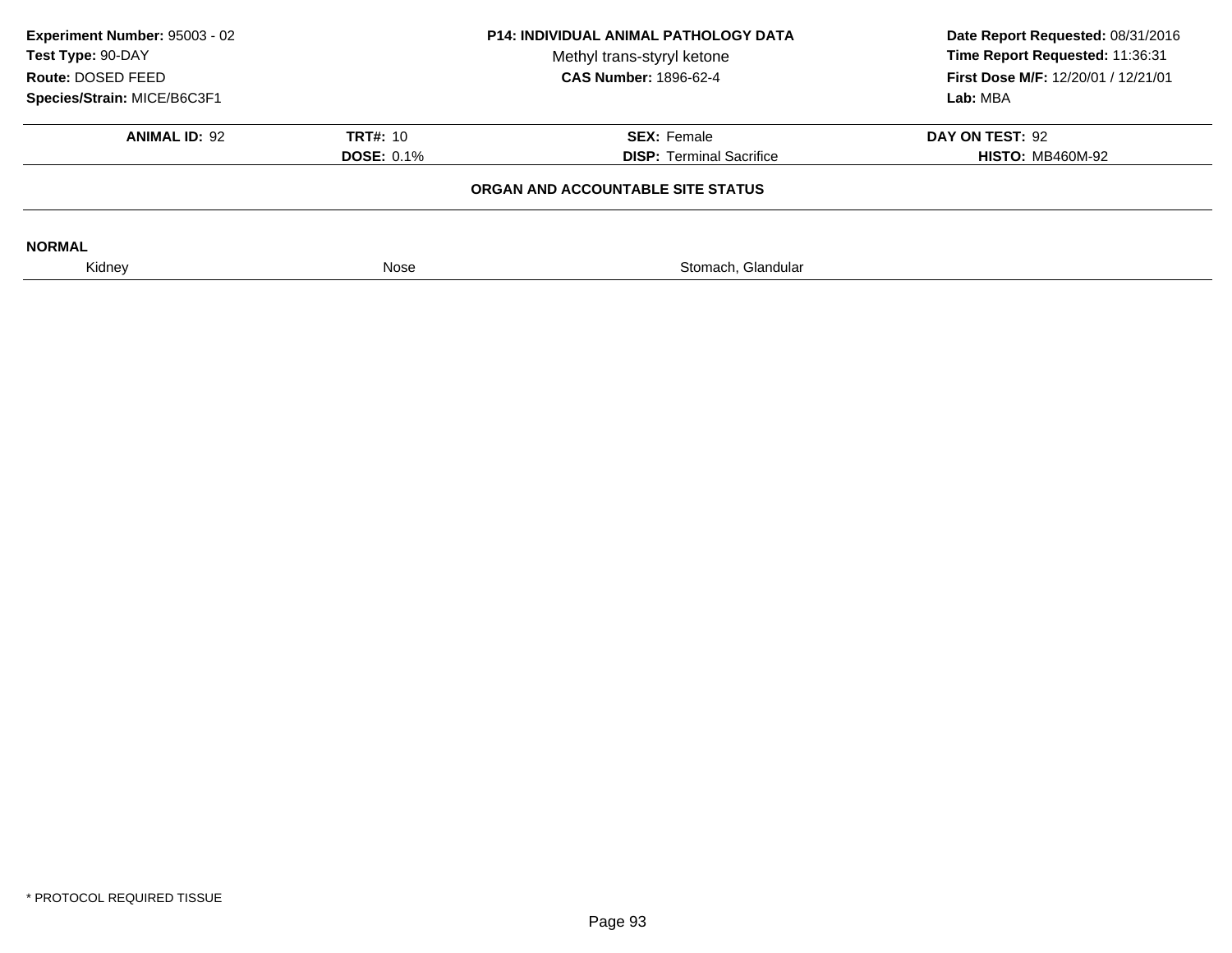**Experiment Number:** 95003 - 02
**Test Type:** 90-DAY
**Route:** DOSED FEED
**Species/Strain:** MICE/B6C3F1

**P14: INDIVIDUAL ANIMAL PATHOLOGY DATA**
Methyl trans-styryl ketone
**CAS Number:** 1896-62-4

**Date Report Requested:** 08/31/2016
**Time Report Requested:** 11:36:31
**First Dose M/F:** 12/20/01 / 12/21/01
**Lab:** MBA

| **ANIMAL ID:** 92 | **TRT#:** 10 | **SEX:** Female | **DAY ON TEST:** 92 |
|---|---|---|---|
| | **DOSE:** 0.1% | **DISP:** Terminal Sacrifice | **HISTO:** MB460M-92 |

### ORGAN AND ACCOUNTABLE SITE STATUS

**NORMAL**

| Kidney | Nose | Stomach, Glandular |
|---|---|---|

* PROTOCOL REQUIRED TISSUE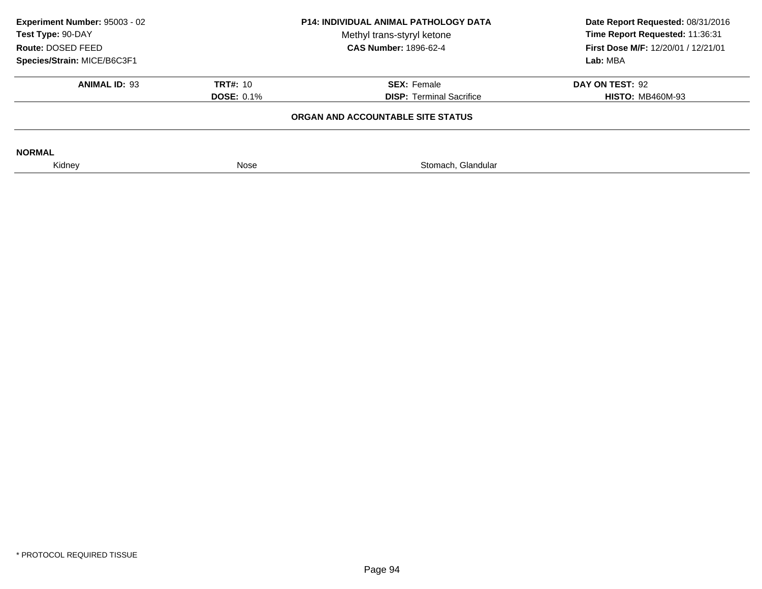**Experiment Number:** 95003 - 02
**Test Type:** 90-DAY
**Route:** DOSED FEED
**Species/Strain:** MICE/B6C3F1

**P14: INDIVIDUAL ANIMAL PATHOLOGY DATA**
Methyl trans-styryl ketone
**CAS Number:** 1896-62-4

**Date Report Requested:** 08/31/2016
**Time Report Requested:** 11:36:31
**First Dose M/F:** 12/20/01 / 12/21/01
**Lab:** MBA

| **ANIMAL ID:** 93 | **TRT#:** 10 | **SEX:** Female | **DAY ON TEST:** 92 |
|---|---|---|---|
| | **DOSE:** 0.1% | **DISP:** Terminal Sacrifice | **HISTO:** MB460M-93 |

**ORGAN AND ACCOUNTABLE SITE STATUS**

**NORMAL**

| Kidney | Nose | Stomach, Glandular |
|---|---|---|

* PROTOCOL REQUIRED TISSUE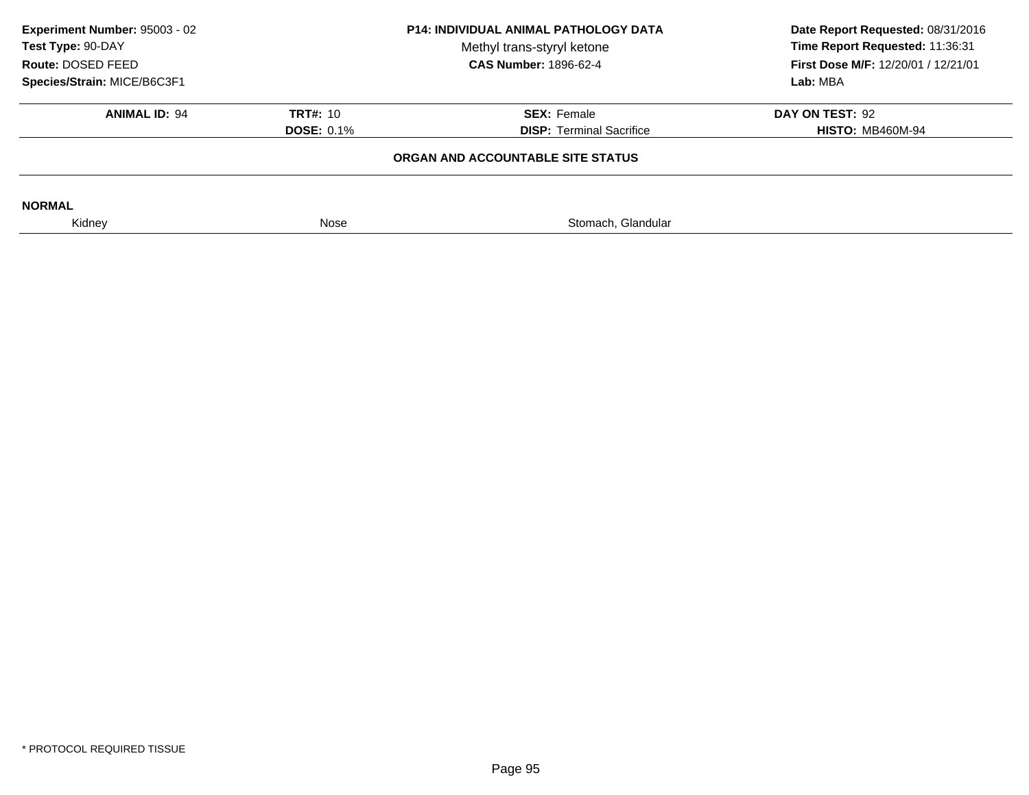**Experiment Number:** 95003 - 02
**Test Type:** 90-DAY
**Route:** DOSED FEED
**Species/Strain:** MICE/B6C3F1

**P14: INDIVIDUAL ANIMAL PATHOLOGY DATA**
Methyl trans-styryl ketone
**CAS Number:** 1896-62-4

**Date Report Requested:** 08/31/2016
**Time Report Requested:** 11:36:31
**First Dose M/F:** 12/20/01 / 12/21/01
**Lab:** MBA

| **ANIMAL ID:** 94 | **TRT#:** 10 | **SEX:** Female | **DAY ON TEST:** 92 |
|---|---|---|---|
| | **DOSE:** 0.1% | **DISP:** Terminal Sacrifice | **HISTO:** MB460M-94 |

**ORGAN AND ACCOUNTABLE SITE STATUS**

**NORMAL**

| Kidney | Nose | Stomach, Glandular |
|---|---|---|

* PROTOCOL REQUIRED TISSUE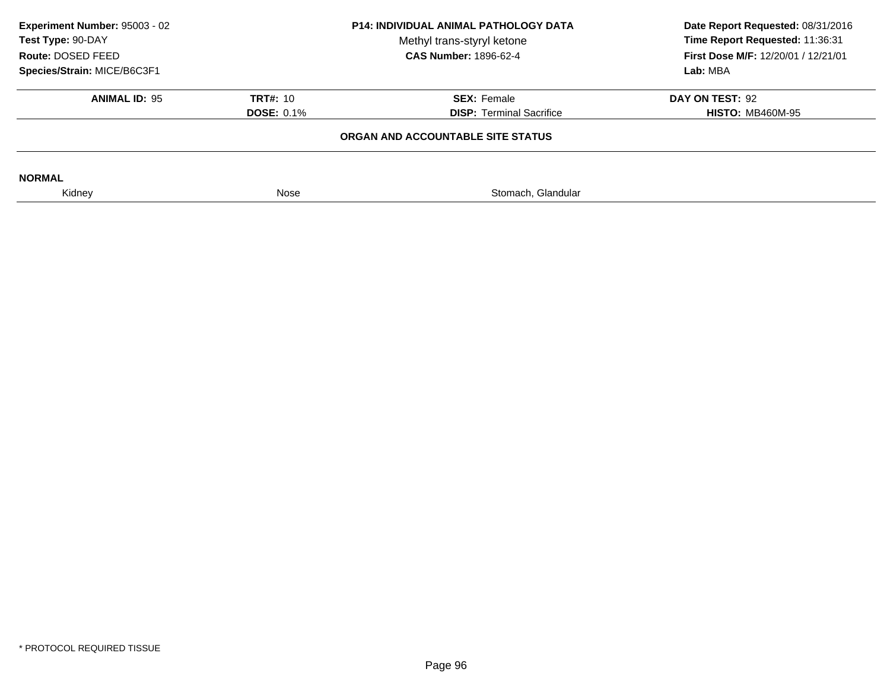**Experiment Number:** 95003 - 02
**Test Type:** 90-DAY
**Route:** DOSED FEED
**Species/Strain:** MICE/B6C3F1

**P14: INDIVIDUAL ANIMAL PATHOLOGY DATA**
Methyl trans-styryl ketone
**CAS Number:** 1896-62-4

**Date Report Requested:** 08/31/2016
**Time Report Requested:** 11:36:31
**First Dose M/F:** 12/20/01 / 12/21/01
**Lab:** MBA

| **ANIMAL ID:** 95 | **TRT#:** 10 | **SEX:** Female | **DAY ON TEST:** 92 |
|---|---|---|---|
| | **DOSE:** 0.1% | **DISP:** Terminal Sacrifice | **HISTO:** MB460M-95 |

**ORGAN AND ACCOUNTABLE SITE STATUS**

**NORMAL**

| Kidney | Nose | Stomach, Glandular |
|---|---|---|

\* PROTOCOL REQUIRED TISSUE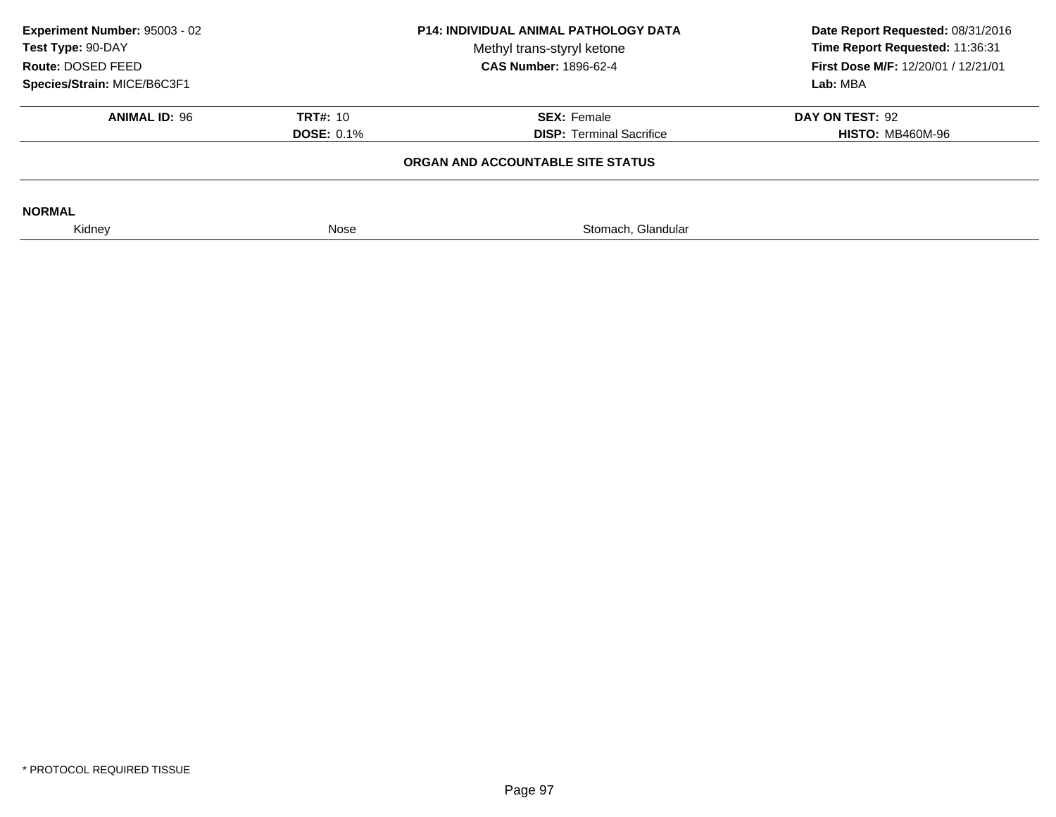**Experiment Number:** 95003 - 02
**Test Type:** 90-DAY
**Route:** DOSED FEED
**Species/Strain:** MICE/B6C3F1

**P14: INDIVIDUAL ANIMAL PATHOLOGY DATA**
Methyl trans-styryl ketone
**CAS Number:** 1896-62-4

**Date Report Requested:** 08/31/2016
**Time Report Requested:** 11:36:31
**First Dose M/F:** 12/20/01 / 12/21/01
**Lab:** MBA

| **ANIMAL ID:** 96 | **TRT#:** 10 | **SEX:** Female | **DAY ON TEST:** 92 |
|---|---|---|---|
| | **DOSE:** 0.1% | **DISP:** Terminal Sacrifice | **HISTO:** MB460M-96 |

### ORGAN AND ACCOUNTABLE SITE STATUS

**NORMAL**

| Kidney | Nose | Stomach, Glandular |
|---|---|---|

* PROTOCOL REQUIRED TISSUE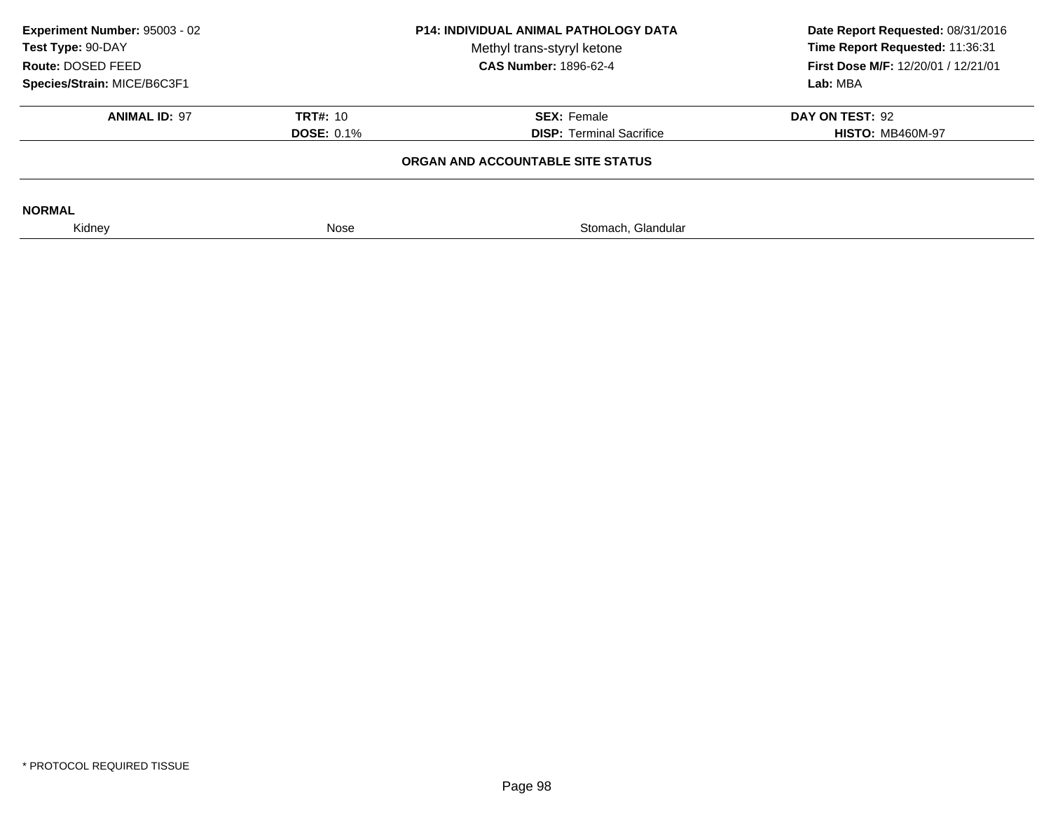**Experiment Number:** 95003 - 02
**Test Type:** 90-DAY
**Route:** DOSED FEED
**Species/Strain:** MICE/B6C3F1

**P14: INDIVIDUAL ANIMAL PATHOLOGY DATA**
Methyl trans-styryl ketone
**CAS Number:** 1896-62-4

**Date Report Requested:** 08/31/2016
**Time Report Requested:** 11:36:31
**First Dose M/F:** 12/20/01 / 12/21/01
**Lab:** MBA

| **ANIMAL ID:** 97 | **TRT#:** 10 | **SEX:** Female | **DAY ON TEST:** 92 |
|---|---|---|---|
| | **DOSE:** 0.1% | **DISP:** Terminal Sacrifice | **HISTO:** MB460M-97 |

**ORGAN AND ACCOUNTABLE SITE STATUS**

**NORMAL**

| Kidney | Nose | Stomach, Glandular |
|---|---|---|

* PROTOCOL REQUIRED TISSUE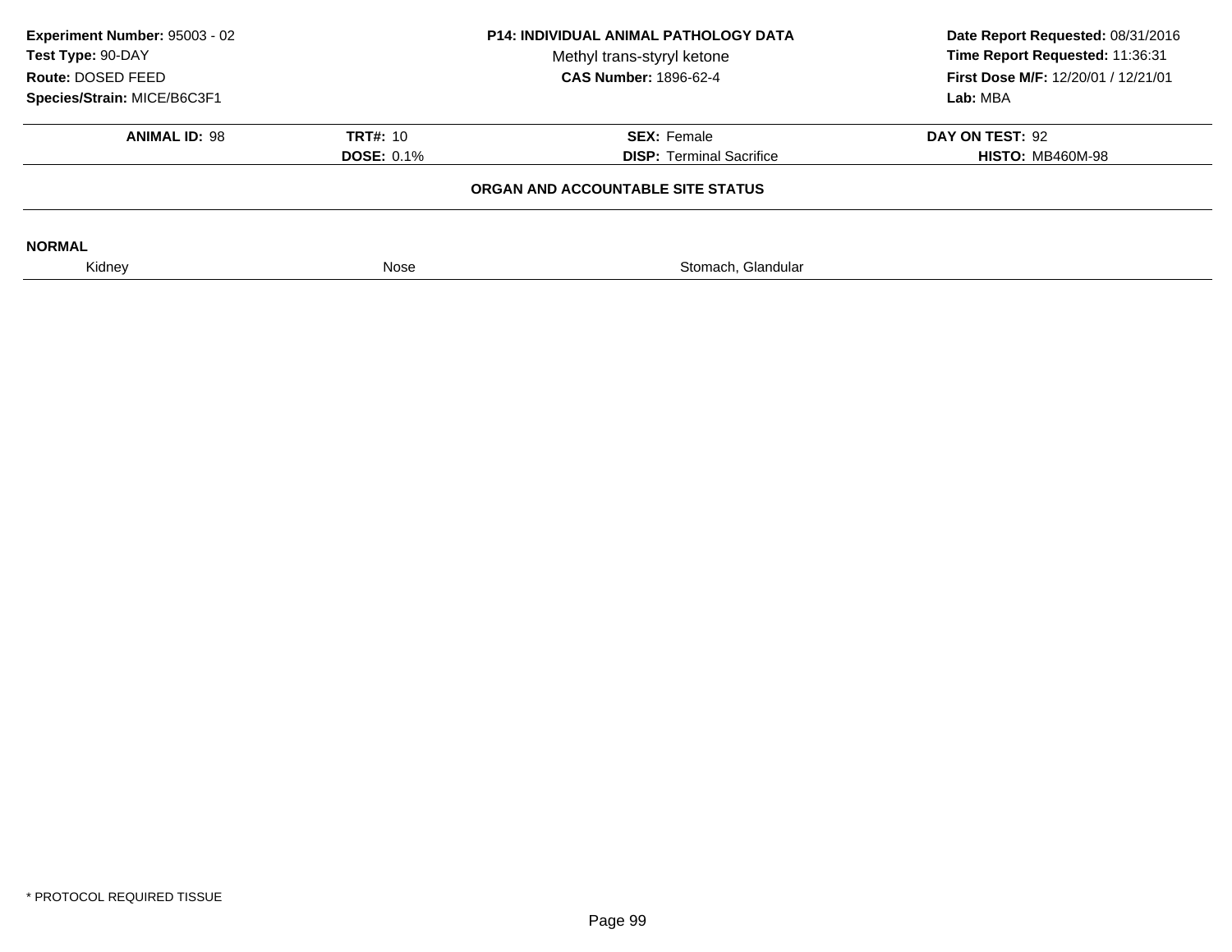**Experiment Number:** 95003 - 02
**Test Type:** 90-DAY
**Route:** DOSED FEED
**Species/Strain:** MICE/B6C3F1

**P14: INDIVIDUAL ANIMAL PATHOLOGY DATA**
Methyl trans-styryl ketone
**CAS Number:** 1896-62-4

**Date Report Requested:** 08/31/2016
**Time Report Requested:** 11:36:31
**First Dose M/F:** 12/20/01 / 12/21/01
**Lab:** MBA

| **ANIMAL ID:** 98 | **TRT#:** 10 | **SEX:** Female | **DAY ON TEST:** 92 |
|---|---|---|---|
| | **DOSE:** 0.1% | **DISP:** Terminal Sacrifice | **HISTO:** MB460M-98 |

**ORGAN AND ACCOUNTABLE SITE STATUS**

**NORMAL**

| Kidney | Nose | Stomach, Glandular |
|---|---|---|

* PROTOCOL REQUIRED TISSUE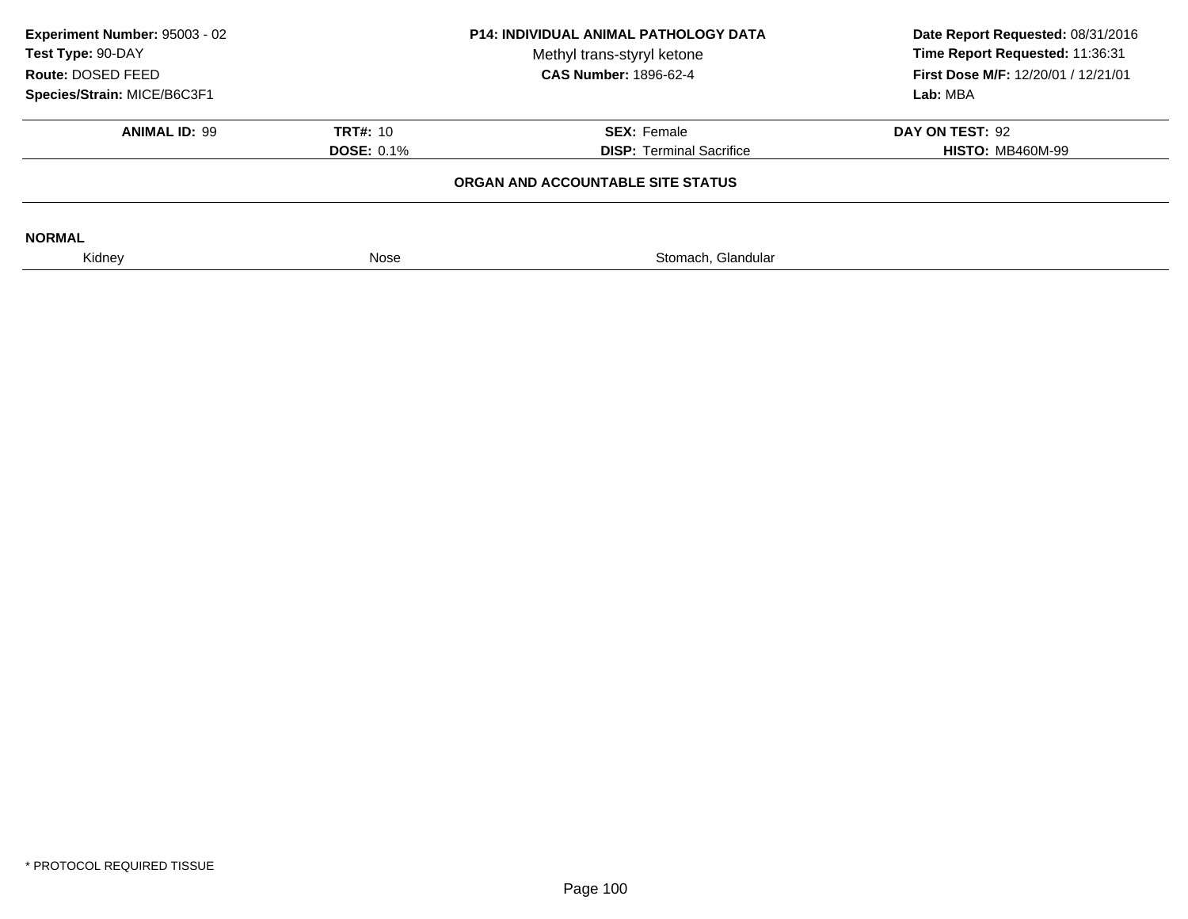**Experiment Number:** 95003 - 02
**Test Type:** 90-DAY
**Route:** DOSED FEED
**Species/Strain:** MICE/B6C3F1

**P14: INDIVIDUAL ANIMAL PATHOLOGY DATA**
Methyl trans-styryl ketone
**CAS Number:** 1896-62-4

**Date Report Requested:** 08/31/2016
**Time Report Requested:** 11:36:31
**First Dose M/F:** 12/20/01 / 12/21/01
**Lab:** MBA

| **ANIMAL ID:** 99 | **TRT#:** 10 | **SEX:** Female | **DAY ON TEST:** 92 |
|---|---|---|---|
| | **DOSE:** 0.1% | **DISP:** Terminal Sacrifice | **HISTO:** MB460M-99 |

**ORGAN AND ACCOUNTABLE SITE STATUS**

**NORMAL**

| Kidney | Nose | Stomach, Glandular |
|---|---|---|

* PROTOCOL REQUIRED TISSUE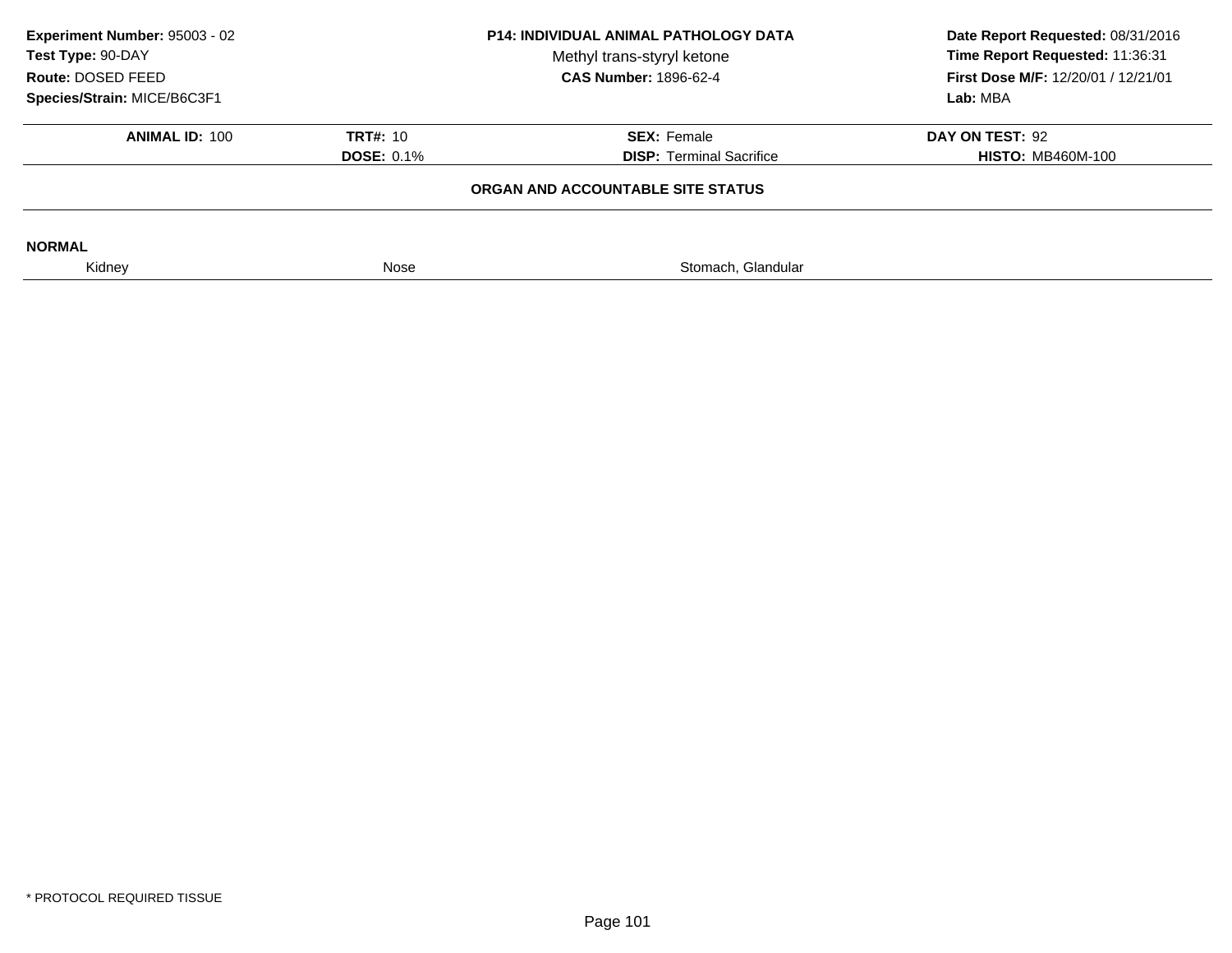**Experiment Number:** 95003 - 02
**Test Type:** 90-DAY
**Route:** DOSED FEED
**Species/Strain:** MICE/B6C3F1

**P14: INDIVIDUAL ANIMAL PATHOLOGY DATA**
Methyl trans-styryl ketone
**CAS Number:** 1896-62-4

**Date Report Requested:** 08/31/2016
**Time Report Requested:** 11:36:31
**First Dose M/F:** 12/20/01 / 12/21/01
**Lab:** MBA

| **ANIMAL ID:** 100 | **TRT#:** 10 | **SEX:** Female | **DAY ON TEST:** 92 |
|---|---|---|---|
| | **DOSE:** 0.1% | **DISP:** Terminal Sacrifice | **HISTO:** MB460M-100 |

**ORGAN AND ACCOUNTABLE SITE STATUS**

**NORMAL**

| Kidney | Nose | Stomach, Glandular |
|---|---|---|

* PROTOCOL REQUIRED TISSUE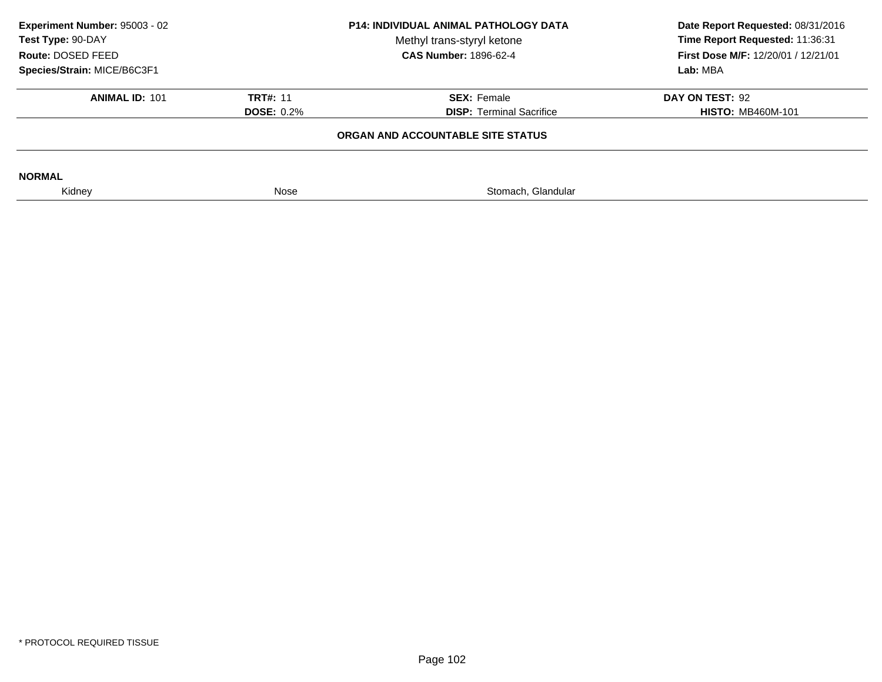**Experiment Number:** 95003 - 02
**Test Type:** 90-DAY
**Route:** DOSED FEED
**Species/Strain:** MICE/B6C3F1

**P14: INDIVIDUAL ANIMAL PATHOLOGY DATA**
Methyl trans-styryl ketone
**CAS Number:** 1896-62-4

**Date Report Requested:** 08/31/2016
**Time Report Requested:** 11:36:31
**First Dose M/F:** 12/20/01 / 12/21/01
**Lab:** MBA

| **ANIMAL ID:** 101 | **TRT#:** 11 | **SEX:** Female | **DAY ON TEST:** 92 |
|---|---|---|---|
| | **DOSE:** 0.2% | **DISP:** Terminal Sacrifice | **HISTO:** MB460M-101 |

**ORGAN AND ACCOUNTABLE SITE STATUS**

**NORMAL**

| Kidney | Nose | Stomach, Glandular |
|---|---|---|

\* PROTOCOL REQUIRED TISSUE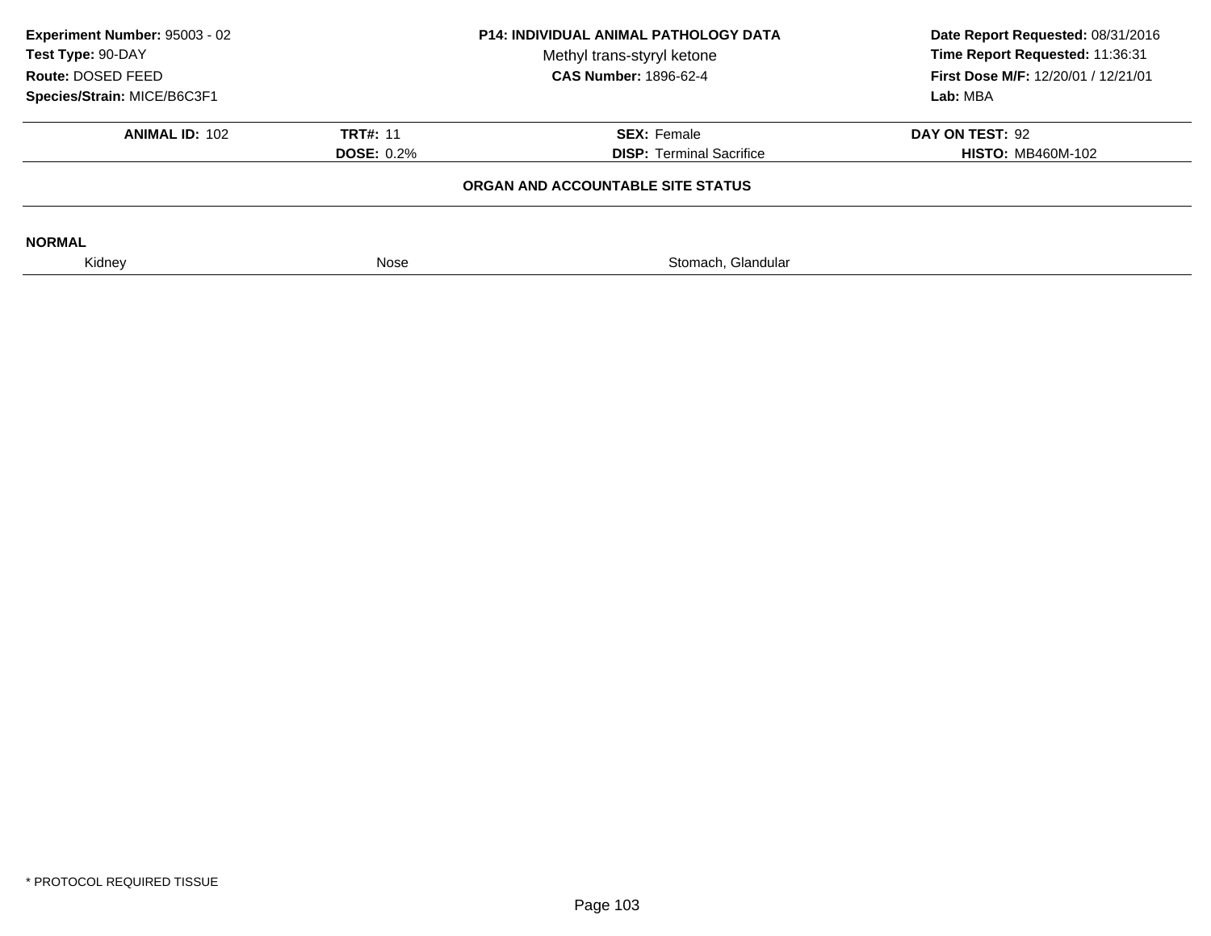**Experiment Number:** 95003 - 02
**Test Type:** 90-DAY
**Route:** DOSED FEED
**Species/Strain:** MICE/B6C3F1

**P14: INDIVIDUAL ANIMAL PATHOLOGY DATA**
Methyl trans-styryl ketone
**CAS Number:** 1896-62-4

**Date Report Requested:** 08/31/2016
**Time Report Requested:** 11:36:31
**First Dose M/F:** 12/20/01 / 12/21/01
**Lab:** MBA

| **ANIMAL ID:** 102 | **TRT#:** 11 | **SEX:** Female | **DAY ON TEST:** 92 |
|---|---|---|---|
| | **DOSE:** 0.2% | **DISP:** Terminal Sacrifice | **HISTO:** MB460M-102 |

**ORGAN AND ACCOUNTABLE SITE STATUS**

**NORMAL**

| Kidney | Nose | Stomach, Glandular |
|---|---|---|

* PROTOCOL REQUIRED TISSUE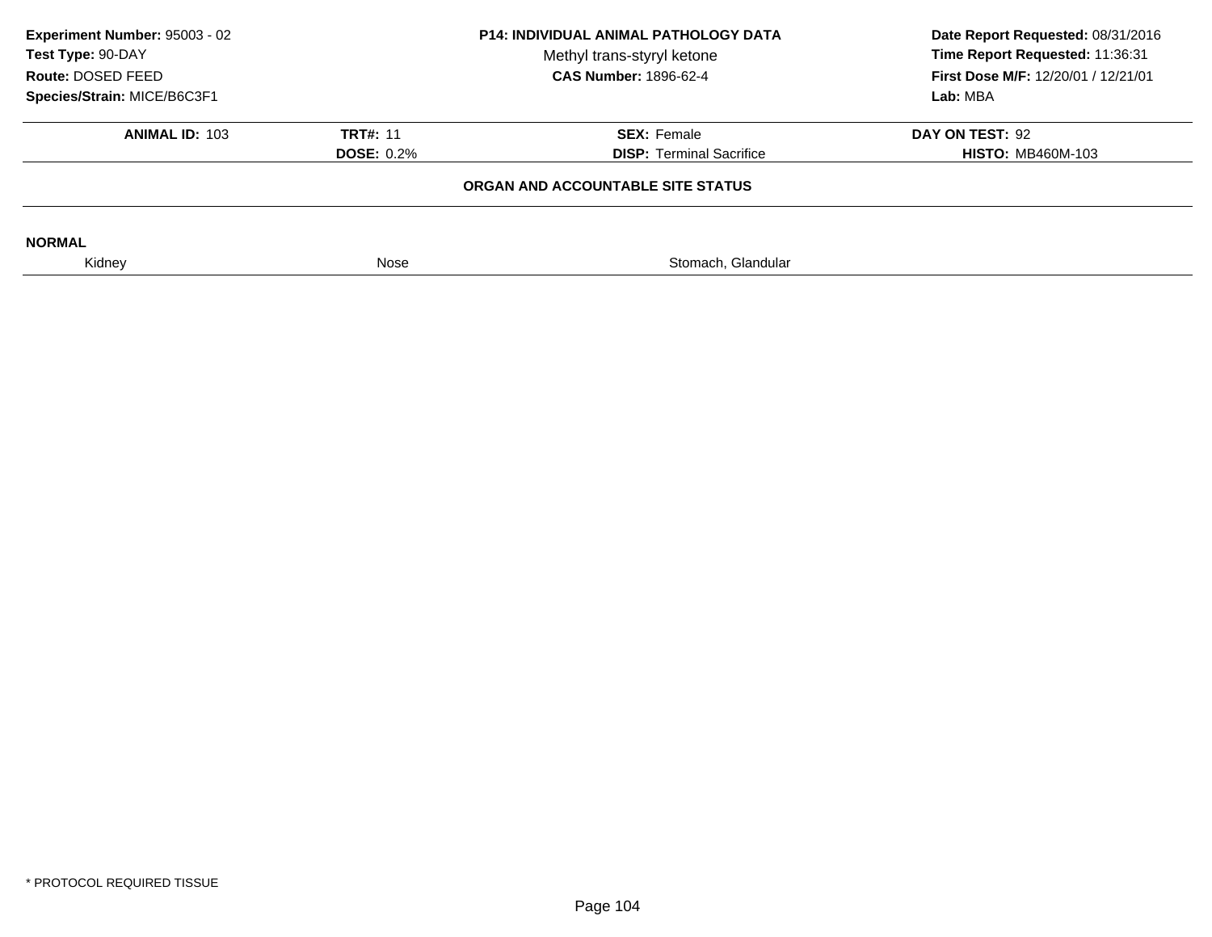**Experiment Number:** 95003 - 02
**Test Type:** 90-DAY
**Route:** DOSED FEED
**Species/Strain:** MICE/B6C3F1

**P14: INDIVIDUAL ANIMAL PATHOLOGY DATA**
Methyl trans-styryl ketone
**CAS Number:** 1896-62-4

**Date Report Requested:** 08/31/2016
**Time Report Requested:** 11:36:31
**First Dose M/F:** 12/20/01 / 12/21/01
**Lab:** MBA

| **ANIMAL ID:** 103 | **TRT#:** 11 | **SEX:** Female | **DAY ON TEST:** 92 |
|---|---|---|---|
| | **DOSE:** 0.2% | **DISP:** Terminal Sacrifice | **HISTO:** MB460M-103 |

**ORGAN AND ACCOUNTABLE SITE STATUS**

**NORMAL**

| Kidney | Nose | Stomach, Glandular |
|---|---|---|

* PROTOCOL REQUIRED TISSUE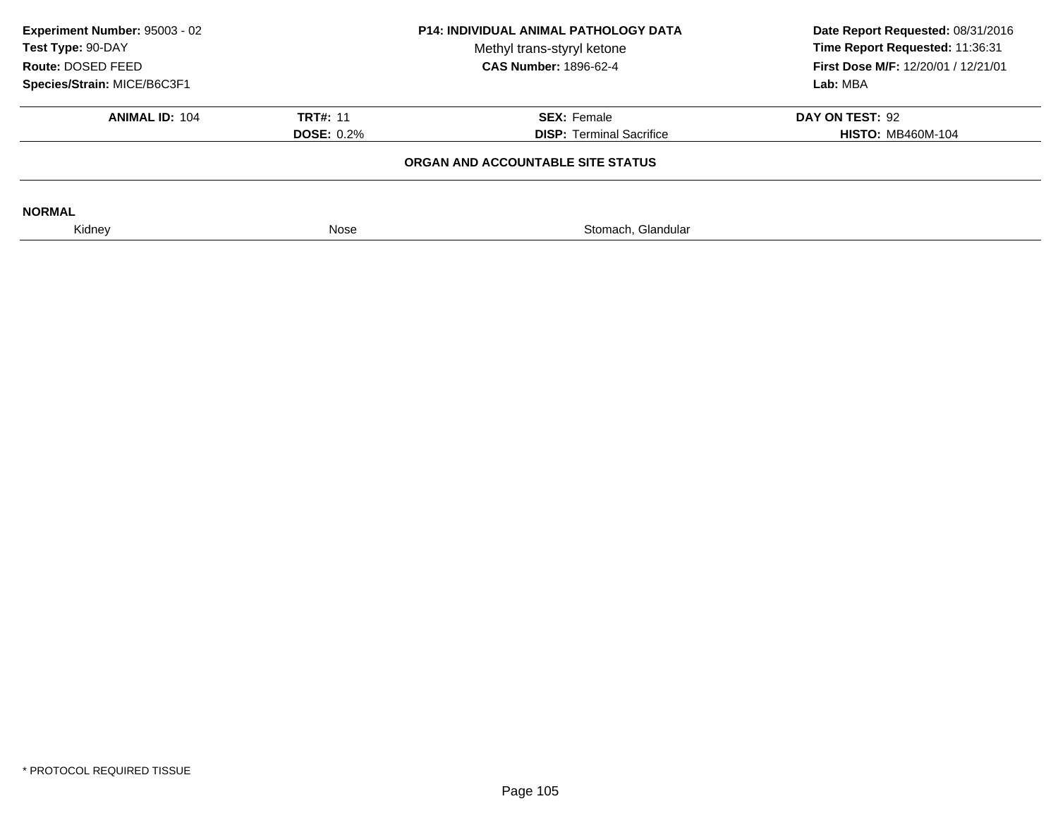**Experiment Number:** 95003 - 02
**Test Type:** 90-DAY
**Route:** DOSED FEED
**Species/Strain:** MICE/B6C3F1

**P14: INDIVIDUAL ANIMAL PATHOLOGY DATA**
Methyl trans-styryl ketone
**CAS Number:** 1896-62-4

**Date Report Requested:** 08/31/2016
**Time Report Requested:** 11:36:31
**First Dose M/F:** 12/20/01 / 12/21/01
**Lab:** MBA

| **ANIMAL ID:** 104 | **TRT#:** 11 | **SEX:** Female | **DAY ON TEST:** 92 |
|---|---|---|---|
| | **DOSE:** 0.2% | **DISP:** Terminal Sacrifice | **HISTO:** MB460M-104 |

**ORGAN AND ACCOUNTABLE SITE STATUS**

**NORMAL**

| Kidney | Nose | Stomach, Glandular |
|---|---|---|

\* PROTOCOL REQUIRED TISSUE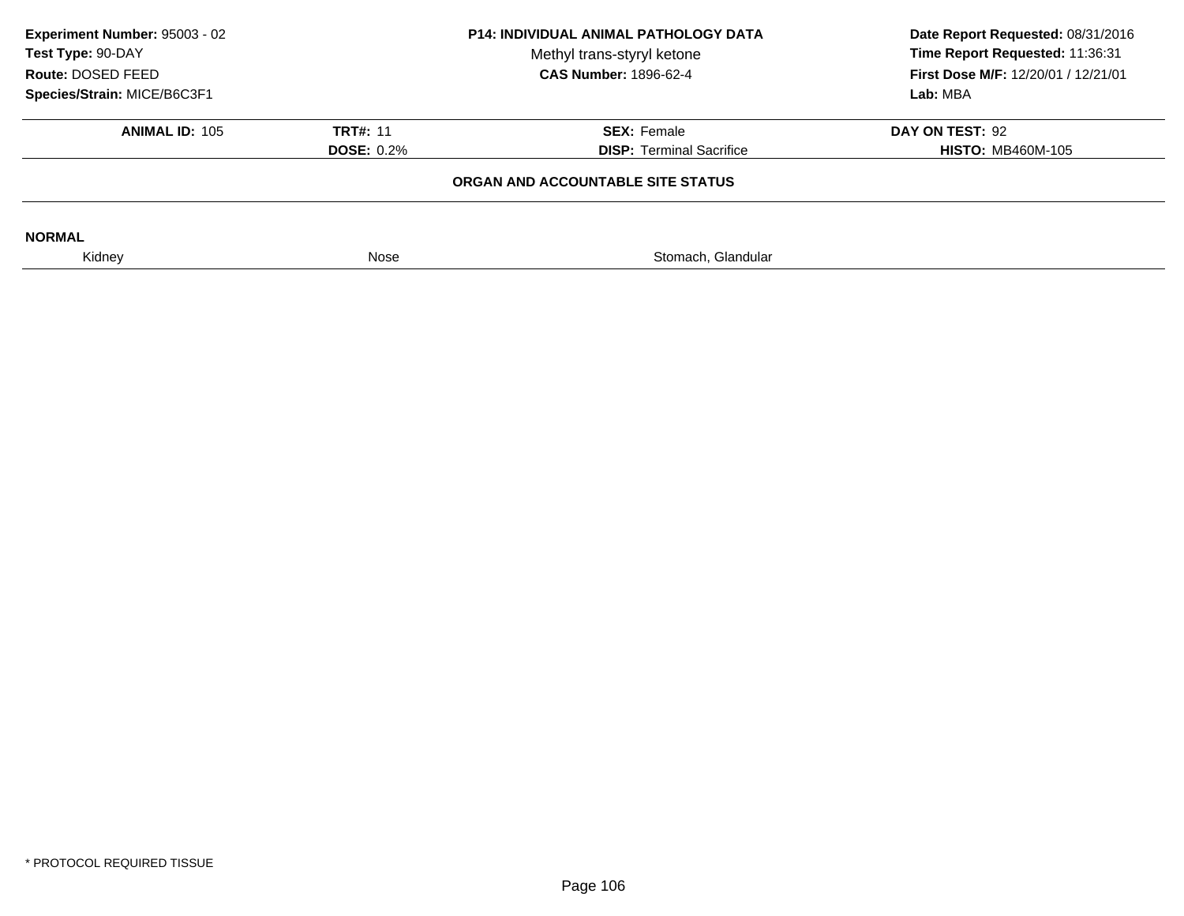| Experiment Number: 95003 - 02 | P14: INDIVIDUAL ANIMAL PATHOLOGY DATA | Date Report Requested: 08/31/2016 |
|---|---|---|
| Test Type: 90-DAY | Methyl trans-styryl ketone | Time Report Requested: 11:36:31 |
| Route: DOSED FEED | CAS Number: 1896-62-4 | First Dose M/F: 12/20/01 / 12/21/01 |
| Species/Strain: MICE/B6C3F1 | | Lab: MBA |

| ANIMAL ID: 105 | TRT#: 11 | SEX: Female | DAY ON TEST: 92 |
|---|---|---|---|
| | DOSE: 0.2% | DISP: Terminal Sacrifice | HISTO: MB460M-105 |

**ORGAN AND ACCOUNTABLE SITE STATUS**

**NORMAL**

| Kidney | Nose | Stomach, Glandular |
|---|---|---|

* PROTOCOL REQUIRED TISSUE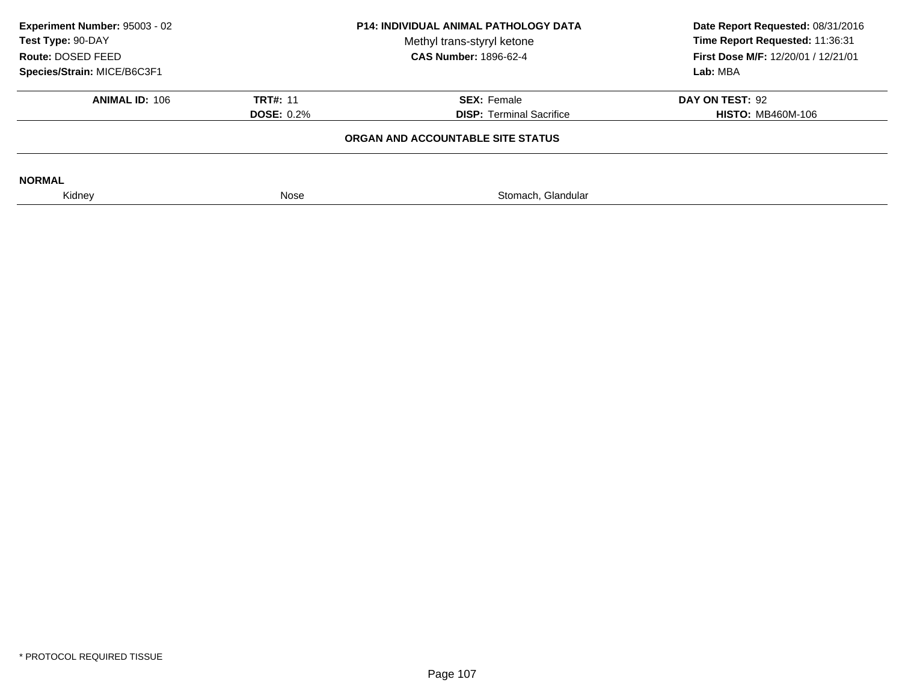**Experiment Number:** 95003 - 02
**Test Type:** 90-DAY
**Route:** DOSED FEED
**Species/Strain:** MICE/B6C3F1

**P14: INDIVIDUAL ANIMAL PATHOLOGY DATA**
Methyl trans-styryl ketone
**CAS Number:** 1896-62-4

**Date Report Requested:** 08/31/2016
**Time Report Requested:** 11:36:31
**First Dose M/F:** 12/20/01 / 12/21/01
**Lab:** MBA

| **ANIMAL ID:** 106 | **TRT#:** 11 | **SEX:** Female | **DAY ON TEST:** 92 |
|---|---|---|---|
| | **DOSE:** 0.2% | **DISP:** Terminal Sacrifice | **HISTO:** MB460M-106 |

**ORGAN AND ACCOUNTABLE SITE STATUS**

**NORMAL**

| Kidney | Nose | Stomach, Glandular |
|---|---|---|

* PROTOCOL REQUIRED TISSUE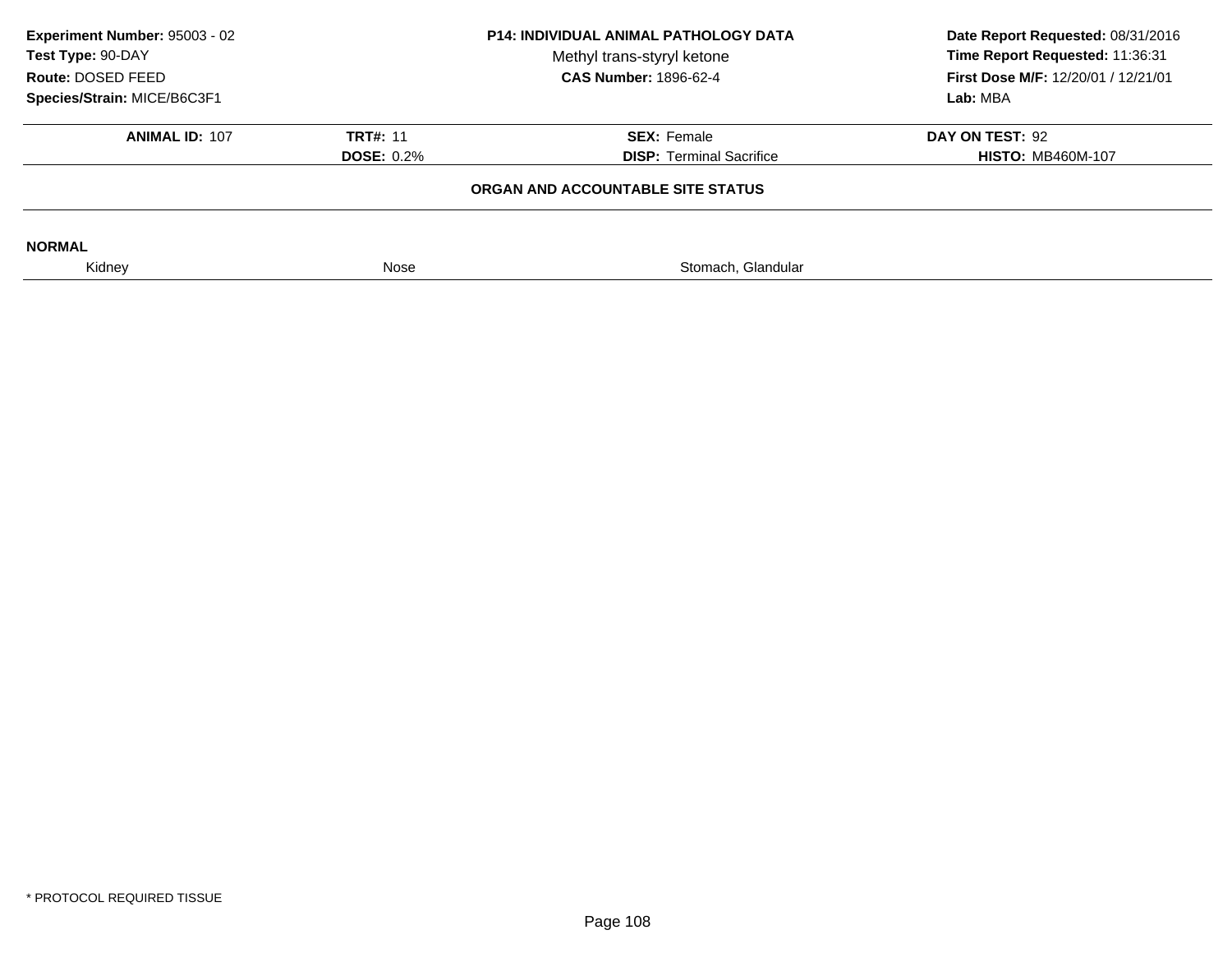**Experiment Number:** 95003 - 02
**Test Type:** 90-DAY
**Route:** DOSED FEED
**Species/Strain:** MICE/B6C3F1

**P14: INDIVIDUAL ANIMAL PATHOLOGY DATA**
Methyl trans-styryl ketone
**CAS Number:** 1896-62-4

**Date Report Requested:** 08/31/2016
**Time Report Requested:** 11:36:31
**First Dose M/F:** 12/20/01 / 12/21/01
**Lab:** MBA

| **ANIMAL ID:** 107 | **TRT#:** 11 | **SEX:** Female | **DAY ON TEST:** 92 |
|---|---|---|---|
| | **DOSE:** 0.2% | **DISP:** Terminal Sacrifice | **HISTO:** MB460M-107 |

**ORGAN AND ACCOUNTABLE SITE STATUS**

**NORMAL**

| Kidney | Nose | Stomach, Glandular |
|---|---|---|

* PROTOCOL REQUIRED TISSUE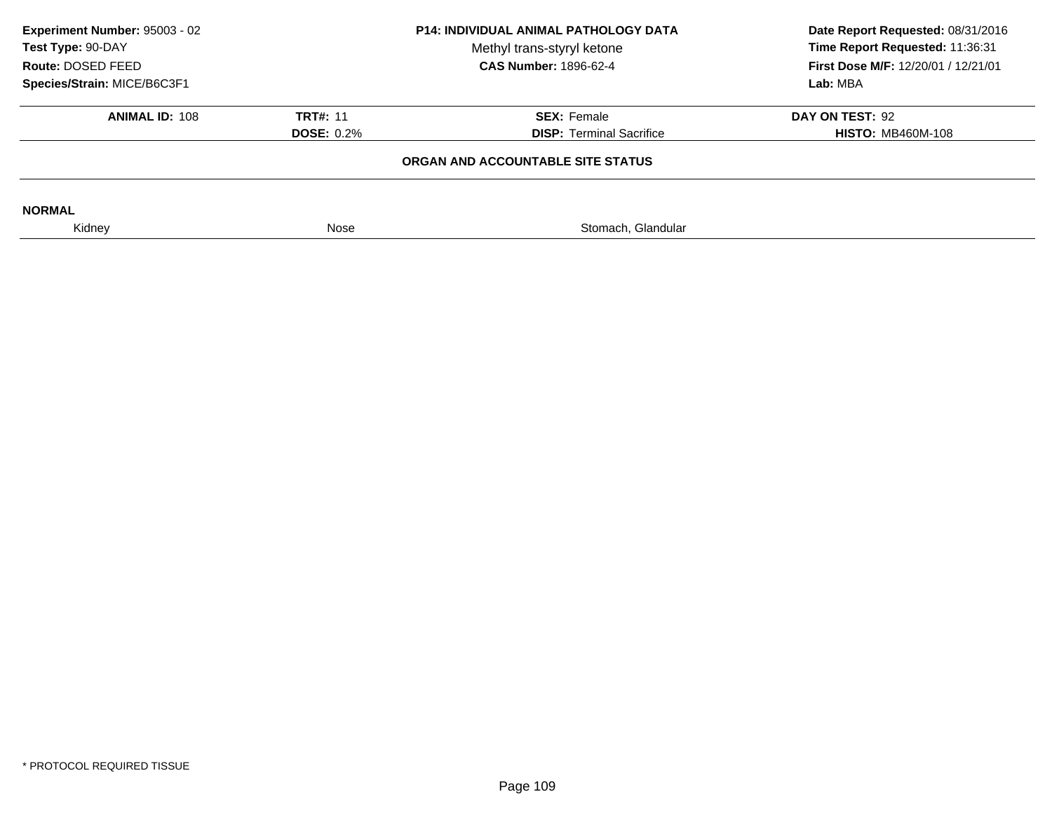**Experiment Number:** 95003 - 02
**Test Type:** 90-DAY
**Route:** DOSED FEED
**Species/Strain:** MICE/B6C3F1

**P14: INDIVIDUAL ANIMAL PATHOLOGY DATA**
Methyl trans-styryl ketone
**CAS Number:** 1896-62-4

**Date Report Requested:** 08/31/2016
**Time Report Requested:** 11:36:31
**First Dose M/F:** 12/20/01 / 12/21/01
**Lab:** MBA

| **ANIMAL ID:** 108 | **TRT#:** 11 | **SEX:** Female | **DAY ON TEST:** 92 |
|---|---|---|---|
| | **DOSE:** 0.2% | **DISP:** Terminal Sacrifice | **HISTO:** MB460M-108 |

**ORGAN AND ACCOUNTABLE SITE STATUS**

**NORMAL**

| Kidney | Nose | Stomach, Glandular |
|---|---|---|

\* PROTOCOL REQUIRED TISSUE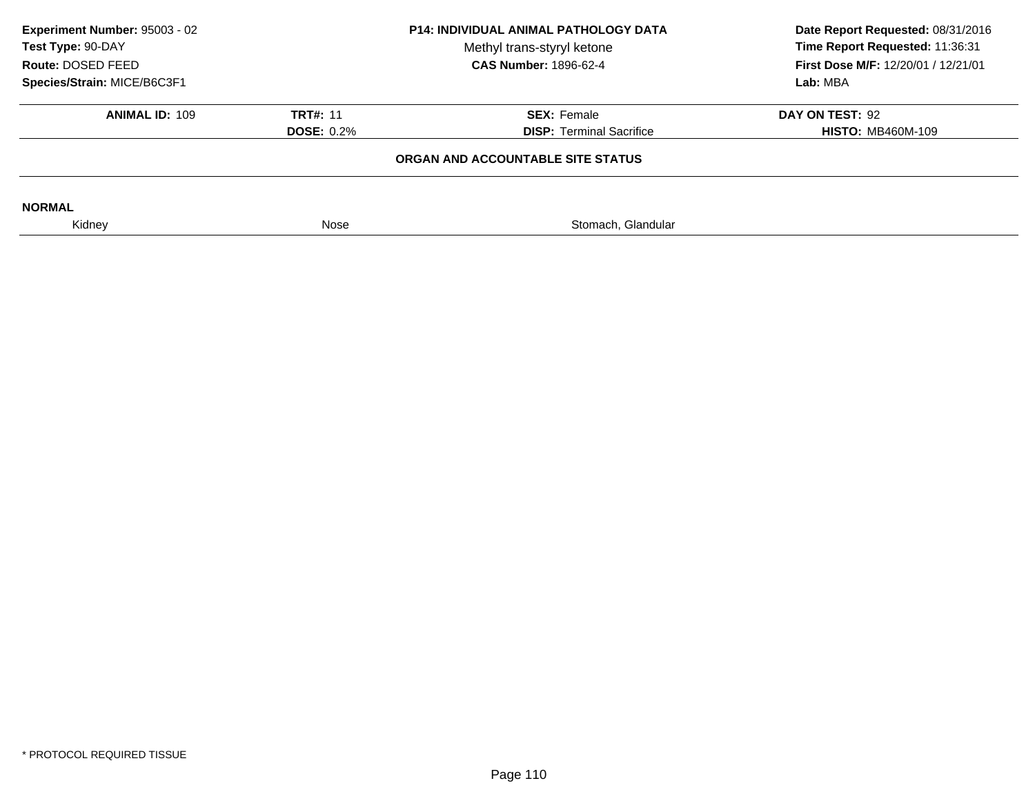**Experiment Number:** 95003 - 02
**Test Type:** 90-DAY
**Route:** DOSED FEED
**Species/Strain:** MICE/B6C3F1

**P14: INDIVIDUAL ANIMAL PATHOLOGY DATA**
Methyl trans-styryl ketone
**CAS Number:** 1896-62-4

**Date Report Requested:** 08/31/2016
**Time Report Requested:** 11:36:31
**First Dose M/F:** 12/20/01 / 12/21/01
**Lab:** MBA

| **ANIMAL ID:** 109 | **TRT#:** 11 | **SEX:** Female | **DAY ON TEST:** 92 |
|---|---|---|---|
| | **DOSE:** 0.2% | **DISP:** Terminal Sacrifice | **HISTO:** MB460M-109 |

**ORGAN AND ACCOUNTABLE SITE STATUS**

**NORMAL**

| Kidney | Nose | Stomach, Glandular |
|---|---|---|

\* PROTOCOL REQUIRED TISSUE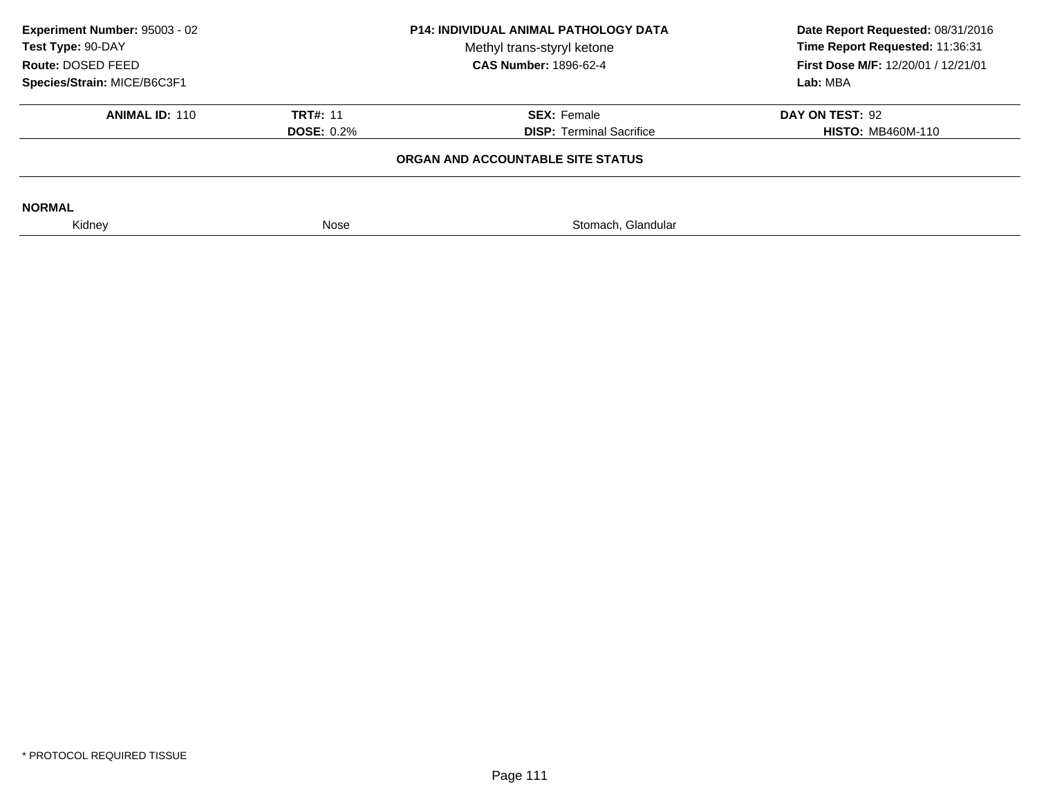**Experiment Number:** 95003 - 02
**Test Type:** 90-DAY
**Route:** DOSED FEED
**Species/Strain:** MICE/B6C3F1

**P14: INDIVIDUAL ANIMAL PATHOLOGY DATA**
Methyl trans-styryl ketone
**CAS Number:** 1896-62-4

**Date Report Requested:** 08/31/2016
**Time Report Requested:** 11:36:31
**First Dose M/F:** 12/20/01 / 12/21/01
**Lab:** MBA

| **ANIMAL ID:** 110 | **TRT#:** 11 | **SEX:** Female | **DAY ON TEST:** 92 |
|---|---|---|---|
| | **DOSE:** 0.2% | **DISP:** Terminal Sacrifice | **HISTO:** MB460M-110 |

**ORGAN AND ACCOUNTABLE SITE STATUS**

**NORMAL**

| Kidney | Nose | Stomach, Glandular |
|---|---|---|

* PROTOCOL REQUIRED TISSUE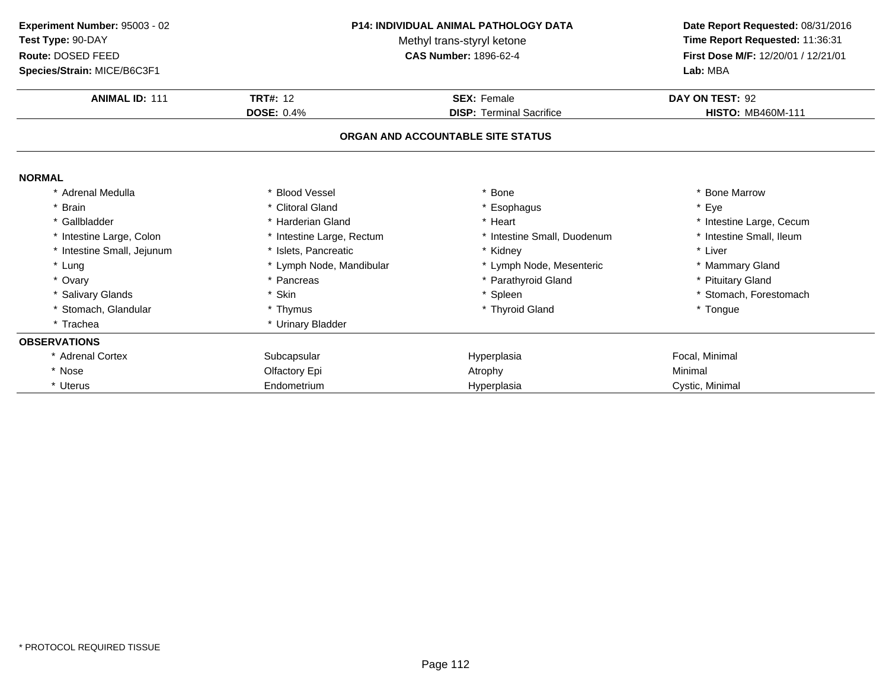**Experiment Number:** 95003 - 02
**Test Type:** 90-DAY
**Route:** DOSED FEED
**Species/Strain:** MICE/B6C3F1

**P14: INDIVIDUAL ANIMAL PATHOLOGY DATA**
Methyl trans-styryl ketone
**CAS Number:** 1896-62-4

**Date Report Requested:** 08/31/2016
**Time Report Requested:** 11:36:31
**First Dose M/F:** 12/20/01 / 12/21/01
**Lab:** MBA

| **ANIMAL ID:** 111 | **TRT#:** 12 | **SEX:** Female | **DAY ON TEST:** 92 |
|---|---|---|---|
| | **DOSE:** 0.4% | **DISP:** Terminal Sacrifice | **HISTO:** MB460M-111 |

## ORGAN AND ACCOUNTABLE SITE STATUS

**NORMAL**

| | | | |
|---|---|---|---|
| * Adrenal Medulla | * Blood Vessel | * Bone | * Bone Marrow |
| * Brain | * Clitoral Gland | * Esophagus | * Eye |
| * Gallbladder | * Harderian Gland | * Heart | * Intestine Large, Cecum |
| * Intestine Large, Colon | * Intestine Large, Rectum | * Intestine Small, Duodenum | * Intestine Small, Ileum |
| * Intestine Small, Jejunum | * Islets, Pancreatic | * Kidney | * Liver |
| * Lung | * Lymph Node, Mandibular | * Lymph Node, Mesenteric | * Mammary Gland |
| * Ovary | * Pancreas | * Parathyroid Gland | * Pituitary Gland |
| * Salivary Glands | * Skin | * Spleen | * Stomach, Forestomach |
| * Stomach, Glandular | * Thymus | * Thyroid Gland | * Tongue |
| * Trachea | * Urinary Bladder | | |

**OBSERVATIONS**

| | | | |
|---|---|---|---|
| * Adrenal Cortex | Subcapsular | Hyperplasia | Focal, Minimal |
| * Nose | Olfactory Epi | Atrophy | Minimal |
| * Uterus | Endometrium | Hyperplasia | Cystic, Minimal |

* PROTOCOL REQUIRED TISSUE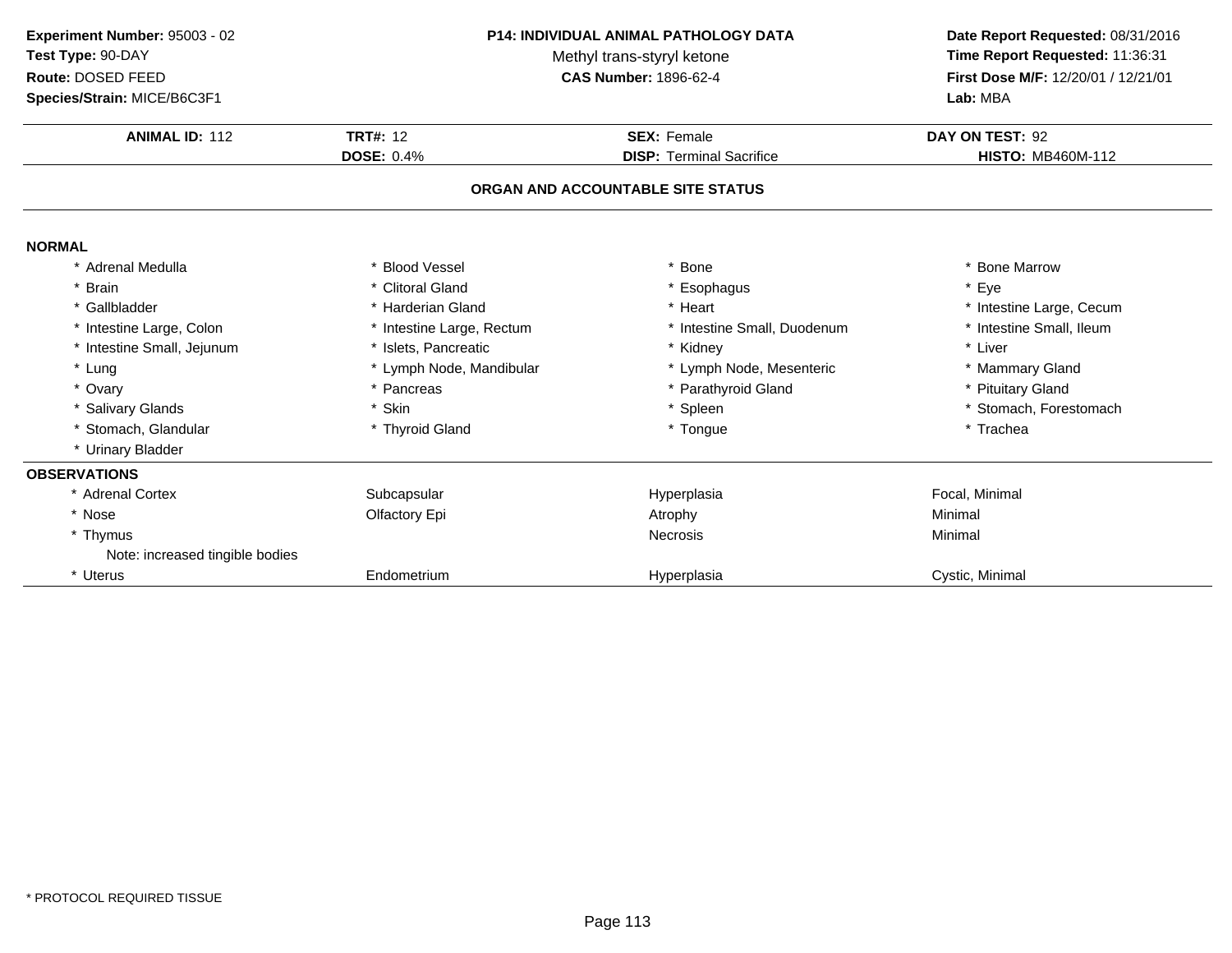**Experiment Number:** 95003 - 02
**Test Type:** 90-DAY
**Route:** DOSED FEED
**Species/Strain:** MICE/B6C3F1

**P14: INDIVIDUAL ANIMAL PATHOLOGY DATA**
Methyl trans-styryl ketone
**CAS Number:** 1896-62-4

**Date Report Requested:** 08/31/2016
**Time Report Requested:** 11:36:31
**First Dose M/F:** 12/20/01 / 12/21/01
**Lab:** MBA

| **ANIMAL ID:** 112 | **TRT#:** 12 | **SEX:** Female | **DAY ON TEST:** 92 |
|---|---|---|---|
| | **DOSE:** 0.4% | **DISP:** Terminal Sacrifice | **HISTO:** MB460M-112 |

## ORGAN AND ACCOUNTABLE SITE STATUS

**NORMAL**

| | | | |
|---|---|---|---|
| * Adrenal Medulla | * Blood Vessel | * Bone | * Bone Marrow |
| * Brain | * Clitoral Gland | * Esophagus | * Eye |
| * Gallbladder | * Harderian Gland | * Heart | * Intestine Large, Cecum |
| * Intestine Large, Colon | * Intestine Large, Rectum | * Intestine Small, Duodenum | * Intestine Small, Ileum |
| * Intestine Small, Jejunum | * Islets, Pancreatic | * Kidney | * Liver |
| * Lung | * Lymph Node, Mandibular | * Lymph Node, Mesenteric | * Mammary Gland |
| * Ovary | * Pancreas | * Parathyroid Gland | * Pituitary Gland |
| * Salivary Glands | * Skin | * Spleen | * Stomach, Forestomach |
| * Stomach, Glandular | * Thyroid Gland | * Tongue | * Trachea |
| * Urinary Bladder | | | |

**OBSERVATIONS**

| | | | |
|---|---|---|---|
| * Adrenal Cortex | Subcapsular | Hyperplasia | Focal, Minimal |
| * Nose | Olfactory Epi | Atrophy | Minimal |
| * Thymus | | Necrosis | Minimal |
| Note: increased tingible bodies | | | |
| * Uterus | Endometrium | Hyperplasia | Cystic, Minimal |

* PROTOCOL REQUIRED TISSUE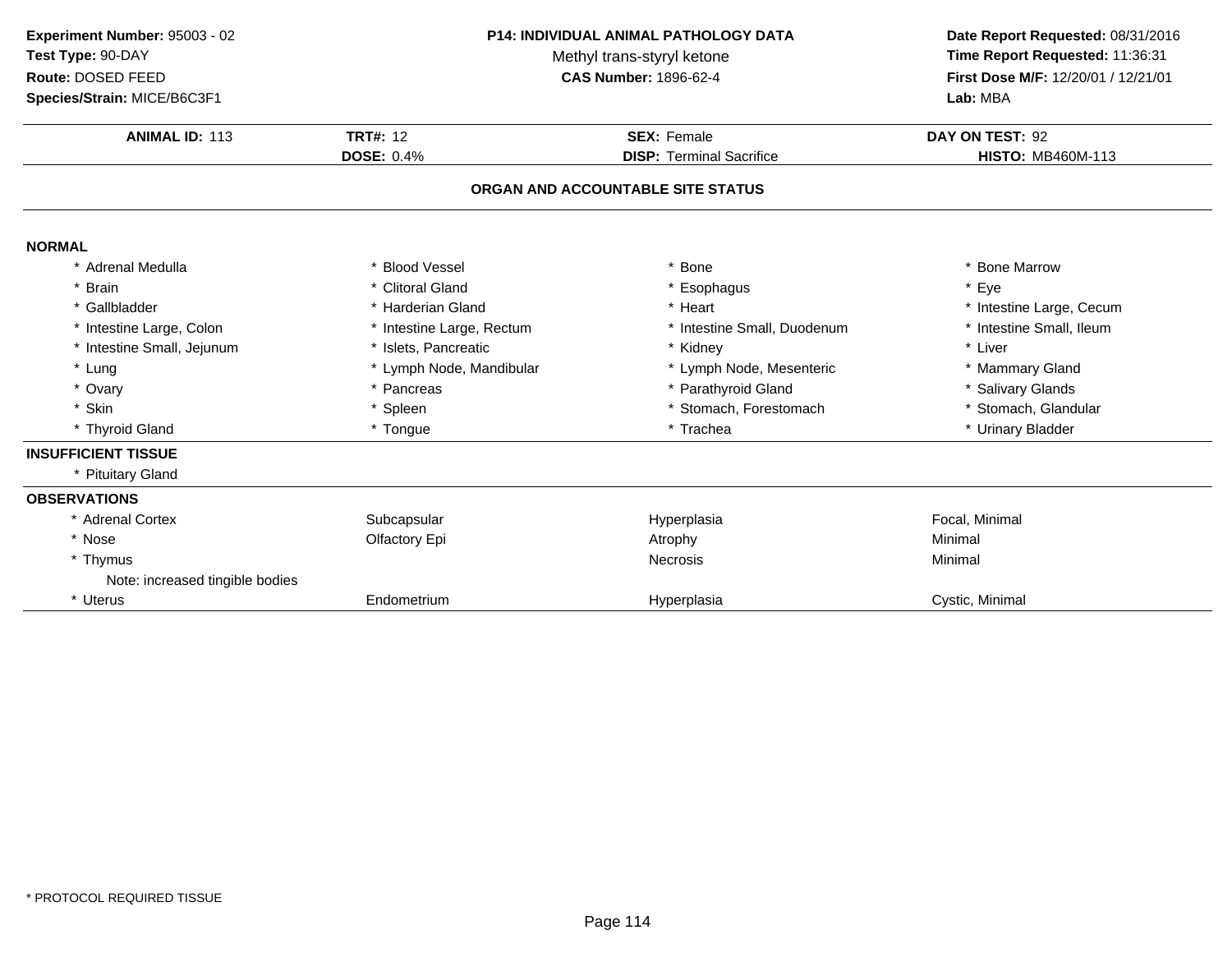**Experiment Number:** 95003 - 02
**Test Type:** 90-DAY
**Route:** DOSED FEED
**Species/Strain:** MICE/B6C3F1

**P14: INDIVIDUAL ANIMAL PATHOLOGY DATA**
Methyl trans-styryl ketone
**CAS Number:** 1896-62-4

**Date Report Requested:** 08/31/2016
**Time Report Requested:** 11:36:31
**First Dose M/F:** 12/20/01 / 12/21/01
**Lab:** MBA

| **ANIMAL ID:** 113 | **TRT#:** 12 | **SEX:** Female | **DAY ON TEST:** 92 |
|---|---|---|---|
| | **DOSE:** 0.4% | **DISP:** Terminal Sacrifice | **HISTO:** MB460M-113 |

## ORGAN AND ACCOUNTABLE SITE STATUS

### NORMAL

| | | | |
|---|---|---|---|
| * Adrenal Medulla | * Blood Vessel | * Bone | * Bone Marrow |
| * Brain | * Clitoral Gland | * Esophagus | * Eye |
| * Gallbladder | * Harderian Gland | * Heart | * Intestine Large, Cecum |
| * Intestine Large, Colon | * Intestine Large, Rectum | * Intestine Small, Duodenum | * Intestine Small, Ileum |
| * Intestine Small, Jejunum | * Islets, Pancreatic | * Kidney | * Liver |
| * Lung | * Lymph Node, Mandibular | * Lymph Node, Mesenteric | * Mammary Gland |
| * Ovary | * Pancreas | * Parathyroid Gland | * Salivary Glands |
| * Skin | * Spleen | * Stomach, Forestomach | * Stomach, Glandular |
| * Thyroid Gland | * Tongue | * Trachea | * Urinary Bladder |

### INSUFFICIENT TISSUE

* Pituitary Gland

### OBSERVATIONS

| | | | |
|---|---|---|---|
| * Adrenal Cortex | Subcapsular | Hyperplasia | Focal, Minimal |
| * Nose | Olfactory Epi | Atrophy | Minimal |
| * Thymus | | Necrosis | Minimal |
| Note: increased tingible bodies | | | |
| * Uterus | Endometrium | Hyperplasia | Cystic, Minimal |

* PROTOCOL REQUIRED TISSUE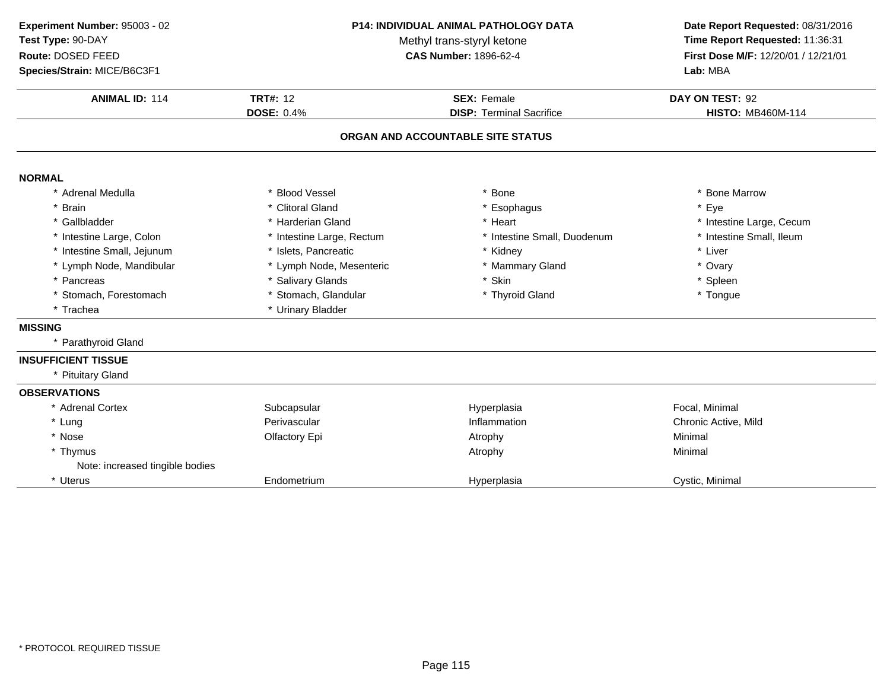**Experiment Number:** 95003 - 02
**Test Type:** 90-DAY
**Route:** DOSED FEED
**Species/Strain:** MICE/B6C3F1

**P14: INDIVIDUAL ANIMAL PATHOLOGY DATA**
Methyl trans-styryl ketone
**CAS Number:** 1896-62-4

**Date Report Requested:** 08/31/2016
**Time Report Requested:** 11:36:31
**First Dose M/F:** 12/20/01 / 12/21/01
**Lab:** MBA

| **ANIMAL ID:** 114 | **TRT#:** 12 | **SEX:** Female | **DAY ON TEST:** 92 |
|---|---|---|---|
| | **DOSE:** 0.4% | **DISP:** Terminal Sacrifice | **HISTO:** MB460M-114 |

## ORGAN AND ACCOUNTABLE SITE STATUS

**NORMAL**

| | | | |
|---|---|---|---|
| * Adrenal Medulla | * Blood Vessel | * Bone | * Bone Marrow |
| * Brain | * Clitoral Gland | * Esophagus | * Eye |
| * Gallbladder | * Harderian Gland | * Heart | * Intestine Large, Cecum |
| * Intestine Large, Colon | * Intestine Large, Rectum | * Intestine Small, Duodenum | * Intestine Small, Ileum |
| * Intestine Small, Jejunum | * Islets, Pancreatic | * Kidney | * Liver |
| * Lymph Node, Mandibular | * Lymph Node, Mesenteric | * Mammary Gland | * Ovary |
| * Pancreas | * Salivary Glands | * Skin | * Spleen |
| * Stomach, Forestomach | * Stomach, Glandular | * Thyroid Gland | * Tongue |
| * Trachea | * Urinary Bladder | | |

**MISSING**

* Parathyroid Gland

**INSUFFICIENT TISSUE**

* Pituitary Gland

**OBSERVATIONS**

| | | | |
|---|---|---|---|
| * Adrenal Cortex | Subcapsular | Hyperplasia | Focal, Minimal |
| * Lung | Perivascular | Inflammation | Chronic Active, Mild |
| * Nose | Olfactory Epi | Atrophy | Minimal |
| * Thymus | | Atrophy | Minimal |
| Note: increased tingible bodies | | | |
| * Uterus | Endometrium | Hyperplasia | Cystic, Minimal |

* PROTOCOL REQUIRED TISSUE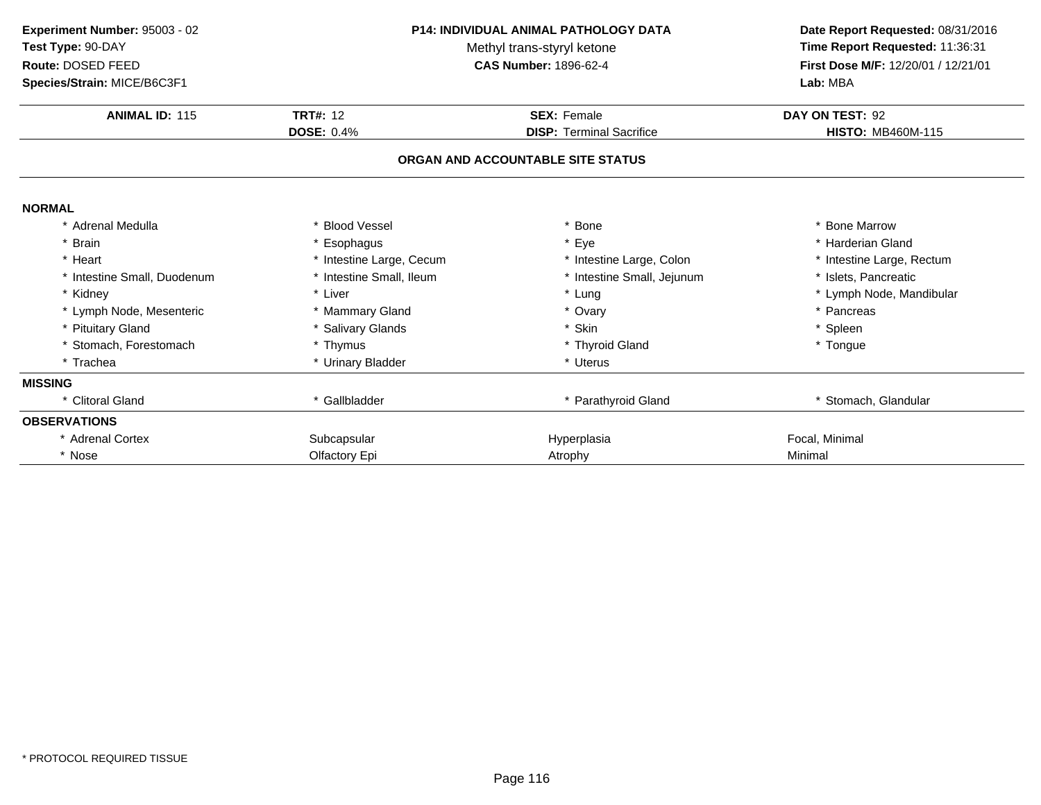**Experiment Number:** 95003 - 02
**Test Type:** 90-DAY
**Route:** DOSED FEED
**Species/Strain:** MICE/B6C3F1

**P14: INDIVIDUAL ANIMAL PATHOLOGY DATA**
Methyl trans-styryl ketone
**CAS Number:** 1896-62-4

**Date Report Requested:** 08/31/2016
**Time Report Requested:** 11:36:31
**First Dose M/F:** 12/20/01 / 12/21/01
**Lab:** MBA

| **ANIMAL ID:** 115 | **TRT#:** 12 | **SEX:** Female | **DAY ON TEST:** 92 |
|---|---|---|---|
| | **DOSE:** 0.4% | **DISP:** Terminal Sacrifice | **HISTO:** MB460M-115 |

## ORGAN AND ACCOUNTABLE SITE STATUS

**NORMAL**

| | | | |
|---|---|---|---|
| * Adrenal Medulla | * Blood Vessel | * Bone | * Bone Marrow |
| * Brain | * Esophagus | * Eye | * Harderian Gland |
| * Heart | * Intestine Large, Cecum | * Intestine Large, Colon | * Intestine Large, Rectum |
| * Intestine Small, Duodenum | * Intestine Small, Ileum | * Intestine Small, Jejunum | * Islets, Pancreatic |
| * Kidney | * Liver | * Lung | * Lymph Node, Mandibular |
| * Lymph Node, Mesenteric | * Mammary Gland | * Ovary | * Pancreas |
| * Pituitary Gland | * Salivary Glands | * Skin | * Spleen |
| * Stomach, Forestomach | * Thymus | * Thyroid Gland | * Tongue |
| * Trachea | * Urinary Bladder | * Uterus | |

**MISSING**

| | | | |
|---|---|---|---|
| * Clitoral Gland | * Gallbladder | * Parathyroid Gland | * Stomach, Glandular |

**OBSERVATIONS**

| | | | |
|---|---|---|---|
| * Adrenal Cortex | Subcapsular | Hyperplasia | Focal, Minimal |
| * Nose | Olfactory Epi | Atrophy | Minimal |

* PROTOCOL REQUIRED TISSUE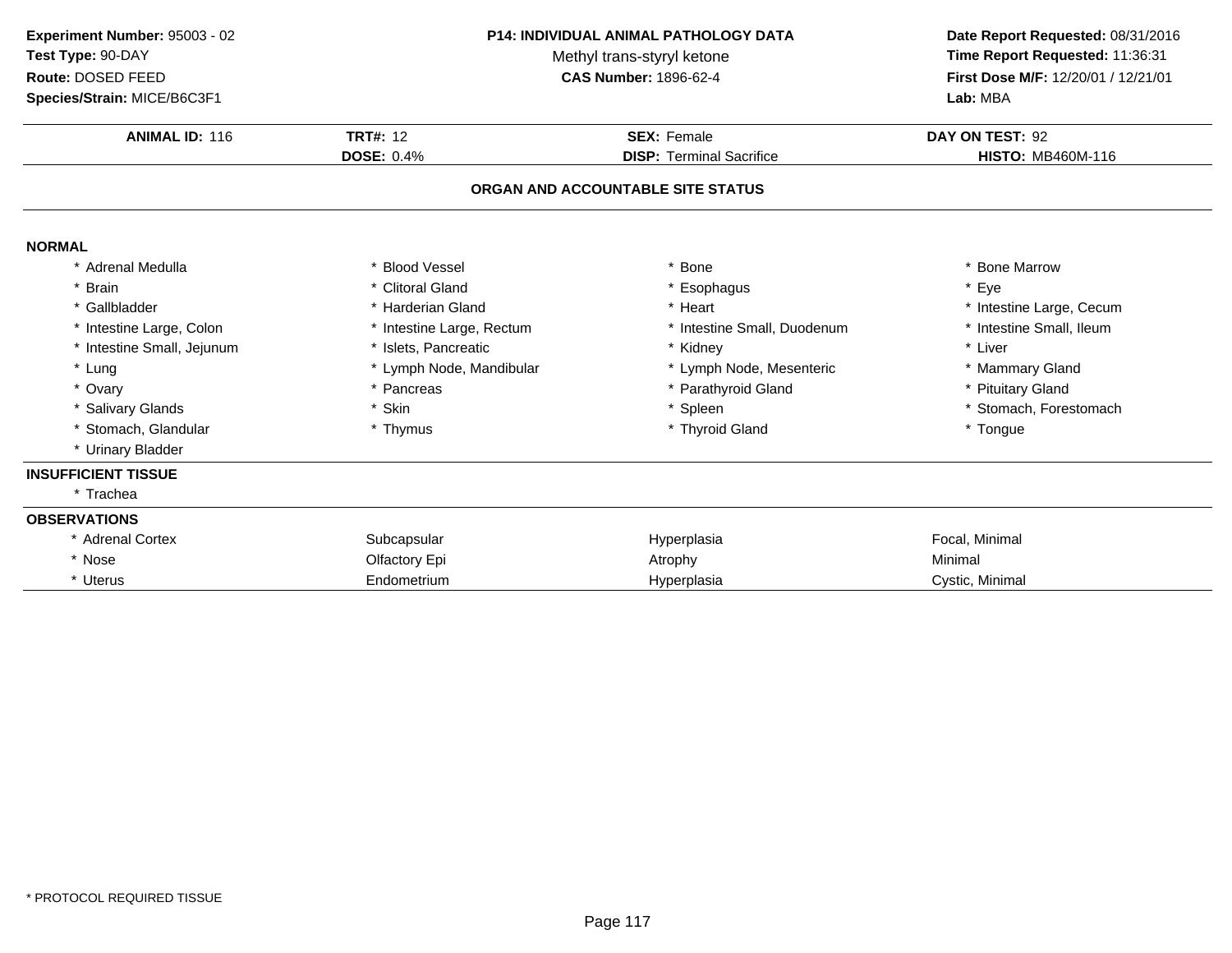**Experiment Number:** 95003 - 02
**Test Type:** 90-DAY
**Route:** DOSED FEED
**Species/Strain:** MICE/B6C3F1

**P14: INDIVIDUAL ANIMAL PATHOLOGY DATA**
Methyl trans-styryl ketone
**CAS Number:** 1896-62-4

**Date Report Requested:** 08/31/2016
**Time Report Requested:** 11:36:31
**First Dose M/F:** 12/20/01 / 12/21/01
**Lab:** MBA

| **ANIMAL ID:** 116 | **TRT#:** 12 | **SEX:** Female | **DAY ON TEST:** 92 |
|---|---|---|---|
| | **DOSE:** 0.4% | **DISP:** Terminal Sacrifice | **HISTO:** MB460M-116 |

## ORGAN AND ACCOUNTABLE SITE STATUS

**NORMAL**

| | | | |
|---|---|---|---|
| * Adrenal Medulla | * Blood Vessel | * Bone | * Bone Marrow |
| * Brain | * Clitoral Gland | * Esophagus | * Eye |
| * Gallbladder | * Harderian Gland | * Heart | * Intestine Large, Cecum |
| * Intestine Large, Colon | * Intestine Large, Rectum | * Intestine Small, Duodenum | * Intestine Small, Ileum |
| * Intestine Small, Jejunum | * Islets, Pancreatic | * Kidney | * Liver |
| * Lung | * Lymph Node, Mandibular | * Lymph Node, Mesenteric | * Mammary Gland |
| * Ovary | * Pancreas | * Parathyroid Gland | * Pituitary Gland |
| * Salivary Glands | * Skin | * Spleen | * Stomach, Forestomach |
| * Stomach, Glandular | * Thymus | * Thyroid Gland | * Tongue |
| * Urinary Bladder | | | |

**INSUFFICIENT TISSUE**

* Trachea

**OBSERVATIONS**

| | | | |
|---|---|---|---|
| * Adrenal Cortex | Subcapsular | Hyperplasia | Focal, Minimal |
| * Nose | Olfactory Epi | Atrophy | Minimal |
| * Uterus | Endometrium | Hyperplasia | Cystic, Minimal |

* PROTOCOL REQUIRED TISSUE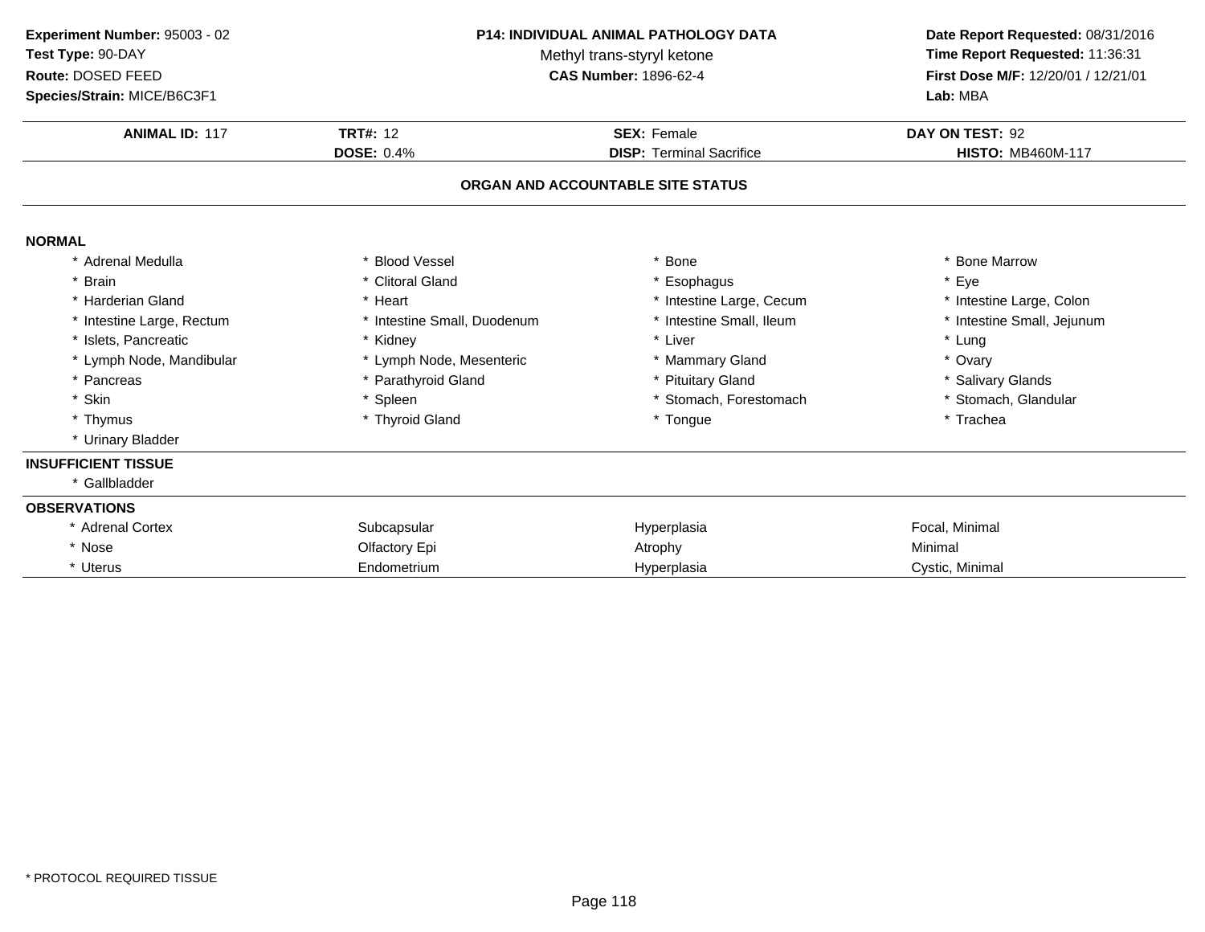**Experiment Number:** 95003 - 02
**Test Type:** 90-DAY
**Route:** DOSED FEED
**Species/Strain:** MICE/B6C3F1

**P14: INDIVIDUAL ANIMAL PATHOLOGY DATA**
Methyl trans-styryl ketone
**CAS Number:** 1896-62-4

**Date Report Requested:** 08/31/2016
**Time Report Requested:** 11:36:31
**First Dose M/F:** 12/20/01 / 12/21/01
**Lab:** MBA

| **ANIMAL ID:** 117 | **TRT#:** 12 | **SEX:** Female | **DAY ON TEST:** 92 |
|---|---|---|---|
| | **DOSE:** 0.4% | **DISP:** Terminal Sacrifice | **HISTO:** MB460M-117 |

## ORGAN AND ACCOUNTABLE SITE STATUS

**NORMAL**

| | | | |
|---|---|---|---|
| * Adrenal Medulla | * Blood Vessel | * Bone | * Bone Marrow |
| * Brain | * Clitoral Gland | * Esophagus | * Eye |
| * Harderian Gland | * Heart | * Intestine Large, Cecum | * Intestine Large, Colon |
| * Intestine Large, Rectum | * Intestine Small, Duodenum | * Intestine Small, Ileum | * Intestine Small, Jejunum |
| * Islets, Pancreatic | * Kidney | * Liver | * Lung |
| * Lymph Node, Mandibular | * Lymph Node, Mesenteric | * Mammary Gland | * Ovary |
| * Pancreas | * Parathyroid Gland | * Pituitary Gland | * Salivary Glands |
| * Skin | * Spleen | * Stomach, Forestomach | * Stomach, Glandular |
| * Thymus | * Thyroid Gland | * Tongue | * Trachea |
| * Urinary Bladder | | | |

**INSUFFICIENT TISSUE**

* Gallbladder

**OBSERVATIONS**

| | | | |
|---|---|---|---|
| * Adrenal Cortex | Subcapsular | Hyperplasia | Focal, Minimal |
| * Nose | Olfactory Epi | Atrophy | Minimal |
| * Uterus | Endometrium | Hyperplasia | Cystic, Minimal |

* PROTOCOL REQUIRED TISSUE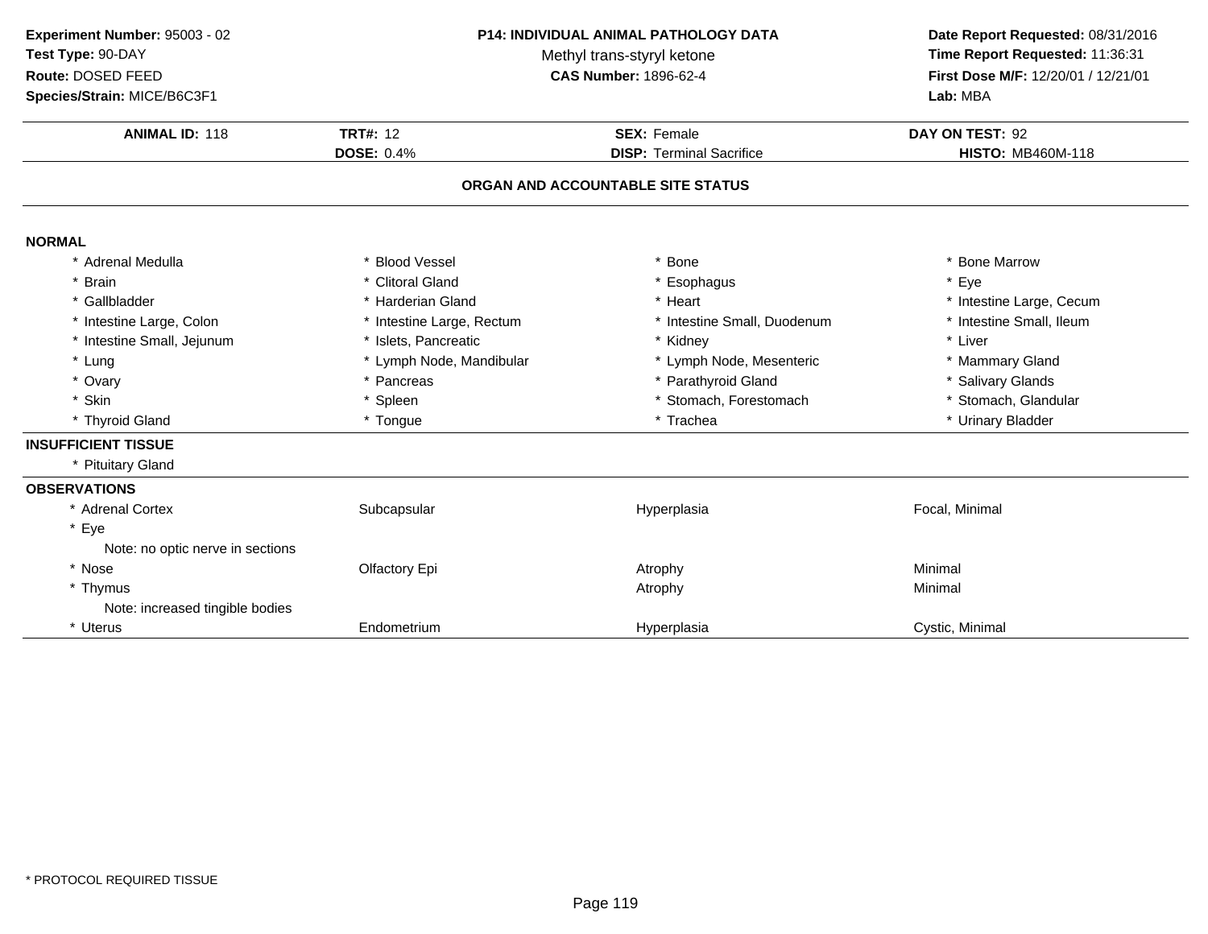**Experiment Number:** 95003 - 02
**Test Type:** 90-DAY
**Route:** DOSED FEED
**Species/Strain:** MICE/B6C3F1

**P14: INDIVIDUAL ANIMAL PATHOLOGY DATA**
Methyl trans-styryl ketone
**CAS Number:** 1896-62-4

**Date Report Requested:** 08/31/2016
**Time Report Requested:** 11:36:31
**First Dose M/F:** 12/20/01 / 12/21/01
**Lab:** MBA

| **ANIMAL ID:** 118 | **TRT#:** 12 | **SEX:** Female | **DAY ON TEST:** 92 |
|---|---|---|---|
| | **DOSE:** 0.4% | **DISP:** Terminal Sacrifice | **HISTO:** MB460M-118 |

## ORGAN AND ACCOUNTABLE SITE STATUS

**NORMAL**

| | | | |
|---|---|---|---|
| * Adrenal Medulla | * Blood Vessel | * Bone | * Bone Marrow |
| * Brain | * Clitoral Gland | * Esophagus | * Eye |
| * Gallbladder | * Harderian Gland | * Heart | * Intestine Large, Cecum |
| * Intestine Large, Colon | * Intestine Large, Rectum | * Intestine Small, Duodenum | * Intestine Small, Ileum |
| * Intestine Small, Jejunum | * Islets, Pancreatic | * Kidney | * Liver |
| * Lung | * Lymph Node, Mandibular | * Lymph Node, Mesenteric | * Mammary Gland |
| * Ovary | * Pancreas | * Parathyroid Gland | * Salivary Glands |
| * Skin | * Spleen | * Stomach, Forestomach | * Stomach, Glandular |
| * Thyroid Gland | * Tongue | * Trachea | * Urinary Bladder |

**INSUFFICIENT TISSUE**

* Pituitary Gland

**OBSERVATIONS**

| | | | |
|---|---|---|---|
| * Adrenal Cortex | Subcapsular | Hyperplasia | Focal, Minimal |
| * Eye | | | |
| Note: no optic nerve in sections | | | |
| * Nose | Olfactory Epi | Atrophy | Minimal |
| * Thymus | | Atrophy | Minimal |
| Note: increased tingible bodies | | | |
| * Uterus | Endometrium | Hyperplasia | Cystic, Minimal |

* PROTOCOL REQUIRED TISSUE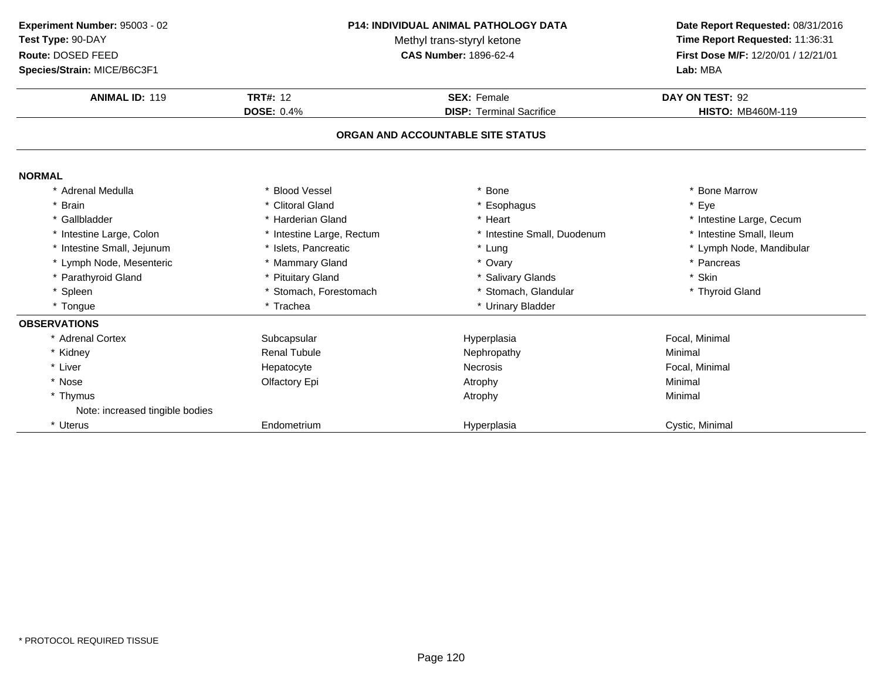**Experiment Number:** 95003 - 02
**Test Type:** 90-DAY
**Route:** DOSED FEED
**Species/Strain:** MICE/B6C3F1

**P14: INDIVIDUAL ANIMAL PATHOLOGY DATA**
Methyl trans-styryl ketone
**CAS Number:** 1896-62-4

**Date Report Requested:** 08/31/2016
**Time Report Requested:** 11:36:31
**First Dose M/F:** 12/20/01 / 12/21/01
**Lab:** MBA

| **ANIMAL ID:** 119 | **TRT#:** 12 | **SEX:** Female | **DAY ON TEST:** 92 |
|---|---|---|---|
| | **DOSE:** 0.4% | **DISP:** Terminal Sacrifice | **HISTO:** MB460M-119 |

## ORGAN AND ACCOUNTABLE SITE STATUS

**NORMAL**

| | | | |
|---|---|---|---|
| * Adrenal Medulla | * Blood Vessel | * Bone | * Bone Marrow |
| * Brain | * Clitoral Gland | * Esophagus | * Eye |
| * Gallbladder | * Harderian Gland | * Heart | * Intestine Large, Cecum |
| * Intestine Large, Colon | * Intestine Large, Rectum | * Intestine Small, Duodenum | * Intestine Small, Ileum |
| * Intestine Small, Jejunum | * Islets, Pancreatic | * Lung | * Lymph Node, Mandibular |
| * Lymph Node, Mesenteric | * Mammary Gland | * Ovary | * Pancreas |
| * Parathyroid Gland | * Pituitary Gland | * Salivary Glands | * Skin |
| * Spleen | * Stomach, Forestomach | * Stomach, Glandular | * Thyroid Gland |
| * Tongue | * Trachea | * Urinary Bladder | |

**OBSERVATIONS**

| | | | |
|---|---|---|---|
| * Adrenal Cortex | Subcapsular | Hyperplasia | Focal, Minimal |
| * Kidney | Renal Tubule | Nephropathy | Minimal |
| * Liver | Hepatocyte | Necrosis | Focal, Minimal |
| * Nose | Olfactory Epi | Atrophy | Minimal |
| * Thymus | | Atrophy | Minimal |
| Note: increased tingible bodies | | | |
| * Uterus | Endometrium | Hyperplasia | Cystic, Minimal |

\* PROTOCOL REQUIRED TISSUE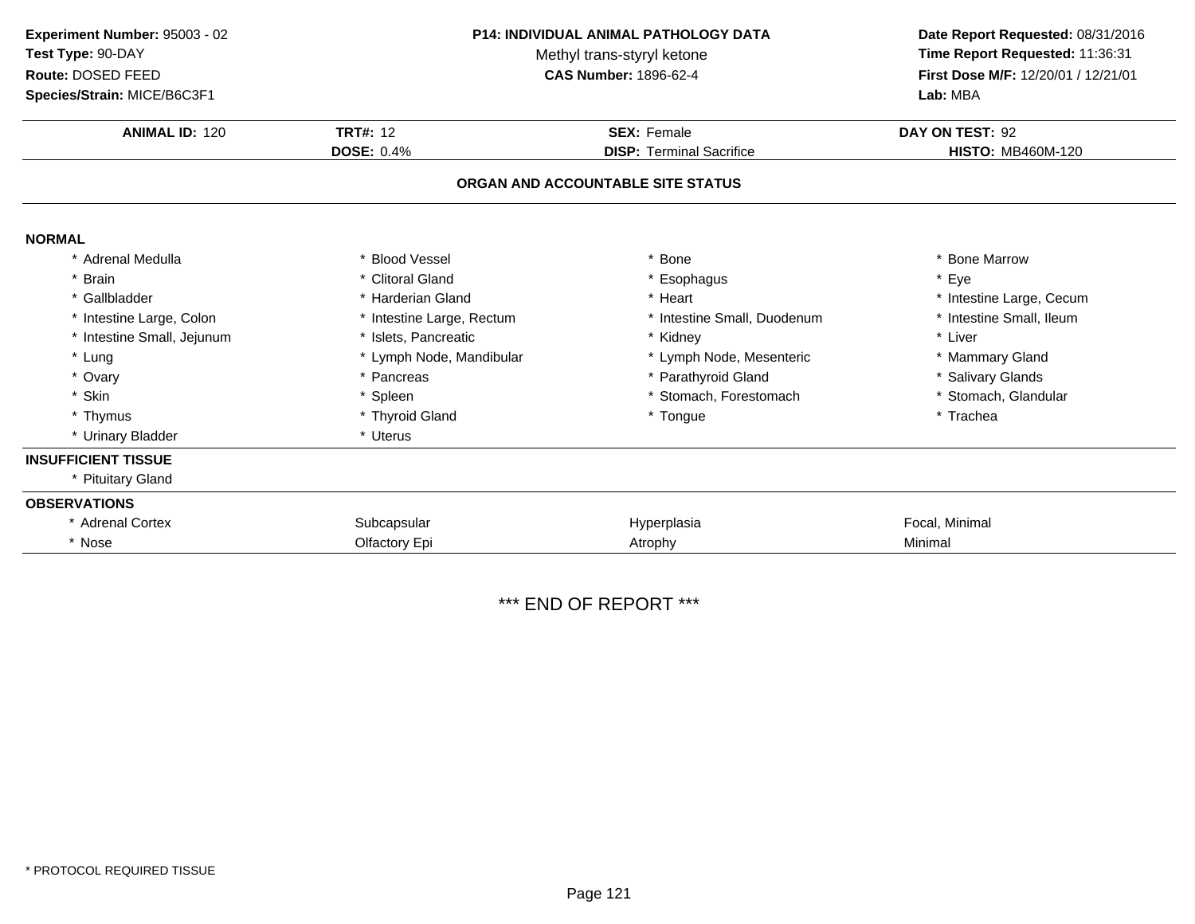**Experiment Number:** 95003 - 02
**Test Type:** 90-DAY
**Route:** DOSED FEED
**Species/Strain:** MICE/B6C3F1

**P14: INDIVIDUAL ANIMAL PATHOLOGY DATA**
Methyl trans-styryl ketone
**CAS Number:** 1896-62-4

**Date Report Requested:** 08/31/2016
**Time Report Requested:** 11:36:31
**First Dose M/F:** 12/20/01 / 12/21/01
**Lab:** MBA

| **ANIMAL ID:** 120 | **TRT#:** 12 | **SEX:** Female | **DAY ON TEST:** 92 |
|---|---|---|---|
| | **DOSE:** 0.4% | **DISP:** Terminal Sacrifice | **HISTO:** MB460M-120 |

### ORGAN AND ACCOUNTABLE SITE STATUS

**NORMAL**

| | | | |
|---|---|---|---|
| * Adrenal Medulla | * Blood Vessel | * Bone | * Bone Marrow |
| * Brain | * Clitoral Gland | * Esophagus | * Eye |
| * Gallbladder | * Harderian Gland | * Heart | * Intestine Large, Cecum |
| * Intestine Large, Colon | * Intestine Large, Rectum | * Intestine Small, Duodenum | * Intestine Small, Ileum |
| * Intestine Small, Jejunum | * Islets, Pancreatic | * Kidney | * Liver |
| * Lung | * Lymph Node, Mandibular | * Lymph Node, Mesenteric | * Mammary Gland |
| * Ovary | * Pancreas | * Parathyroid Gland | * Salivary Glands |
| * Skin | * Spleen | * Stomach, Forestomach | * Stomach, Glandular |
| * Thymus | * Thyroid Gland | * Tongue | * Trachea |
| * Urinary Bladder | * Uterus | | |

**INSUFFICIENT TISSUE**

* Pituitary Gland

**OBSERVATIONS**

| | | | |
|---|---|---|---|
| * Adrenal Cortex | Subcapsular | Hyperplasia | Focal, Minimal |
| * Nose | Olfactory Epi | Atrophy | Minimal |

*** END OF REPORT ***

* PROTOCOL REQUIRED TISSUE